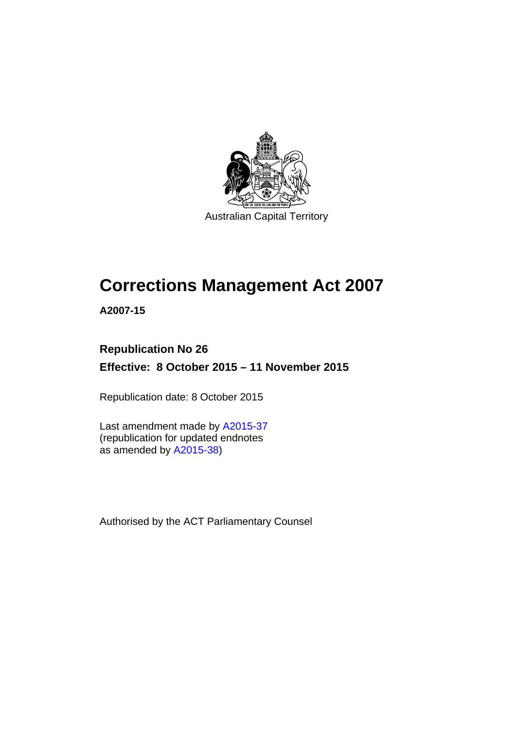Australian Capital Territory

# Corrections Management Act 2007

**A2007-15**

**Republication No 26**

**Effective: 8 October 2015 – 11 November 2015**

Republication date: 8 October 2015

Last amendment made by A2015-37
(republication for updated endnotes
as amended by A2015-38)

Authorised by the ACT Parliamentary Counsel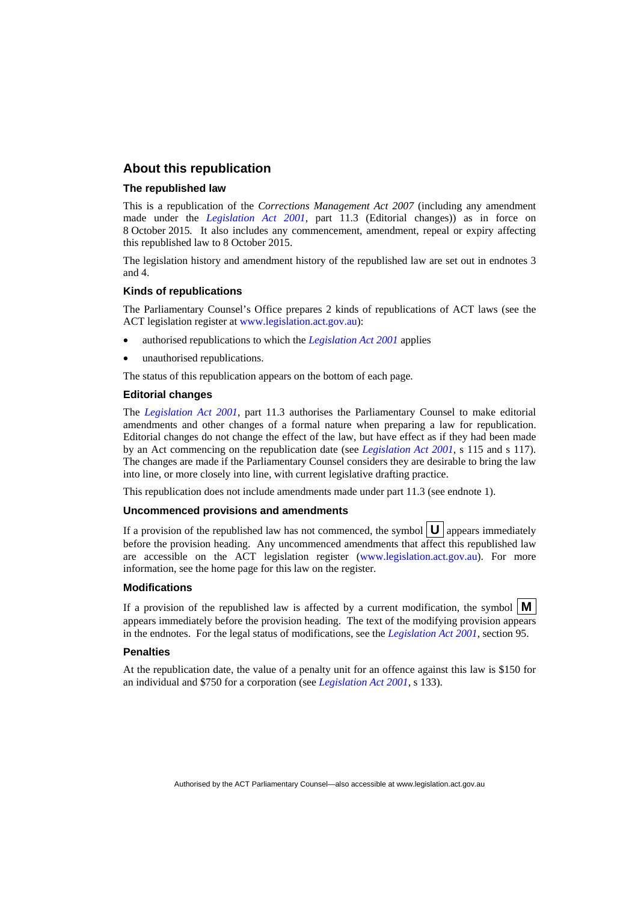## About this republication

### The republished law

This is a republication of the *Corrections Management Act 2007* (including any amendment made under the *Legislation Act 2001*, part 11.3 (Editorial changes)) as in force on 8 October 2015. It also includes any commencement, amendment, repeal or expiry affecting this republished law to 8 October 2015.

The legislation history and amendment history of the republished law are set out in endnotes 3 and 4.

### Kinds of republications

The Parliamentary Counsel's Office prepares 2 kinds of republications of ACT laws (see the ACT legislation register at www.legislation.act.gov.au):

- authorised republications to which the *Legislation Act 2001* applies
- unauthorised republications.

The status of this republication appears on the bottom of each page.

### Editorial changes

The *Legislation Act 2001*, part 11.3 authorises the Parliamentary Counsel to make editorial amendments and other changes of a formal nature when preparing a law for republication. Editorial changes do not change the effect of the law, but have effect as if they had been made by an Act commencing on the republication date (see *Legislation Act 2001*, s 115 and s 117). The changes are made if the Parliamentary Counsel considers they are desirable to bring the law into line, or more closely into line, with current legislative drafting practice.

This republication does not include amendments made under part 11.3 (see endnote 1).

### Uncommenced provisions and amendments

If a provision of the republished law has not commenced, the symbol **U** appears immediately before the provision heading. Any uncommenced amendments that affect this republished law are accessible on the ACT legislation register (www.legislation.act.gov.au). For more information, see the home page for this law on the register.

### Modifications

If a provision of the republished law is affected by a current modification, the symbol **M** appears immediately before the provision heading. The text of the modifying provision appears in the endnotes. For the legal status of modifications, see the *Legislation Act 2001*, section 95.

### Penalties

At the republication date, the value of a penalty unit for an offence against this law is $150 for an individual and $750 for a corporation (see *Legislation Act 2001*, s 133).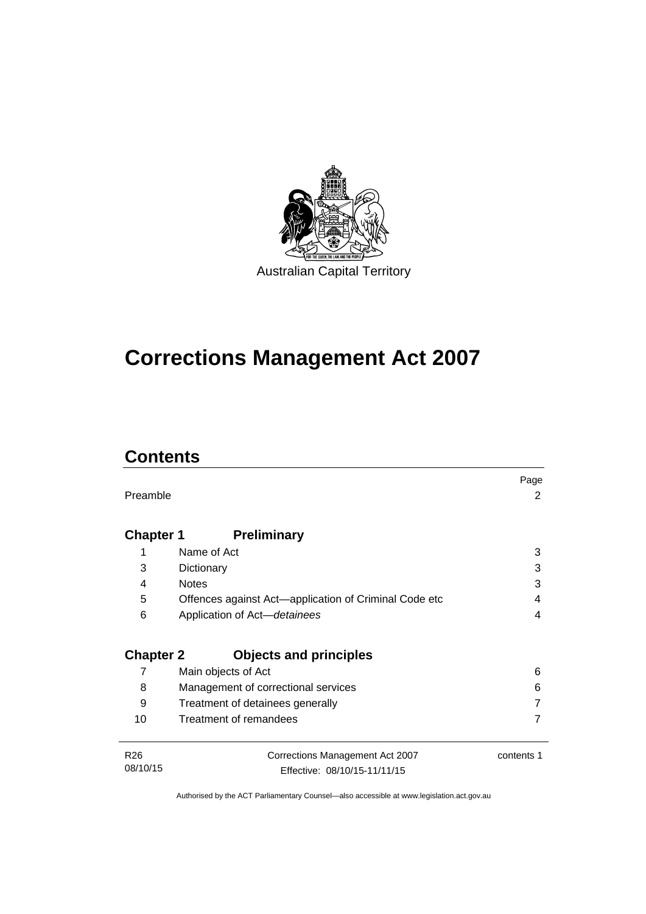Australian Capital Territory

# Corrections Management Act 2007

## Contents

| | | Page |
|---|---|---|
| Preamble | | 2 |
| **Chapter 1** | **Preliminary** | |
| 1 | Name of Act | 3 |
| 3 | Dictionary | 3 |
| 4 | Notes | 3 |
| 5 | Offences against Act—application of Criminal Code etc | 4 |
| 6 | Application of Act—*detainees* | 4 |
| **Chapter 2** | **Objects and principles** | |
| 7 | Main objects of Act | 6 |
| 8 | Management of correctional services | 6 |
| 9 | Treatment of detainees generally | 7 |
| 10 | Treatment of remandees | 7 |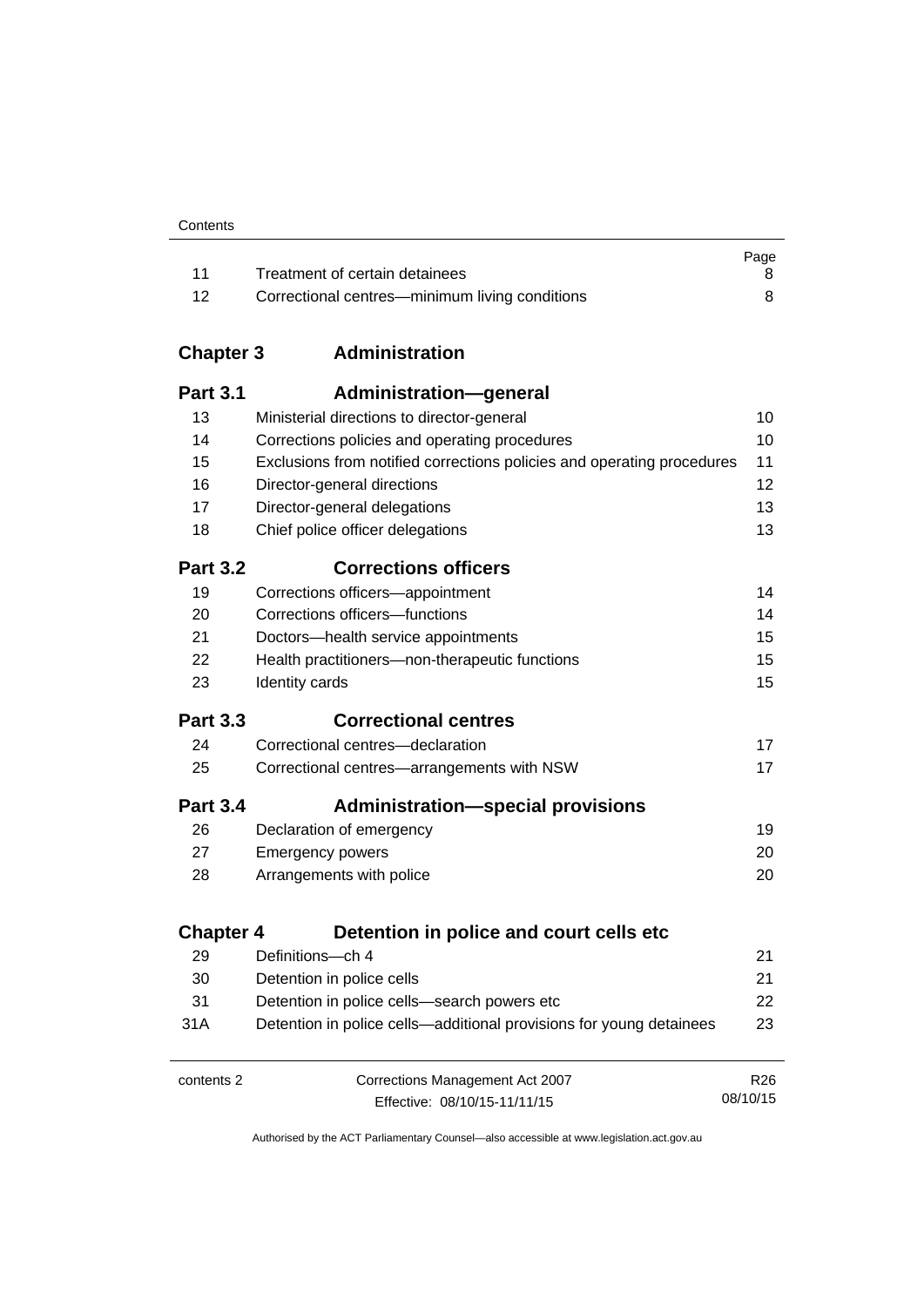| | | Page |
|---|---|---|
| 11 | Treatment of certain detainees | 8 |
| 12 | Correctional centres—minimum living conditions | 8 |

## Chapter 3 Administration

### Part 3.1 Administration—general

| | | |
|---|---|---|
| 13 | Ministerial directions to director-general | 10 |
| 14 | Corrections policies and operating procedures | 10 |
| 15 | Exclusions from notified corrections policies and operating procedures | 11 |
| 16 | Director-general directions | 12 |
| 17 | Director-general delegations | 13 |
| 18 | Chief police officer delegations | 13 |

### Part 3.2 Corrections officers

| | | |
|---|---|---|
| 19 | Corrections officers—appointment | 14 |
| 20 | Corrections officers—functions | 14 |
| 21 | Doctors—health service appointments | 15 |
| 22 | Health practitioners—non-therapeutic functions | 15 |
| 23 | Identity cards | 15 |

### Part 3.3 Correctional centres

| | | |
|---|---|---|
| 24 | Correctional centres—declaration | 17 |
| 25 | Correctional centres—arrangements with NSW | 17 |

### Part 3.4 Administration—special provisions

| | | |
|---|---|---|
| 26 | Declaration of emergency | 19 |
| 27 | Emergency powers | 20 |
| 28 | Arrangements with police | 20 |

## Chapter 4 Detention in police and court cells etc

| | | |
|---|---|---|
| 29 | Definitions—ch 4 | 21 |
| 30 | Detention in police cells | 21 |
| 31 | Detention in police cells—search powers etc | 22 |
| 31A | Detention in police cells—additional provisions for young detainees | 23 |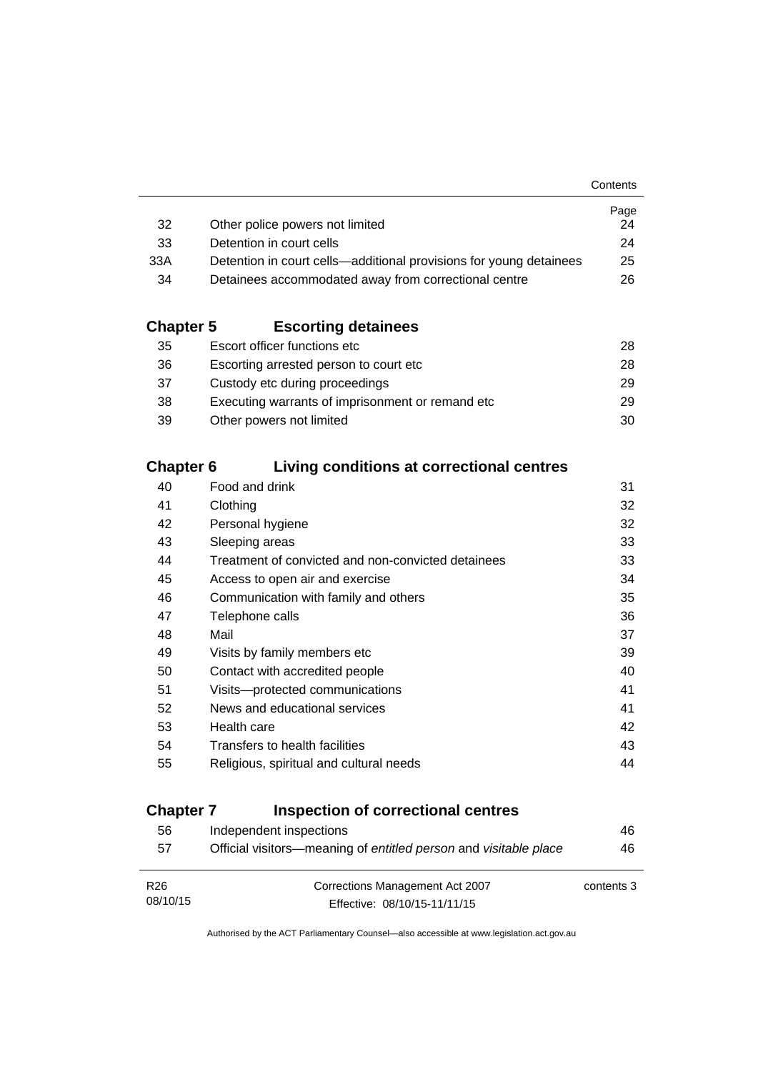| | | Page |
|---|---|---|
| 32 | Other police powers not limited | 24 |
| 33 | Detention in court cells | 24 |
| 33A | Detention in court cells—additional provisions for young detainees | 25 |
| 34 | Detainees accommodated away from correctional centre | 26 |

## Chapter 5 Escorting detainees

| | | |
|---|---|---|
| 35 | Escort officer functions etc | 28 |
| 36 | Escorting arrested person to court etc | 28 |
| 37 | Custody etc during proceedings | 29 |
| 38 | Executing warrants of imprisonment or remand etc | 29 |
| 39 | Other powers not limited | 30 |

## Chapter 6 Living conditions at correctional centres

| | | |
|---|---|---|
| 40 | Food and drink | 31 |
| 41 | Clothing | 32 |
| 42 | Personal hygiene | 32 |
| 43 | Sleeping areas | 33 |
| 44 | Treatment of convicted and non-convicted detainees | 33 |
| 45 | Access to open air and exercise | 34 |
| 46 | Communication with family and others | 35 |
| 47 | Telephone calls | 36 |
| 48 | Mail | 37 |
| 49 | Visits by family members etc | 39 |
| 50 | Contact with accredited people | 40 |
| 51 | Visits—protected communications | 41 |
| 52 | News and educational services | 41 |
| 53 | Health care | 42 |
| 54 | Transfers to health facilities | 43 |
| 55 | Religious, spiritual and cultural needs | 44 |

## Chapter 7 Inspection of correctional centres

| | | |
|---|---|---|
| 56 | Independent inspections | 46 |
| 57 | Official visitors—meaning of *entitled person* and *visitable place* | 46 |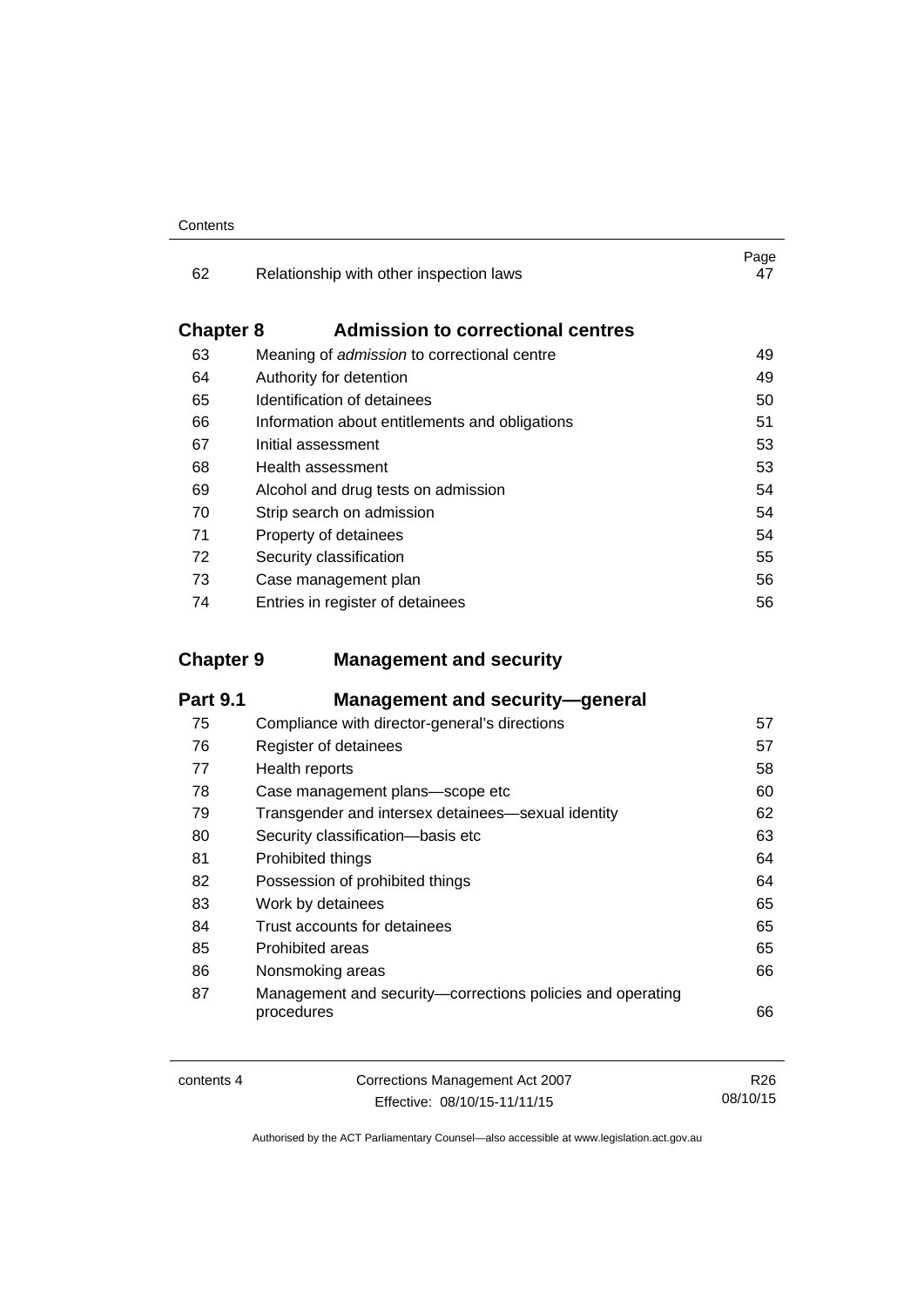| | | Page |
|---|---|---|
| 62 | Relationship with other inspection laws | 47 |

## Chapter 8 Admission to correctional centres

| | | |
|---|---|---|
| 63 | Meaning of *admission* to correctional centre | 49 |
| 64 | Authority for detention | 49 |
| 65 | Identification of detainees | 50 |
| 66 | Information about entitlements and obligations | 51 |
| 67 | Initial assessment | 53 |
| 68 | Health assessment | 53 |
| 69 | Alcohol and drug tests on admission | 54 |
| 70 | Strip search on admission | 54 |
| 71 | Property of detainees | 54 |
| 72 | Security classification | 55 |
| 73 | Case management plan | 56 |
| 74 | Entries in register of detainees | 56 |

## Chapter 9 Management and security

### Part 9.1 Management and security—general

| | | |
|---|---|---|
| 75 | Compliance with director-general's directions | 57 |
| 76 | Register of detainees | 57 |
| 77 | Health reports | 58 |
| 78 | Case management plans—scope etc | 60 |
| 79 | Transgender and intersex detainees—sexual identity | 62 |
| 80 | Security classification—basis etc | 63 |
| 81 | Prohibited things | 64 |
| 82 | Possession of prohibited things | 64 |
| 83 | Work by detainees | 65 |
| 84 | Trust accounts for detainees | 65 |
| 85 | Prohibited areas | 65 |
| 86 | Nonsmoking areas | 66 |
| 87 | Management and security—corrections policies and operating procedures | 66 |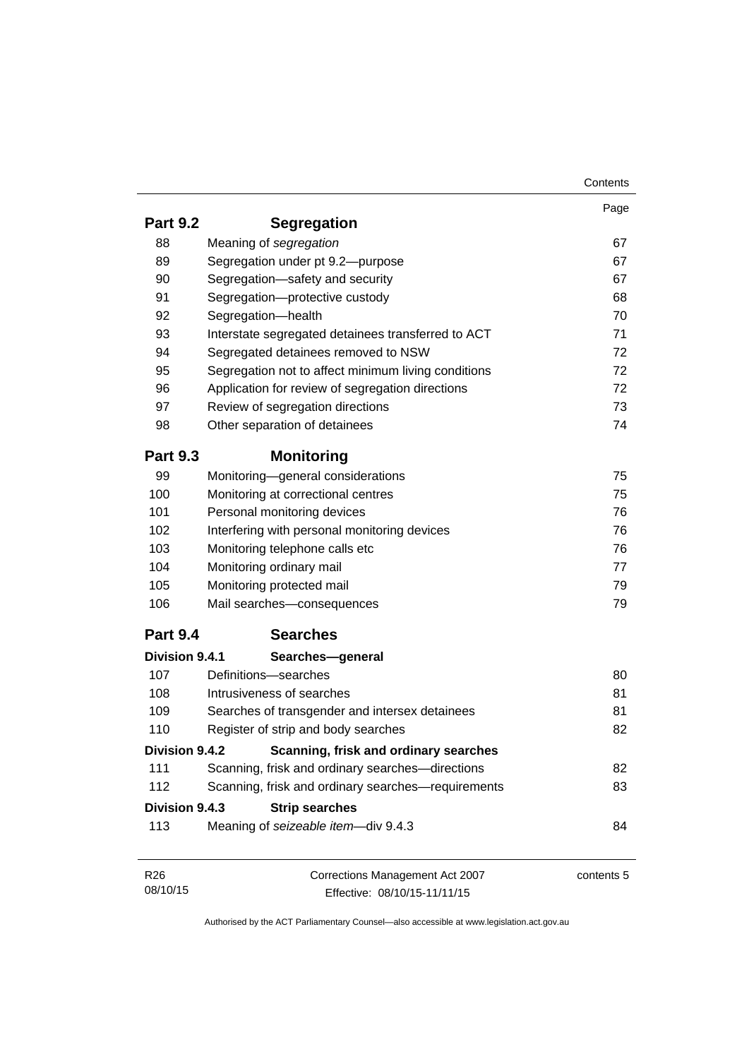| | | Page |
|---|---|---|
| **Part 9.2** | **Segregation** | |
| 88 | Meaning of *segregation* | 67 |
| 89 | Segregation under pt 9.2—purpose | 67 |
| 90 | Segregation—safety and security | 67 |
| 91 | Segregation—protective custody | 68 |
| 92 | Segregation—health | 70 |
| 93 | Interstate segregated detainees transferred to ACT | 71 |
| 94 | Segregated detainees removed to NSW | 72 |
| 95 | Segregation not to affect minimum living conditions | 72 |
| 96 | Application for review of segregation directions | 72 |
| 97 | Review of segregation directions | 73 |
| 98 | Other separation of detainees | 74 |
| **Part 9.3** | **Monitoring** | |
| 99 | Monitoring—general considerations | 75 |
| 100 | Monitoring at correctional centres | 75 |
| 101 | Personal monitoring devices | 76 |
| 102 | Interfering with personal monitoring devices | 76 |
| 103 | Monitoring telephone calls etc | 76 |
| 104 | Monitoring ordinary mail | 77 |
| 105 | Monitoring protected mail | 79 |
| 106 | Mail searches—consequences | 79 |
| **Part 9.4** | **Searches** | |
| **Division 9.4.1** | **Searches—general** | |
| 107 | Definitions—searches | 80 |
| 108 | Intrusiveness of searches | 81 |
| 109 | Searches of transgender and intersex detainees | 81 |
| 110 | Register of strip and body searches | 82 |
| **Division 9.4.2** | **Scanning, frisk and ordinary searches** | |
| 111 | Scanning, frisk and ordinary searches—directions | 82 |
| 112 | Scanning, frisk and ordinary searches—requirements | 83 |
| **Division 9.4.3** | **Strip searches** | |
| 113 | Meaning of *seizeable item*—div 9.4.3 | 84 |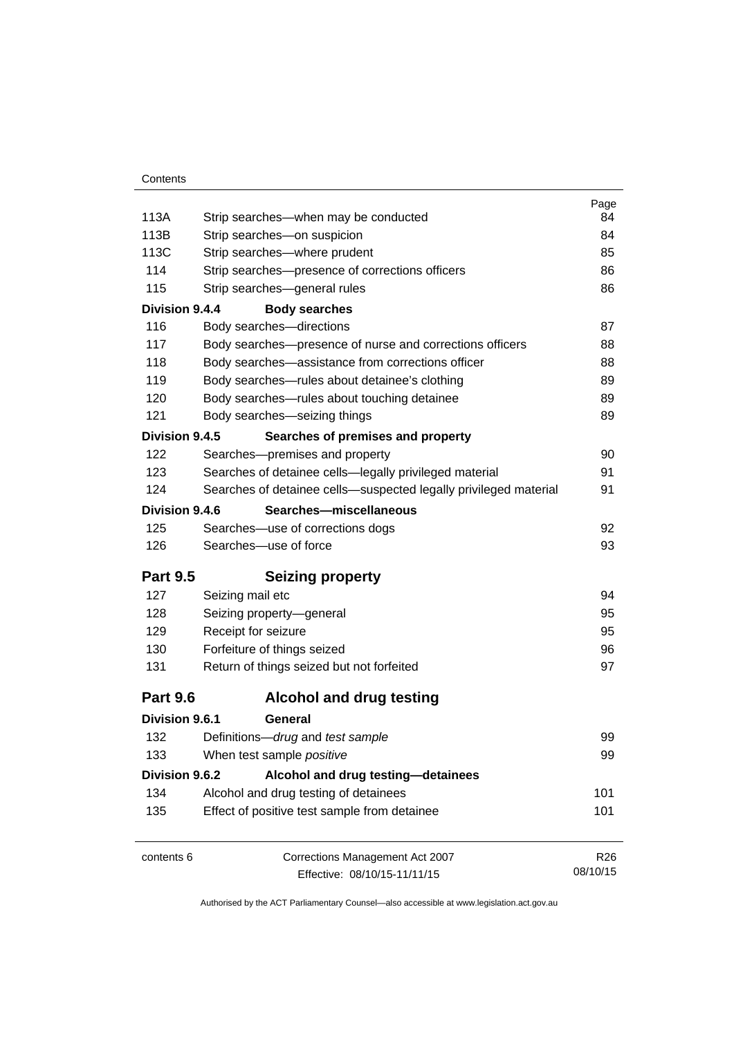| | | Page |
|---|---|---|
| 113A | Strip searches—when may be conducted | 84 |
| 113B | Strip searches—on suspicion | 84 |
| 113C | Strip searches—where prudent | 85 |
| 114 | Strip searches—presence of corrections officers | 86 |
| 115 | Strip searches—general rules | 86 |
| **Division 9.4.4** | **Body searches** | |
| 116 | Body searches—directions | 87 |
| 117 | Body searches—presence of nurse and corrections officers | 88 |
| 118 | Body searches—assistance from corrections officer | 88 |
| 119 | Body searches—rules about detainee's clothing | 89 |
| 120 | Body searches—rules about touching detainee | 89 |
| 121 | Body searches—seizing things | 89 |
| **Division 9.4.5** | **Searches of premises and property** | |
| 122 | Searches—premises and property | 90 |
| 123 | Searches of detainee cells—legally privileged material | 91 |
| 124 | Searches of detainee cells—suspected legally privileged material | 91 |
| **Division 9.4.6** | **Searches—miscellaneous** | |
| 125 | Searches—use of corrections dogs | 92 |
| 126 | Searches—use of force | 93 |
| **Part 9.5** | **Seizing property** | |
| 127 | Seizing mail etc | 94 |
| 128 | Seizing property—general | 95 |
| 129 | Receipt for seizure | 95 |
| 130 | Forfeiture of things seized | 96 |
| 131 | Return of things seized but not forfeited | 97 |
| **Part 9.6** | **Alcohol and drug testing** | |
| **Division 9.6.1** | **General** | |
| 132 | Definitions—*drug* and *test sample* | 99 |
| 133 | When test sample *positive* | 99 |
| **Division 9.6.2** | **Alcohol and drug testing—detainees** | |
| 134 | Alcohol and drug testing of detainees | 101 |
| 135 | Effect of positive test sample from detainee | 101 |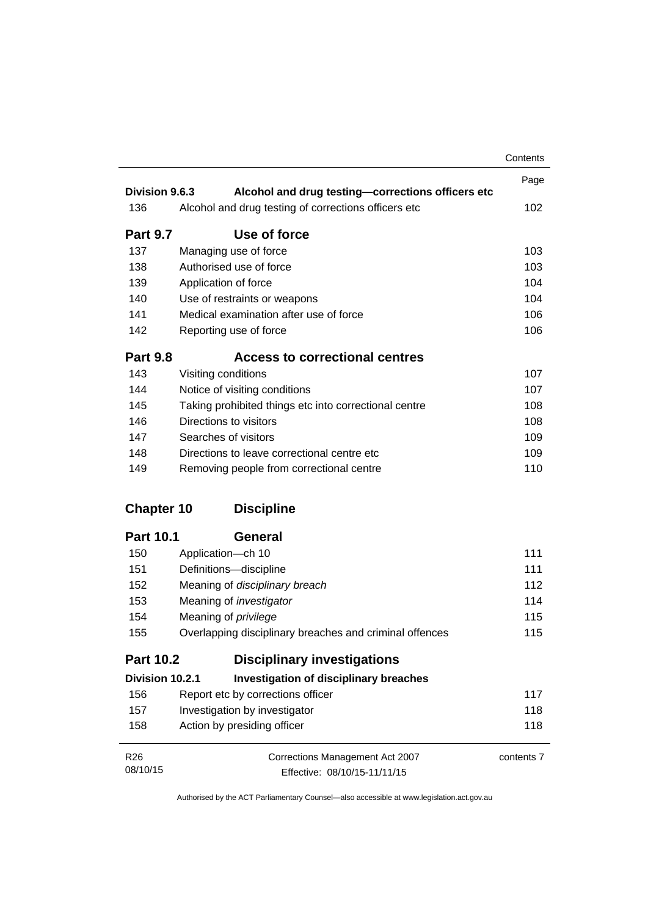| | | Page |
|---|---|---|
| **Division 9.6.3** | **Alcohol and drug testing—corrections officers etc** | |
| 136 | Alcohol and drug testing of corrections officers etc | 102 |
| **Part 9.7** | **Use of force** | |
| 137 | Managing use of force | 103 |
| 138 | Authorised use of force | 103 |
| 139 | Application of force | 104 |
| 140 | Use of restraints or weapons | 104 |
| 141 | Medical examination after use of force | 106 |
| 142 | Reporting use of force | 106 |
| **Part 9.8** | **Access to correctional centres** | |
| 143 | Visiting conditions | 107 |
| 144 | Notice of visiting conditions | 107 |
| 145 | Taking prohibited things etc into correctional centre | 108 |
| 146 | Directions to visitors | 108 |
| 147 | Searches of visitors | 109 |
| 148 | Directions to leave correctional centre etc | 109 |
| 149 | Removing people from correctional centre | 110 |
| **Chapter 10** | **Discipline** | |
| **Part 10.1** | **General** | |
| 150 | Application—ch 10 | 111 |
| 151 | Definitions—discipline | 111 |
| 152 | Meaning of *disciplinary breach* | 112 |
| 153 | Meaning of *investigator* | 114 |
| 154 | Meaning of *privilege* | 115 |
| 155 | Overlapping disciplinary breaches and criminal offences | 115 |
| **Part 10.2** | **Disciplinary investigations** | |
| **Division 10.2.1** | **Investigation of disciplinary breaches** | |
| 156 | Report etc by corrections officer | 117 |
| 157 | Investigation by investigator | 118 |
| 158 | Action by presiding officer | 118 |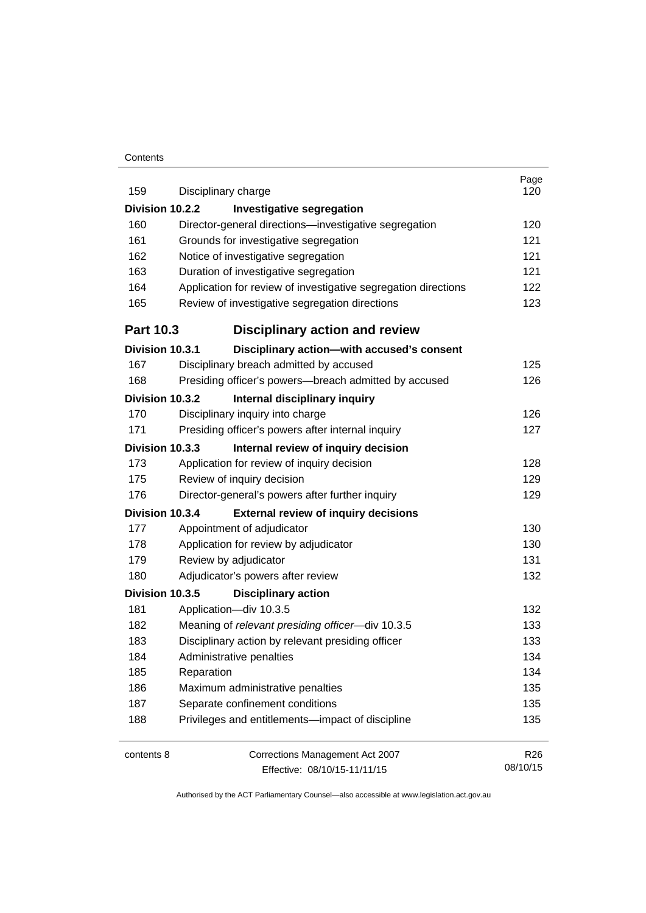| | | Page |
|---|---|---|
| 159 | Disciplinary charge | 120 |
| **Division 10.2.2** | **Investigative segregation** | |
| 160 | Director-general directions—investigative segregation | 120 |
| 161 | Grounds for investigative segregation | 121 |
| 162 | Notice of investigative segregation | 121 |
| 163 | Duration of investigative segregation | 121 |
| 164 | Application for review of investigative segregation directions | 122 |
| 165 | Review of investigative segregation directions | 123 |
| **Part 10.3** | **Disciplinary action and review** | |
| **Division 10.3.1** | **Disciplinary action—with accused's consent** | |
| 167 | Disciplinary breach admitted by accused | 125 |
| 168 | Presiding officer's powers—breach admitted by accused | 126 |
| **Division 10.3.2** | **Internal disciplinary inquiry** | |
| 170 | Disciplinary inquiry into charge | 126 |
| 171 | Presiding officer's powers after internal inquiry | 127 |
| **Division 10.3.3** | **Internal review of inquiry decision** | |
| 173 | Application for review of inquiry decision | 128 |
| 175 | Review of inquiry decision | 129 |
| 176 | Director-general's powers after further inquiry | 129 |
| **Division 10.3.4** | **External review of inquiry decisions** | |
| 177 | Appointment of adjudicator | 130 |
| 178 | Application for review by adjudicator | 130 |
| 179 | Review by adjudicator | 131 |
| 180 | Adjudicator's powers after review | 132 |
| **Division 10.3.5** | **Disciplinary action** | |
| 181 | Application—div 10.3.5 | 132 |
| 182 | Meaning of *relevant presiding officer*—div 10.3.5 | 133 |
| 183 | Disciplinary action by relevant presiding officer | 133 |
| 184 | Administrative penalties | 134 |
| 185 | Reparation | 134 |
| 186 | Maximum administrative penalties | 135 |
| 187 | Separate confinement conditions | 135 |
| 188 | Privileges and entitlements—impact of discipline | 135 |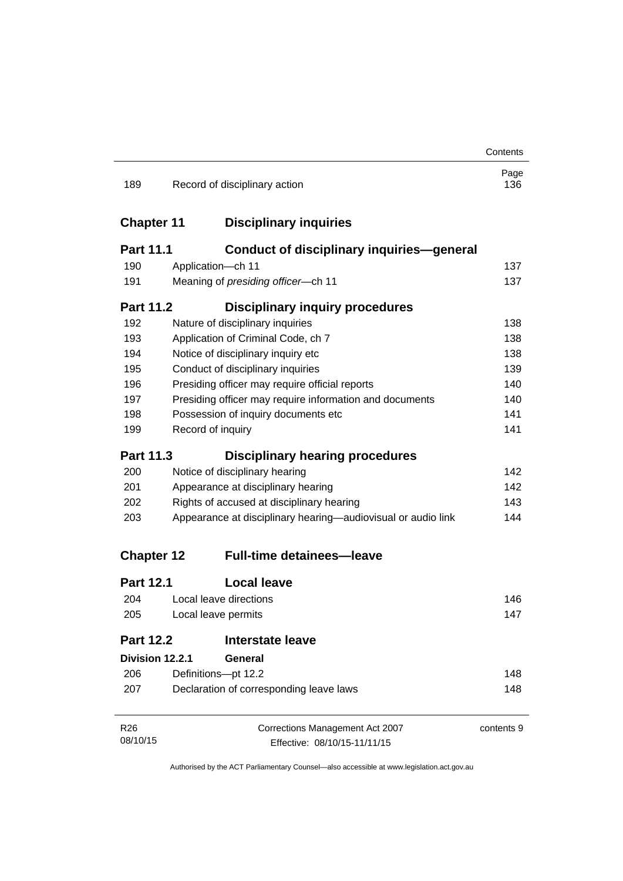| | | Page |
|---|---|---|
| 189 | Record of disciplinary action | 136 |

## Chapter 11 Disciplinary inquiries

### Part 11.1 Conduct of disciplinary inquiries—general

| | | |
|---|---|---|
| 190 | Application—ch 11 | 137 |
| 191 | Meaning of *presiding officer*—ch 11 | 137 |

### Part 11.2 Disciplinary inquiry procedures

| | | |
|---|---|---|
| 192 | Nature of disciplinary inquiries | 138 |
| 193 | Application of Criminal Code, ch 7 | 138 |
| 194 | Notice of disciplinary inquiry etc | 138 |
| 195 | Conduct of disciplinary inquiries | 139 |
| 196 | Presiding officer may require official reports | 140 |
| 197 | Presiding officer may require information and documents | 140 |
| 198 | Possession of inquiry documents etc | 141 |
| 199 | Record of inquiry | 141 |

### Part 11.3 Disciplinary hearing procedures

| | | |
|---|---|---|
| 200 | Notice of disciplinary hearing | 142 |
| 201 | Appearance at disciplinary hearing | 142 |
| 202 | Rights of accused at disciplinary hearing | 143 |
| 203 | Appearance at disciplinary hearing—audiovisual or audio link | 144 |

## Chapter 12 Full-time detainees—leave

### Part 12.1 Local leave

| | | |
|---|---|---|
| 204 | Local leave directions | 146 |
| 205 | Local leave permits | 147 |

### Part 12.2 Interstate leave

#### Division 12.2.1 General

| | | |
|---|---|---|
| 206 | Definitions—pt 12.2 | 148 |
| 207 | Declaration of corresponding leave laws | 148 |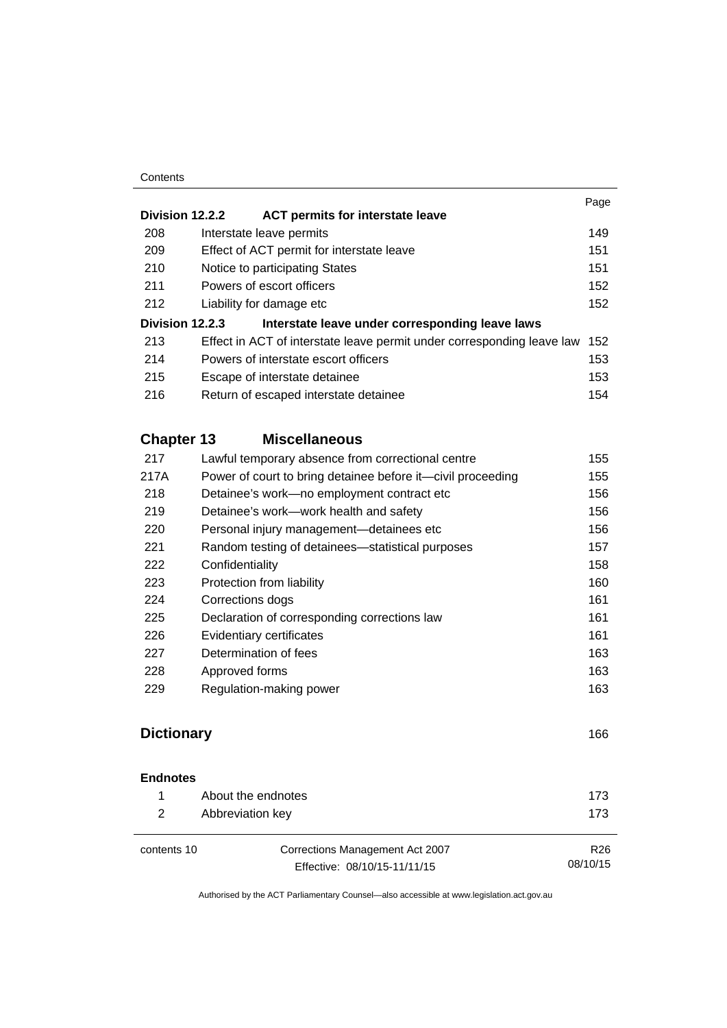| | | Page |
|---|---|---|
| **Division 12.2.2** | **ACT permits for interstate leave** | |
| 208 | Interstate leave permits | 149 |
| 209 | Effect of ACT permit for interstate leave | 151 |
| 210 | Notice to participating States | 151 |
| 211 | Powers of escort officers | 152 |
| 212 | Liability for damage etc | 152 |
| **Division 12.2.3** | **Interstate leave under corresponding leave laws** | |
| 213 | Effect in ACT of interstate leave permit under corresponding leave law | 152 |
| 214 | Powers of interstate escort officers | 153 |
| 215 | Escape of interstate detainee | 153 |
| 216 | Return of escaped interstate detainee | 154 |

## Chapter 13 Miscellaneous

| | | |
|---|---|---|
| 217 | Lawful temporary absence from correctional centre | 155 |
| 217A | Power of court to bring detainee before it—civil proceeding | 155 |
| 218 | Detainee's work—no employment contract etc | 156 |
| 219 | Detainee's work—work health and safety | 156 |
| 220 | Personal injury management—detainees etc | 156 |
| 221 | Random testing of detainees—statistical purposes | 157 |
| 222 | Confidentiality | 158 |
| 223 | Protection from liability | 160 |
| 224 | Corrections dogs | 161 |
| 225 | Declaration of corresponding corrections law | 161 |
| 226 | Evidentiary certificates | 161 |
| 227 | Determination of fees | 163 |
| 228 | Approved forms | 163 |
| 229 | Regulation-making power | 163 |

## Dictionary 166

**Endnotes**

| | | |
|---|---|---|
| 1 | About the endnotes | 173 |
| 2 | Abbreviation key | 173 |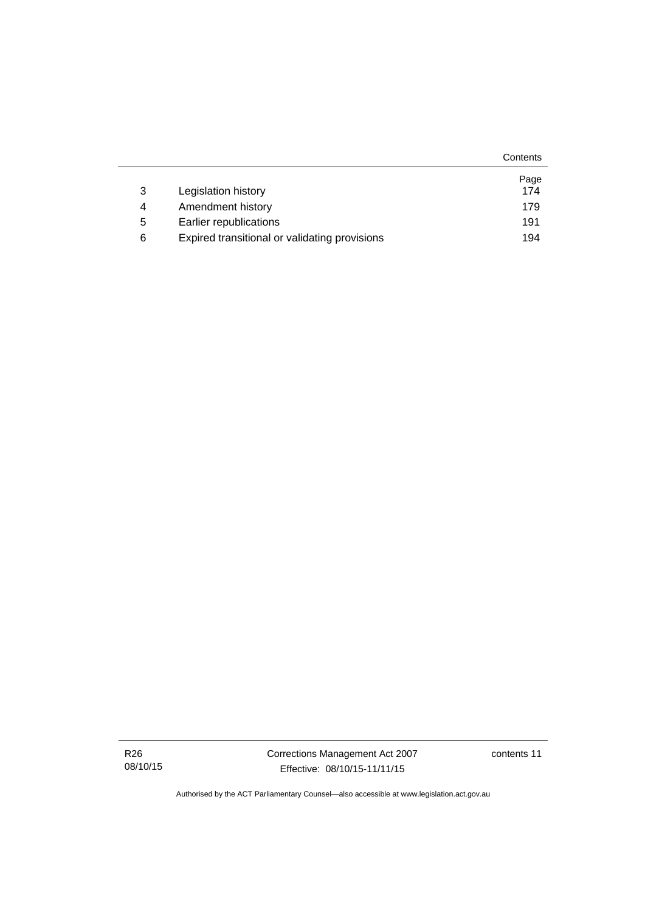| | | Page |
|---|---|---|
| 3 | Legislation history | 174 |
| 4 | Amendment history | 179 |
| 5 | Earlier republications | 191 |
| 6 | Expired transitional or validating provisions | 194 |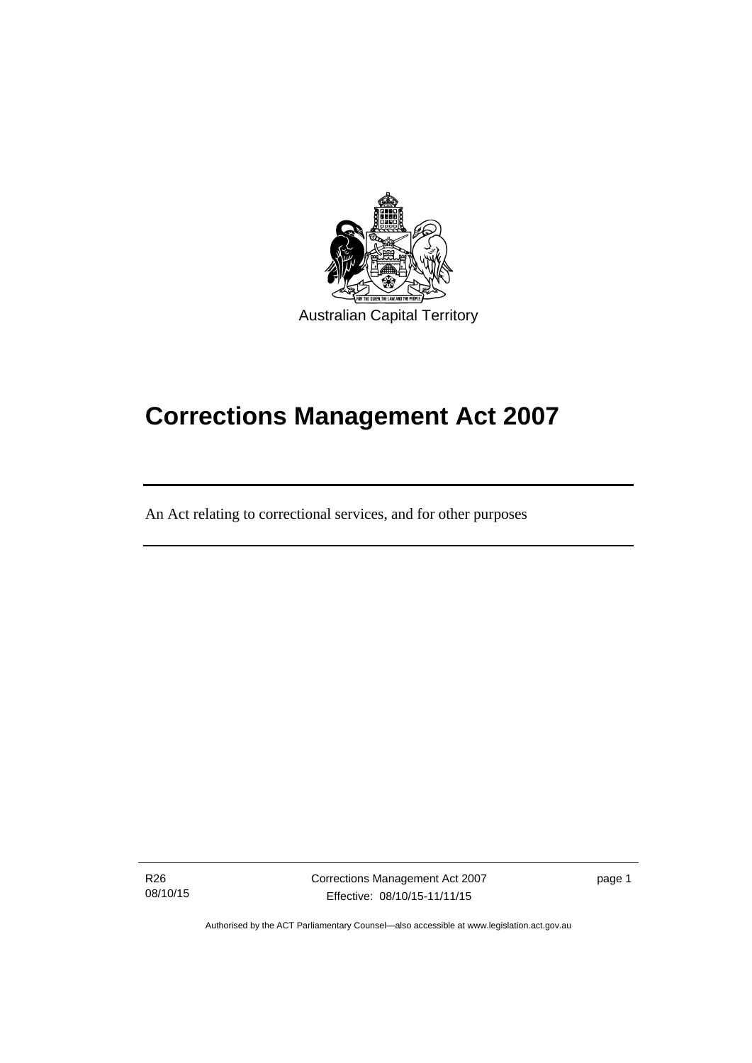Australian Capital Territory

# Corrections Management Act 2007

An Act relating to correctional services, and for other purposes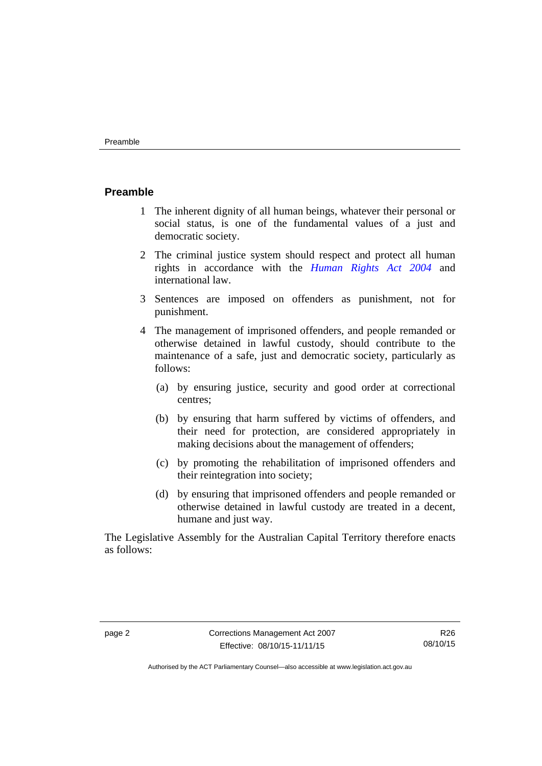## Preamble

1 The inherent dignity of all human beings, whatever their personal or social status, is one of the fundamental values of a just and democratic society.

2 The criminal justice system should respect and protect all human rights in accordance with the *Human Rights Act 2004* and international law.

3 Sentences are imposed on offenders as punishment, not for punishment.

4 The management of imprisoned offenders, and people remanded or otherwise detained in lawful custody, should contribute to the maintenance of a safe, just and democratic society, particularly as follows:

   (a) by ensuring justice, security and good order at correctional centres;

   (b) by ensuring that harm suffered by victims of offenders, and their need for protection, are considered appropriately in making decisions about the management of offenders;

   (c) by promoting the rehabilitation of imprisoned offenders and their reintegration into society;

   (d) by ensuring that imprisoned offenders and people remanded or otherwise detained in lawful custody are treated in a decent, humane and just way.

The Legislative Assembly for the Australian Capital Territory therefore enacts as follows: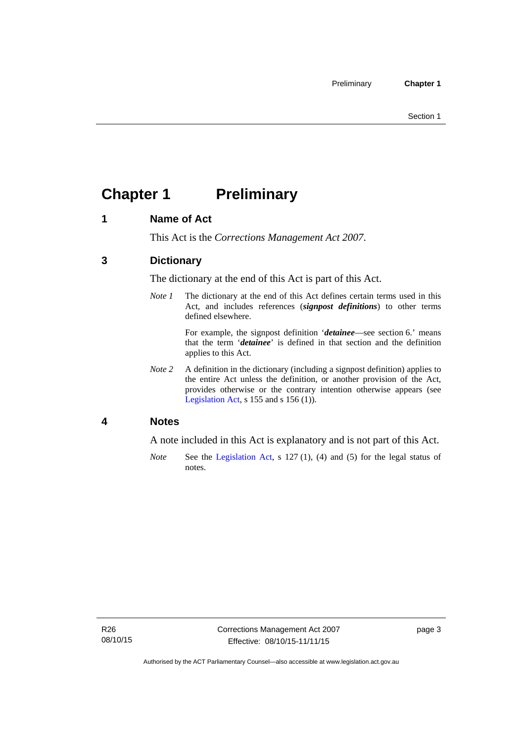# Chapter 1 Preliminary

## 1 Name of Act

This Act is the *Corrections Management Act 2007*.

## 3 Dictionary

The dictionary at the end of this Act is part of this Act.

*Note 1* The dictionary at the end of this Act defines certain terms used in this Act, and includes references (***signpost definitions***) to other terms defined elsewhere.

For example, the signpost definition '***detainee***—see section 6.' means that the term '***detainee***' is defined in that section and the definition applies to this Act.

*Note 2* A definition in the dictionary (including a signpost definition) applies to the entire Act unless the definition, or another provision of the Act, provides otherwise or the contrary intention otherwise appears (see Legislation Act, s 155 and s 156 (1)).

## 4 Notes

A note included in this Act is explanatory and is not part of this Act.

*Note* See the Legislation Act, s 127 (1), (4) and (5) for the legal status of notes.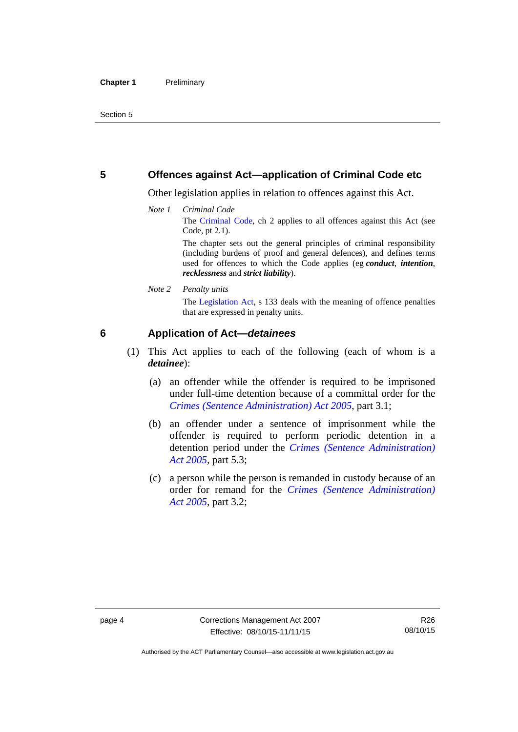## 5 Offences against Act—application of Criminal Code etc

Other legislation applies in relation to offences against this Act.

*Note 1* *Criminal Code*

The Criminal Code, ch 2 applies to all offences against this Act (see Code, pt 2.1).

The chapter sets out the general principles of criminal responsibility (including burdens of proof and general defences), and defines terms used for offences to which the Code applies (eg ***conduct***, ***intention***, ***recklessness*** and ***strict liability***).

*Note 2* *Penalty units*

The Legislation Act, s 133 deals with the meaning of offence penalties that are expressed in penalty units.

## 6 Application of Act—*detainees*

(1) This Act applies to each of the following (each of whom is a ***detainee***):

(a) an offender while the offender is required to be imprisoned under full-time detention because of a committal order for the *Crimes (Sentence Administration) Act 2005*, part 3.1;

(b) an offender under a sentence of imprisonment while the offender is required to perform periodic detention in a detention period under the *Crimes (Sentence Administration) Act 2005*, part 5.3;

(c) a person while the person is remanded in custody because of an order for remand for the *Crimes (Sentence Administration) Act 2005*, part 3.2;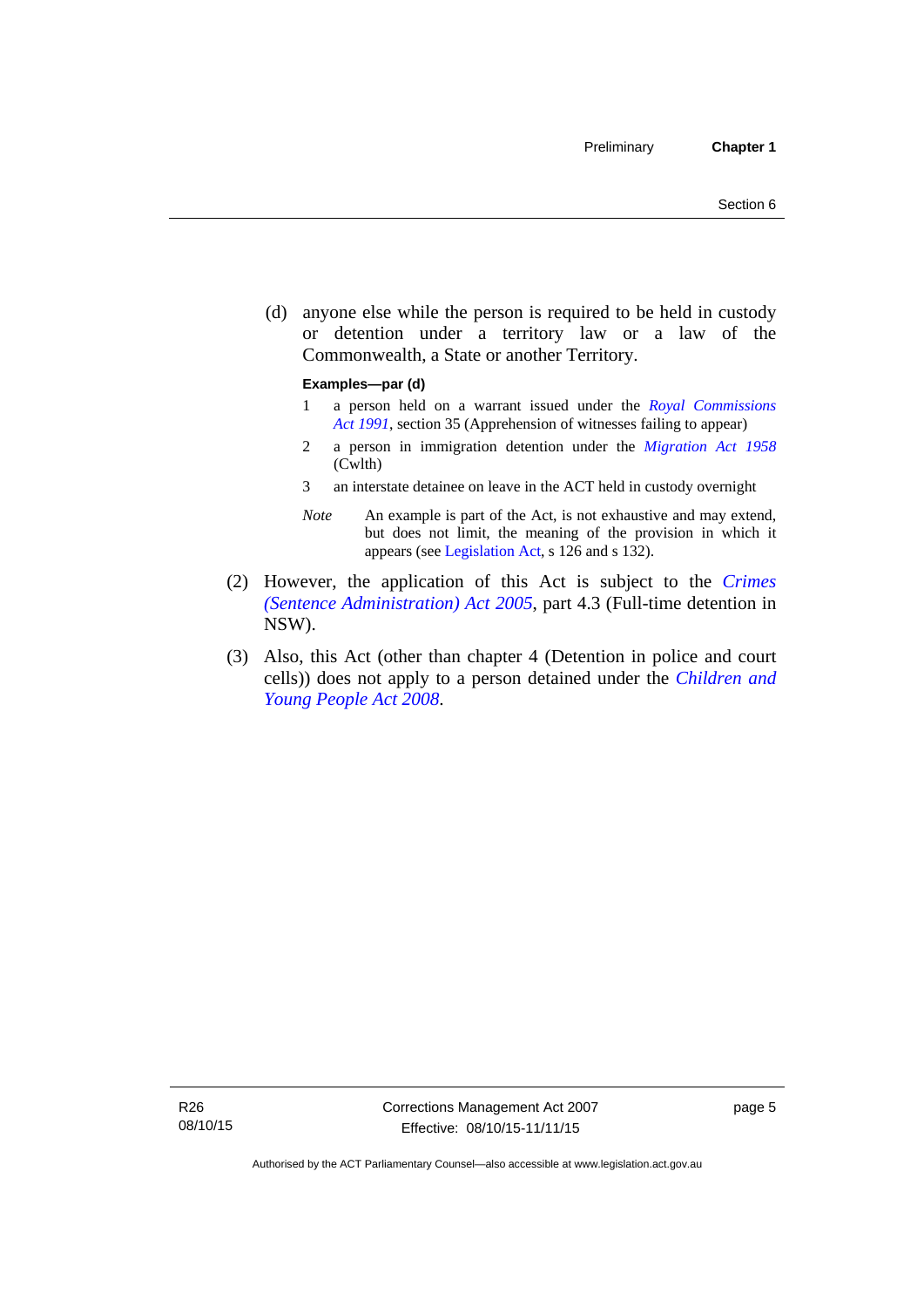(d) anyone else while the person is required to be held in custody or detention under a territory law or a law of the Commonwealth, a State or another Territory.

**Examples—par (d)**

1 a person held on a warrant issued under the *Royal Commissions Act 1991*, section 35 (Apprehension of witnesses failing to appear)

2 a person in immigration detention under the *Migration Act 1958* (Cwlth)

3 an interstate detainee on leave in the ACT held in custody overnight

*Note* An example is part of the Act, is not exhaustive and may extend, but does not limit, the meaning of the provision in which it appears (see Legislation Act, s 126 and s 132).

(2) However, the application of this Act is subject to the *Crimes (Sentence Administration) Act 2005*, part 4.3 (Full-time detention in NSW).

(3) Also, this Act (other than chapter 4 (Detention in police and court cells)) does not apply to a person detained under the *Children and Young People Act 2008*.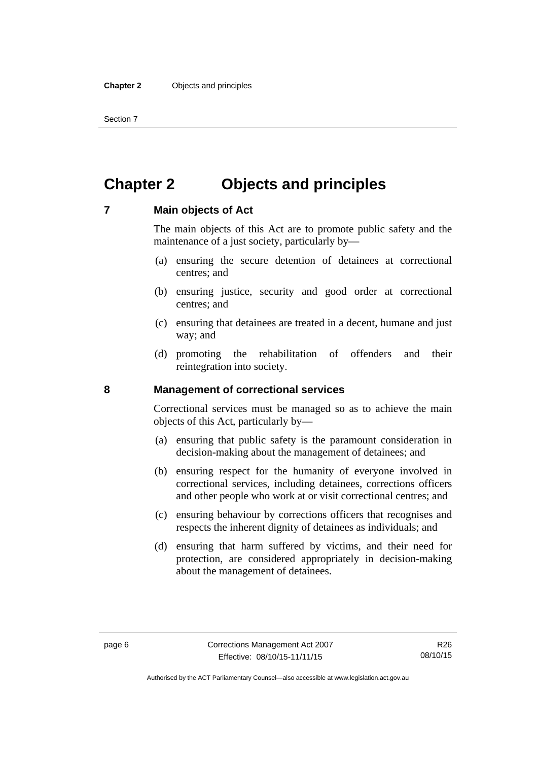# Chapter 2 Objects and principles

## 7 Main objects of Act

The main objects of this Act are to promote public safety and the maintenance of a just society, particularly by—

(a) ensuring the secure detention of detainees at correctional centres; and

(b) ensuring justice, security and good order at correctional centres; and

(c) ensuring that detainees are treated in a decent, humane and just way; and

(d) promoting the rehabilitation of offenders and their reintegration into society.

## 8 Management of correctional services

Correctional services must be managed so as to achieve the main objects of this Act, particularly by—

(a) ensuring that public safety is the paramount consideration in decision-making about the management of detainees; and

(b) ensuring respect for the humanity of everyone involved in correctional services, including detainees, corrections officers and other people who work at or visit correctional centres; and

(c) ensuring behaviour by corrections officers that recognises and respects the inherent dignity of detainees as individuals; and

(d) ensuring that harm suffered by victims, and their need for protection, are considered appropriately in decision-making about the management of detainees.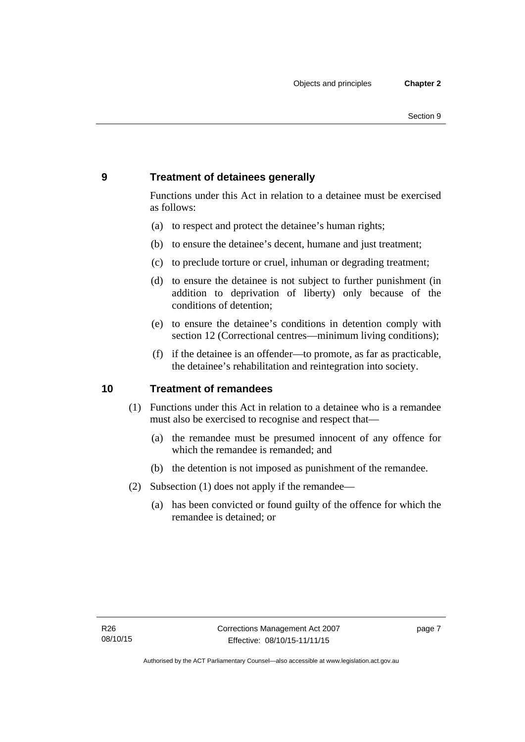## 9 Treatment of detainees generally

Functions under this Act in relation to a detainee must be exercised as follows:

(a) to respect and protect the detainee's human rights;

(b) to ensure the detainee's decent, humane and just treatment;

(c) to preclude torture or cruel, inhuman or degrading treatment;

(d) to ensure the detainee is not subject to further punishment (in addition to deprivation of liberty) only because of the conditions of detention;

(e) to ensure the detainee's conditions in detention comply with section 12 (Correctional centres—minimum living conditions);

(f) if the detainee is an offender—to promote, as far as practicable, the detainee's rehabilitation and reintegration into society.

## 10 Treatment of remandees

(1) Functions under this Act in relation to a detainee who is a remandee must also be exercised to recognise and respect that—

(a) the remandee must be presumed innocent of any offence for which the remandee is remanded; and

(b) the detention is not imposed as punishment of the remandee.

(2) Subsection (1) does not apply if the remandee—

(a) has been convicted or found guilty of the offence for which the remandee is detained; or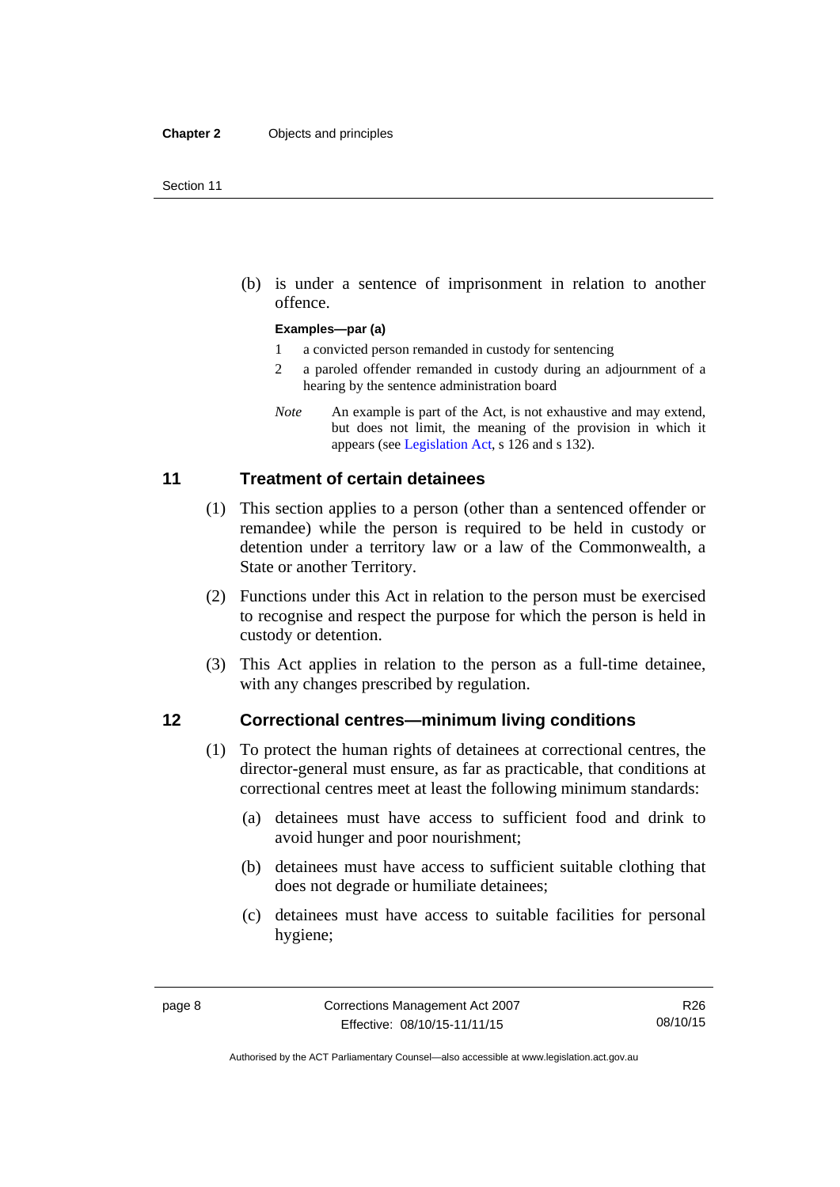(b) is under a sentence of imprisonment in relation to another offence.

**Examples—par (a)**

1 a convicted person remanded in custody for sentencing

2 a paroled offender remanded in custody during an adjournment of a hearing by the sentence administration board

*Note* An example is part of the Act, is not exhaustive and may extend, but does not limit, the meaning of the provision in which it appears (see Legislation Act, s 126 and s 132).

## 11 Treatment of certain detainees

(1) This section applies to a person (other than a sentenced offender or remandee) while the person is required to be held in custody or detention under a territory law or a law of the Commonwealth, a State or another Territory.

(2) Functions under this Act in relation to the person must be exercised to recognise and respect the purpose for which the person is held in custody or detention.

(3) This Act applies in relation to the person as a full-time detainee, with any changes prescribed by regulation.

## 12 Correctional centres—minimum living conditions

(1) To protect the human rights of detainees at correctional centres, the director-general must ensure, as far as practicable, that conditions at correctional centres meet at least the following minimum standards:

(a) detainees must have access to sufficient food and drink to avoid hunger and poor nourishment;

(b) detainees must have access to sufficient suitable clothing that does not degrade or humiliate detainees;

(c) detainees must have access to suitable facilities for personal hygiene;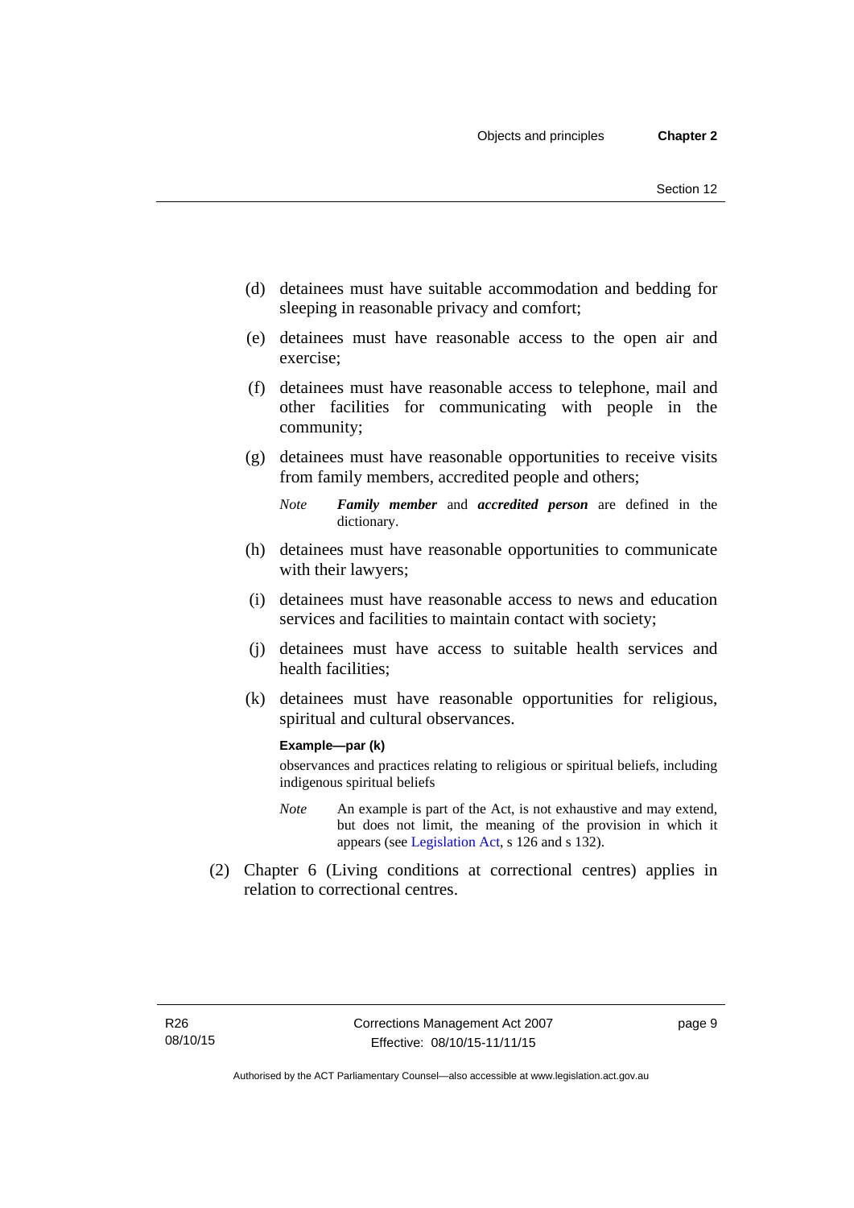(d) detainees must have suitable accommodation and bedding for sleeping in reasonable privacy and comfort;

(e) detainees must have reasonable access to the open air and exercise;

(f) detainees must have reasonable access to telephone, mail and other facilities for communicating with people in the community;

(g) detainees must have reasonable opportunities to receive visits from family members, accredited people and others;

*Note* ***Family member*** and ***accredited person*** are defined in the dictionary.

(h) detainees must have reasonable opportunities to communicate with their lawyers;

(i) detainees must have reasonable access to news and education services and facilities to maintain contact with society;

(j) detainees must have access to suitable health services and health facilities;

(k) detainees must have reasonable opportunities for religious, spiritual and cultural observances.

**Example—par (k)**

observances and practices relating to religious or spiritual beliefs, including indigenous spiritual beliefs

*Note* An example is part of the Act, is not exhaustive and may extend, but does not limit, the meaning of the provision in which it appears (see Legislation Act, s 126 and s 132).

(2) Chapter 6 (Living conditions at correctional centres) applies in relation to correctional centres.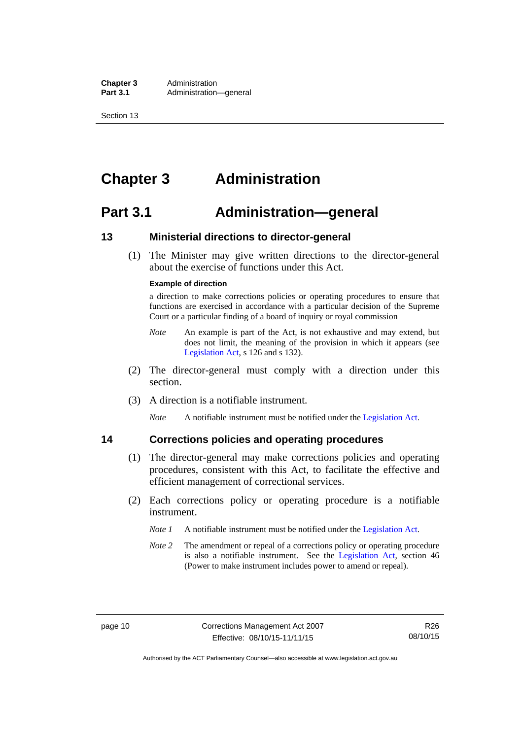# Chapter 3 Administration

## Part 3.1 Administration—general

### 13 Ministerial directions to director-general

(1) The Minister may give written directions to the director-general about the exercise of functions under this Act.

**Example of direction**

a direction to make corrections policies or operating procedures to ensure that functions are exercised in accordance with a particular decision of the Supreme Court or a particular finding of a board of inquiry or royal commission

*Note* An example is part of the Act, is not exhaustive and may extend, but does not limit, the meaning of the provision in which it appears (see Legislation Act, s 126 and s 132).

(2) The director-general must comply with a direction under this section.

(3) A direction is a notifiable instrument.

*Note* A notifiable instrument must be notified under the Legislation Act.

### 14 Corrections policies and operating procedures

(1) The director-general may make corrections policies and operating procedures, consistent with this Act, to facilitate the effective and efficient management of correctional services.

(2) Each corrections policy or operating procedure is a notifiable instrument.

*Note 1* A notifiable instrument must be notified under the Legislation Act.

*Note 2* The amendment or repeal of a corrections policy or operating procedure is also a notifiable instrument. See the Legislation Act, section 46 (Power to make instrument includes power to amend or repeal).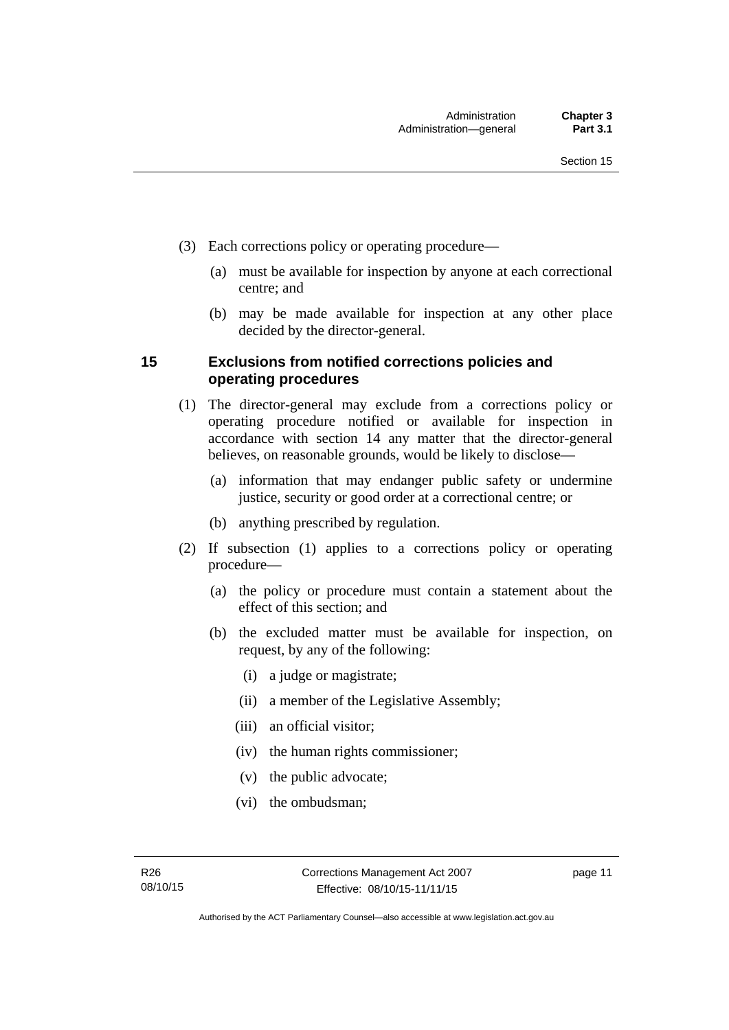(3) Each corrections policy or operating procedure—

(a) must be available for inspection by anyone at each correctional centre; and

(b) may be made available for inspection at any other place decided by the director-general.

## 15 Exclusions from notified corrections policies and operating procedures

(1) The director-general may exclude from a corrections policy or operating procedure notified or available for inspection in accordance with section 14 any matter that the director-general believes, on reasonable grounds, would be likely to disclose—

(a) information that may endanger public safety or undermine justice, security or good order at a correctional centre; or

(b) anything prescribed by regulation.

(2) If subsection (1) applies to a corrections policy or operating procedure—

(a) the policy or procedure must contain a statement about the effect of this section; and

(b) the excluded matter must be available for inspection, on request, by any of the following:

(i) a judge or magistrate;

(ii) a member of the Legislative Assembly;

(iii) an official visitor;

(iv) the human rights commissioner;

(v) the public advocate;

(vi) the ombudsman;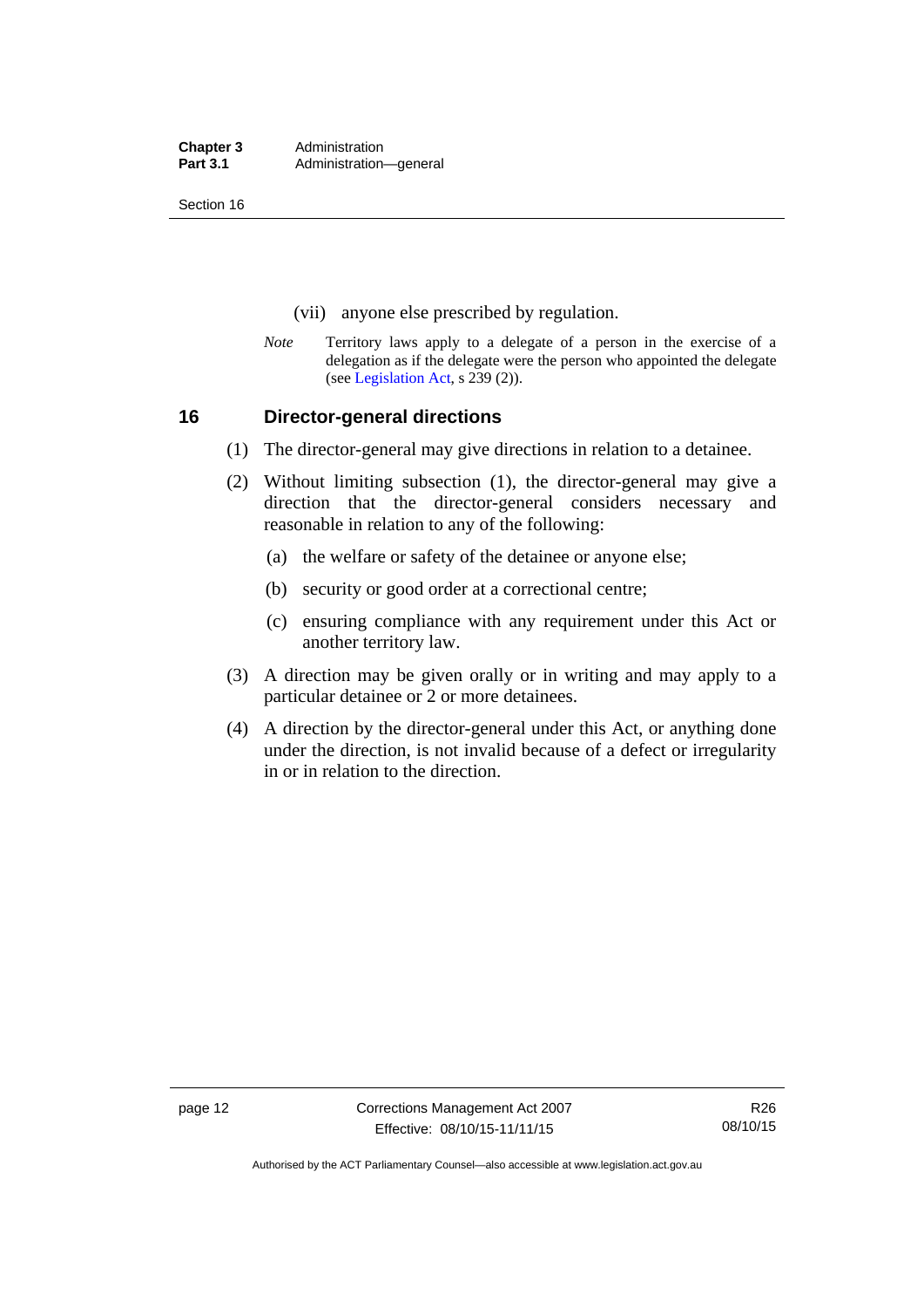(vii) anyone else prescribed by regulation.

*Note* Territory laws apply to a delegate of a person in the exercise of a delegation as if the delegate were the person who appointed the delegate (see Legislation Act, s 239 (2)).

## 16 Director-general directions

(1) The director-general may give directions in relation to a detainee.

(2) Without limiting subsection (1), the director-general may give a direction that the director-general considers necessary and reasonable in relation to any of the following:

(a) the welfare or safety of the detainee or anyone else;

(b) security or good order at a correctional centre;

(c) ensuring compliance with any requirement under this Act or another territory law.

(3) A direction may be given orally or in writing and may apply to a particular detainee or 2 or more detainees.

(4) A direction by the director-general under this Act, or anything done under the direction, is not invalid because of a defect or irregularity in or in relation to the direction.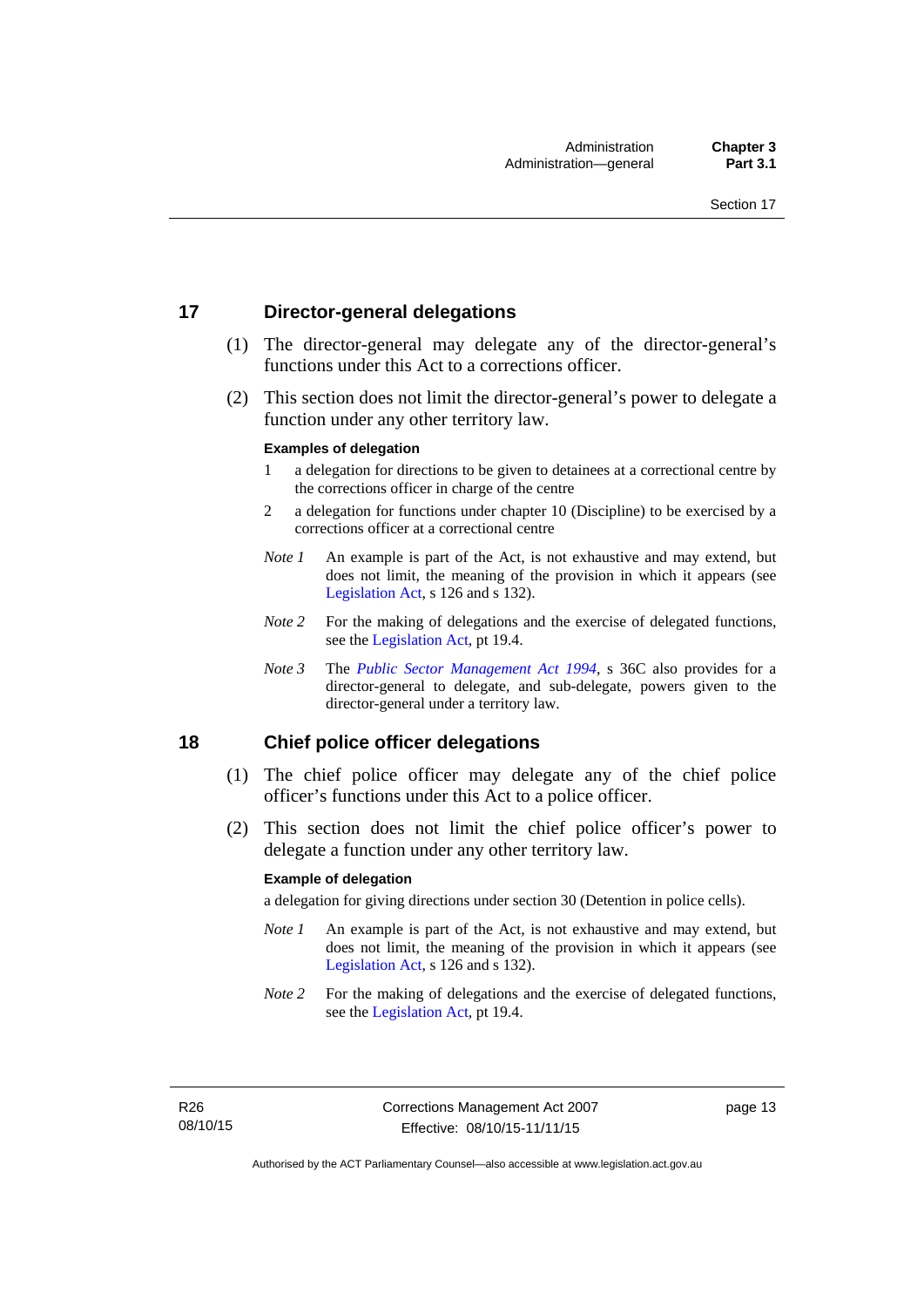## 17 Director-general delegations

(1) The director-general may delegate any of the director-general's functions under this Act to a corrections officer.

(2) This section does not limit the director-general's power to delegate a function under any other territory law.

**Examples of delegation**

1 a delegation for directions to be given to detainees at a correctional centre by the corrections officer in charge of the centre

2 a delegation for functions under chapter 10 (Discipline) to be exercised by a corrections officer at a correctional centre

*Note 1* An example is part of the Act, is not exhaustive and may extend, but does not limit, the meaning of the provision in which it appears (see Legislation Act, s 126 and s 132).

*Note 2* For the making of delegations and the exercise of delegated functions, see the Legislation Act, pt 19.4.

*Note 3* The *Public Sector Management Act 1994*, s 36C also provides for a director-general to delegate, and sub-delegate, powers given to the director-general under a territory law.

## 18 Chief police officer delegations

(1) The chief police officer may delegate any of the chief police officer's functions under this Act to a police officer.

(2) This section does not limit the chief police officer's power to delegate a function under any other territory law.

**Example of delegation**

a delegation for giving directions under section 30 (Detention in police cells).

*Note 1* An example is part of the Act, is not exhaustive and may extend, but does not limit, the meaning of the provision in which it appears (see Legislation Act, s 126 and s 132).

*Note 2* For the making of delegations and the exercise of delegated functions, see the Legislation Act, pt 19.4.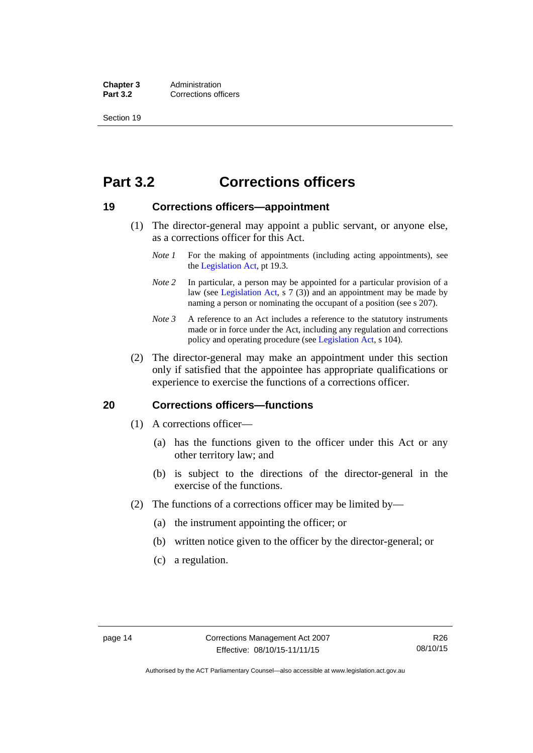# Part 3.2 Corrections officers

## 19 Corrections officers—appointment

(1) The director-general may appoint a public servant, or anyone else, as a corrections officer for this Act.

*Note 1* For the making of appointments (including acting appointments), see the Legislation Act, pt 19.3.

*Note 2* In particular, a person may be appointed for a particular provision of a law (see Legislation Act, s 7 (3)) and an appointment may be made by naming a person or nominating the occupant of a position (see s 207).

*Note 3* A reference to an Act includes a reference to the statutory instruments made or in force under the Act, including any regulation and corrections policy and operating procedure (see Legislation Act, s 104).

(2) The director-general may make an appointment under this section only if satisfied that the appointee has appropriate qualifications or experience to exercise the functions of a corrections officer.

## 20 Corrections officers—functions

(1) A corrections officer—

(a) has the functions given to the officer under this Act or any other territory law; and

(b) is subject to the directions of the director-general in the exercise of the functions.

(2) The functions of a corrections officer may be limited by—

(a) the instrument appointing the officer; or

(b) written notice given to the officer by the director-general; or

(c) a regulation.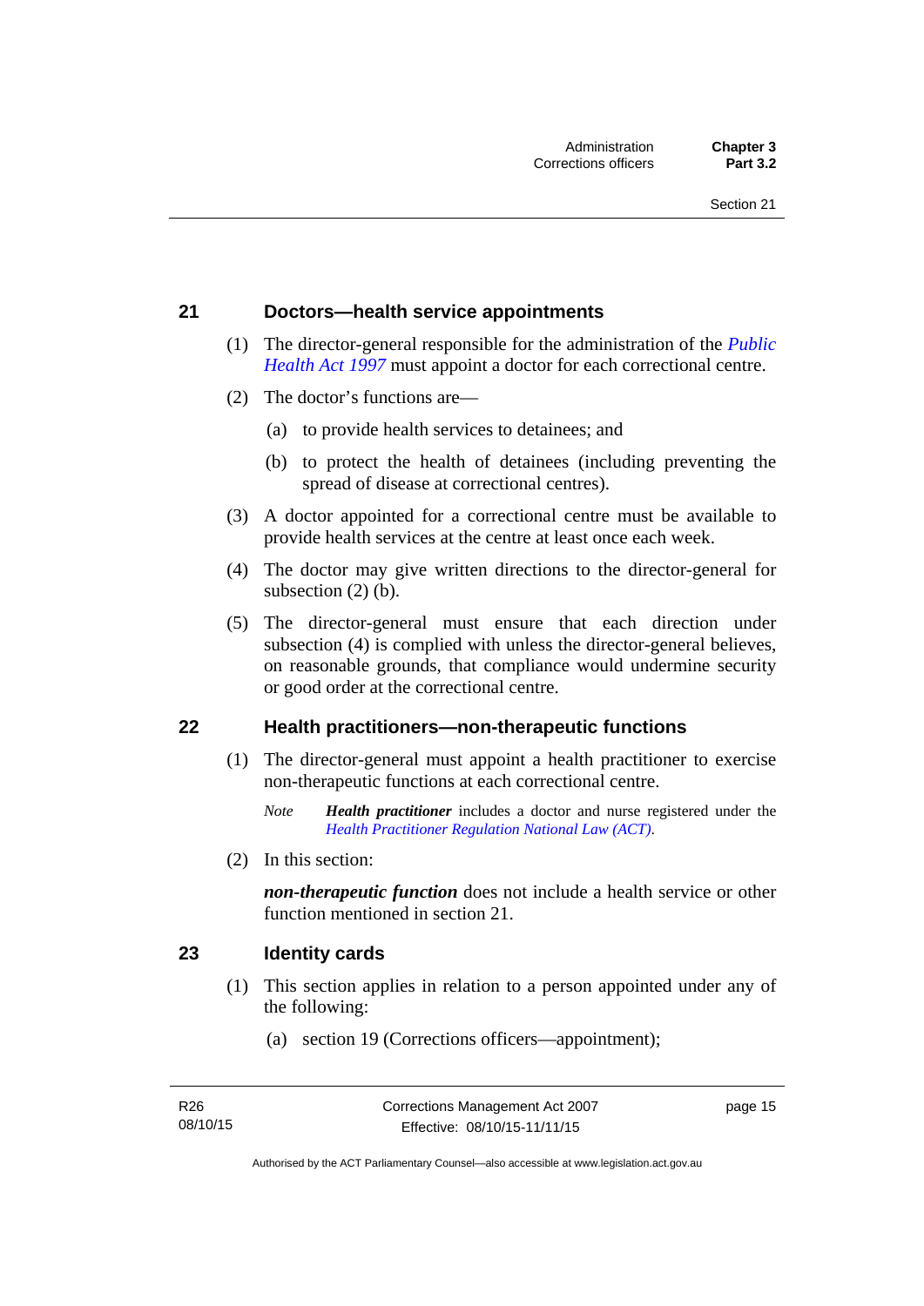## 21 Doctors—health service appointments

(1) The director-general responsible for the administration of the *Public Health Act 1997* must appoint a doctor for each correctional centre.

(2) The doctor's functions are—

(a) to provide health services to detainees; and

(b) to protect the health of detainees (including preventing the spread of disease at correctional centres).

(3) A doctor appointed for a correctional centre must be available to provide health services at the centre at least once each week.

(4) The doctor may give written directions to the director-general for subsection (2) (b).

(5) The director-general must ensure that each direction under subsection (4) is complied with unless the director-general believes, on reasonable grounds, that compliance would undermine security or good order at the correctional centre.

## 22 Health practitioners—non-therapeutic functions

(1) The director-general must appoint a health practitioner to exercise non-therapeutic functions at each correctional centre.

*Note* ***Health practitioner*** includes a doctor and nurse registered under the *Health Practitioner Regulation National Law (ACT)*.

(2) In this section:

***non-therapeutic function*** does not include a health service or other function mentioned in section 21.

## 23 Identity cards

(1) This section applies in relation to a person appointed under any of the following:

(a) section 19 (Corrections officers—appointment);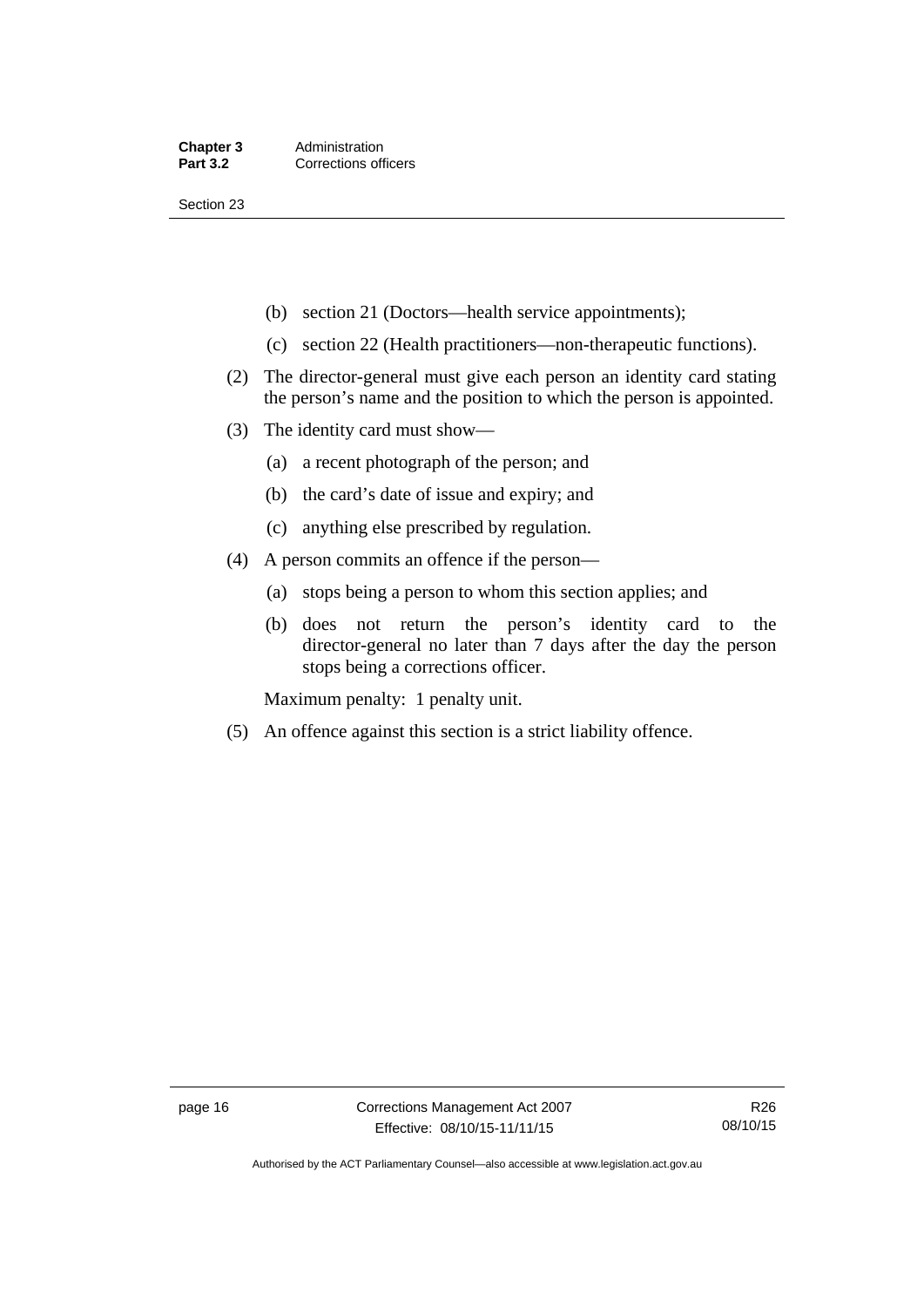(b) section 21 (Doctors—health service appointments);

(c) section 22 (Health practitioners—non-therapeutic functions).

(2) The director-general must give each person an identity card stating the person's name and the position to which the person is appointed.

(3) The identity card must show—

(a) a recent photograph of the person; and

(b) the card's date of issue and expiry; and

(c) anything else prescribed by regulation.

(4) A person commits an offence if the person—

(a) stops being a person to whom this section applies; and

(b) does not return the person's identity card to the director-general no later than 7 days after the day the person stops being a corrections officer.

Maximum penalty: 1 penalty unit.

(5) An offence against this section is a strict liability offence.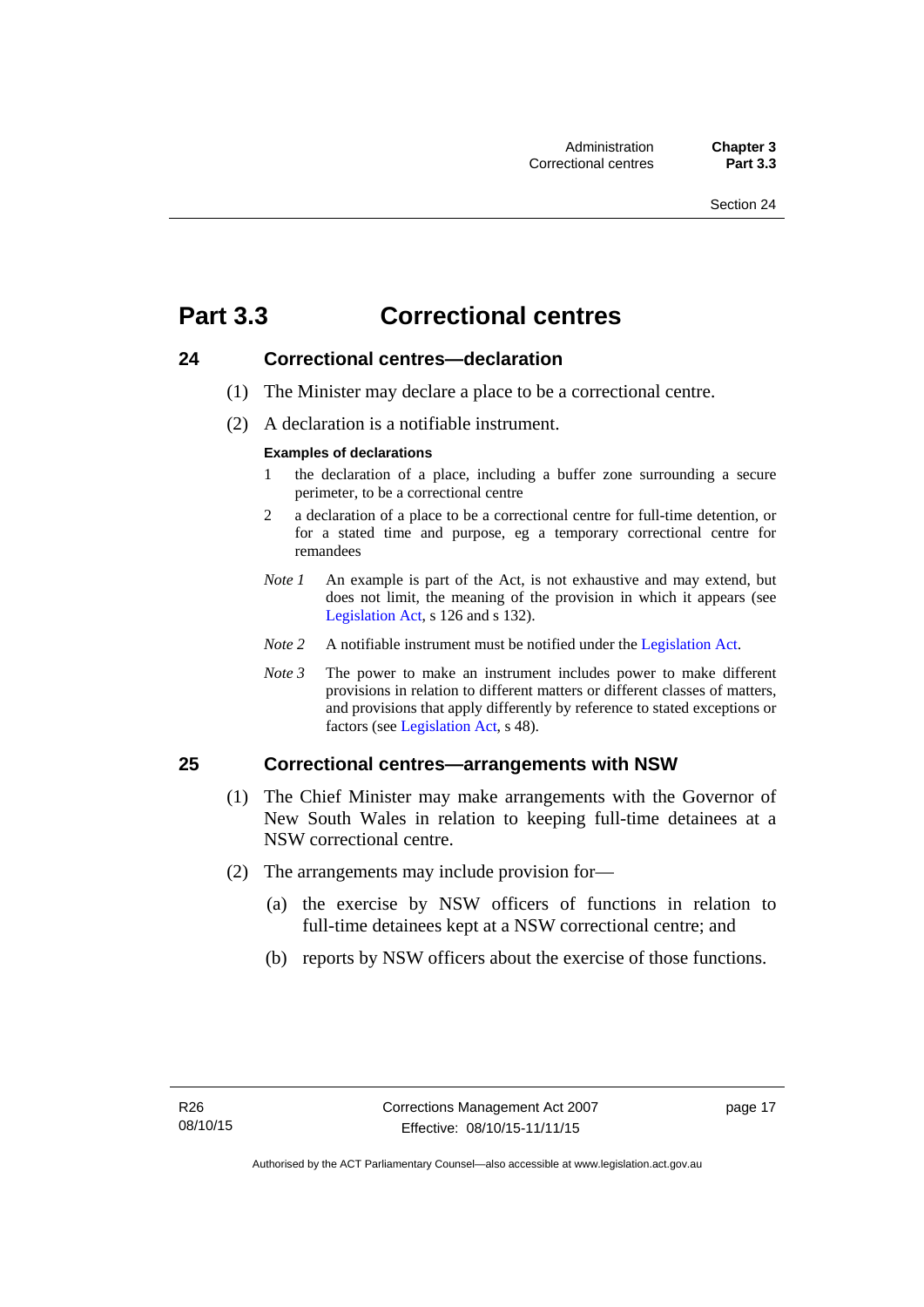# Part 3.3 Correctional centres

## 24 Correctional centres—declaration

(1) The Minister may declare a place to be a correctional centre.

(2) A declaration is a notifiable instrument.

**Examples of declarations**

1 the declaration of a place, including a buffer zone surrounding a secure perimeter, to be a correctional centre

2 a declaration of a place to be a correctional centre for full-time detention, or for a stated time and purpose, eg a temporary correctional centre for remandees

*Note 1* An example is part of the Act, is not exhaustive and may extend, but does not limit, the meaning of the provision in which it appears (see Legislation Act, s 126 and s 132).

*Note 2* A notifiable instrument must be notified under the Legislation Act.

*Note 3* The power to make an instrument includes power to make different provisions in relation to different matters or different classes of matters, and provisions that apply differently by reference to stated exceptions or factors (see Legislation Act, s 48).

## 25 Correctional centres—arrangements with NSW

(1) The Chief Minister may make arrangements with the Governor of New South Wales in relation to keeping full-time detainees at a NSW correctional centre.

(2) The arrangements may include provision for—

(a) the exercise by NSW officers of functions in relation to full-time detainees kept at a NSW correctional centre; and

(b) reports by NSW officers about the exercise of those functions.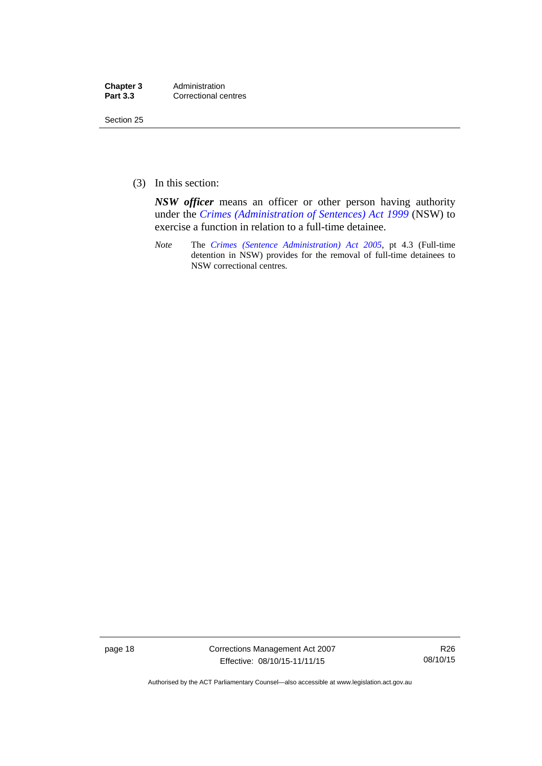(3) In this section:

***NSW officer*** means an officer or other person having authority under the *Crimes (Administration of Sentences) Act 1999* (NSW) to exercise a function in relation to a full-time detainee.

*Note* The *Crimes (Sentence Administration) Act 2005*, pt 4.3 (Full-time detention in NSW) provides for the removal of full-time detainees to NSW correctional centres.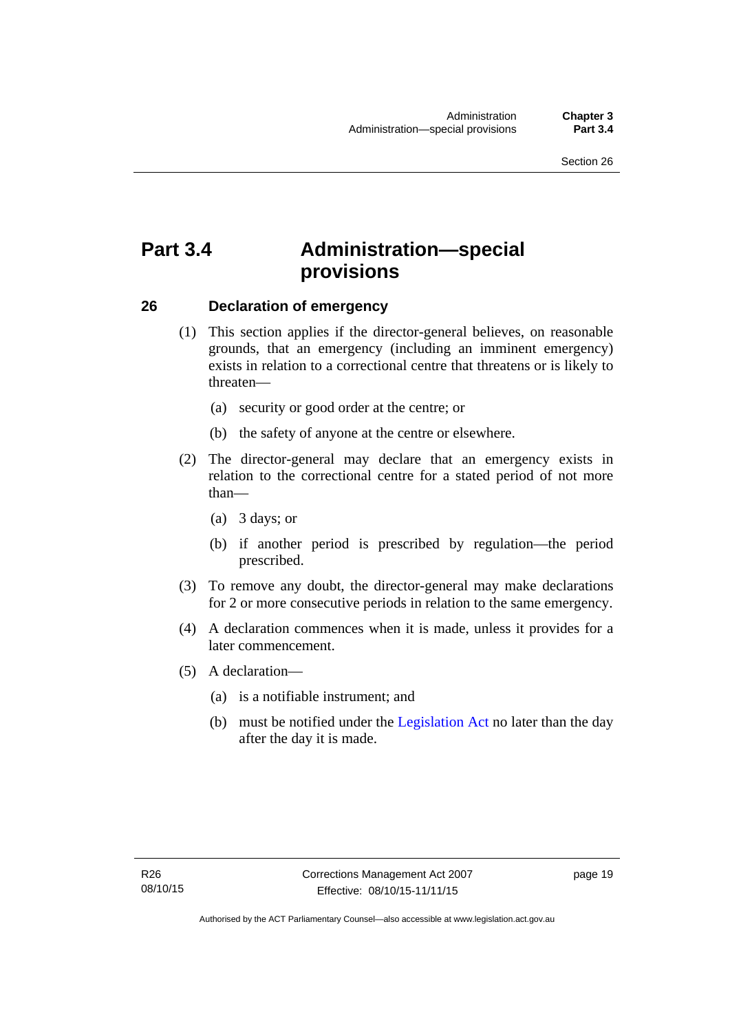# Part 3.4 Administration—special provisions

## 26 Declaration of emergency

(1) This section applies if the director-general believes, on reasonable grounds, that an emergency (including an imminent emergency) exists in relation to a correctional centre that threatens or is likely to threaten—

(a) security or good order at the centre; or

(b) the safety of anyone at the centre or elsewhere.

(2) The director-general may declare that an emergency exists in relation to the correctional centre for a stated period of not more than—

(a) 3 days; or

(b) if another period is prescribed by regulation—the period prescribed.

(3) To remove any doubt, the director-general may make declarations for 2 or more consecutive periods in relation to the same emergency.

(4) A declaration commences when it is made, unless it provides for a later commencement.

(5) A declaration—

(a) is a notifiable instrument; and

(b) must be notified under the Legislation Act no later than the day after the day it is made.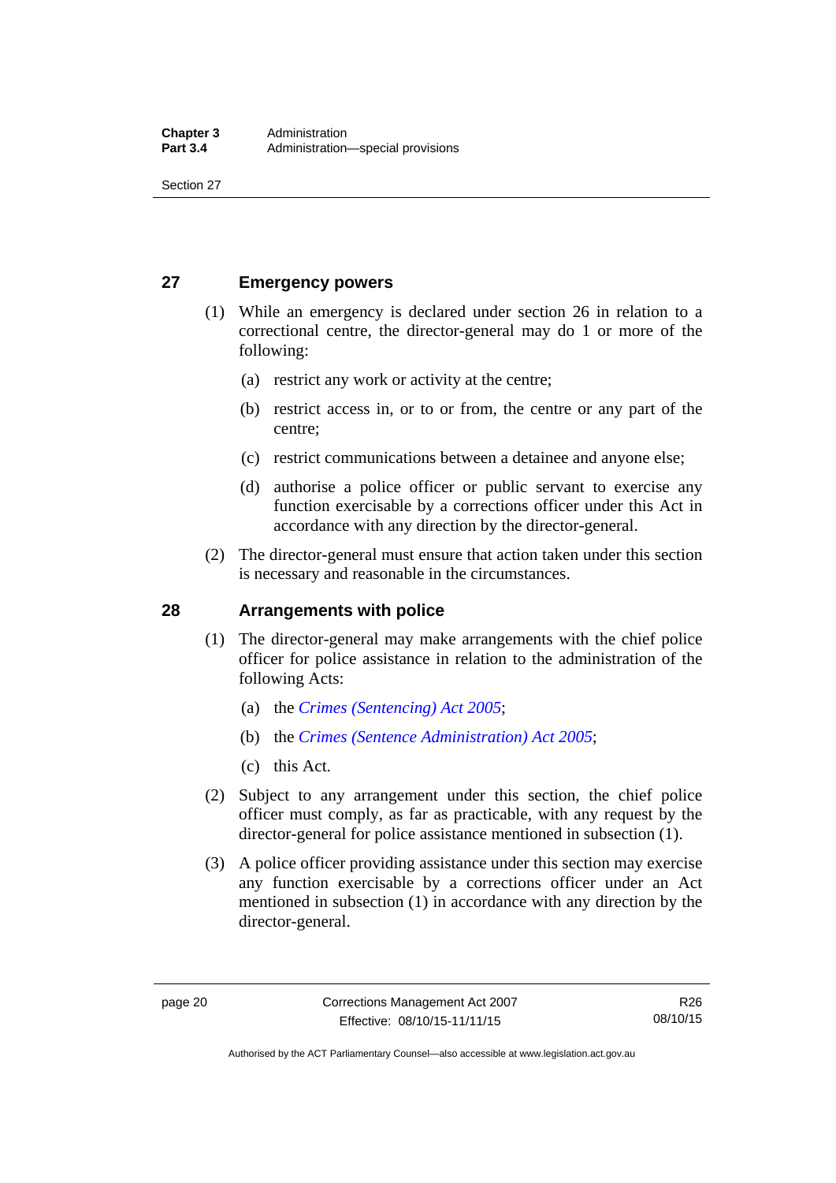## 27 Emergency powers

(1) While an emergency is declared under section 26 in relation to a correctional centre, the director-general may do 1 or more of the following:

(a) restrict any work or activity at the centre;

(b) restrict access in, or to or from, the centre or any part of the centre;

(c) restrict communications between a detainee and anyone else;

(d) authorise a police officer or public servant to exercise any function exercisable by a corrections officer under this Act in accordance with any direction by the director-general.

(2) The director-general must ensure that action taken under this section is necessary and reasonable in the circumstances.

## 28 Arrangements with police

(1) The director-general may make arrangements with the chief police officer for police assistance in relation to the administration of the following Acts:

(a) the *Crimes (Sentencing) Act 2005*;

(b) the *Crimes (Sentence Administration) Act 2005*;

(c) this Act.

(2) Subject to any arrangement under this section, the chief police officer must comply, as far as practicable, with any request by the director-general for police assistance mentioned in subsection (1).

(3) A police officer providing assistance under this section may exercise any function exercisable by a corrections officer under an Act mentioned in subsection (1) in accordance with any direction by the director-general.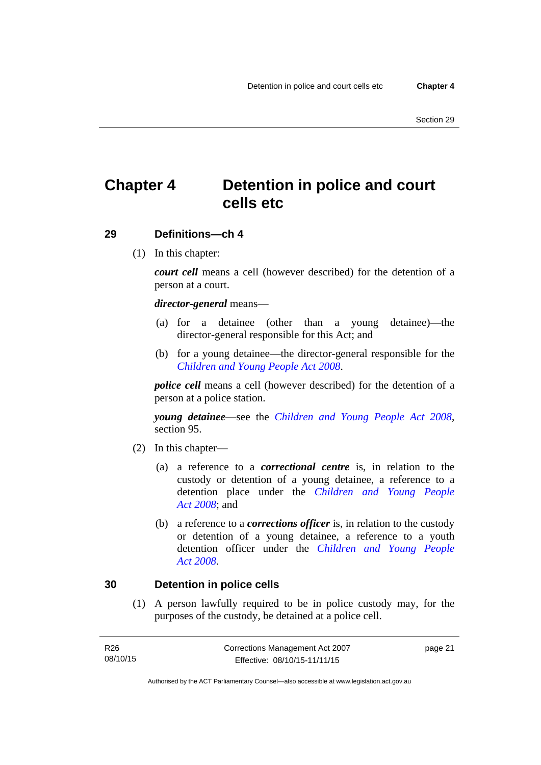# Chapter 4 Detention in police and court cells etc

## 29 Definitions—ch 4

(1) In this chapter:

***court cell*** means a cell (however described) for the detention of a person at a court.

***director-general*** means—

(a) for a detainee (other than a young detainee)—the director-general responsible for this Act; and

(b) for a young detainee—the director-general responsible for the *Children and Young People Act 2008*.

***police cell*** means a cell (however described) for the detention of a person at a police station.

***young detainee***—see the *Children and Young People Act 2008*, section 95.

(2) In this chapter—

(a) a reference to a ***correctional centre*** is, in relation to the custody or detention of a young detainee, a reference to a detention place under the *Children and Young People Act 2008*; and

(b) a reference to a ***corrections officer*** is, in relation to the custody or detention of a young detainee, a reference to a youth detention officer under the *Children and Young People Act 2008*.

## 30 Detention in police cells

(1) A person lawfully required to be in police custody may, for the purposes of the custody, be detained at a police cell.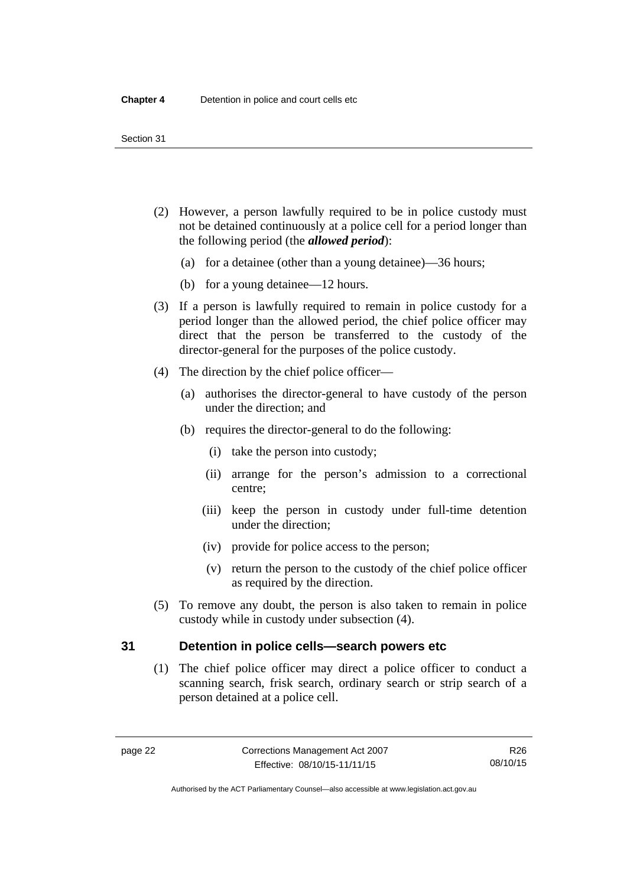(2) However, a person lawfully required to be in police custody must not be detained continuously at a police cell for a period longer than the following period (the ***allowed period***):

  (a) for a detainee (other than a young detainee)—36 hours;

  (b) for a young detainee—12 hours.

(3) If a person is lawfully required to remain in police custody for a period longer than the allowed period, the chief police officer may direct that the person be transferred to the custody of the director-general for the purposes of the police custody.

(4) The direction by the chief police officer—

  (a) authorises the director-general to have custody of the person under the direction; and

  (b) requires the director-general to do the following:

    (i) take the person into custody;

    (ii) arrange for the person's admission to a correctional centre;

    (iii) keep the person in custody under full-time detention under the direction;

    (iv) provide for police access to the person;

    (v) return the person to the custody of the chief police officer as required by the direction.

(5) To remove any doubt, the person is also taken to remain in police custody while in custody under subsection (4).

### 31 Detention in police cells—search powers etc

(1) The chief police officer may direct a police officer to conduct a scanning search, frisk search, ordinary search or strip search of a person detained at a police cell.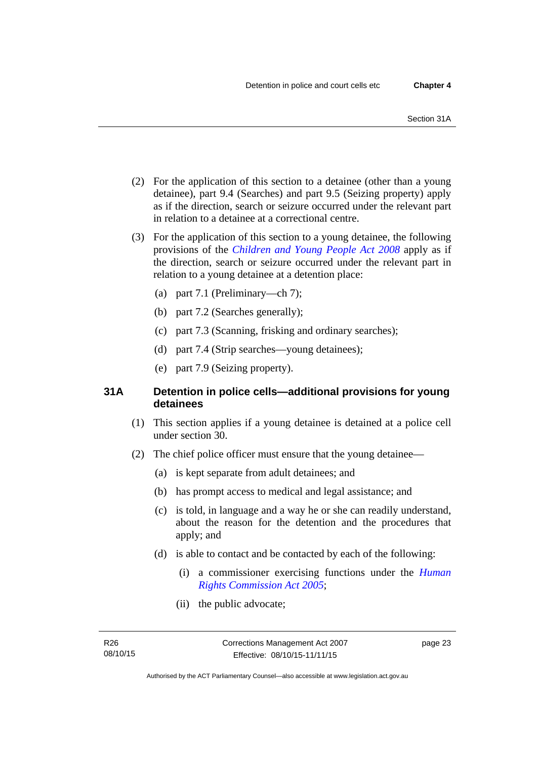(2) For the application of this section to a detainee (other than a young detainee), part 9.4 (Searches) and part 9.5 (Seizing property) apply as if the direction, search or seizure occurred under the relevant part in relation to a detainee at a correctional centre.

(3) For the application of this section to a young detainee, the following provisions of the *Children and Young People Act 2008* apply as if the direction, search or seizure occurred under the relevant part in relation to a young detainee at a detention place:

(a) part 7.1 (Preliminary—ch 7);

(b) part 7.2 (Searches generally);

(c) part 7.3 (Scanning, frisking and ordinary searches);

(d) part 7.4 (Strip searches—young detainees);

(e) part 7.9 (Seizing property).

### 31A Detention in police cells—additional provisions for young detainees

(1) This section applies if a young detainee is detained at a police cell under section 30.

(2) The chief police officer must ensure that the young detainee—

(a) is kept separate from adult detainees; and

(b) has prompt access to medical and legal assistance; and

(c) is told, in language and a way he or she can readily understand, about the reason for the detention and the procedures that apply; and

(d) is able to contact and be contacted by each of the following:

(i) a commissioner exercising functions under the *Human Rights Commission Act 2005*;

(ii) the public advocate;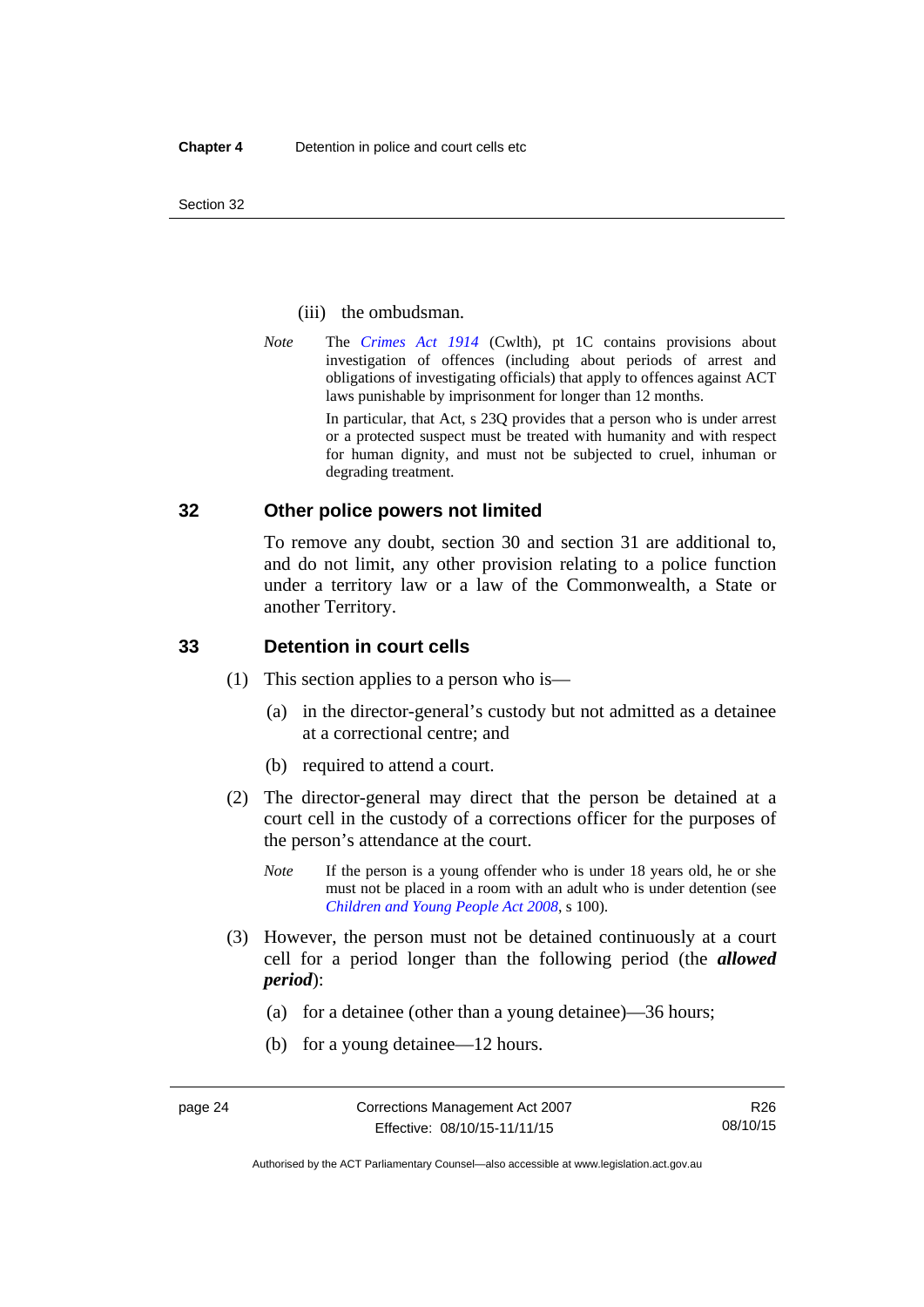(iii) the ombudsman.

*Note* The *Crimes Act 1914* (Cwlth), pt 1C contains provisions about investigation of offences (including about periods of arrest and obligations of investigating officials) that apply to offences against ACT laws punishable by imprisonment for longer than 12 months.

In particular, that Act, s 23Q provides that a person who is under arrest or a protected suspect must be treated with humanity and with respect for human dignity, and must not be subjected to cruel, inhuman or degrading treatment.

## 32 Other police powers not limited

To remove any doubt, section 30 and section 31 are additional to, and do not limit, any other provision relating to a police function under a territory law or a law of the Commonwealth, a State or another Territory.

## 33 Detention in court cells

(1) This section applies to a person who is—

(a) in the director-general's custody but not admitted as a detainee at a correctional centre; and

(b) required to attend a court.

(2) The director-general may direct that the person be detained at a court cell in the custody of a corrections officer for the purposes of the person's attendance at the court.

*Note* If the person is a young offender who is under 18 years old, he or she must not be placed in a room with an adult who is under detention (see *Children and Young People Act 2008*, s 100).

(3) However, the person must not be detained continuously at a court cell for a period longer than the following period (the ***allowed period***):

(a) for a detainee (other than a young detainee)—36 hours;

(b) for a young detainee—12 hours.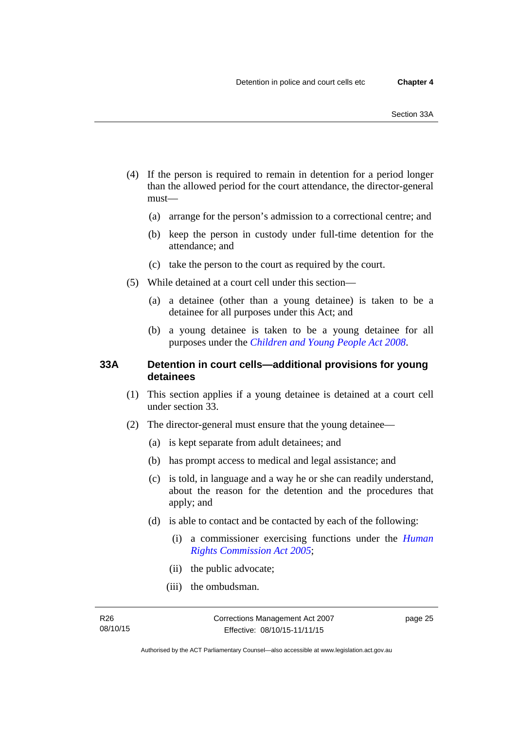(4) If the person is required to remain in detention for a period longer than the allowed period for the court attendance, the director-general must—

(a) arrange for the person's admission to a correctional centre; and

(b) keep the person in custody under full-time detention for the attendance; and

(c) take the person to the court as required by the court.

(5) While detained at a court cell under this section—

(a) a detainee (other than a young detainee) is taken to be a detainee for all purposes under this Act; and

(b) a young detainee is taken to be a young detainee for all purposes under the *Children and Young People Act 2008*.

### 33A Detention in court cells—additional provisions for young detainees

(1) This section applies if a young detainee is detained at a court cell under section 33.

(2) The director-general must ensure that the young detainee—

(a) is kept separate from adult detainees; and

(b) has prompt access to medical and legal assistance; and

(c) is told, in language and a way he or she can readily understand, about the reason for the detention and the procedures that apply; and

(d) is able to contact and be contacted by each of the following:

(i) a commissioner exercising functions under the *Human Rights Commission Act 2005*;

(ii) the public advocate;

(iii) the ombudsman.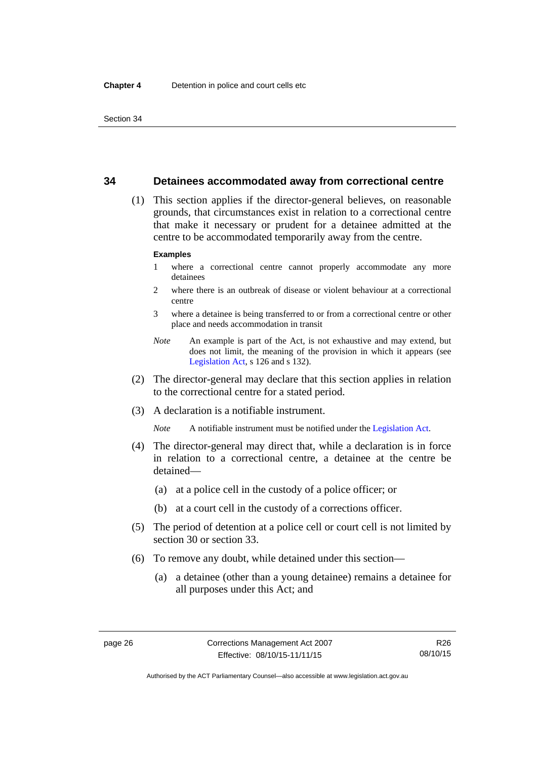## 34 Detainees accommodated away from correctional centre

(1) This section applies if the director-general believes, on reasonable grounds, that circumstances exist in relation to a correctional centre that make it necessary or prudent for a detainee admitted at the centre to be accommodated temporarily away from the centre.

**Examples**

1 where a correctional centre cannot properly accommodate any more detainees

2 where there is an outbreak of disease or violent behaviour at a correctional centre

3 where a detainee is being transferred to or from a correctional centre or other place and needs accommodation in transit

*Note* An example is part of the Act, is not exhaustive and may extend, but does not limit, the meaning of the provision in which it appears (see Legislation Act, s 126 and s 132).

(2) The director-general may declare that this section applies in relation to the correctional centre for a stated period.

(3) A declaration is a notifiable instrument.

*Note* A notifiable instrument must be notified under the Legislation Act.

(4) The director-general may direct that, while a declaration is in force in relation to a correctional centre, a detainee at the centre be detained—

(a) at a police cell in the custody of a police officer; or

(b) at a court cell in the custody of a corrections officer.

(5) The period of detention at a police cell or court cell is not limited by section 30 or section 33.

(6) To remove any doubt, while detained under this section—

(a) a detainee (other than a young detainee) remains a detainee for all purposes under this Act; and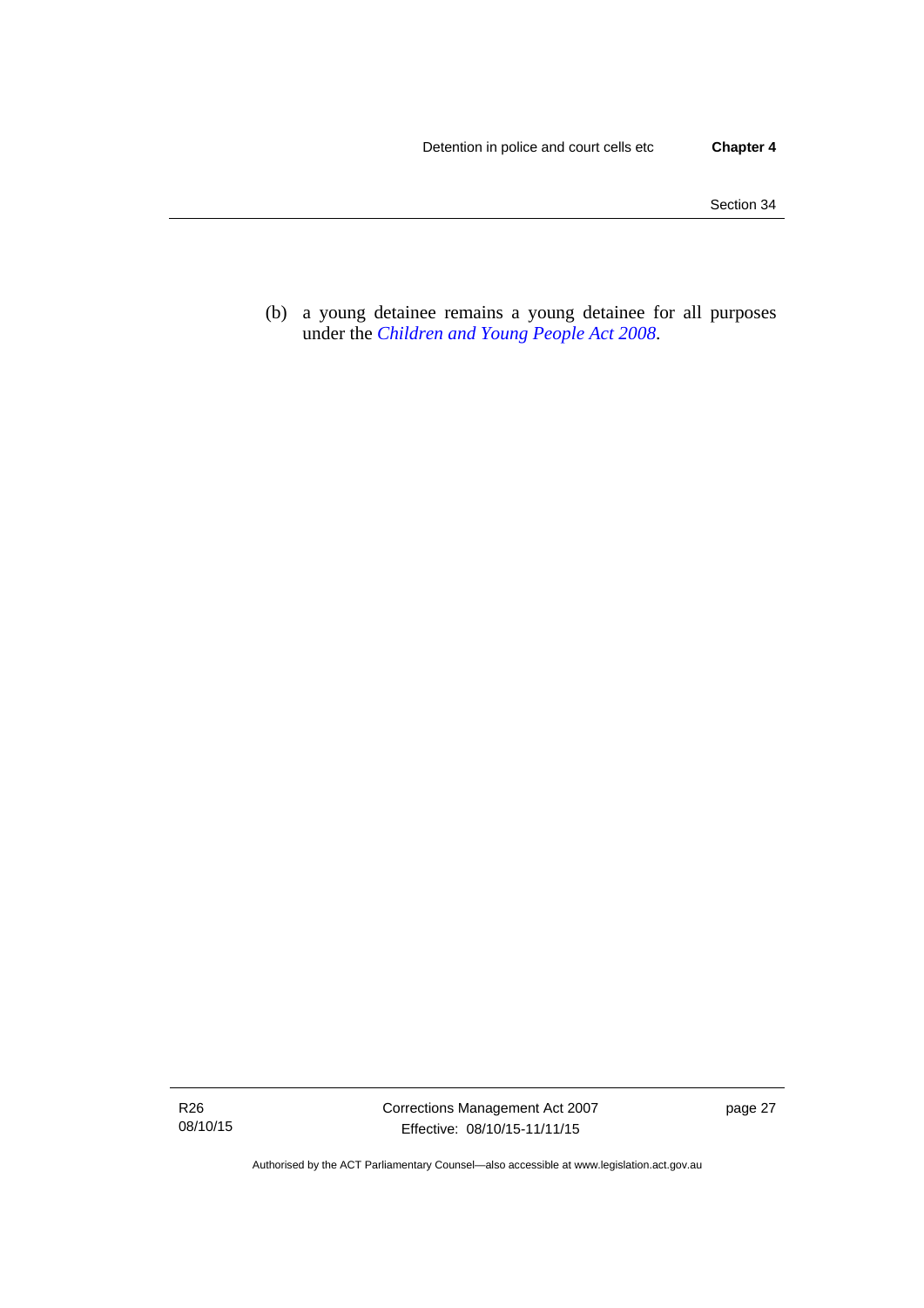(b) a young detainee remains a young detainee for all purposes under the *Children and Young People Act 2008*.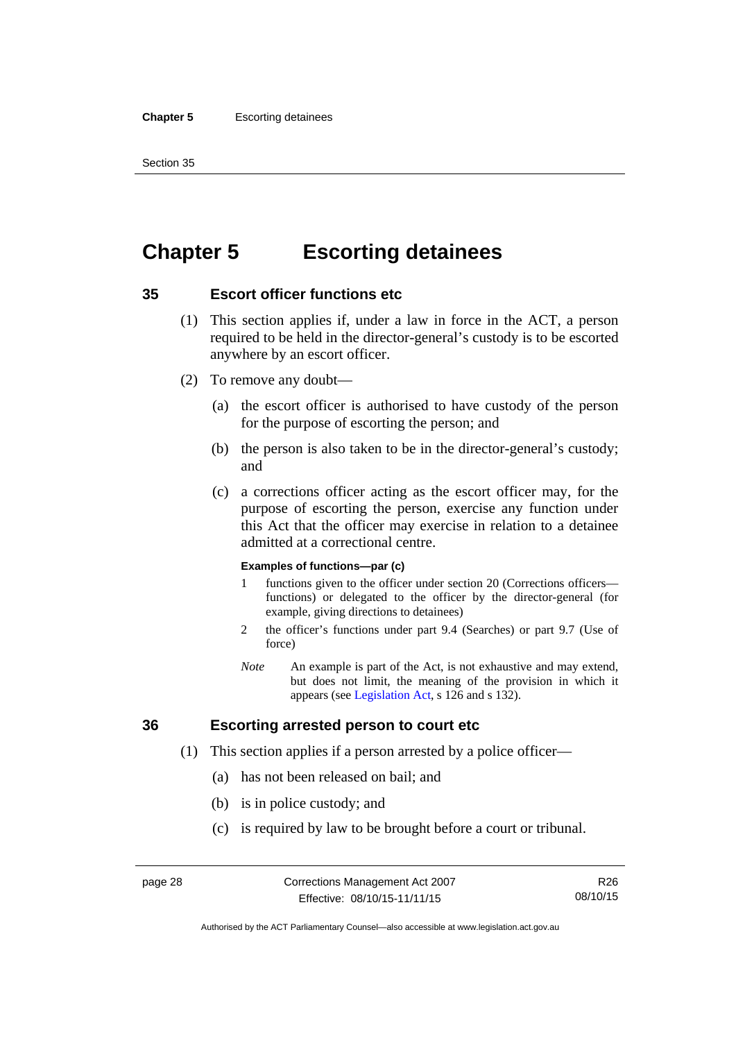# Chapter 5 Escorting detainees

## 35 Escort officer functions etc

(1) This section applies if, under a law in force in the ACT, a person required to be held in the director-general's custody is to be escorted anywhere by an escort officer.

(2) To remove any doubt—

(a) the escort officer is authorised to have custody of the person for the purpose of escorting the person; and

(b) the person is also taken to be in the director-general's custody; and

(c) a corrections officer acting as the escort officer may, for the purpose of escorting the person, exercise any function under this Act that the officer may exercise in relation to a detainee admitted at a correctional centre.

**Examples of functions—par (c)**

1 functions given to the officer under section 20 (Corrections officers—functions) or delegated to the officer by the director-general (for example, giving directions to detainees)

2 the officer's functions under part 9.4 (Searches) or part 9.7 (Use of force)

*Note* An example is part of the Act, is not exhaustive and may extend, but does not limit, the meaning of the provision in which it appears (see Legislation Act, s 126 and s 132).

## 36 Escorting arrested person to court etc

(1) This section applies if a person arrested by a police officer—

(a) has not been released on bail; and

(b) is in police custody; and

(c) is required by law to be brought before a court or tribunal.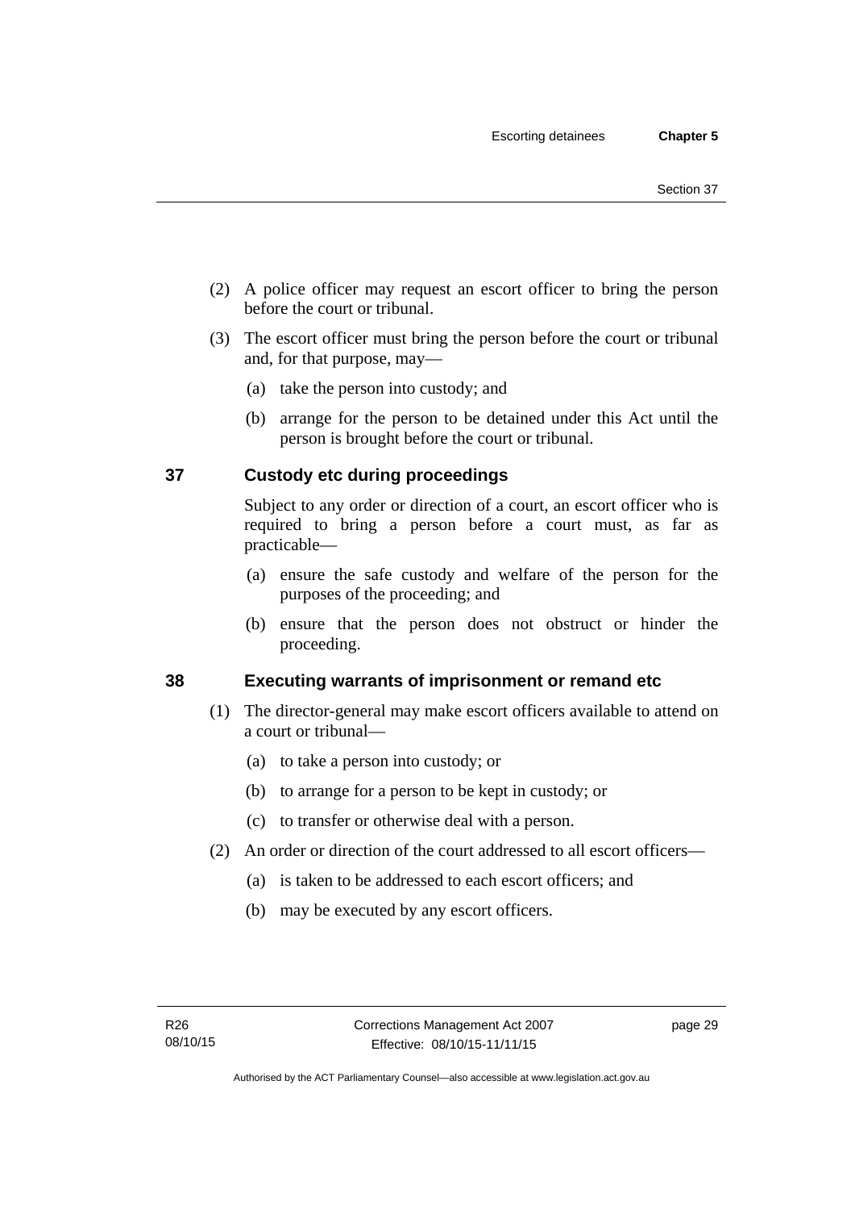(2) A police officer may request an escort officer to bring the person before the court or tribunal.

(3) The escort officer must bring the person before the court or tribunal and, for that purpose, may—

(a) take the person into custody; and

(b) arrange for the person to be detained under this Act until the person is brought before the court or tribunal.

## 37 Custody etc during proceedings

Subject to any order or direction of a court, an escort officer who is required to bring a person before a court must, as far as practicable—

(a) ensure the safe custody and welfare of the person for the purposes of the proceeding; and

(b) ensure that the person does not obstruct or hinder the proceeding.

## 38 Executing warrants of imprisonment or remand etc

(1) The director-general may make escort officers available to attend on a court or tribunal—

(a) to take a person into custody; or

(b) to arrange for a person to be kept in custody; or

(c) to transfer or otherwise deal with a person.

(2) An order or direction of the court addressed to all escort officers—

(a) is taken to be addressed to each escort officers; and

(b) may be executed by any escort officers.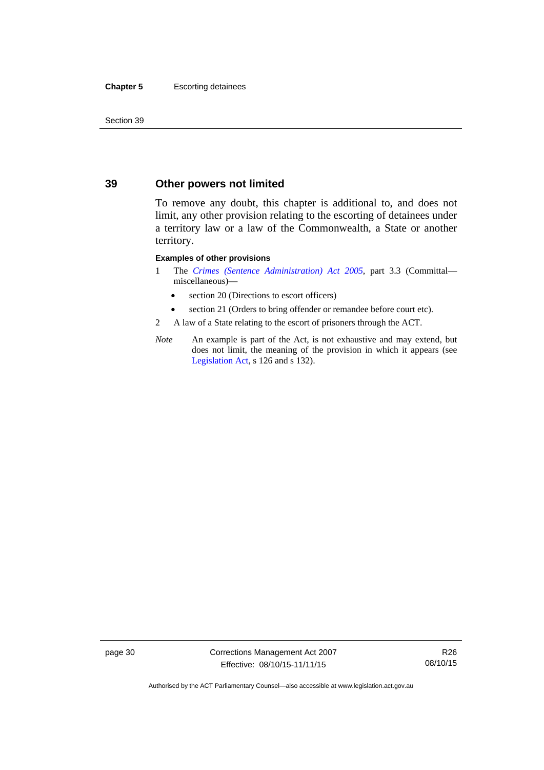## 39 Other powers not limited

To remove any doubt, this chapter is additional to, and does not limit, any other provision relating to the escorting of detainees under a territory law or a law of the Commonwealth, a State or another territory.

**Examples of other provisions**

1 The *Crimes (Sentence Administration) Act 2005*, part 3.3 (Committal—miscellaneous)—

- section 20 (Directions to escort officers)
- section 21 (Orders to bring offender or remandee before court etc).

2 A law of a State relating to the escort of prisoners through the ACT.

*Note* An example is part of the Act, is not exhaustive and may extend, but does not limit, the meaning of the provision in which it appears (see Legislation Act, s 126 and s 132).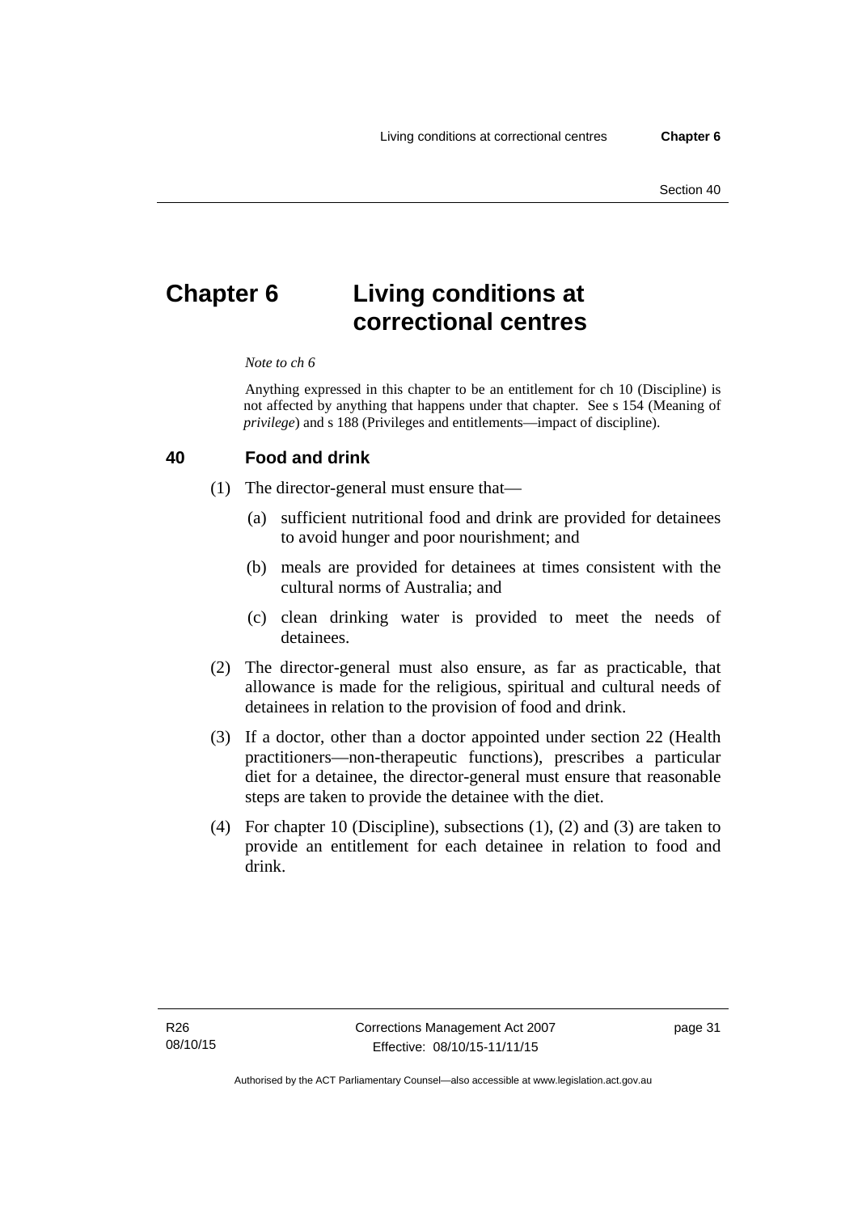# Chapter 6 Living conditions at correctional centres

*Note to ch 6*

Anything expressed in this chapter to be an entitlement for ch 10 (Discipline) is not affected by anything that happens under that chapter. See s 154 (Meaning of *privilege*) and s 188 (Privileges and entitlements—impact of discipline).

## 40 Food and drink

(1) The director-general must ensure that—

(a) sufficient nutritional food and drink are provided for detainees to avoid hunger and poor nourishment; and

(b) meals are provided for detainees at times consistent with the cultural norms of Australia; and

(c) clean drinking water is provided to meet the needs of detainees.

(2) The director-general must also ensure, as far as practicable, that allowance is made for the religious, spiritual and cultural needs of detainees in relation to the provision of food and drink.

(3) If a doctor, other than a doctor appointed under section 22 (Health practitioners—non-therapeutic functions), prescribes a particular diet for a detainee, the director-general must ensure that reasonable steps are taken to provide the detainee with the diet.

(4) For chapter 10 (Discipline), subsections (1), (2) and (3) are taken to provide an entitlement for each detainee in relation to food and drink.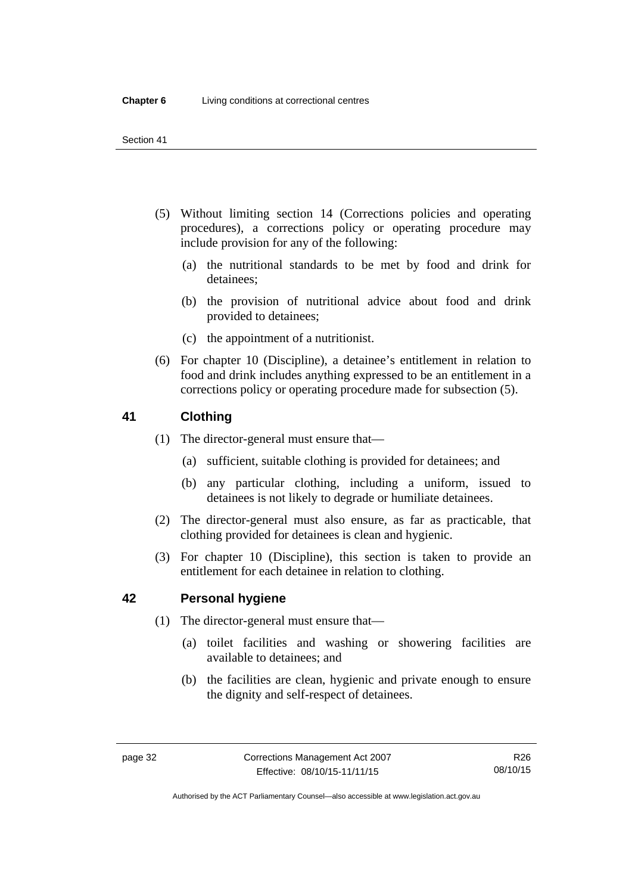(5) Without limiting section 14 (Corrections policies and operating procedures), a corrections policy or operating procedure may include provision for any of the following:

(a) the nutritional standards to be met by food and drink for detainees;

(b) the provision of nutritional advice about food and drink provided to detainees;

(c) the appointment of a nutritionist.

(6) For chapter 10 (Discipline), a detainee's entitlement in relation to food and drink includes anything expressed to be an entitlement in a corrections policy or operating procedure made for subsection (5).

## 41 Clothing

(1) The director-general must ensure that—

(a) sufficient, suitable clothing is provided for detainees; and

(b) any particular clothing, including a uniform, issued to detainees is not likely to degrade or humiliate detainees.

(2) The director-general must also ensure, as far as practicable, that clothing provided for detainees is clean and hygienic.

(3) For chapter 10 (Discipline), this section is taken to provide an entitlement for each detainee in relation to clothing.

## 42 Personal hygiene

(1) The director-general must ensure that—

(a) toilet facilities and washing or showering facilities are available to detainees; and

(b) the facilities are clean, hygienic and private enough to ensure the dignity and self-respect of detainees.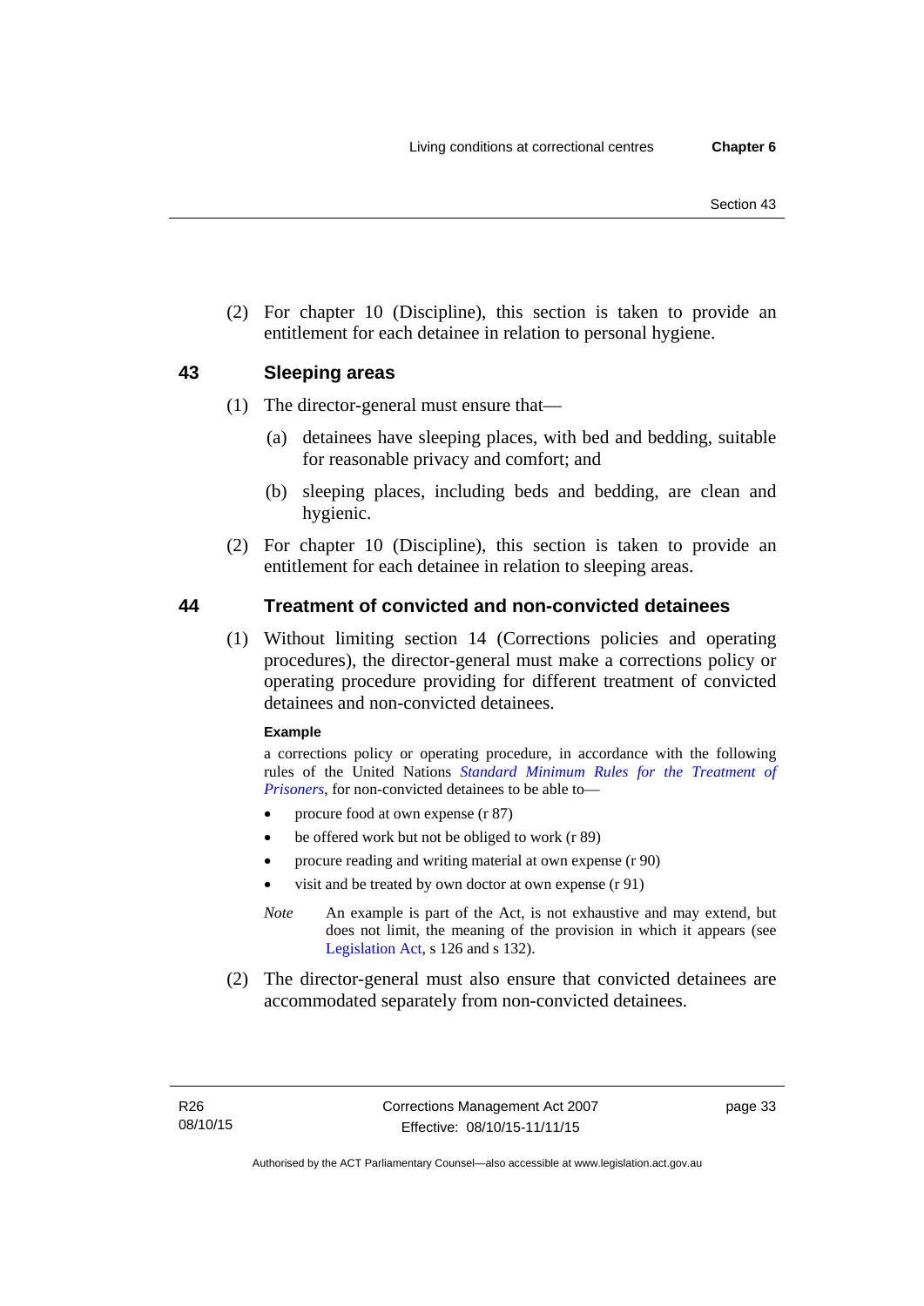(2) For chapter 10 (Discipline), this section is taken to provide an entitlement for each detainee in relation to personal hygiene.

## 43 Sleeping areas

(1) The director-general must ensure that—

(a) detainees have sleeping places, with bed and bedding, suitable for reasonable privacy and comfort; and

(b) sleeping places, including beds and bedding, are clean and hygienic.

(2) For chapter 10 (Discipline), this section is taken to provide an entitlement for each detainee in relation to sleeping areas.

## 44 Treatment of convicted and non-convicted detainees

(1) Without limiting section 14 (Corrections policies and operating procedures), the director-general must make a corrections policy or operating procedure providing for different treatment of convicted detainees and non-convicted detainees.

**Example**

a corrections policy or operating procedure, in accordance with the following rules of the United Nations *Standard Minimum Rules for the Treatment of Prisoners*, for non-convicted detainees to be able to—

- procure food at own expense (r 87)
- be offered work but not be obliged to work (r 89)
- procure reading and writing material at own expense (r 90)
- visit and be treated by own doctor at own expense (r 91)

*Note* An example is part of the Act, is not exhaustive and may extend, but does not limit, the meaning of the provision in which it appears (see Legislation Act, s 126 and s 132).

(2) The director-general must also ensure that convicted detainees are accommodated separately from non-convicted detainees.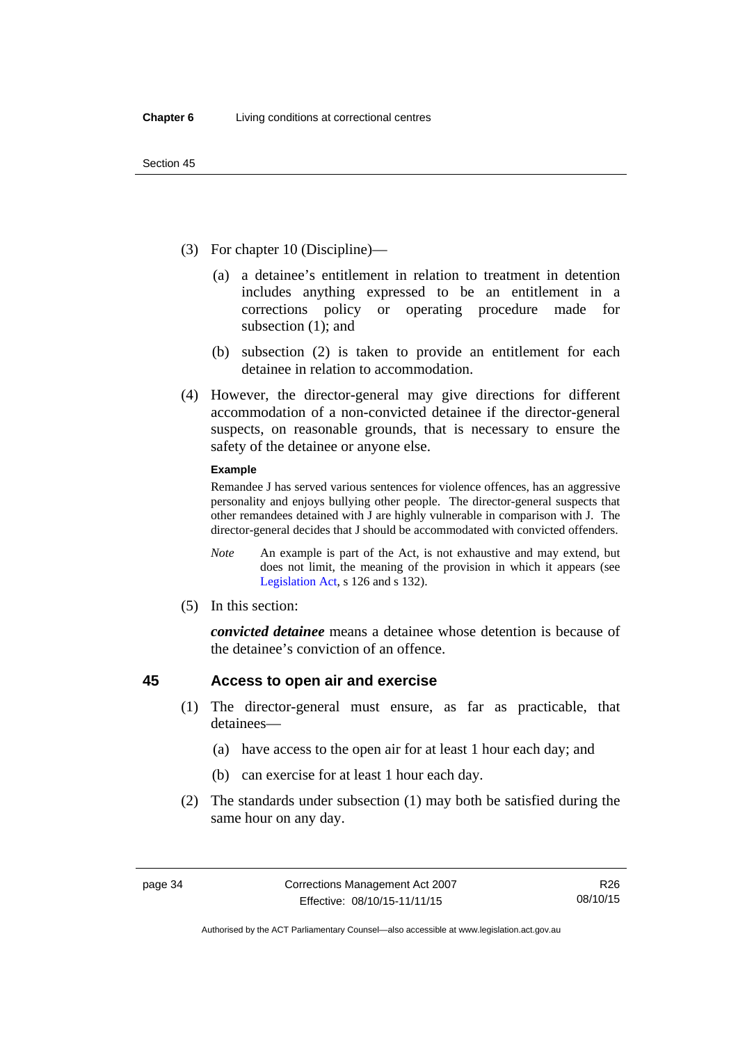(3) For chapter 10 (Discipline)—

(a) a detainee's entitlement in relation to treatment in detention includes anything expressed to be an entitlement in a corrections policy or operating procedure made for subsection (1); and

(b) subsection (2) is taken to provide an entitlement for each detainee in relation to accommodation.

(4) However, the director-general may give directions for different accommodation of a non-convicted detainee if the director-general suspects, on reasonable grounds, that is necessary to ensure the safety of the detainee or anyone else.

**Example**

Remandee J has served various sentences for violence offences, has an aggressive personality and enjoys bullying other people. The director-general suspects that other remandees detained with J are highly vulnerable in comparison with J. The director-general decides that J should be accommodated with convicted offenders.

*Note* An example is part of the Act, is not exhaustive and may extend, but does not limit, the meaning of the provision in which it appears (see Legislation Act, s 126 and s 132).

(5) In this section:

***convicted detainee*** means a detainee whose detention is because of the detainee's conviction of an offence.

## 45 Access to open air and exercise

(1) The director-general must ensure, as far as practicable, that detainees—

(a) have access to the open air for at least 1 hour each day; and

(b) can exercise for at least 1 hour each day.

(2) The standards under subsection (1) may both be satisfied during the same hour on any day.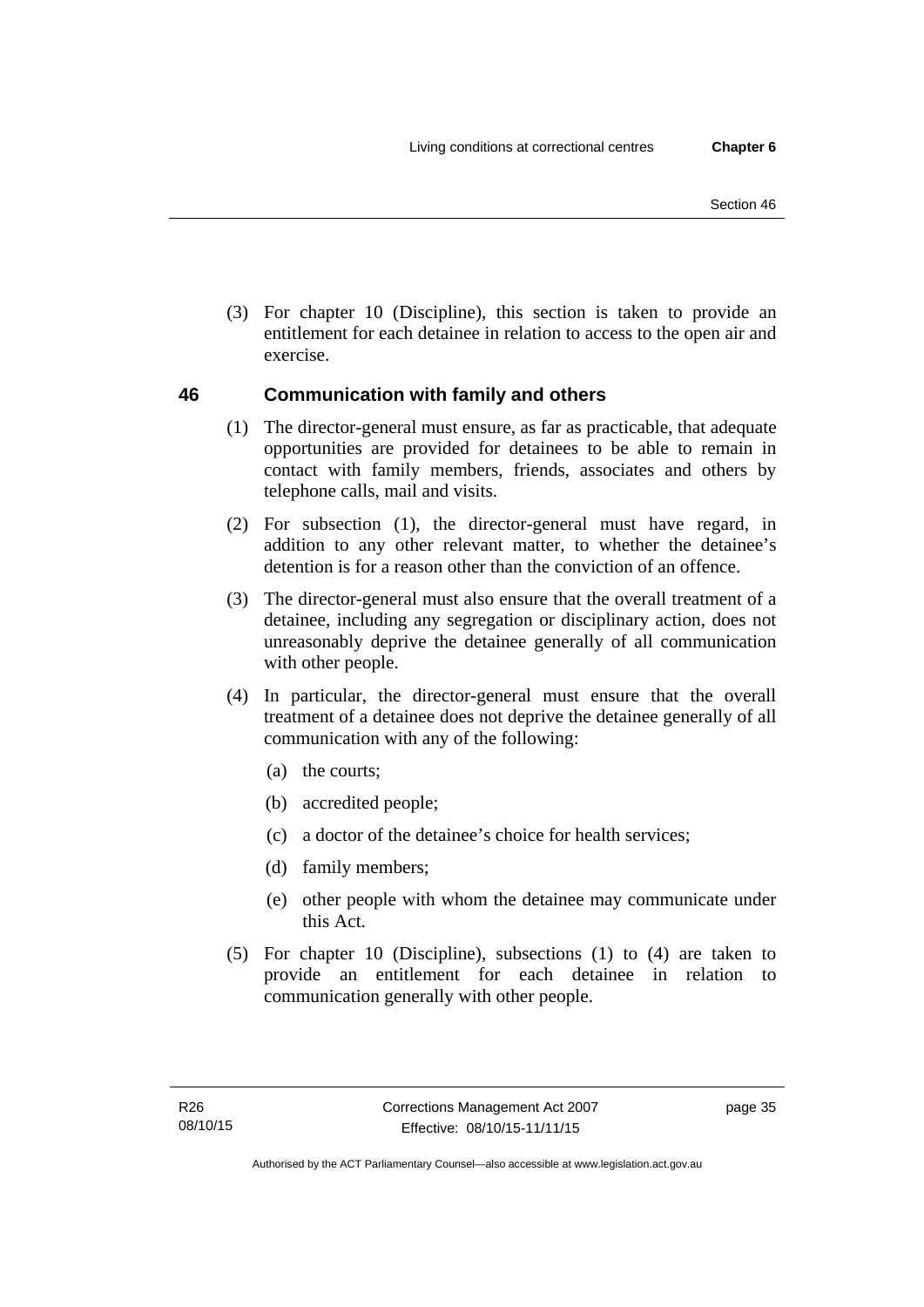(3) For chapter 10 (Discipline), this section is taken to provide an entitlement for each detainee in relation to access to the open air and exercise.

## 46 Communication with family and others

(1) The director-general must ensure, as far as practicable, that adequate opportunities are provided for detainees to be able to remain in contact with family members, friends, associates and others by telephone calls, mail and visits.

(2) For subsection (1), the director-general must have regard, in addition to any other relevant matter, to whether the detainee's detention is for a reason other than the conviction of an offence.

(3) The director-general must also ensure that the overall treatment of a detainee, including any segregation or disciplinary action, does not unreasonably deprive the detainee generally of all communication with other people.

(4) In particular, the director-general must ensure that the overall treatment of a detainee does not deprive the detainee generally of all communication with any of the following:

- (a) the courts;
- (b) accredited people;
- (c) a doctor of the detainee's choice for health services;
- (d) family members;
- (e) other people with whom the detainee may communicate under this Act.

(5) For chapter 10 (Discipline), subsections (1) to (4) are taken to provide an entitlement for each detainee in relation to communication generally with other people.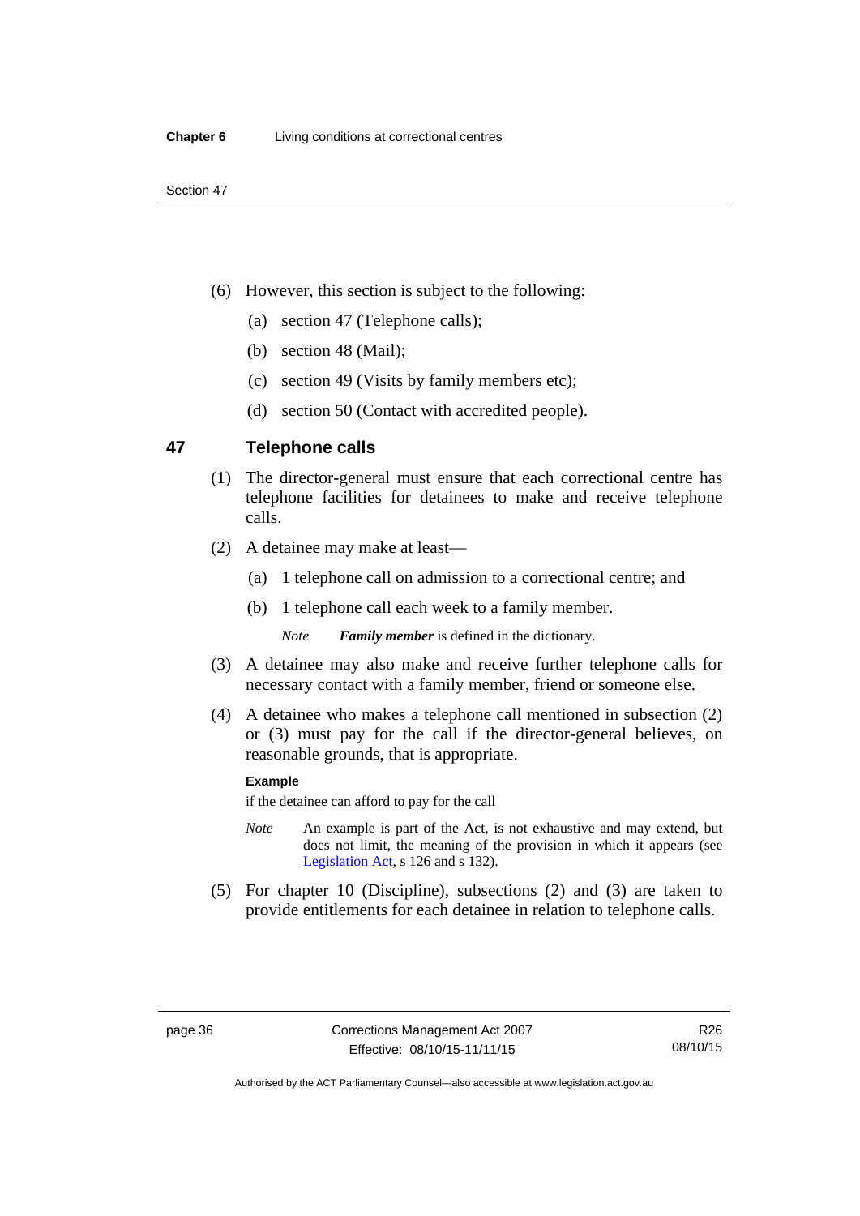(6) However, this section is subject to the following:

  (a) section 47 (Telephone calls);

  (b) section 48 (Mail);

  (c) section 49 (Visits by family members etc);

  (d) section 50 (Contact with accredited people).

## 47 Telephone calls

(1) The director-general must ensure that each correctional centre has telephone facilities for detainees to make and receive telephone calls.

(2) A detainee may make at least—

  (a) 1 telephone call on admission to a correctional centre; and

  (b) 1 telephone call each week to a family member.

  *Note* ***Family member*** is defined in the dictionary.

(3) A detainee may also make and receive further telephone calls for necessary contact with a family member, friend or someone else.

(4) A detainee who makes a telephone call mentioned in subsection (2) or (3) must pay for the call if the director-general believes, on reasonable grounds, that is appropriate.

**Example**

if the detainee can afford to pay for the call

*Note* An example is part of the Act, is not exhaustive and may extend, but does not limit, the meaning of the provision in which it appears (see Legislation Act, s 126 and s 132).

(5) For chapter 10 (Discipline), subsections (2) and (3) are taken to provide entitlements for each detainee in relation to telephone calls.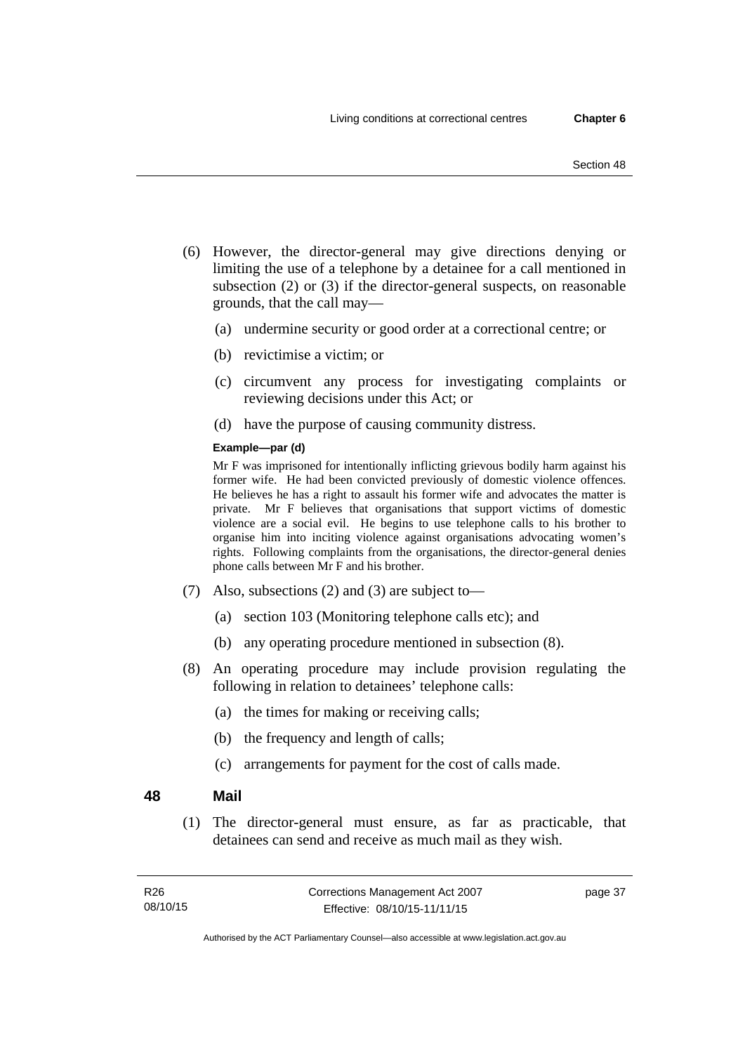(6) However, the director-general may give directions denying or limiting the use of a telephone by a detainee for a call mentioned in subsection (2) or (3) if the director-general suspects, on reasonable grounds, that the call may—

(a) undermine security or good order at a correctional centre; or

(b) revictimise a victim; or

(c) circumvent any process for investigating complaints or reviewing decisions under this Act; or

(d) have the purpose of causing community distress.

**Example—par (d)**

Mr F was imprisoned for intentionally inflicting grievous bodily harm against his former wife. He had been convicted previously of domestic violence offences. He believes he has a right to assault his former wife and advocates the matter is private. Mr F believes that organisations that support victims of domestic violence are a social evil. He begins to use telephone calls to his brother to organise him into inciting violence against organisations advocating women's rights. Following complaints from the organisations, the director-general denies phone calls between Mr F and his brother.

(7) Also, subsections (2) and (3) are subject to—

(a) section 103 (Monitoring telephone calls etc); and

(b) any operating procedure mentioned in subsection (8).

(8) An operating procedure may include provision regulating the following in relation to detainees' telephone calls:

(a) the times for making or receiving calls;

(b) the frequency and length of calls;

(c) arrangements for payment for the cost of calls made.

## 48 Mail

(1) The director-general must ensure, as far as practicable, that detainees can send and receive as much mail as they wish.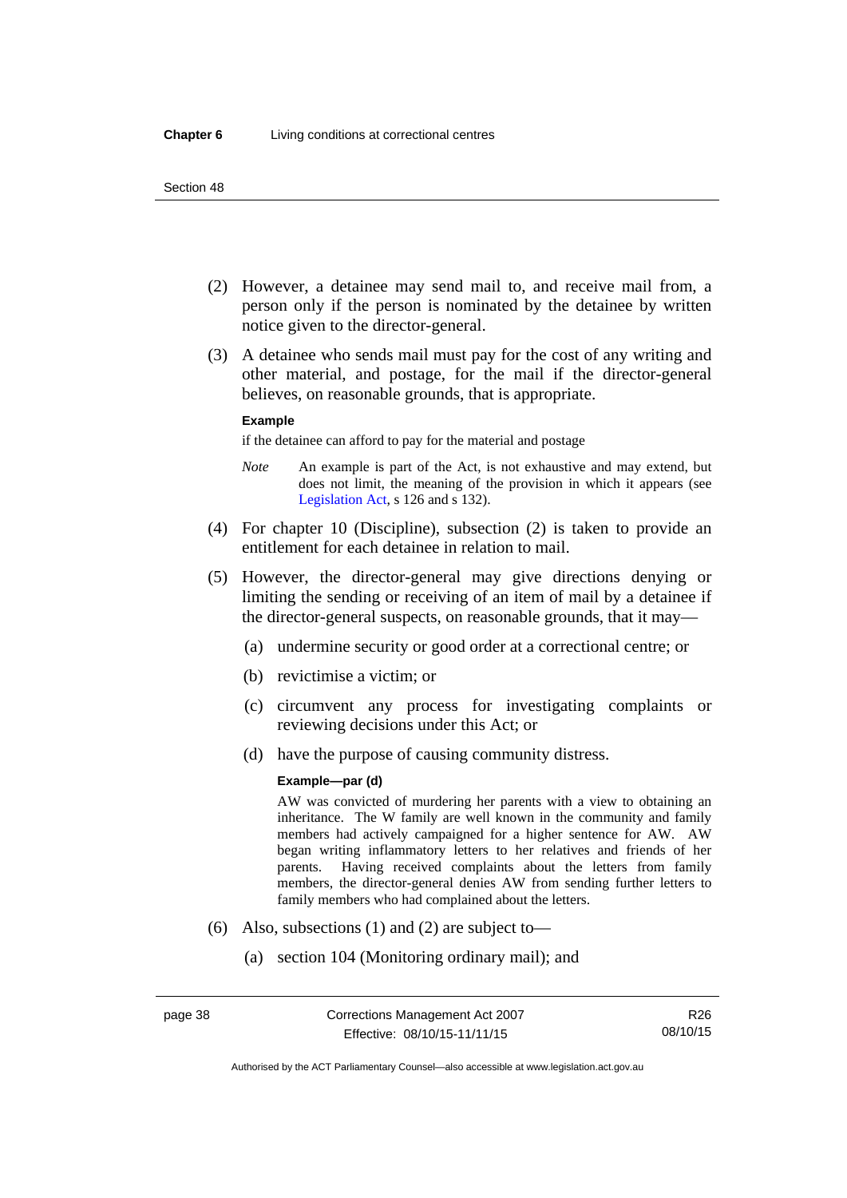(2) However, a detainee may send mail to, and receive mail from, a person only if the person is nominated by the detainee by written notice given to the director-general.

(3) A detainee who sends mail must pay for the cost of any writing and other material, and postage, for the mail if the director-general believes, on reasonable grounds, that is appropriate.

**Example**

if the detainee can afford to pay for the material and postage

*Note* An example is part of the Act, is not exhaustive and may extend, but does not limit, the meaning of the provision in which it appears (see Legislation Act, s 126 and s 132).

(4) For chapter 10 (Discipline), subsection (2) is taken to provide an entitlement for each detainee in relation to mail.

(5) However, the director-general may give directions denying or limiting the sending or receiving of an item of mail by a detainee if the director-general suspects, on reasonable grounds, that it may—

(a) undermine security or good order at a correctional centre; or

(b) revictimise a victim; or

(c) circumvent any process for investigating complaints or reviewing decisions under this Act; or

(d) have the purpose of causing community distress.

**Example—par (d)**

AW was convicted of murdering her parents with a view to obtaining an inheritance. The W family are well known in the community and family members had actively campaigned for a higher sentence for AW. AW began writing inflammatory letters to her relatives and friends of her parents. Having received complaints about the letters from family members, the director-general denies AW from sending further letters to family members who had complained about the letters.

(6) Also, subsections (1) and (2) are subject to—

(a) section 104 (Monitoring ordinary mail); and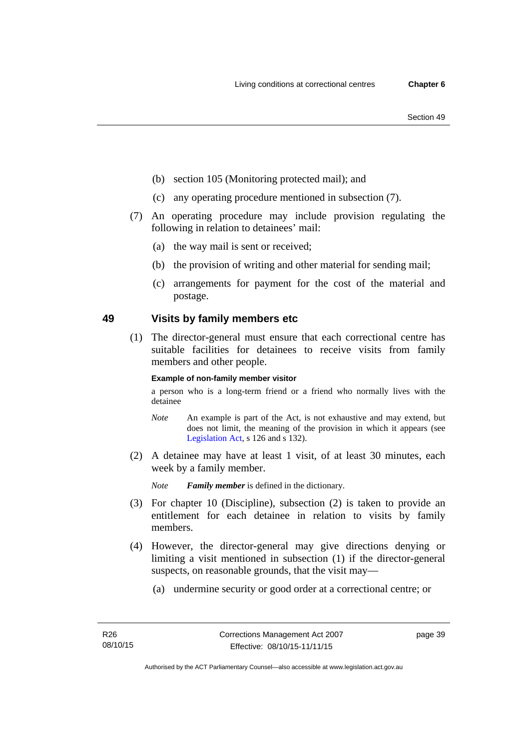(b) section 105 (Monitoring protected mail); and

(c) any operating procedure mentioned in subsection (7).

(7) An operating procedure may include provision regulating the following in relation to detainees' mail:

(a) the way mail is sent or received;

(b) the provision of writing and other material for sending mail;

(c) arrangements for payment for the cost of the material and postage.

## 49 Visits by family members etc

(1) The director-general must ensure that each correctional centre has suitable facilities for detainees to receive visits from family members and other people.

**Example of non-family member visitor**

a person who is a long-term friend or a friend who normally lives with the detainee

*Note* An example is part of the Act, is not exhaustive and may extend, but does not limit, the meaning of the provision in which it appears (see Legislation Act, s 126 and s 132).

(2) A detainee may have at least 1 visit, of at least 30 minutes, each week by a family member.

*Note* ***Family member*** is defined in the dictionary.

(3) For chapter 10 (Discipline), subsection (2) is taken to provide an entitlement for each detainee in relation to visits by family members.

(4) However, the director-general may give directions denying or limiting a visit mentioned in subsection (1) if the director-general suspects, on reasonable grounds, that the visit may—

(a) undermine security or good order at a correctional centre; or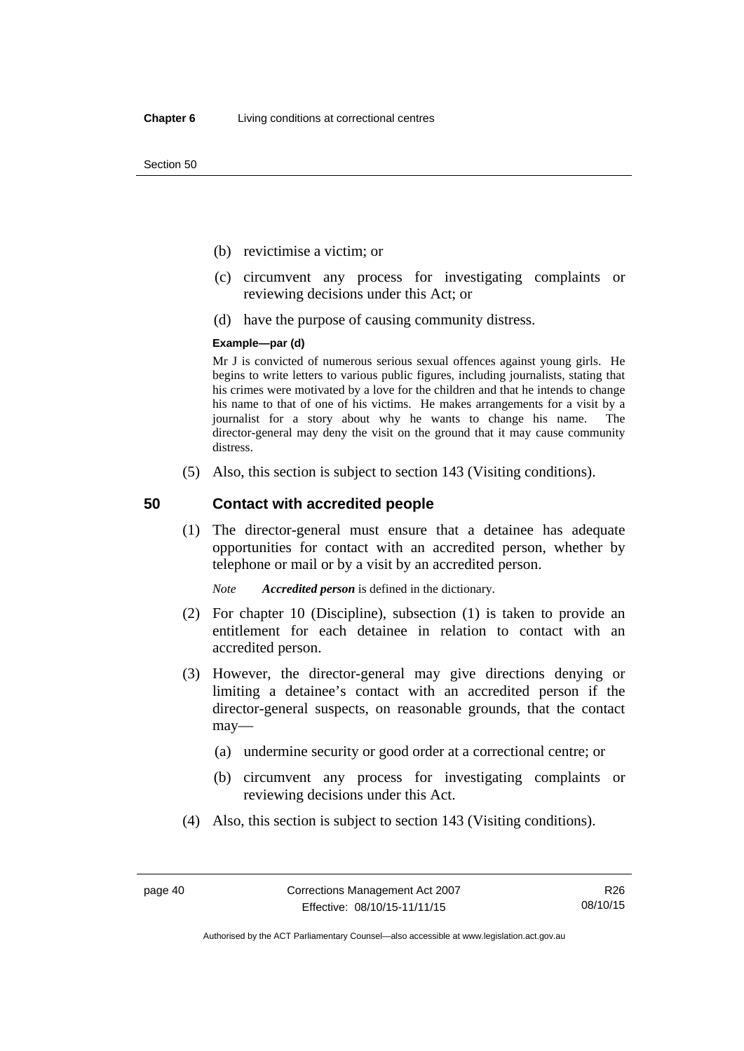(b) revictimise a victim; or

(c) circumvent any process for investigating complaints or reviewing decisions under this Act; or

(d) have the purpose of causing community distress.

**Example—par (d)**

Mr J is convicted of numerous serious sexual offences against young girls. He begins to write letters to various public figures, including journalists, stating that his crimes were motivated by a love for the children and that he intends to change his name to that of one of his victims. He makes arrangements for a visit by a journalist for a story about why he wants to change his name. The director-general may deny the visit on the ground that it may cause community distress.

(5) Also, this section is subject to section 143 (Visiting conditions).

## 50 Contact with accredited people

(1) The director-general must ensure that a detainee has adequate opportunities for contact with an accredited person, whether by telephone or mail or by a visit by an accredited person.

*Note* ***Accredited person*** is defined in the dictionary.

(2) For chapter 10 (Discipline), subsection (1) is taken to provide an entitlement for each detainee in relation to contact with an accredited person.

(3) However, the director-general may give directions denying or limiting a detainee's contact with an accredited person if the director-general suspects, on reasonable grounds, that the contact may—

(a) undermine security or good order at a correctional centre; or

(b) circumvent any process for investigating complaints or reviewing decisions under this Act.

(4) Also, this section is subject to section 143 (Visiting conditions).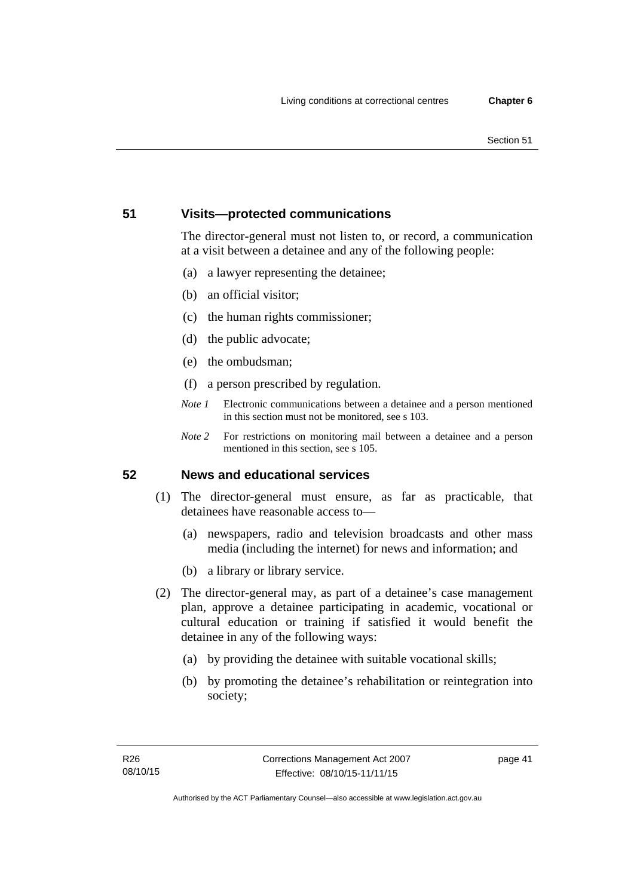## 51 Visits—protected communications

The director-general must not listen to, or record, a communication at a visit between a detainee and any of the following people:

(a) a lawyer representing the detainee;

(b) an official visitor;

(c) the human rights commissioner;

(d) the public advocate;

(e) the ombudsman;

(f) a person prescribed by regulation.

*Note 1* Electronic communications between a detainee and a person mentioned in this section must not be monitored, see s 103.

*Note 2* For restrictions on monitoring mail between a detainee and a person mentioned in this section, see s 105.

## 52 News and educational services

(1) The director-general must ensure, as far as practicable, that detainees have reasonable access to—

(a) newspapers, radio and television broadcasts and other mass media (including the internet) for news and information; and

(b) a library or library service.

(2) The director-general may, as part of a detainee's case management plan, approve a detainee participating in academic, vocational or cultural education or training if satisfied it would benefit the detainee in any of the following ways:

(a) by providing the detainee with suitable vocational skills;

(b) by promoting the detainee's rehabilitation or reintegration into society;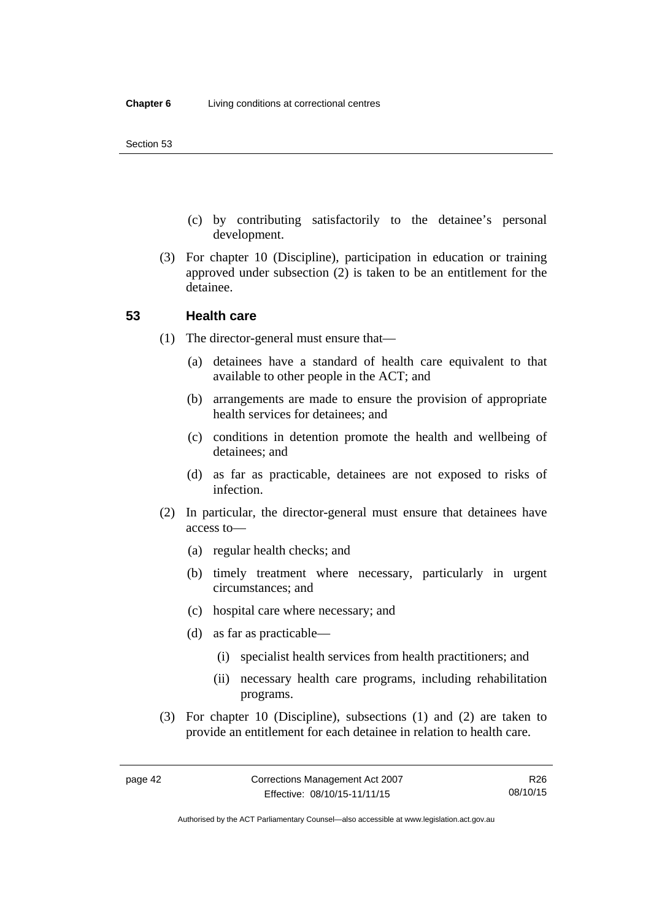(c) by contributing satisfactorily to the detainee's personal development.

(3) For chapter 10 (Discipline), participation in education or training approved under subsection (2) is taken to be an entitlement for the detainee.

## 53 Health care

(1) The director-general must ensure that—

(a) detainees have a standard of health care equivalent to that available to other people in the ACT; and

(b) arrangements are made to ensure the provision of appropriate health services for detainees; and

(c) conditions in detention promote the health and wellbeing of detainees; and

(d) as far as practicable, detainees are not exposed to risks of infection.

(2) In particular, the director-general must ensure that detainees have access to—

(a) regular health checks; and

(b) timely treatment where necessary, particularly in urgent circumstances; and

(c) hospital care where necessary; and

(d) as far as practicable—

(i) specialist health services from health practitioners; and

(ii) necessary health care programs, including rehabilitation programs.

(3) For chapter 10 (Discipline), subsections (1) and (2) are taken to provide an entitlement for each detainee in relation to health care.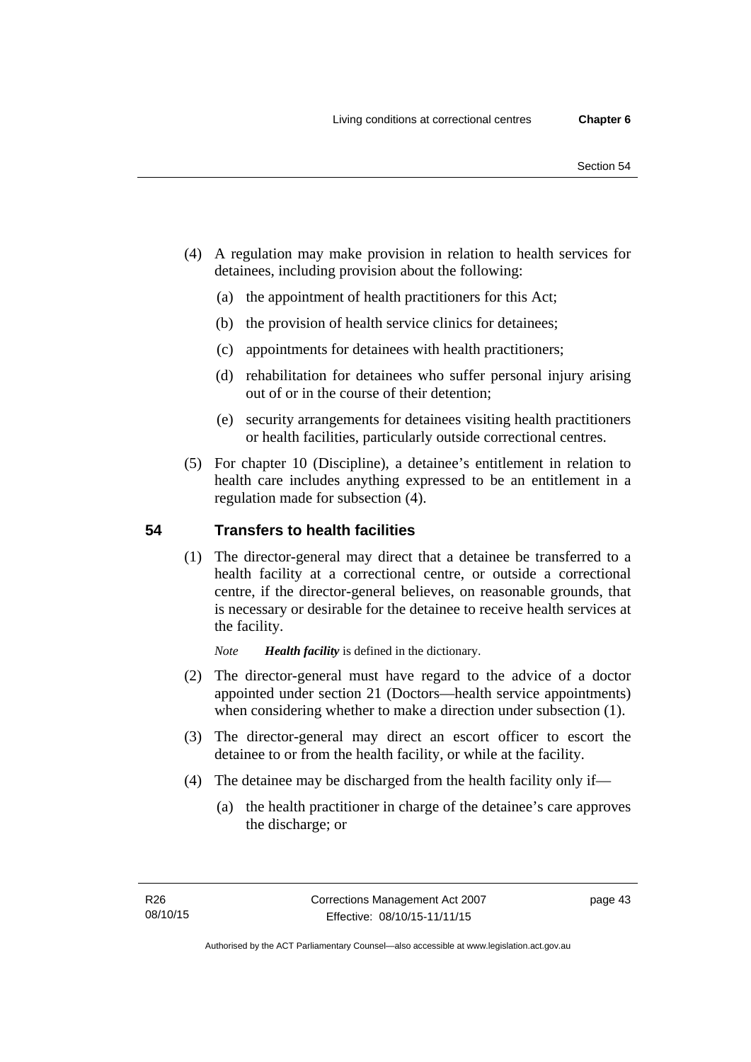(4) A regulation may make provision in relation to health services for detainees, including provision about the following:

  (a) the appointment of health practitioners for this Act;

  (b) the provision of health service clinics for detainees;

  (c) appointments for detainees with health practitioners;

  (d) rehabilitation for detainees who suffer personal injury arising out of or in the course of their detention;

  (e) security arrangements for detainees visiting health practitioners or health facilities, particularly outside correctional centres.

(5) For chapter 10 (Discipline), a detainee's entitlement in relation to health care includes anything expressed to be an entitlement in a regulation made for subsection (4).

## 54 Transfers to health facilities

(1) The director-general may direct that a detainee be transferred to a health facility at a correctional centre, or outside a correctional centre, if the director-general believes, on reasonable grounds, that is necessary or desirable for the detainee to receive health services at the facility.

*Note* ***Health facility*** is defined in the dictionary.

(2) The director-general must have regard to the advice of a doctor appointed under section 21 (Doctors—health service appointments) when considering whether to make a direction under subsection (1).

(3) The director-general may direct an escort officer to escort the detainee to or from the health facility, or while at the facility.

(4) The detainee may be discharged from the health facility only if—

  (a) the health practitioner in charge of the detainee's care approves the discharge; or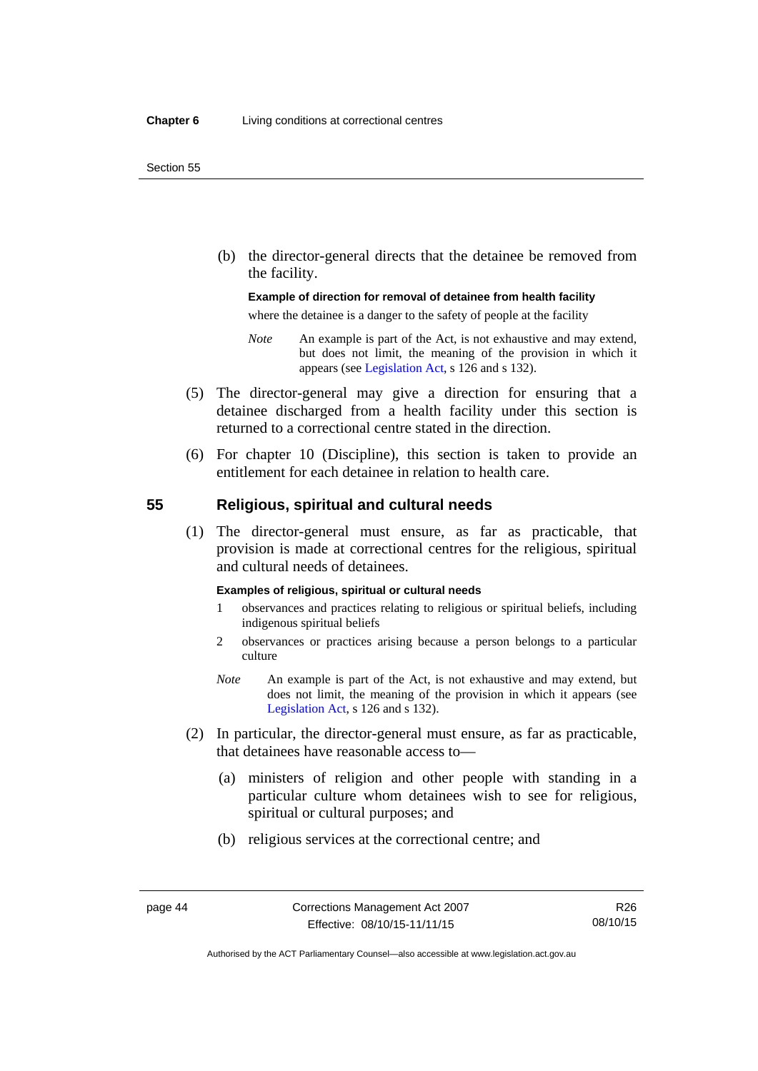(b) the director-general directs that the detainee be removed from the facility.

**Example of direction for removal of detainee from health facility**

where the detainee is a danger to the safety of people at the facility

*Note* An example is part of the Act, is not exhaustive and may extend, but does not limit, the meaning of the provision in which it appears (see Legislation Act, s 126 and s 132).

(5) The director-general may give a direction for ensuring that a detainee discharged from a health facility under this section is returned to a correctional centre stated in the direction.

(6) For chapter 10 (Discipline), this section is taken to provide an entitlement for each detainee in relation to health care.

## 55 Religious, spiritual and cultural needs

(1) The director-general must ensure, as far as practicable, that provision is made at correctional centres for the religious, spiritual and cultural needs of detainees.

**Examples of religious, spiritual or cultural needs**

1 observances and practices relating to religious or spiritual beliefs, including indigenous spiritual beliefs

2 observances or practices arising because a person belongs to a particular culture

*Note* An example is part of the Act, is not exhaustive and may extend, but does not limit, the meaning of the provision in which it appears (see Legislation Act, s 126 and s 132).

(2) In particular, the director-general must ensure, as far as practicable, that detainees have reasonable access to—

(a) ministers of religion and other people with standing in a particular culture whom detainees wish to see for religious, spiritual or cultural purposes; and

(b) religious services at the correctional centre; and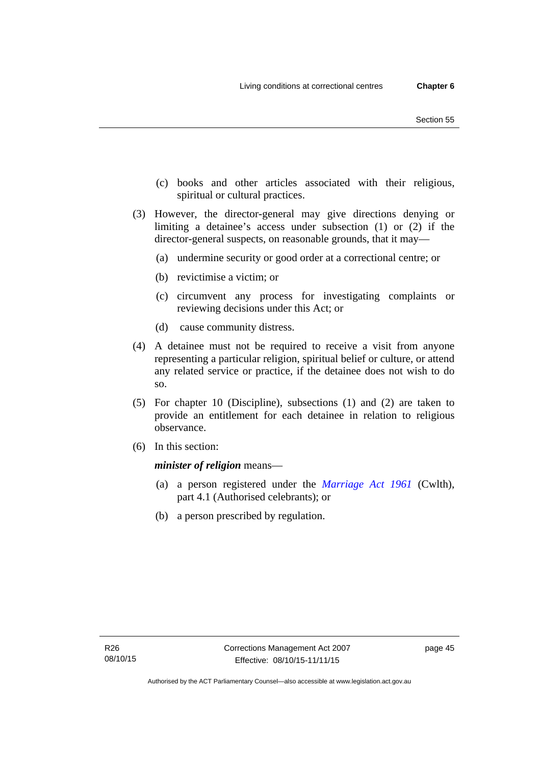(c) books and other articles associated with their religious, spiritual or cultural practices.

(3) However, the director-general may give directions denying or limiting a detainee's access under subsection (1) or (2) if the director-general suspects, on reasonable grounds, that it may—

(a) undermine security or good order at a correctional centre; or

(b) revictimise a victim; or

(c) circumvent any process for investigating complaints or reviewing decisions under this Act; or

(d) cause community distress.

(4) A detainee must not be required to receive a visit from anyone representing a particular religion, spiritual belief or culture, or attend any related service or practice, if the detainee does not wish to do so.

(5) For chapter 10 (Discipline), subsections (1) and (2) are taken to provide an entitlement for each detainee in relation to religious observance.

(6) In this section:

***minister of religion*** means—

(a) a person registered under the *Marriage Act 1961* (Cwlth), part 4.1 (Authorised celebrants); or

(b) a person prescribed by regulation.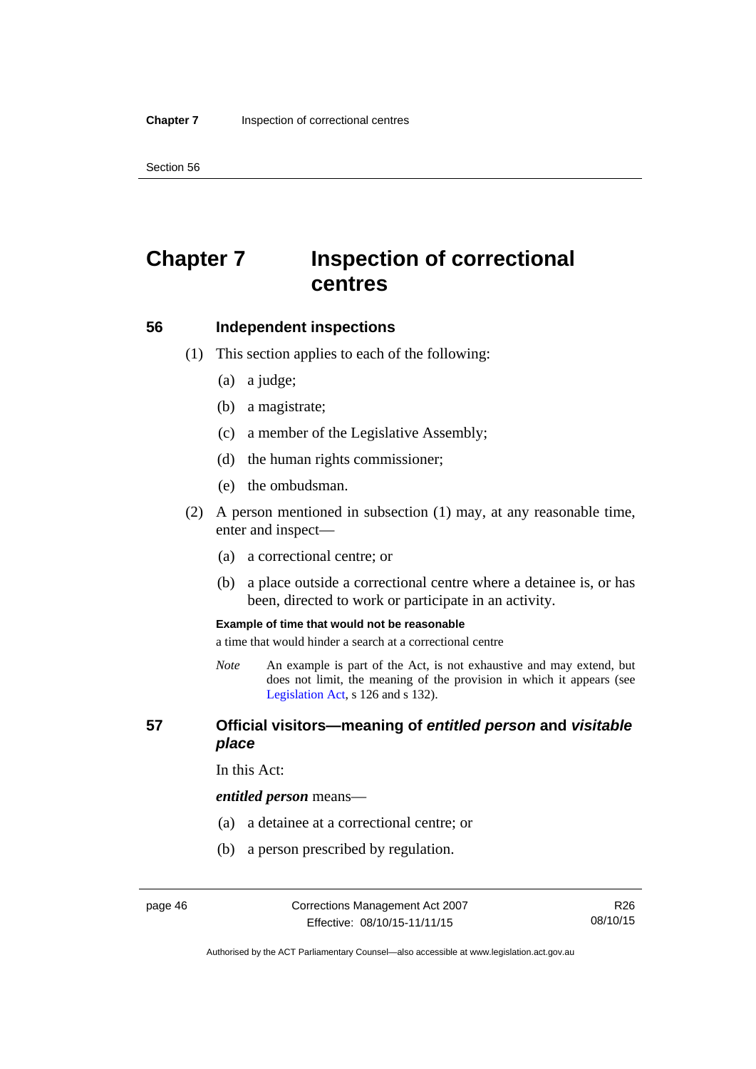# Chapter 7 Inspection of correctional centres

## 56 Independent inspections

(1) This section applies to each of the following:

(a) a judge;

(b) a magistrate;

(c) a member of the Legislative Assembly;

(d) the human rights commissioner;

(e) the ombudsman.

(2) A person mentioned in subsection (1) may, at any reasonable time, enter and inspect—

(a) a correctional centre; or

(b) a place outside a correctional centre where a detainee is, or has been, directed to work or participate in an activity.

**Example of time that would not be reasonable**

a time that would hinder a search at a correctional centre

*Note* An example is part of the Act, is not exhaustive and may extend, but does not limit, the meaning of the provision in which it appears (see Legislation Act, s 126 and s 132).

## 57 Official visitors—meaning of *entitled person* and *visitable place*

In this Act:

***entitled person*** means—

(a) a detainee at a correctional centre; or

(b) a person prescribed by regulation.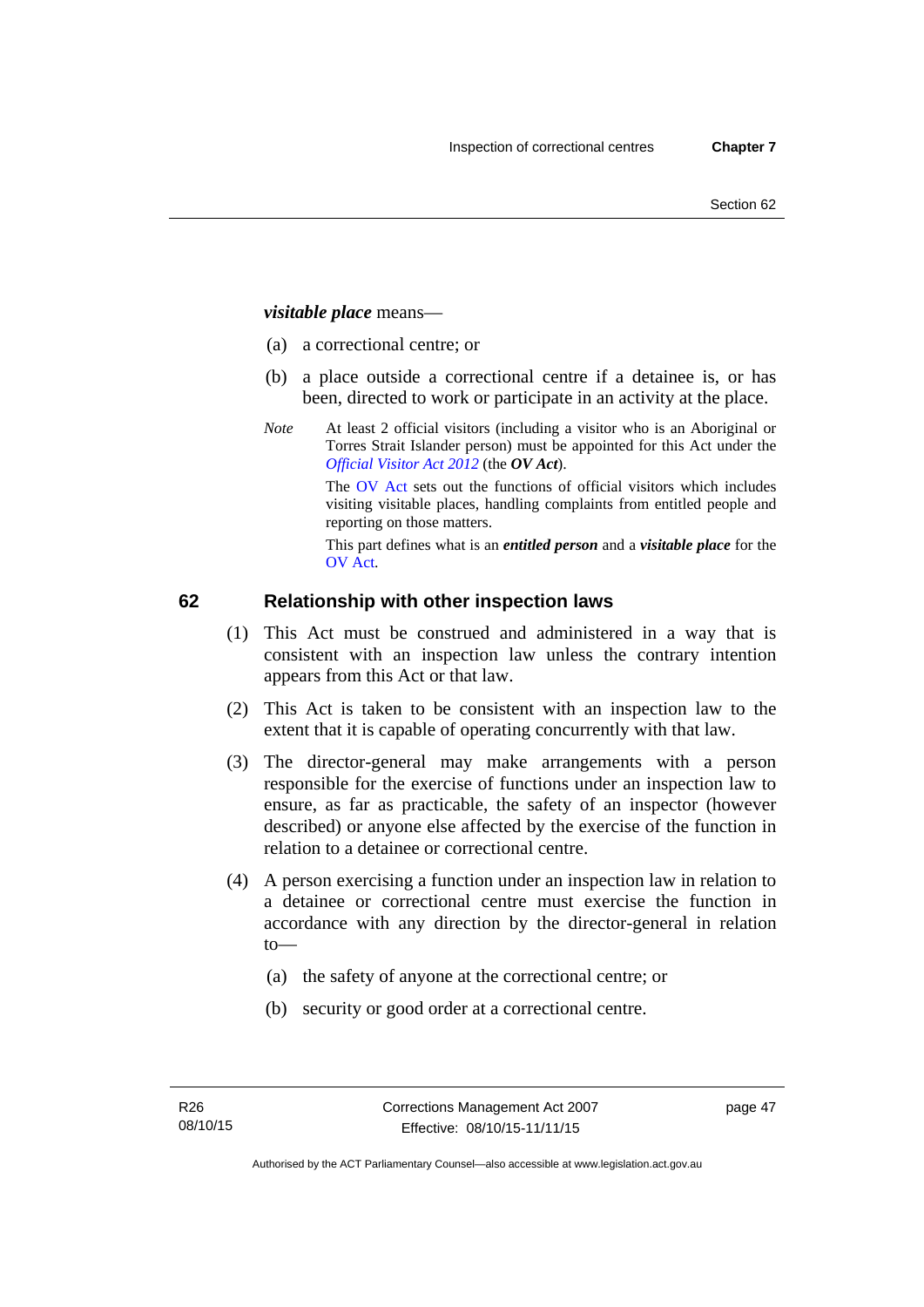***visitable place*** means—

(a) a correctional centre; or

(b) a place outside a correctional centre if a detainee is, or has been, directed to work or participate in an activity at the place.

*Note* At least 2 official visitors (including a visitor who is an Aboriginal or Torres Strait Islander person) must be appointed for this Act under the *Official Visitor Act 2012* (the ***OV Act***).

The OV Act sets out the functions of official visitors which includes visiting visitable places, handling complaints from entitled people and reporting on those matters.

This part defines what is an ***entitled person*** and a ***visitable place*** for the OV Act.

## 62 Relationship with other inspection laws

(1) This Act must be construed and administered in a way that is consistent with an inspection law unless the contrary intention appears from this Act or that law.

(2) This Act is taken to be consistent with an inspection law to the extent that it is capable of operating concurrently with that law.

(3) The director-general may make arrangements with a person responsible for the exercise of functions under an inspection law to ensure, as far as practicable, the safety of an inspector (however described) or anyone else affected by the exercise of the function in relation to a detainee or correctional centre.

(4) A person exercising a function under an inspection law in relation to a detainee or correctional centre must exercise the function in accordance with any direction by the director-general in relation to—

(a) the safety of anyone at the correctional centre; or

(b) security or good order at a correctional centre.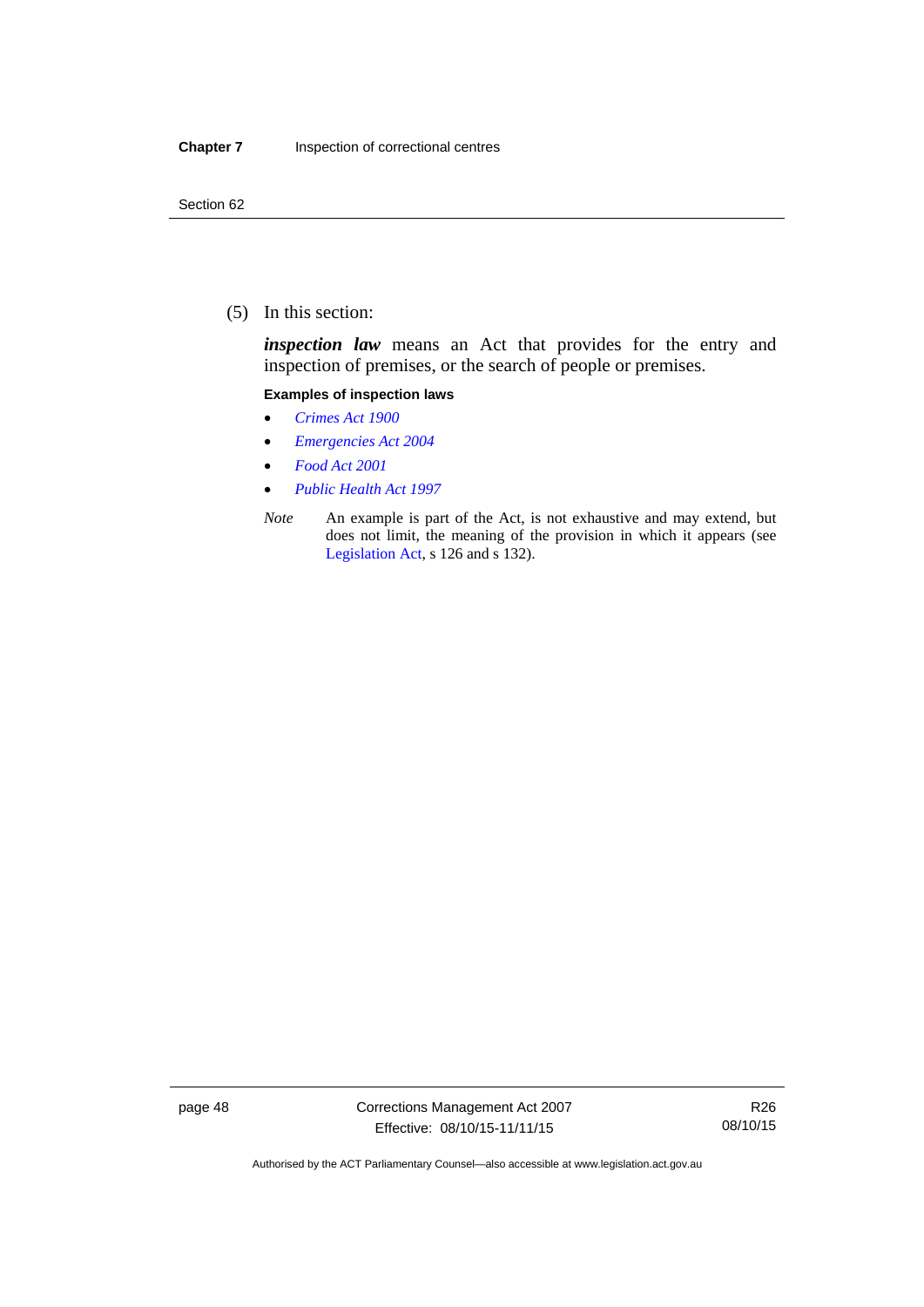(5) In this section:

***inspection law*** means an Act that provides for the entry and inspection of premises, or the search of people or premises.

**Examples of inspection laws**

- *Crimes Act 1900*
- *Emergencies Act 2004*
- *Food Act 2001*
- *Public Health Act 1997*

*Note* An example is part of the Act, is not exhaustive and may extend, but does not limit, the meaning of the provision in which it appears (see Legislation Act, s 126 and s 132).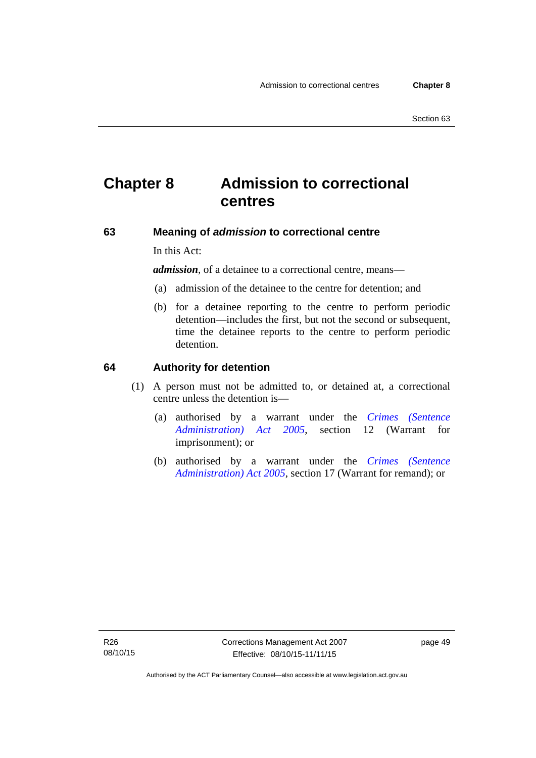# Chapter 8 Admission to correctional centres

## 63 Meaning of *admission* to correctional centre

In this Act:

***admission***, of a detainee to a correctional centre, means—

(a) admission of the detainee to the centre for detention; and

(b) for a detainee reporting to the centre to perform periodic detention—includes the first, but not the second or subsequent, time the detainee reports to the centre to perform periodic detention.

## 64 Authority for detention

(1) A person must not be admitted to, or detained at, a correctional centre unless the detention is—

(a) authorised by a warrant under the *Crimes (Sentence Administration) Act 2005*, section 12 (Warrant for imprisonment); or

(b) authorised by a warrant under the *Crimes (Sentence Administration) Act 2005*, section 17 (Warrant for remand); or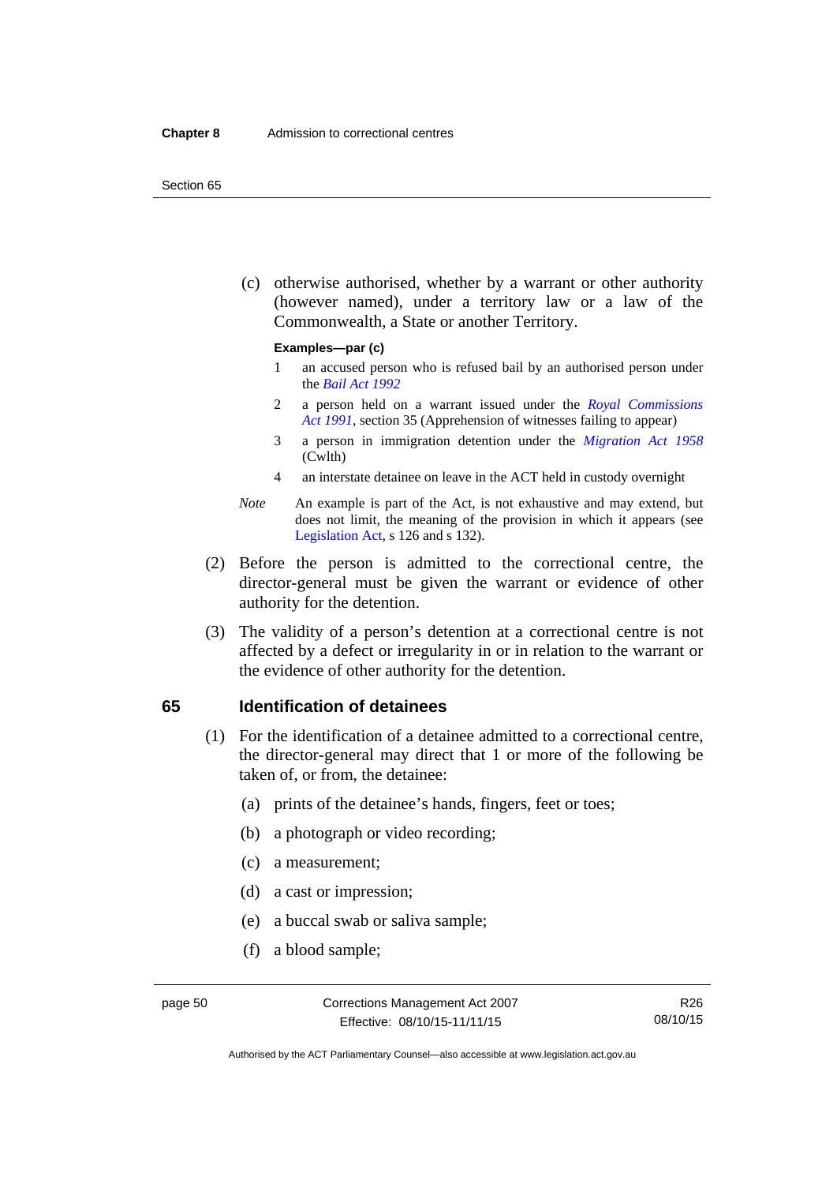(c) otherwise authorised, whether by a warrant or other authority (however named), under a territory law or a law of the Commonwealth, a State or another Territory.

**Examples—par (c)**

1. an accused person who is refused bail by an authorised person under the *Bail Act 1992*
2. a person held on a warrant issued under the *Royal Commissions Act 1991*, section 35 (Apprehension of witnesses failing to appear)
3. a person in immigration detention under the *Migration Act 1958* (Cwlth)
4. an interstate detainee on leave in the ACT held in custody overnight

*Note* An example is part of the Act, is not exhaustive and may extend, but does not limit, the meaning of the provision in which it appears (see Legislation Act, s 126 and s 132).

(2) Before the person is admitted to the correctional centre, the director-general must be given the warrant or evidence of other authority for the detention.

(3) The validity of a person's detention at a correctional centre is not affected by a defect or irregularity in or in relation to the warrant or the evidence of other authority for the detention.

## 65 Identification of detainees

(1) For the identification of a detainee admitted to a correctional centre, the director-general may direct that 1 or more of the following be taken of, or from, the detainee:

(a) prints of the detainee's hands, fingers, feet or toes;

(b) a photograph or video recording;

(c) a measurement;

(d) a cast or impression;

(e) a buccal swab or saliva sample;

(f) a blood sample;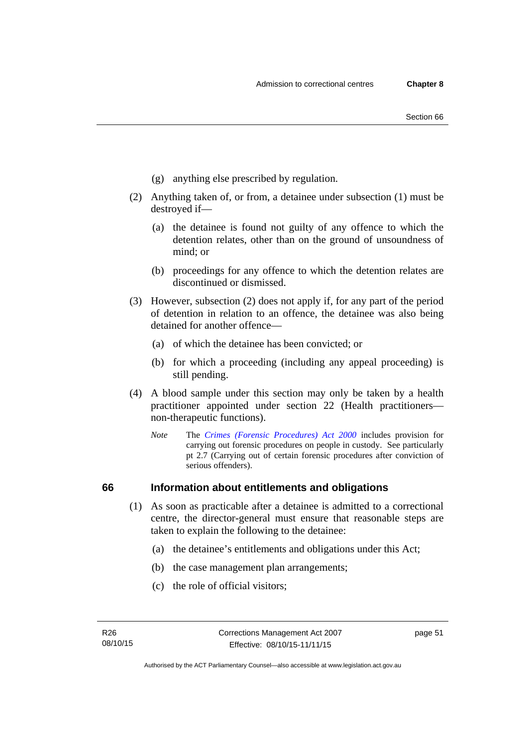(g) anything else prescribed by regulation.

(2) Anything taken of, or from, a detainee under subsection (1) must be destroyed if—

(a) the detainee is found not guilty of any offence to which the detention relates, other than on the ground of unsoundness of mind; or

(b) proceedings for any offence to which the detention relates are discontinued or dismissed.

(3) However, subsection (2) does not apply if, for any part of the period of detention in relation to an offence, the detainee was also being detained for another offence—

(a) of which the detainee has been convicted; or

(b) for which a proceeding (including any appeal proceeding) is still pending.

(4) A blood sample under this section may only be taken by a health practitioner appointed under section 22 (Health practitioners—non-therapeutic functions).

*Note* The *Crimes (Forensic Procedures) Act 2000* includes provision for carrying out forensic procedures on people in custody. See particularly pt 2.7 (Carrying out of certain forensic procedures after conviction of serious offenders).

## 66 Information about entitlements and obligations

(1) As soon as practicable after a detainee is admitted to a correctional centre, the director-general must ensure that reasonable steps are taken to explain the following to the detainee:

(a) the detainee's entitlements and obligations under this Act;

(b) the case management plan arrangements;

(c) the role of official visitors;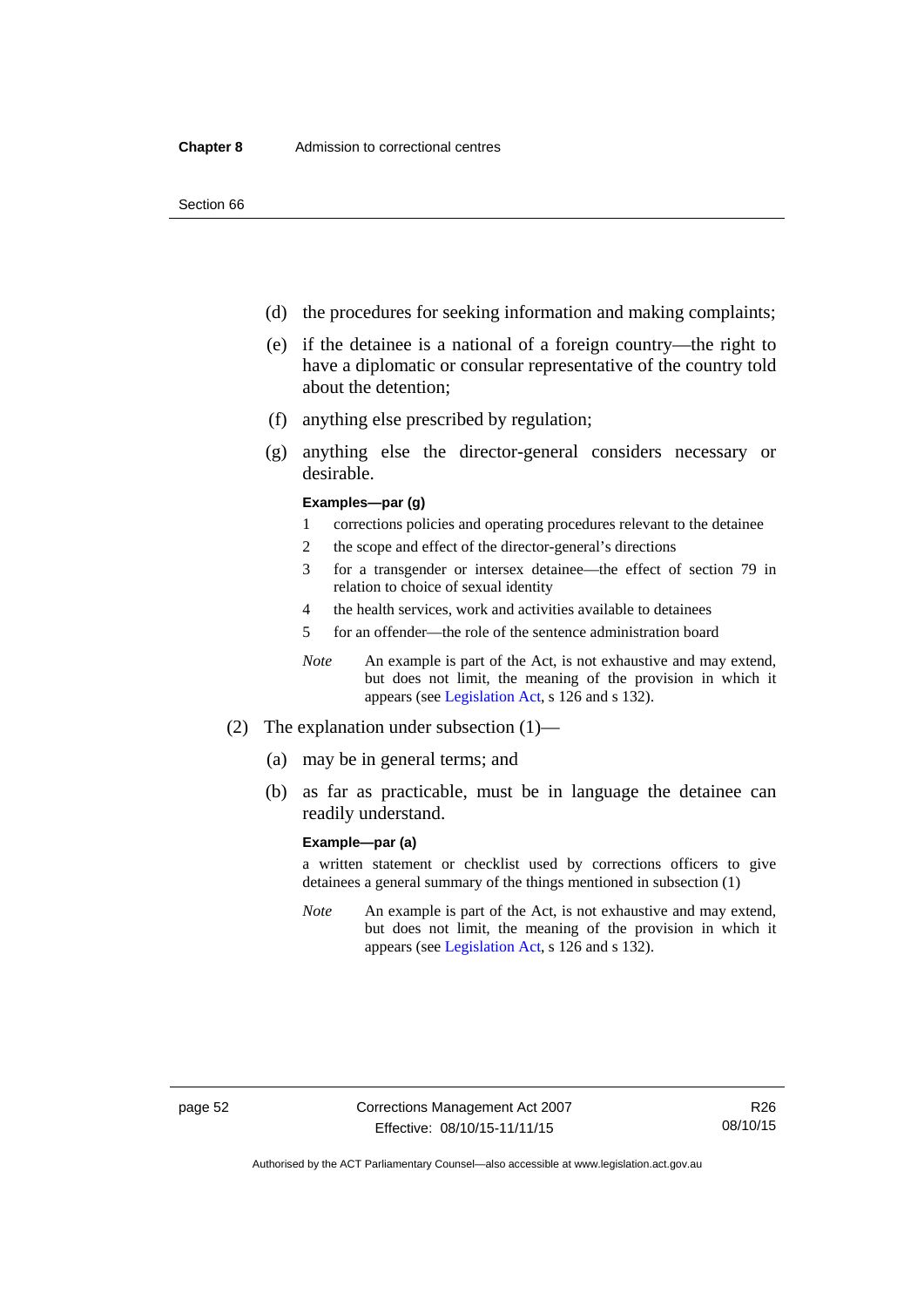(d) the procedures for seeking information and making complaints;

(e) if the detainee is a national of a foreign country—the right to have a diplomatic or consular representative of the country told about the detention;

(f) anything else prescribed by regulation;

(g) anything else the director-general considers necessary or desirable.

**Examples—par (g)**

1 corrections policies and operating procedures relevant to the detainee

2 the scope and effect of the director-general's directions

3 for a transgender or intersex detainee—the effect of section 79 in relation to choice of sexual identity

4 the health services, work and activities available to detainees

5 for an offender—the role of the sentence administration board

*Note* An example is part of the Act, is not exhaustive and may extend, but does not limit, the meaning of the provision in which it appears (see Legislation Act, s 126 and s 132).

(2) The explanation under subsection (1)—

(a) may be in general terms; and

(b) as far as practicable, must be in language the detainee can readily understand.

**Example—par (a)**

a written statement or checklist used by corrections officers to give detainees a general summary of the things mentioned in subsection (1)

*Note* An example is part of the Act, is not exhaustive and may extend, but does not limit, the meaning of the provision in which it appears (see Legislation Act, s 126 and s 132).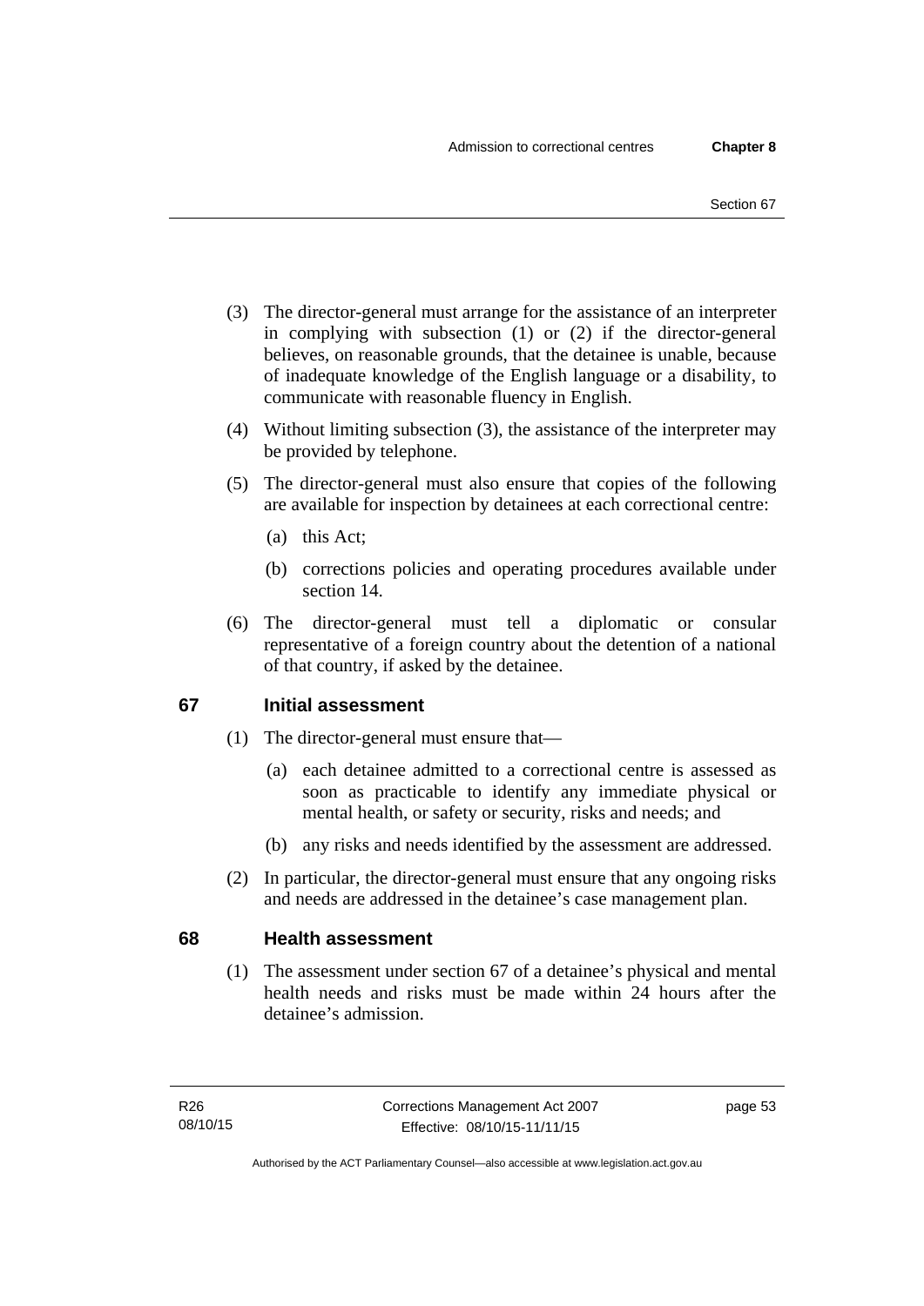(3) The director-general must arrange for the assistance of an interpreter in complying with subsection (1) or (2) if the director-general believes, on reasonable grounds, that the detainee is unable, because of inadequate knowledge of the English language or a disability, to communicate with reasonable fluency in English.

(4) Without limiting subsection (3), the assistance of the interpreter may be provided by telephone.

(5) The director-general must also ensure that copies of the following are available for inspection by detainees at each correctional centre:

- (a) this Act;
- (b) corrections policies and operating procedures available under section 14.

(6) The director-general must tell a diplomatic or consular representative of a foreign country about the detention of a national of that country, if asked by the detainee.

## 67 Initial assessment

(1) The director-general must ensure that—

- (a) each detainee admitted to a correctional centre is assessed as soon as practicable to identify any immediate physical or mental health, or safety or security, risks and needs; and
- (b) any risks and needs identified by the assessment are addressed.

(2) In particular, the director-general must ensure that any ongoing risks and needs are addressed in the detainee's case management plan.

## 68 Health assessment

(1) The assessment under section 67 of a detainee's physical and mental health needs and risks must be made within 24 hours after the detainee's admission.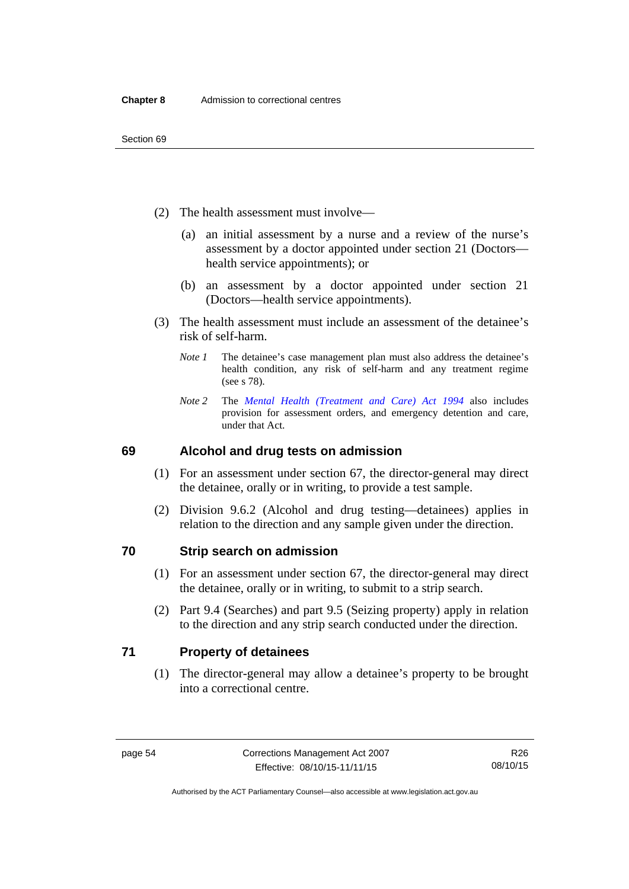(2) The health assessment must involve—

(a) an initial assessment by a nurse and a review of the nurse's assessment by a doctor appointed under section 21 (Doctors—health service appointments); or

(b) an assessment by a doctor appointed under section 21 (Doctors—health service appointments).

(3) The health assessment must include an assessment of the detainee's risk of self-harm.

*Note 1* The detainee's case management plan must also address the detainee's health condition, any risk of self-harm and any treatment regime (see s 78).

*Note 2* The *Mental Health (Treatment and Care) Act 1994* also includes provision for assessment orders, and emergency detention and care, under that Act.

## 69 Alcohol and drug tests on admission

(1) For an assessment under section 67, the director-general may direct the detainee, orally or in writing, to provide a test sample.

(2) Division 9.6.2 (Alcohol and drug testing—detainees) applies in relation to the direction and any sample given under the direction.

## 70 Strip search on admission

(1) For an assessment under section 67, the director-general may direct the detainee, orally or in writing, to submit to a strip search.

(2) Part 9.4 (Searches) and part 9.5 (Seizing property) apply in relation to the direction and any strip search conducted under the direction.

## 71 Property of detainees

(1) The director-general may allow a detainee's property to be brought into a correctional centre.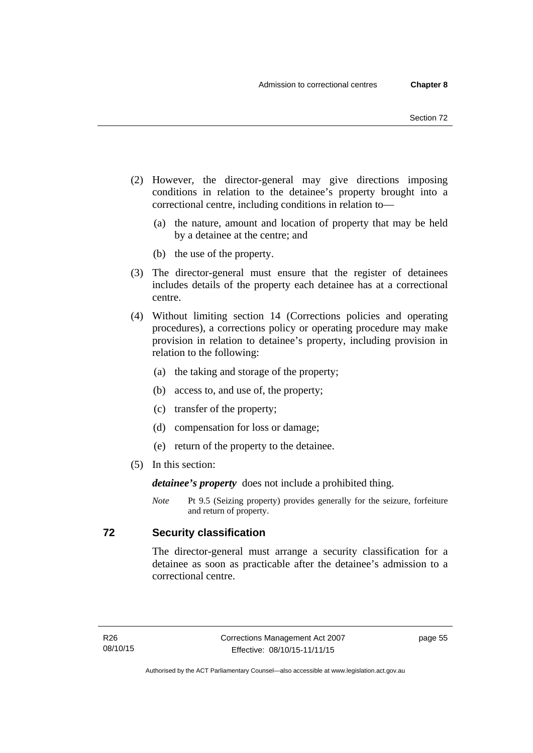(2) However, the director-general may give directions imposing conditions in relation to the detainee's property brought into a correctional centre, including conditions in relation to—

   (a) the nature, amount and location of property that may be held by a detainee at the centre; and

   (b) the use of the property.

(3) The director-general must ensure that the register of detainees includes details of the property each detainee has at a correctional centre.

(4) Without limiting section 14 (Corrections policies and operating procedures), a corrections policy or operating procedure may make provision in relation to detainee's property, including provision in relation to the following:

   (a) the taking and storage of the property;

   (b) access to, and use of, the property;

   (c) transfer of the property;

   (d) compensation for loss or damage;

   (e) return of the property to the detainee.

(5) In this section:

***detainee's property*** does not include a prohibited thing.

*Note* Pt 9.5 (Seizing property) provides generally for the seizure, forfeiture and return of property.

## 72 Security classification

The director-general must arrange a security classification for a detainee as soon as practicable after the detainee's admission to a correctional centre.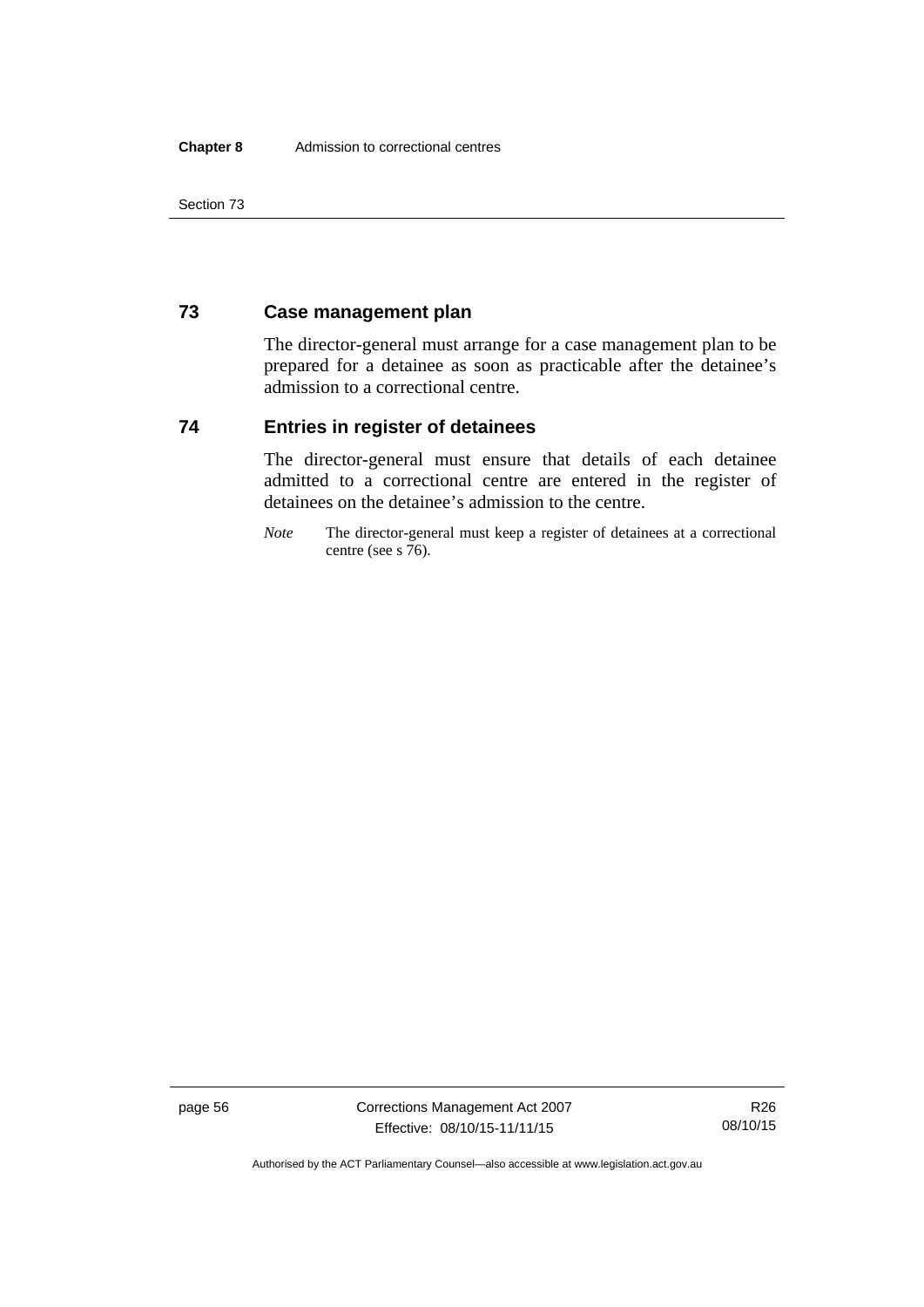## 73 Case management plan

The director-general must arrange for a case management plan to be prepared for a detainee as soon as practicable after the detainee's admission to a correctional centre.

## 74 Entries in register of detainees

The director-general must ensure that details of each detainee admitted to a correctional centre are entered in the register of detainees on the detainee's admission to the centre.

*Note* The director-general must keep a register of detainees at a correctional centre (see s 76).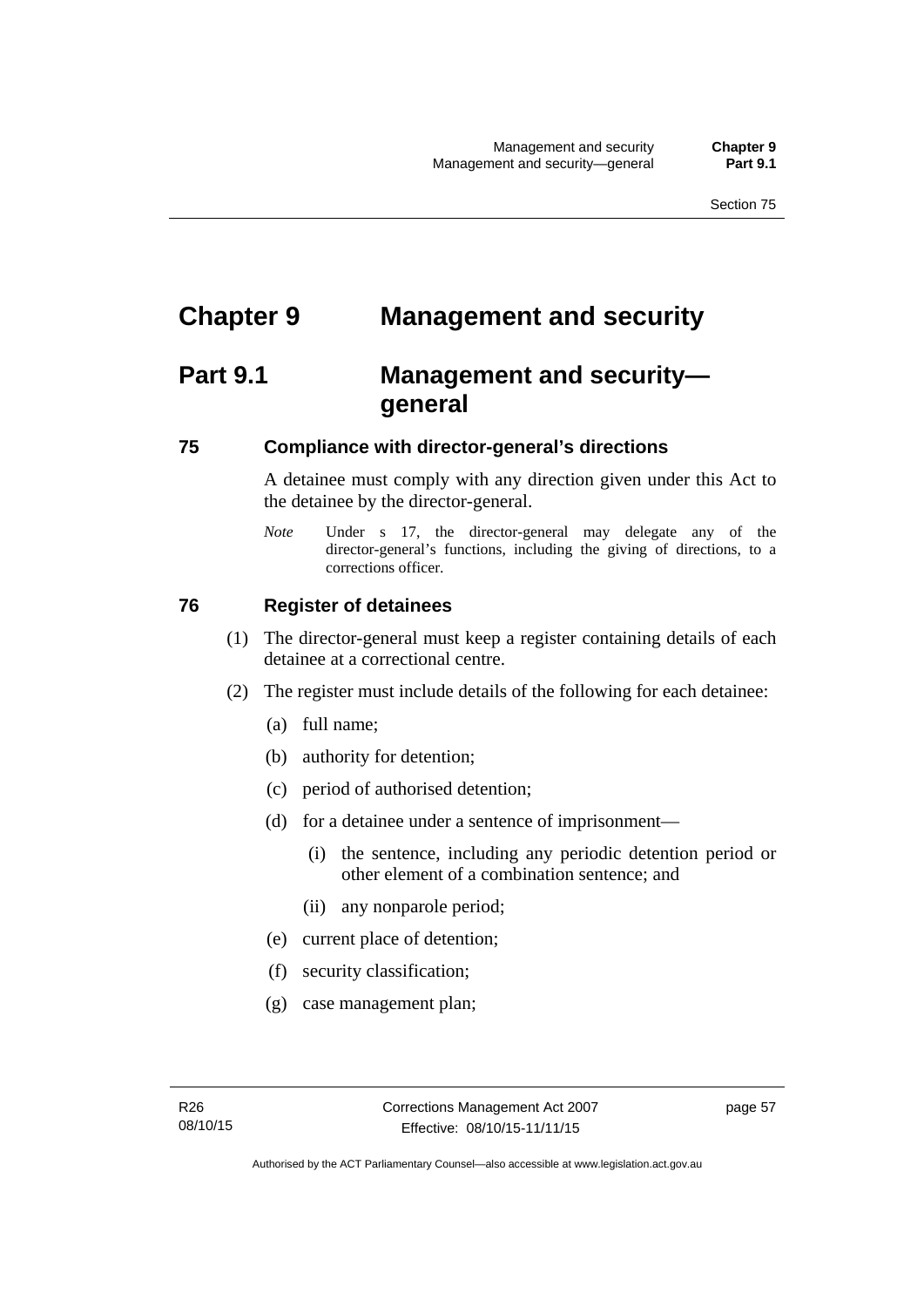# Chapter 9 Management and security

## Part 9.1 Management and security—general

### 75 Compliance with director-general's directions

A detainee must comply with any direction given under this Act to the detainee by the director-general.

*Note* Under s 17, the director-general may delegate any of the director-general's functions, including the giving of directions, to a corrections officer.

### 76 Register of detainees

(1) The director-general must keep a register containing details of each detainee at a correctional centre.

(2) The register must include details of the following for each detainee:

(a) full name;

(b) authority for detention;

(c) period of authorised detention;

(d) for a detainee under a sentence of imprisonment—

(i) the sentence, including any periodic detention period or other element of a combination sentence; and

(ii) any nonparole period;

(e) current place of detention;

(f) security classification;

(g) case management plan;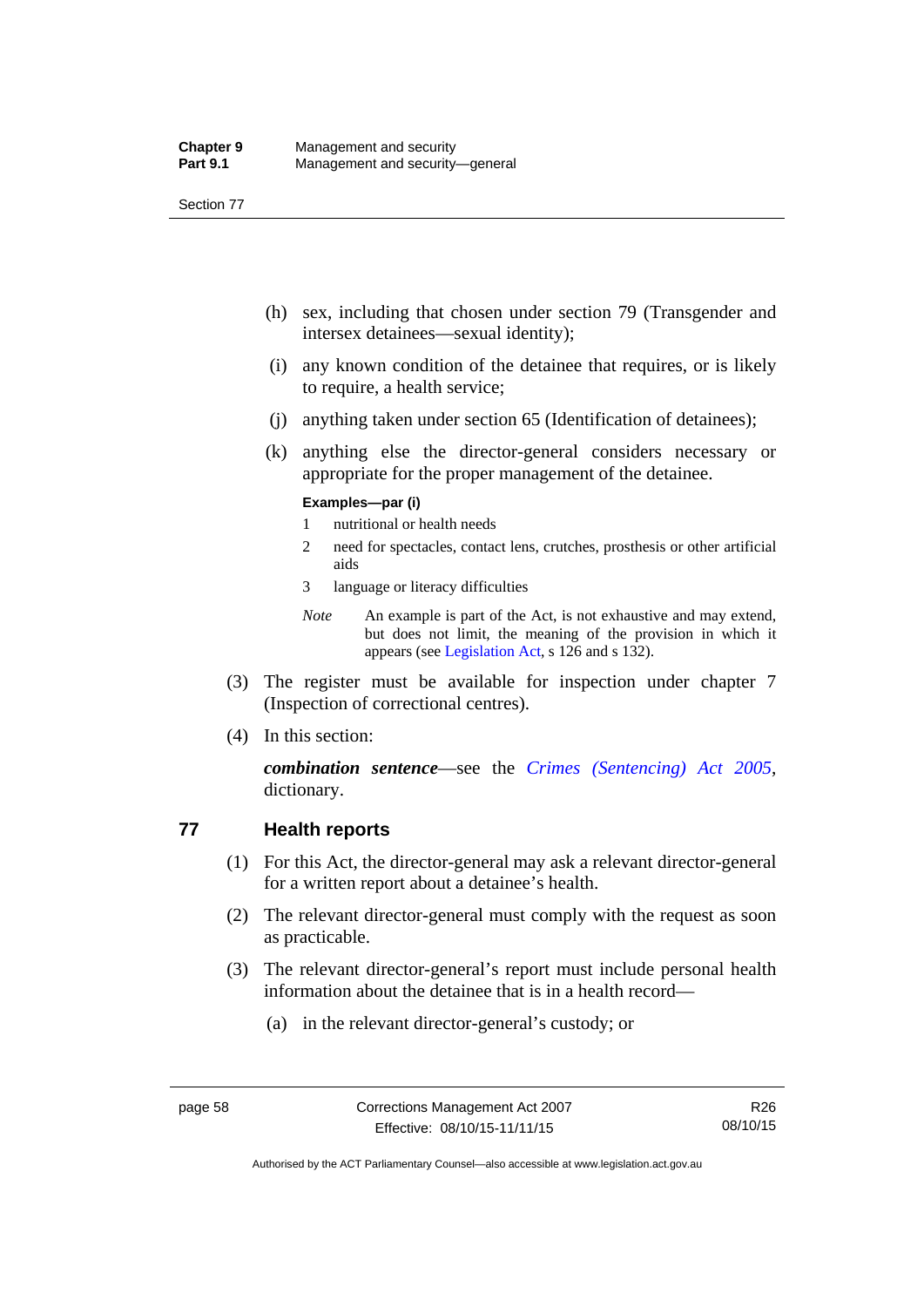(h) sex, including that chosen under section 79 (Transgender and intersex detainees—sexual identity);

(i) any known condition of the detainee that requires, or is likely to require, a health service;

(j) anything taken under section 65 (Identification of detainees);

(k) anything else the director-general considers necessary or appropriate for the proper management of the detainee.

**Examples—par (i)**

1 nutritional or health needs

2 need for spectacles, contact lens, crutches, prosthesis or other artificial aids

3 language or literacy difficulties

*Note* An example is part of the Act, is not exhaustive and may extend, but does not limit, the meaning of the provision in which it appears (see Legislation Act, s 126 and s 132).

(3) The register must be available for inspection under chapter 7 (Inspection of correctional centres).

(4) In this section:

***combination sentence***—see the *Crimes (Sentencing) Act 2005*, dictionary.

## 77 Health reports

(1) For this Act, the director-general may ask a relevant director-general for a written report about a detainee's health.

(2) The relevant director-general must comply with the request as soon as practicable.

(3) The relevant director-general's report must include personal health information about the detainee that is in a health record—

(a) in the relevant director-general's custody; or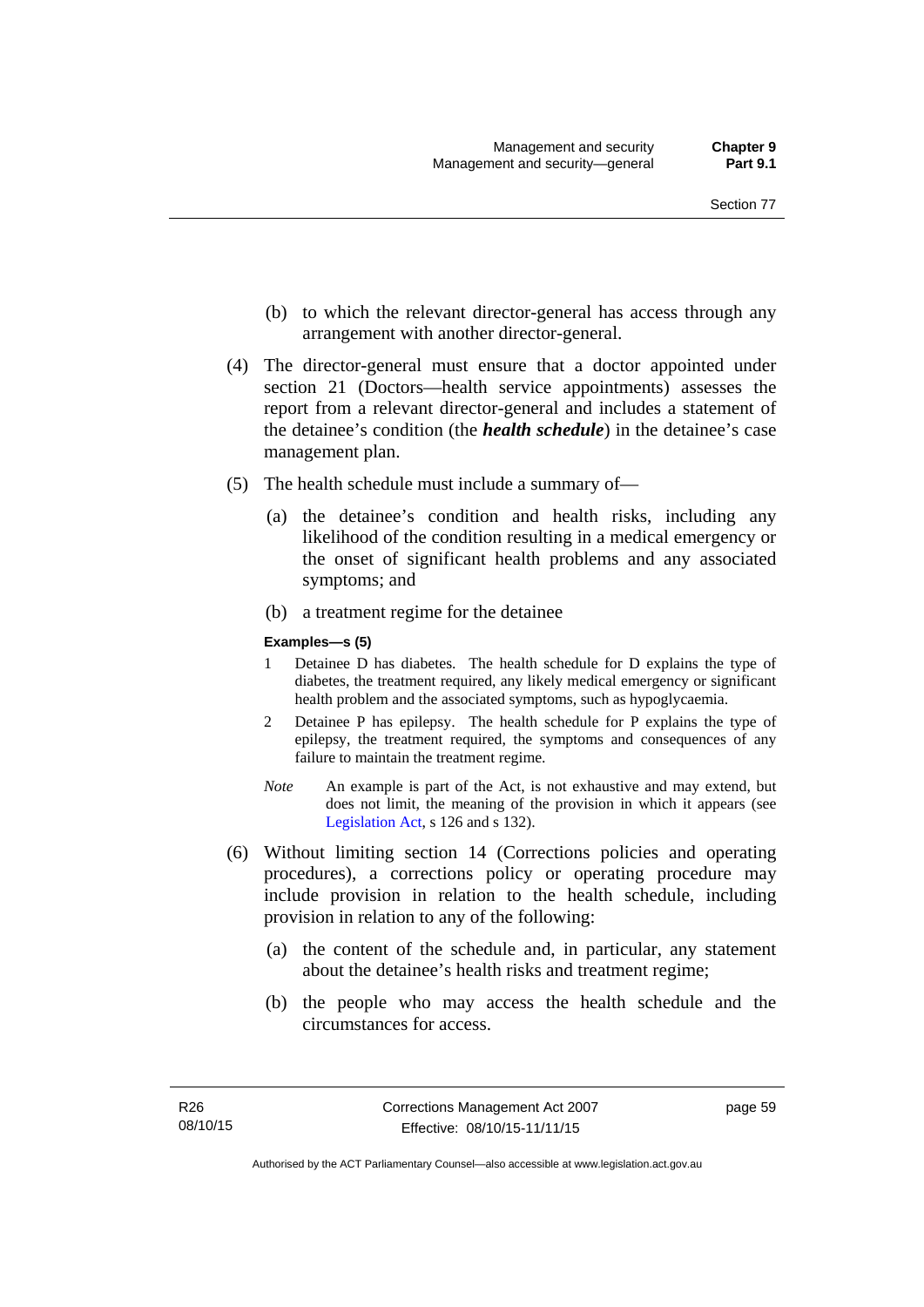(b) to which the relevant director-general has access through any arrangement with another director-general.

(4) The director-general must ensure that a doctor appointed under section 21 (Doctors—health service appointments) assesses the report from a relevant director-general and includes a statement of the detainee's condition (the ***health schedule***) in the detainee's case management plan.

(5) The health schedule must include a summary of—

(a) the detainee's condition and health risks, including any likelihood of the condition resulting in a medical emergency or the onset of significant health problems and any associated symptoms; and

(b) a treatment regime for the detainee

**Examples—s (5)**

1 Detainee D has diabetes. The health schedule for D explains the type of diabetes, the treatment required, any likely medical emergency or significant health problem and the associated symptoms, such as hypoglycaemia.

2 Detainee P has epilepsy. The health schedule for P explains the type of epilepsy, the treatment required, the symptoms and consequences of any failure to maintain the treatment regime.

*Note* An example is part of the Act, is not exhaustive and may extend, but does not limit, the meaning of the provision in which it appears (see Legislation Act, s 126 and s 132).

(6) Without limiting section 14 (Corrections policies and operating procedures), a corrections policy or operating procedure may include provision in relation to the health schedule, including provision in relation to any of the following:

(a) the content of the schedule and, in particular, any statement about the detainee's health risks and treatment regime;

(b) the people who may access the health schedule and the circumstances for access.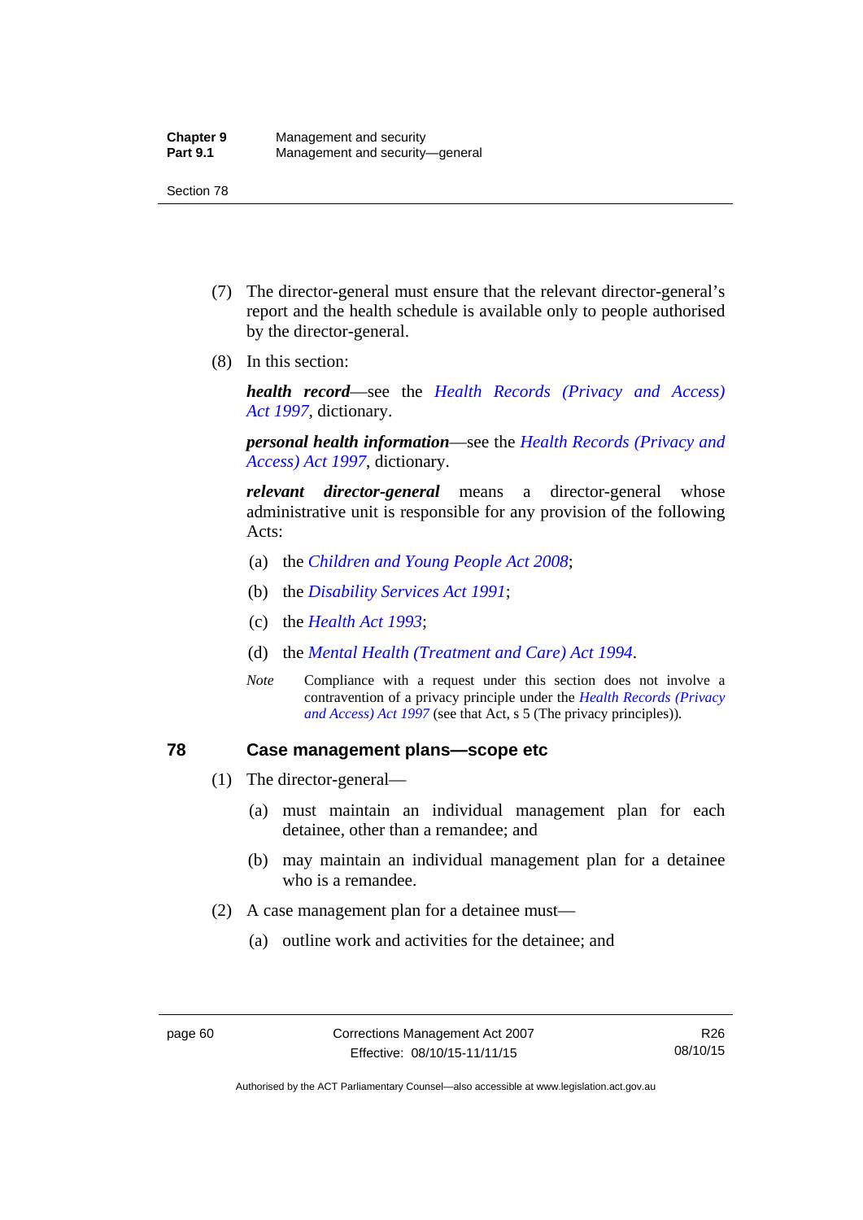(7) The director-general must ensure that the relevant director-general's report and the health schedule is available only to people authorised by the director-general.

(8) In this section:

***health record***—see the *Health Records (Privacy and Access) Act 1997*, dictionary.

***personal health information***—see the *Health Records (Privacy and Access) Act 1997*, dictionary.

***relevant director-general*** means a director-general whose administrative unit is responsible for any provision of the following Acts:

(a) the *Children and Young People Act 2008*;

(b) the *Disability Services Act 1991*;

(c) the *Health Act 1993*;

(d) the *Mental Health (Treatment and Care) Act 1994*.

*Note* Compliance with a request under this section does not involve a contravention of a privacy principle under the *Health Records (Privacy and Access) Act 1997* (see that Act, s 5 (The privacy principles)).

## 78 Case management plans—scope etc

(1) The director-general—

(a) must maintain an individual management plan for each detainee, other than a remandee; and

(b) may maintain an individual management plan for a detainee who is a remandee.

(2) A case management plan for a detainee must—

(a) outline work and activities for the detainee; and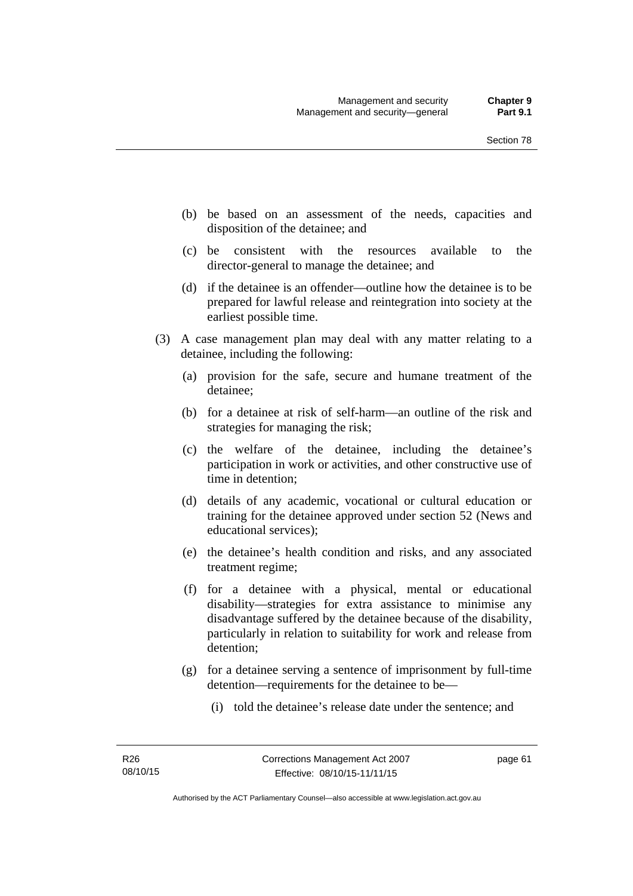(b) be based on an assessment of the needs, capacities and disposition of the detainee; and

(c) be consistent with the resources available to the director-general to manage the detainee; and

(d) if the detainee is an offender—outline how the detainee is to be prepared for lawful release and reintegration into society at the earliest possible time.

(3) A case management plan may deal with any matter relating to a detainee, including the following:

(a) provision for the safe, secure and humane treatment of the detainee;

(b) for a detainee at risk of self-harm—an outline of the risk and strategies for managing the risk;

(c) the welfare of the detainee, including the detainee's participation in work or activities, and other constructive use of time in detention;

(d) details of any academic, vocational or cultural education or training for the detainee approved under section 52 (News and educational services);

(e) the detainee's health condition and risks, and any associated treatment regime;

(f) for a detainee with a physical, mental or educational disability—strategies for extra assistance to minimise any disadvantage suffered by the detainee because of the disability, particularly in relation to suitability for work and release from detention;

(g) for a detainee serving a sentence of imprisonment by full-time detention—requirements for the detainee to be—

(i) told the detainee's release date under the sentence; and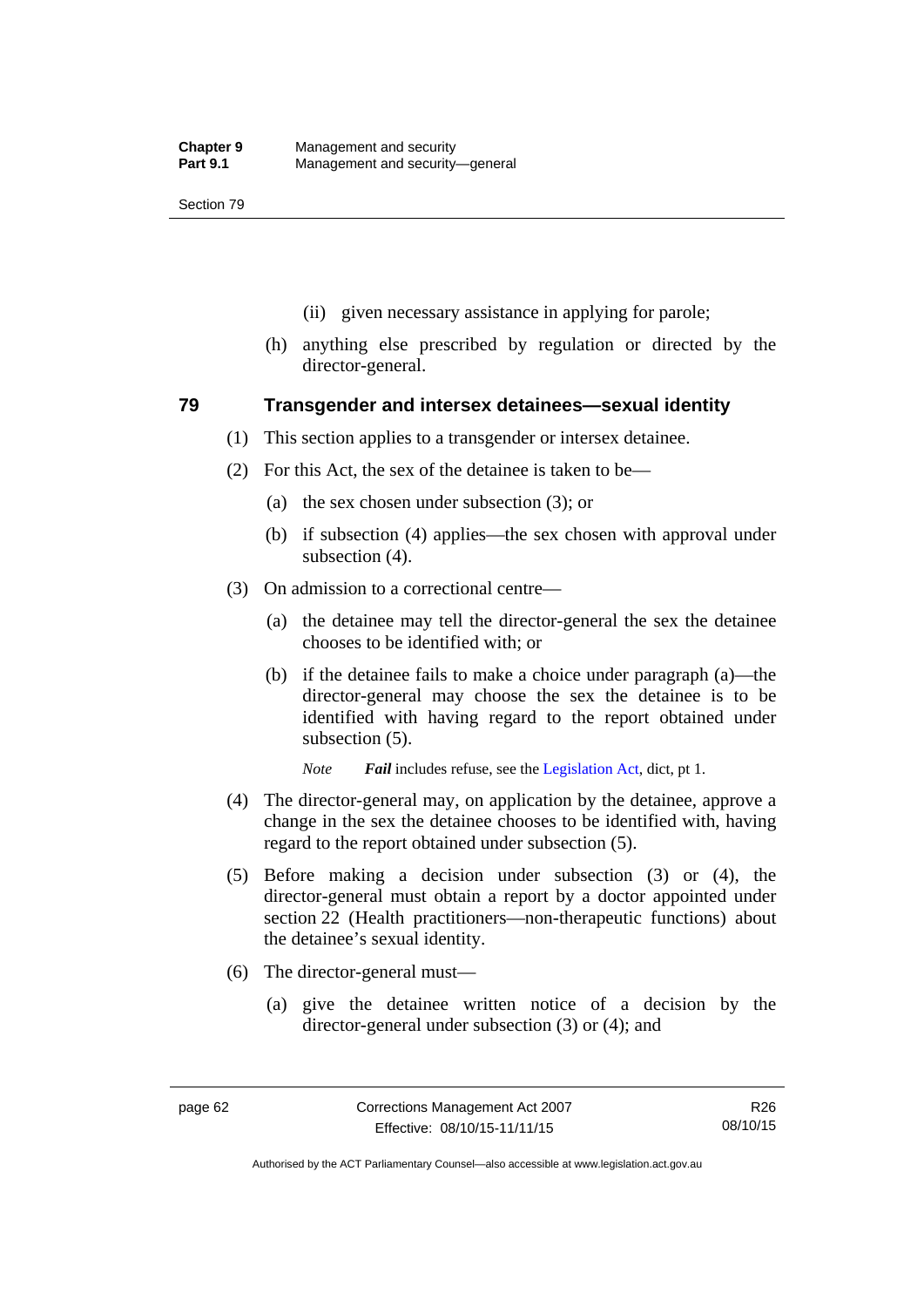(ii) given necessary assistance in applying for parole;

(h) anything else prescribed by regulation or directed by the director-general.

## 79 Transgender and intersex detainees—sexual identity

(1) This section applies to a transgender or intersex detainee.

(2) For this Act, the sex of the detainee is taken to be—

(a) the sex chosen under subsection (3); or

(b) if subsection (4) applies—the sex chosen with approval under subsection (4).

(3) On admission to a correctional centre—

(a) the detainee may tell the director-general the sex the detainee chooses to be identified with; or

(b) if the detainee fails to make a choice under paragraph (a)—the director-general may choose the sex the detainee is to be identified with having regard to the report obtained under subsection (5).

*Note* ***Fail*** includes refuse, see the Legislation Act, dict, pt 1.

(4) The director-general may, on application by the detainee, approve a change in the sex the detainee chooses to be identified with, having regard to the report obtained under subsection (5).

(5) Before making a decision under subsection (3) or (4), the director-general must obtain a report by a doctor appointed under section 22 (Health practitioners—non-therapeutic functions) about the detainee's sexual identity.

(6) The director-general must—

(a) give the detainee written notice of a decision by the director-general under subsection (3) or (4); and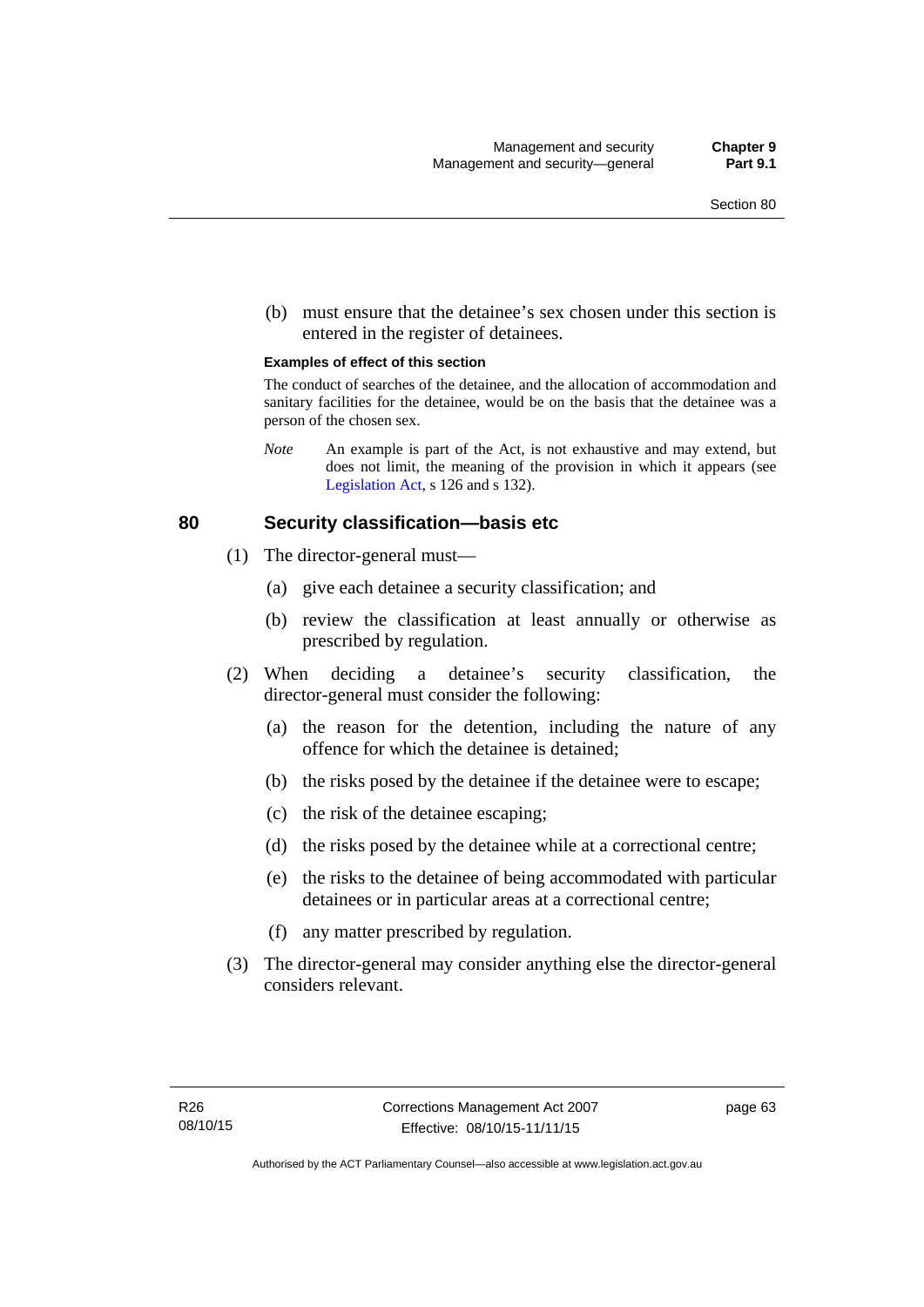(b) must ensure that the detainee's sex chosen under this section is entered in the register of detainees.

**Examples of effect of this section**

The conduct of searches of the detainee, and the allocation of accommodation and sanitary facilities for the detainee, would be on the basis that the detainee was a person of the chosen sex.

*Note* An example is part of the Act, is not exhaustive and may extend, but does not limit, the meaning of the provision in which it appears (see Legislation Act, s 126 and s 132).

## 80 Security classification—basis etc

(1) The director-general must—

(a) give each detainee a security classification; and

(b) review the classification at least annually or otherwise as prescribed by regulation.

(2) When deciding a detainee's security classification, the director-general must consider the following:

(a) the reason for the detention, including the nature of any offence for which the detainee is detained;

(b) the risks posed by the detainee if the detainee were to escape;

(c) the risk of the detainee escaping;

(d) the risks posed by the detainee while at a correctional centre;

(e) the risks to the detainee of being accommodated with particular detainees or in particular areas at a correctional centre;

(f) any matter prescribed by regulation.

(3) The director-general may consider anything else the director-general considers relevant.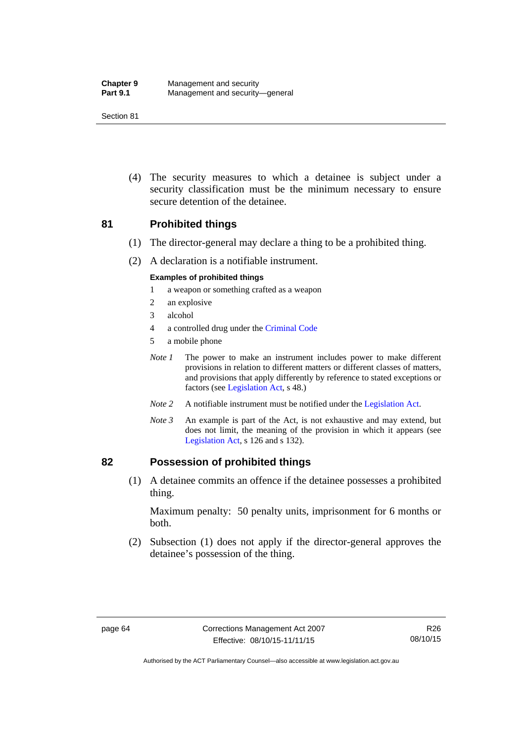(4) The security measures to which a detainee is subject under a security classification must be the minimum necessary to ensure secure detention of the detainee.

## 81 Prohibited things

(1) The director-general may declare a thing to be a prohibited thing.

(2) A declaration is a notifiable instrument.

**Examples of prohibited things**

1 a weapon or something crafted as a weapon
2 an explosive
3 alcohol
4 a controlled drug under the Criminal Code
5 a mobile phone

*Note 1* The power to make an instrument includes power to make different provisions in relation to different matters or different classes of matters, and provisions that apply differently by reference to stated exceptions or factors (see Legislation Act, s 48.)

*Note 2* A notifiable instrument must be notified under the Legislation Act.

*Note 3* An example is part of the Act, is not exhaustive and may extend, but does not limit, the meaning of the provision in which it appears (see Legislation Act, s 126 and s 132).

## 82 Possession of prohibited things

(1) A detainee commits an offence if the detainee possesses a prohibited thing.

Maximum penalty: 50 penalty units, imprisonment for 6 months or both.

(2) Subsection (1) does not apply if the director-general approves the detainee's possession of the thing.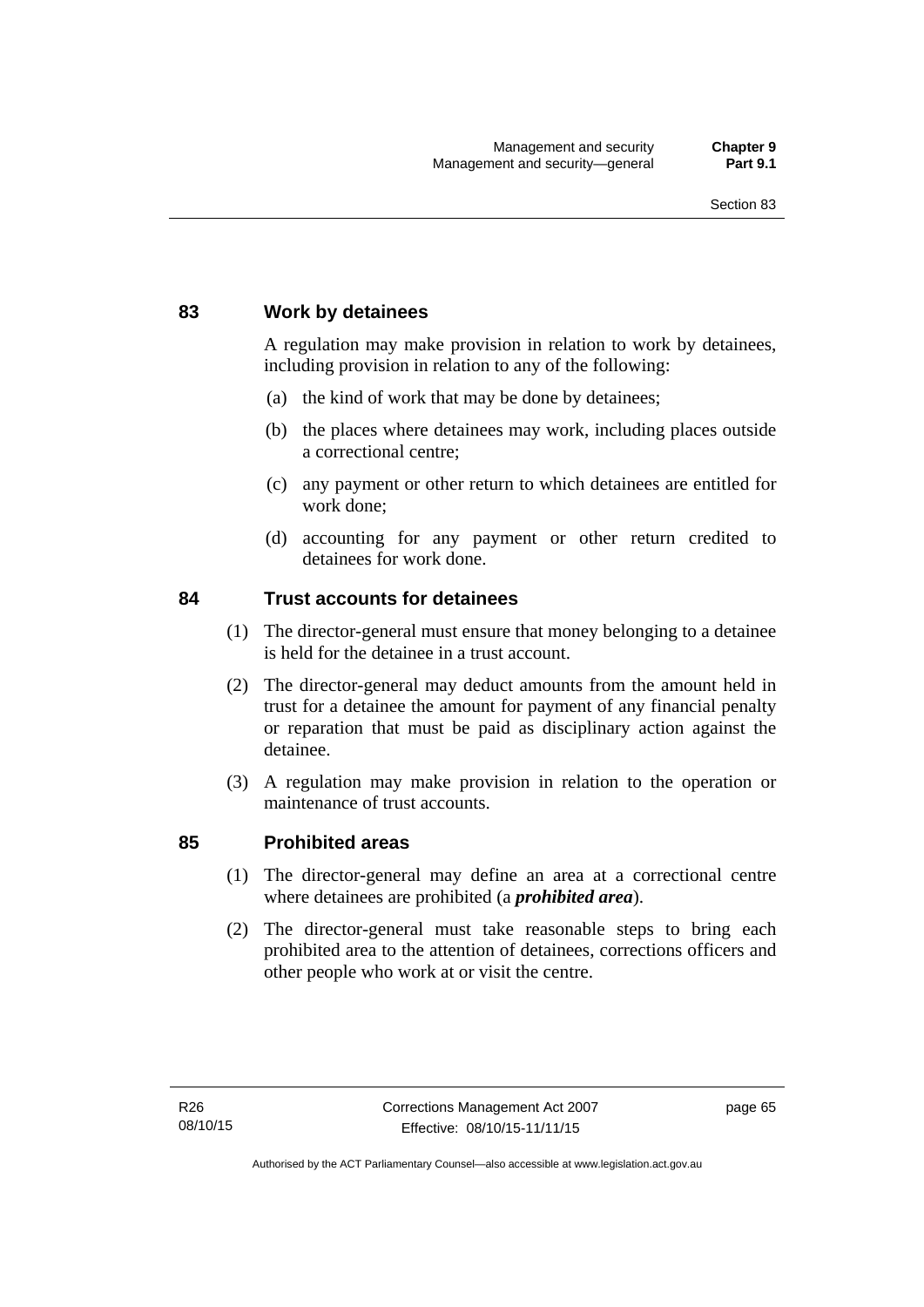## 83 Work by detainees

A regulation may make provision in relation to work by detainees, including provision in relation to any of the following:

(a) the kind of work that may be done by detainees;

(b) the places where detainees may work, including places outside a correctional centre;

(c) any payment or other return to which detainees are entitled for work done;

(d) accounting for any payment or other return credited to detainees for work done.

## 84 Trust accounts for detainees

(1) The director-general must ensure that money belonging to a detainee is held for the detainee in a trust account.

(2) The director-general may deduct amounts from the amount held in trust for a detainee the amount for payment of any financial penalty or reparation that must be paid as disciplinary action against the detainee.

(3) A regulation may make provision in relation to the operation or maintenance of trust accounts.

## 85 Prohibited areas

(1) The director-general may define an area at a correctional centre where detainees are prohibited (a ***prohibited area***).

(2) The director-general must take reasonable steps to bring each prohibited area to the attention of detainees, corrections officers and other people who work at or visit the centre.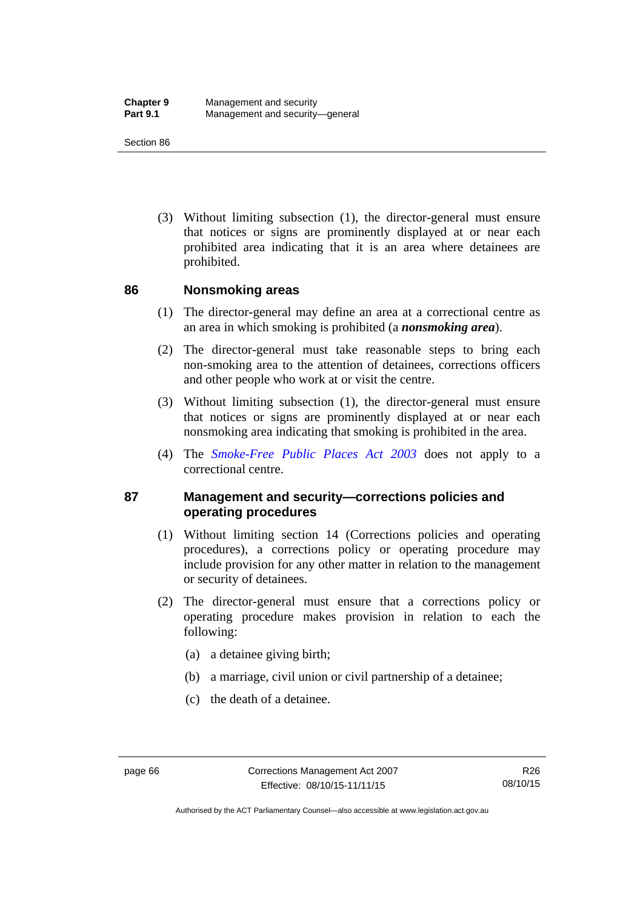(3) Without limiting subsection (1), the director-general must ensure that notices or signs are prominently displayed at or near each prohibited area indicating that it is an area where detainees are prohibited.

## 86 Nonsmoking areas

(1) The director-general may define an area at a correctional centre as an area in which smoking is prohibited (a ***nonsmoking area***).

(2) The director-general must take reasonable steps to bring each non-smoking area to the attention of detainees, corrections officers and other people who work at or visit the centre.

(3) Without limiting subsection (1), the director-general must ensure that notices or signs are prominently displayed at or near each nonsmoking area indicating that smoking is prohibited in the area.

(4) The *Smoke-Free Public Places Act 2003* does not apply to a correctional centre.

## 87 Management and security—corrections policies and operating procedures

(1) Without limiting section 14 (Corrections policies and operating procedures), a corrections policy or operating procedure may include provision for any other matter in relation to the management or security of detainees.

(2) The director-general must ensure that a corrections policy or operating procedure makes provision in relation to each the following:

(a) a detainee giving birth;

(b) a marriage, civil union or civil partnership of a detainee;

(c) the death of a detainee.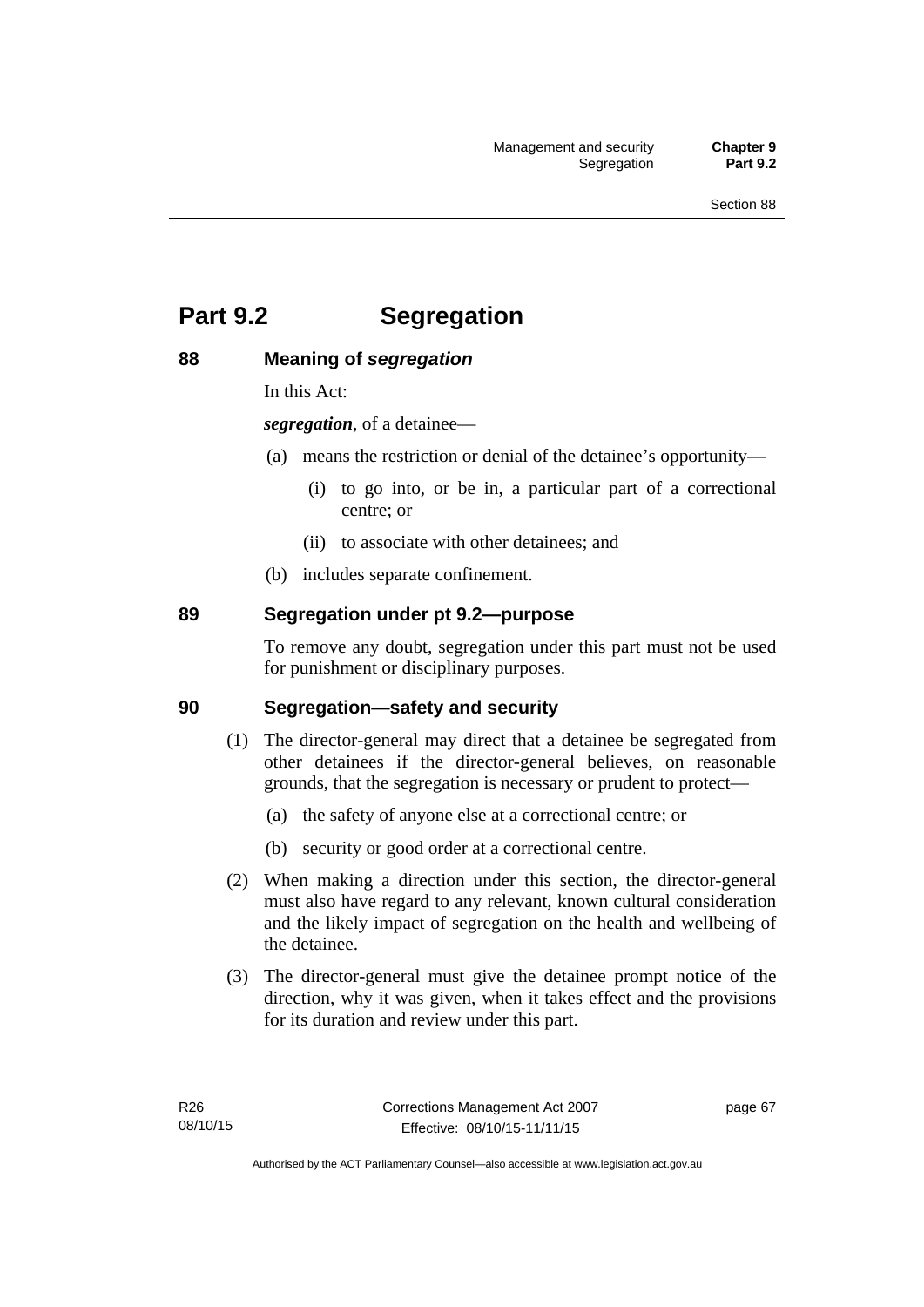## Part 9.2 Segregation

### 88 Meaning of *segregation*

In this Act:

***segregation***, of a detainee—

(a) means the restriction or denial of the detainee's opportunity—

  (i) to go into, or be in, a particular part of a correctional centre; or

  (ii) to associate with other detainees; and

(b) includes separate confinement.

### 89 Segregation under pt 9.2—purpose

To remove any doubt, segregation under this part must not be used for punishment or disciplinary purposes.

### 90 Segregation—safety and security

(1) The director-general may direct that a detainee be segregated from other detainees if the director-general believes, on reasonable grounds, that the segregation is necessary or prudent to protect—

  (a) the safety of anyone else at a correctional centre; or

  (b) security or good order at a correctional centre.

(2) When making a direction under this section, the director-general must also have regard to any relevant, known cultural consideration and the likely impact of segregation on the health and wellbeing of the detainee.

(3) The director-general must give the detainee prompt notice of the direction, why it was given, when it takes effect and the provisions for its duration and review under this part.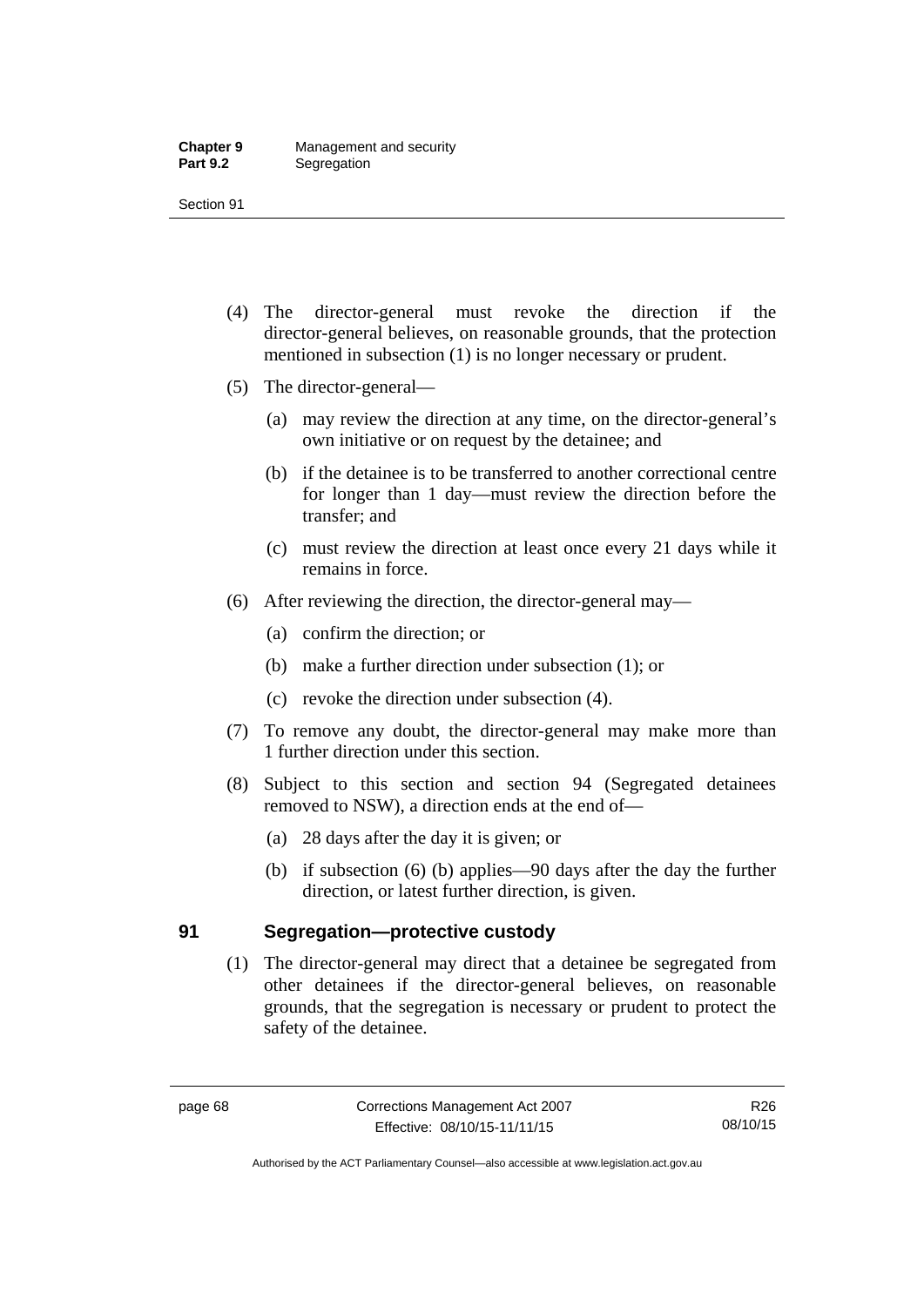(4) The director-general must revoke the direction if the director-general believes, on reasonable grounds, that the protection mentioned in subsection (1) is no longer necessary or prudent.

(5) The director-general—

(a) may review the direction at any time, on the director-general's own initiative or on request by the detainee; and

(b) if the detainee is to be transferred to another correctional centre for longer than 1 day—must review the direction before the transfer; and

(c) must review the direction at least once every 21 days while it remains in force.

(6) After reviewing the direction, the director-general may—

(a) confirm the direction; or

(b) make a further direction under subsection (1); or

(c) revoke the direction under subsection (4).

(7) To remove any doubt, the director-general may make more than 1 further direction under this section.

(8) Subject to this section and section 94 (Segregated detainees removed to NSW), a direction ends at the end of—

(a) 28 days after the day it is given; or

(b) if subsection (6) (b) applies—90 days after the day the further direction, or latest further direction, is given.

## 91 Segregation—protective custody

(1) The director-general may direct that a detainee be segregated from other detainees if the director-general believes, on reasonable grounds, that the segregation is necessary or prudent to protect the safety of the detainee.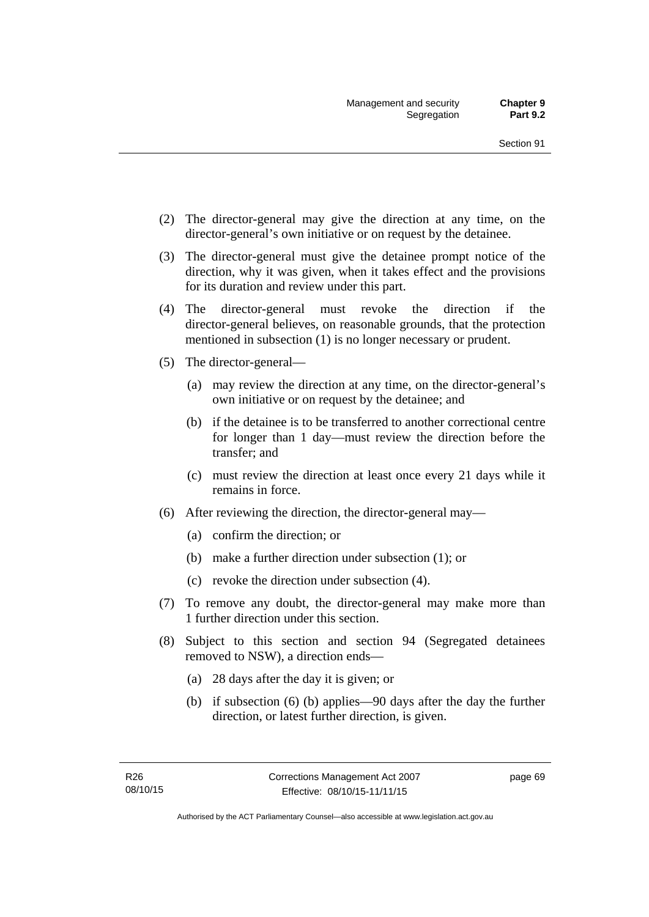(2) The director-general may give the direction at any time, on the director-general's own initiative or on request by the detainee.

(3) The director-general must give the detainee prompt notice of the direction, why it was given, when it takes effect and the provisions for its duration and review under this part.

(4) The director-general must revoke the direction if the director-general believes, on reasonable grounds, that the protection mentioned in subsection (1) is no longer necessary or prudent.

(5) The director-general—

(a) may review the direction at any time, on the director-general's own initiative or on request by the detainee; and

(b) if the detainee is to be transferred to another correctional centre for longer than 1 day—must review the direction before the transfer; and

(c) must review the direction at least once every 21 days while it remains in force.

(6) After reviewing the direction, the director-general may—

(a) confirm the direction; or

(b) make a further direction under subsection (1); or

(c) revoke the direction under subsection (4).

(7) To remove any doubt, the director-general may make more than 1 further direction under this section.

(8) Subject to this section and section 94 (Segregated detainees removed to NSW), a direction ends—

(a) 28 days after the day it is given; or

(b) if subsection (6) (b) applies—90 days after the day the further direction, or latest further direction, is given.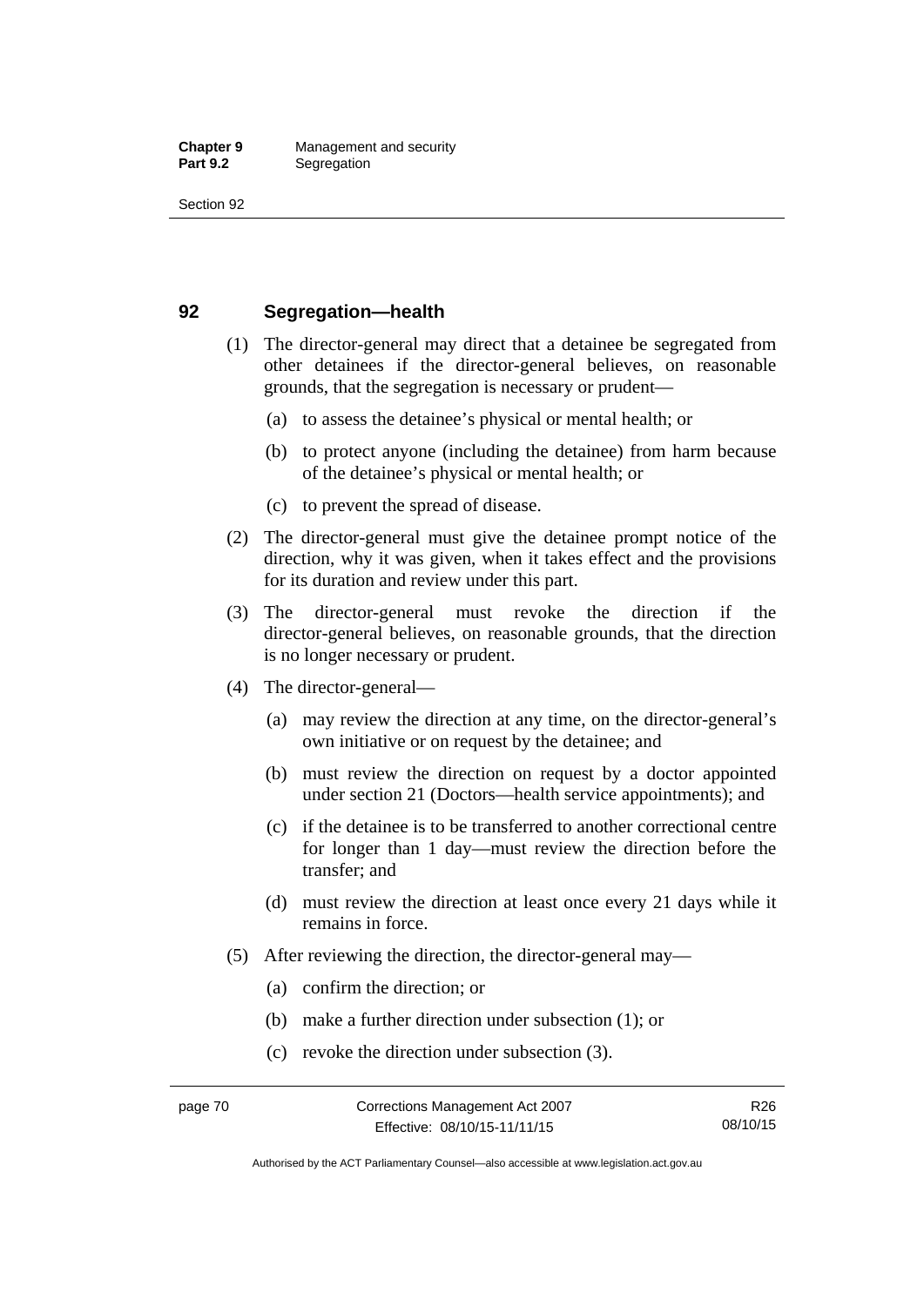## 92 Segregation—health

(1) The director-general may direct that a detainee be segregated from other detainees if the director-general believes, on reasonable grounds, that the segregation is necessary or prudent—

(a) to assess the detainee's physical or mental health; or

(b) to protect anyone (including the detainee) from harm because of the detainee's physical or mental health; or

(c) to prevent the spread of disease.

(2) The director-general must give the detainee prompt notice of the direction, why it was given, when it takes effect and the provisions for its duration and review under this part.

(3) The director-general must revoke the direction if the director-general believes, on reasonable grounds, that the direction is no longer necessary or prudent.

(4) The director-general—

(a) may review the direction at any time, on the director-general's own initiative or on request by the detainee; and

(b) must review the direction on request by a doctor appointed under section 21 (Doctors—health service appointments); and

(c) if the detainee is to be transferred to another correctional centre for longer than 1 day—must review the direction before the transfer; and

(d) must review the direction at least once every 21 days while it remains in force.

(5) After reviewing the direction, the director-general may—

(a) confirm the direction; or

(b) make a further direction under subsection (1); or

(c) revoke the direction under subsection (3).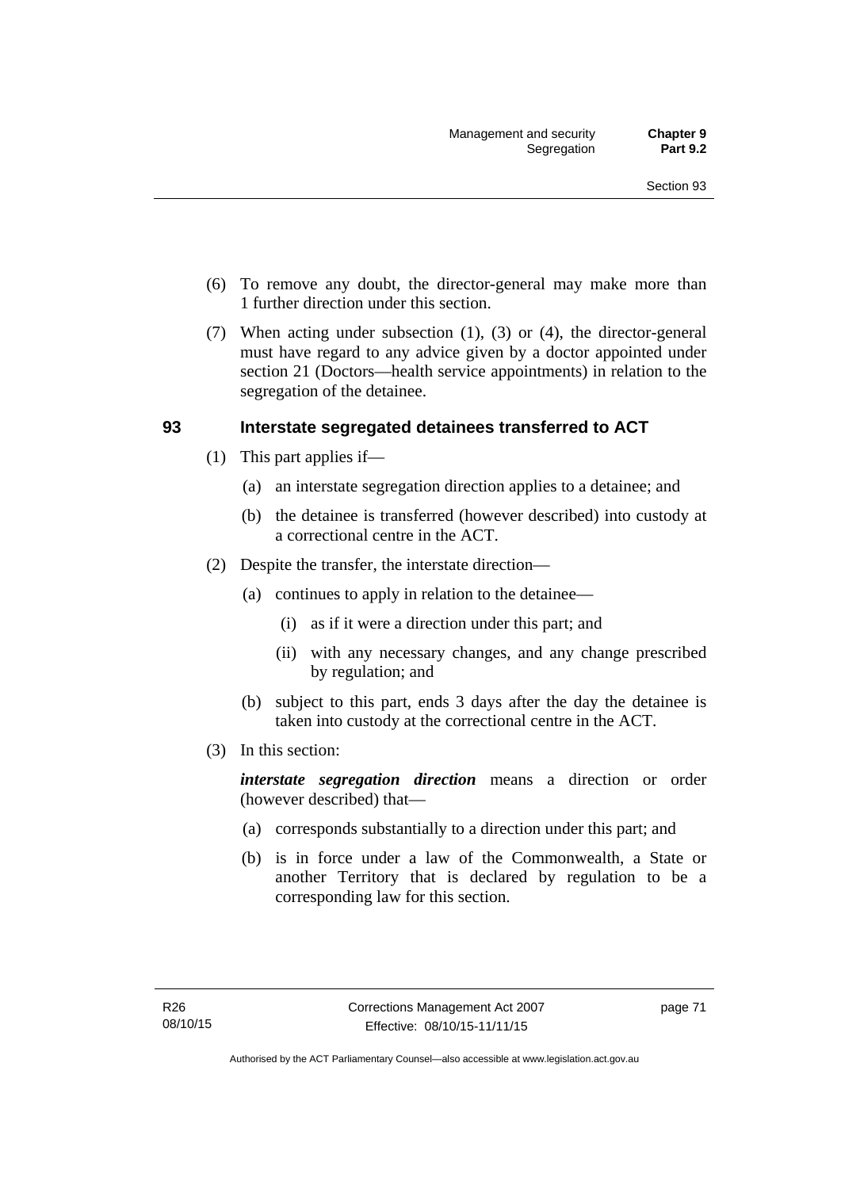(6) To remove any doubt, the director-general may make more than 1 further direction under this section.

(7) When acting under subsection (1), (3) or (4), the director-general must have regard to any advice given by a doctor appointed under section 21 (Doctors—health service appointments) in relation to the segregation of the detainee.

### 93 Interstate segregated detainees transferred to ACT

(1) This part applies if—

(a) an interstate segregation direction applies to a detainee; and

(b) the detainee is transferred (however described) into custody at a correctional centre in the ACT.

(2) Despite the transfer, the interstate direction—

(a) continues to apply in relation to the detainee—

(i) as if it were a direction under this part; and

(ii) with any necessary changes, and any change prescribed by regulation; and

(b) subject to this part, ends 3 days after the day the detainee is taken into custody at the correctional centre in the ACT.

(3) In this section:

***interstate segregation direction*** means a direction or order (however described) that—

(a) corresponds substantially to a direction under this part; and

(b) is in force under a law of the Commonwealth, a State or another Territory that is declared by regulation to be a corresponding law for this section.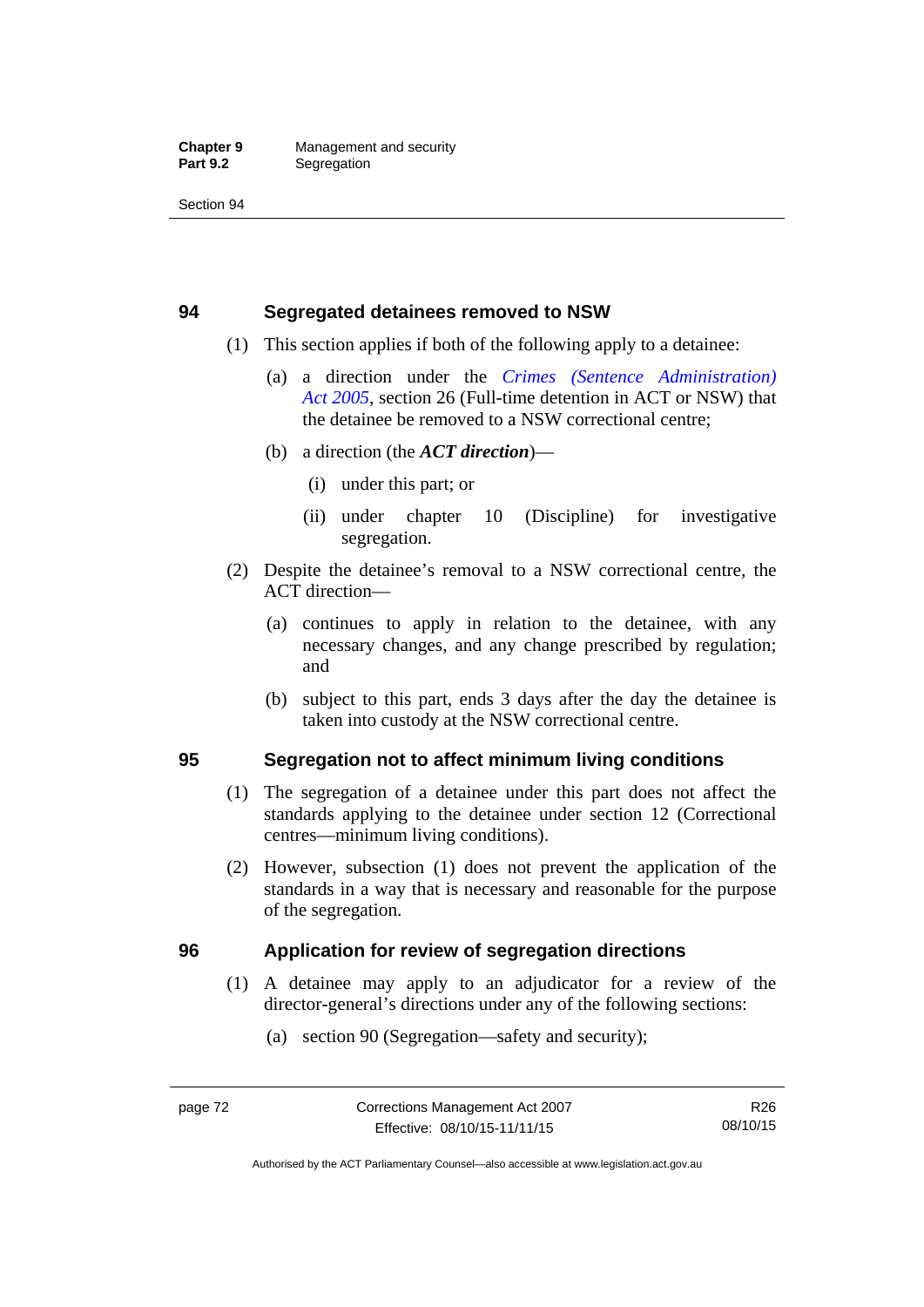## 94 Segregated detainees removed to NSW

(1) This section applies if both of the following apply to a detainee:

(a) a direction under the *Crimes (Sentence Administration) Act 2005*, section 26 (Full-time detention in ACT or NSW) that the detainee be removed to a NSW correctional centre;

(b) a direction (the ***ACT direction***)—

(i) under this part; or

(ii) under chapter 10 (Discipline) for investigative segregation.

(2) Despite the detainee's removal to a NSW correctional centre, the ACT direction—

(a) continues to apply in relation to the detainee, with any necessary changes, and any change prescribed by regulation; and

(b) subject to this part, ends 3 days after the day the detainee is taken into custody at the NSW correctional centre.

## 95 Segregation not to affect minimum living conditions

(1) The segregation of a detainee under this part does not affect the standards applying to the detainee under section 12 (Correctional centres—minimum living conditions).

(2) However, subsection (1) does not prevent the application of the standards in a way that is necessary and reasonable for the purpose of the segregation.

## 96 Application for review of segregation directions

(1) A detainee may apply to an adjudicator for a review of the director-general's directions under any of the following sections:

(a) section 90 (Segregation—safety and security);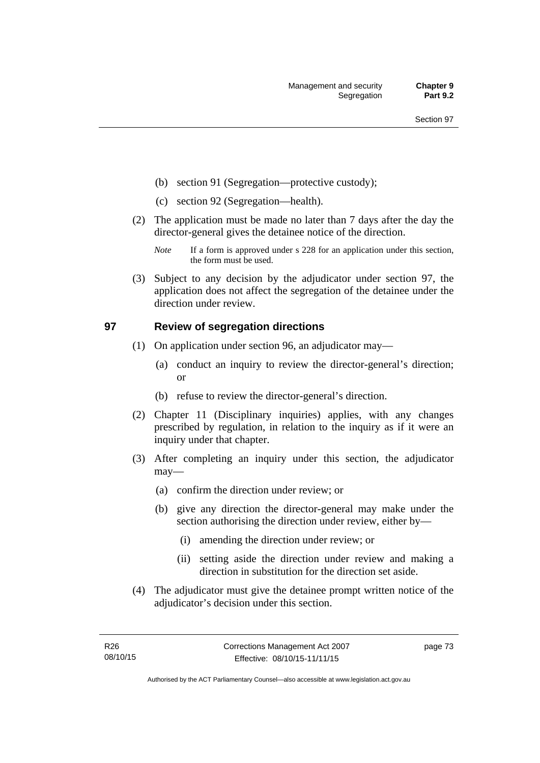(b) section 91 (Segregation—protective custody);

(c) section 92 (Segregation—health).

(2) The application must be made no later than 7 days after the day the director-general gives the detainee notice of the direction.

*Note* If a form is approved under s 228 for an application under this section, the form must be used.

(3) Subject to any decision by the adjudicator under section 97, the application does not affect the segregation of the detainee under the direction under review.

## 97 Review of segregation directions

(1) On application under section 96, an adjudicator may—

(a) conduct an inquiry to review the director-general's direction; or

(b) refuse to review the director-general's direction.

(2) Chapter 11 (Disciplinary inquiries) applies, with any changes prescribed by regulation, in relation to the inquiry as if it were an inquiry under that chapter.

(3) After completing an inquiry under this section, the adjudicator may—

(a) confirm the direction under review; or

(b) give any direction the director-general may make under the section authorising the direction under review, either by—

(i) amending the direction under review; or

(ii) setting aside the direction under review and making a direction in substitution for the direction set aside.

(4) The adjudicator must give the detainee prompt written notice of the adjudicator's decision under this section.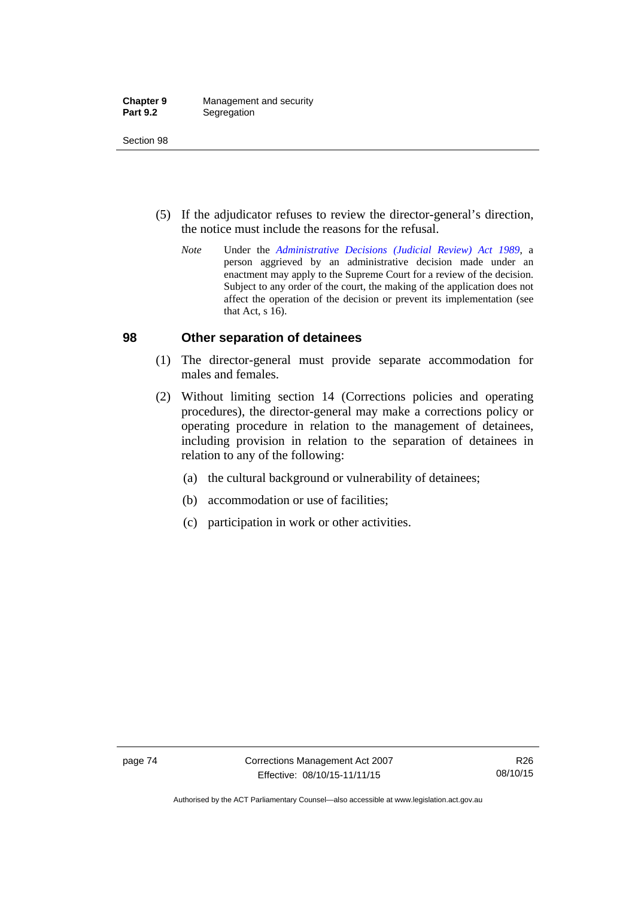(5) If the adjudicator refuses to review the director-general's direction, the notice must include the reasons for the refusal.

*Note* Under the *Administrative Decisions (Judicial Review) Act 1989*, a person aggrieved by an administrative decision made under an enactment may apply to the Supreme Court for a review of the decision. Subject to any order of the court, the making of the application does not affect the operation of the decision or prevent its implementation (see that Act, s 16).

## 98 Other separation of detainees

(1) The director-general must provide separate accommodation for males and females.

(2) Without limiting section 14 (Corrections policies and operating procedures), the director-general may make a corrections policy or operating procedure in relation to the management of detainees, including provision in relation to the separation of detainees in relation to any of the following:

(a) the cultural background or vulnerability of detainees;

(b) accommodation or use of facilities;

(c) participation in work or other activities.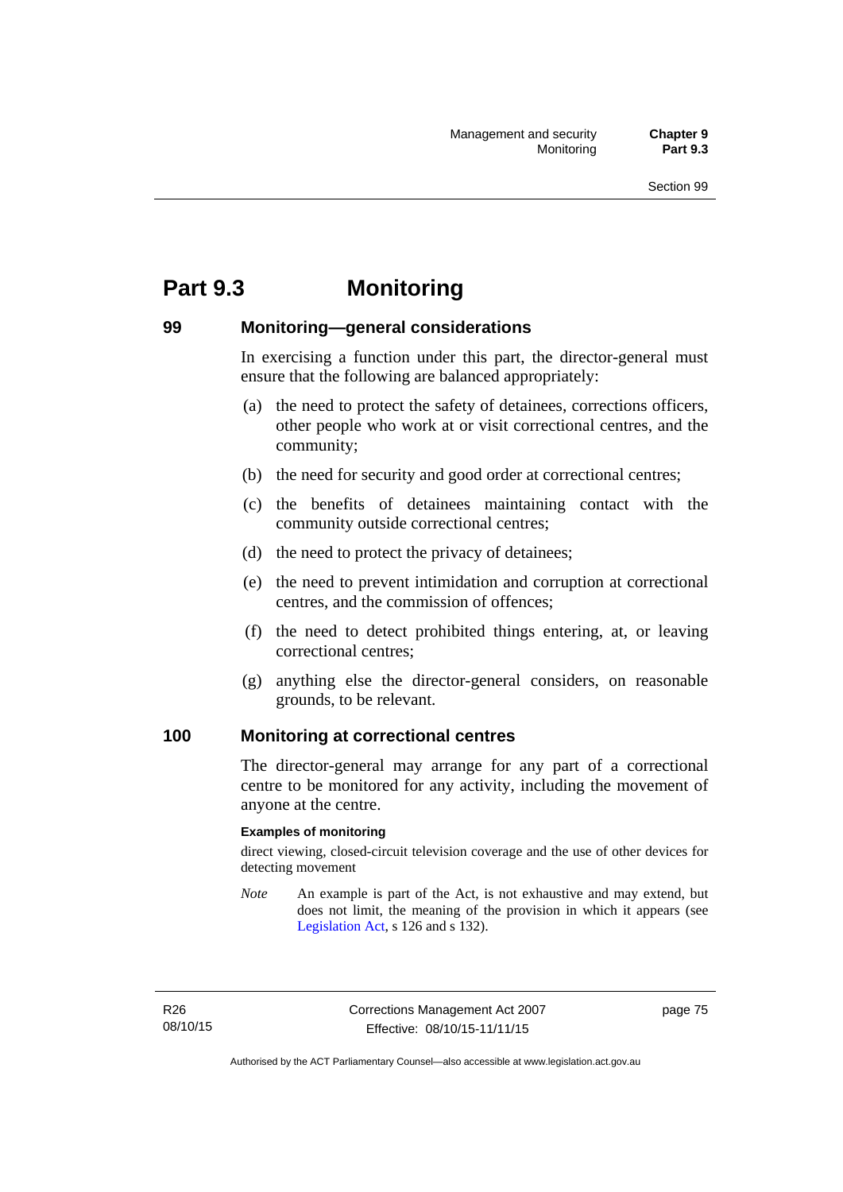# Part 9.3 Monitoring

## 99 Monitoring—general considerations

In exercising a function under this part, the director-general must ensure that the following are balanced appropriately:

(a) the need to protect the safety of detainees, corrections officers, other people who work at or visit correctional centres, and the community;

(b) the need for security and good order at correctional centres;

(c) the benefits of detainees maintaining contact with the community outside correctional centres;

(d) the need to protect the privacy of detainees;

(e) the need to prevent intimidation and corruption at correctional centres, and the commission of offences;

(f) the need to detect prohibited things entering, at, or leaving correctional centres;

(g) anything else the director-general considers, on reasonable grounds, to be relevant.

## 100 Monitoring at correctional centres

The director-general may arrange for any part of a correctional centre to be monitored for any activity, including the movement of anyone at the centre.

**Examples of monitoring**

direct viewing, closed-circuit television coverage and the use of other devices for detecting movement

*Note* An example is part of the Act, is not exhaustive and may extend, but does not limit, the meaning of the provision in which it appears (see Legislation Act, s 126 and s 132).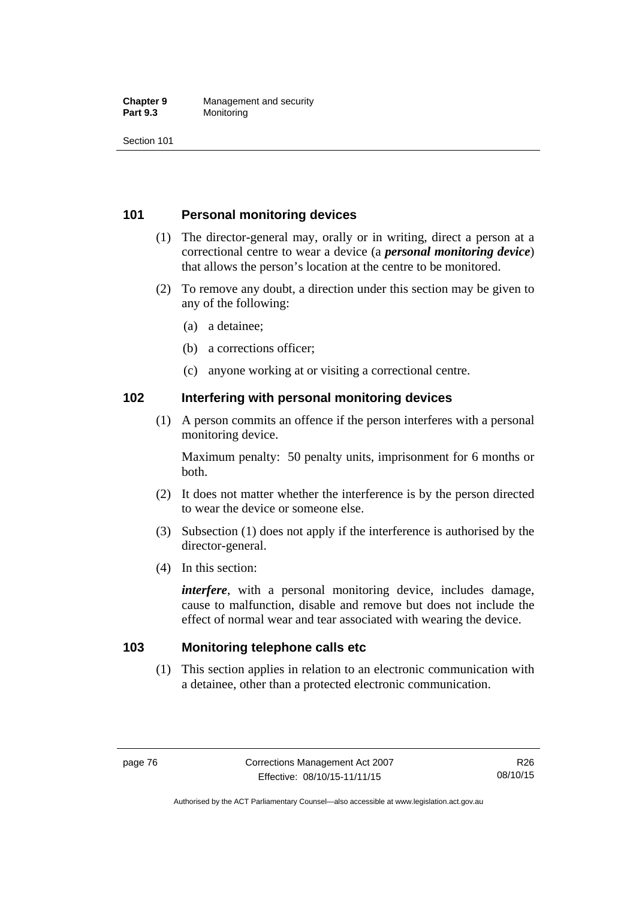## 101 Personal monitoring devices

(1) The director-general may, orally or in writing, direct a person at a correctional centre to wear a device (a ***personal monitoring device***) that allows the person's location at the centre to be monitored.

(2) To remove any doubt, a direction under this section may be given to any of the following:

(a) a detainee;

(b) a corrections officer;

(c) anyone working at or visiting a correctional centre.

## 102 Interfering with personal monitoring devices

(1) A person commits an offence if the person interferes with a personal monitoring device.

Maximum penalty: 50 penalty units, imprisonment for 6 months or both.

(2) It does not matter whether the interference is by the person directed to wear the device or someone else.

(3) Subsection (1) does not apply if the interference is authorised by the director-general.

(4) In this section:

***interfere***, with a personal monitoring device, includes damage, cause to malfunction, disable and remove but does not include the effect of normal wear and tear associated with wearing the device.

## 103 Monitoring telephone calls etc

(1) This section applies in relation to an electronic communication with a detainee, other than a protected electronic communication.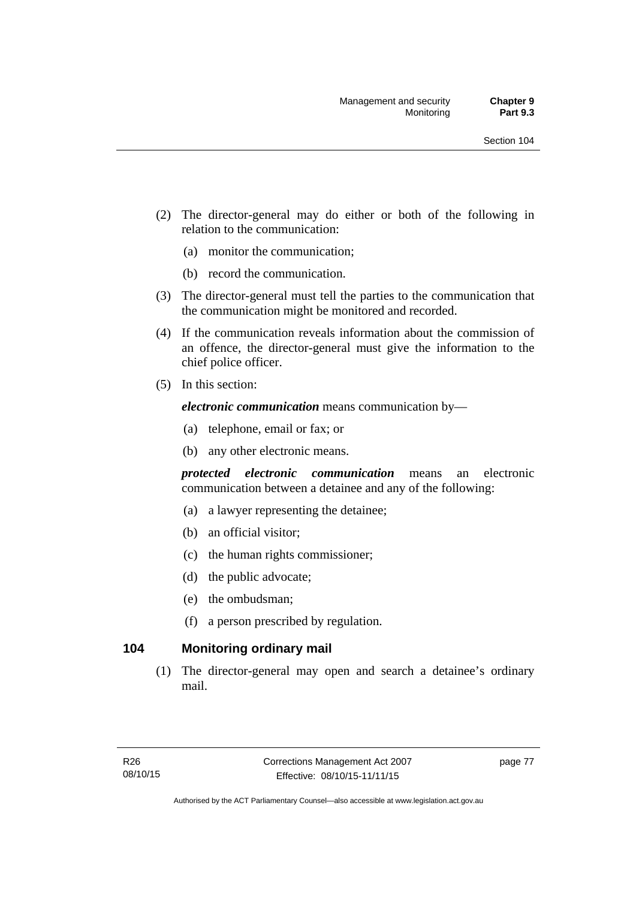(2) The director-general may do either or both of the following in relation to the communication:

(a) monitor the communication;

(b) record the communication.

(3) The director-general must tell the parties to the communication that the communication might be monitored and recorded.

(4) If the communication reveals information about the commission of an offence, the director-general must give the information to the chief police officer.

(5) In this section:

***electronic communication*** means communication by—

(a) telephone, email or fax; or

(b) any other electronic means.

***protected electronic communication*** means an electronic communication between a detainee and any of the following:

(a) a lawyer representing the detainee;

(b) an official visitor;

(c) the human rights commissioner;

(d) the public advocate;

(e) the ombudsman;

(f) a person prescribed by regulation.

### 104 Monitoring ordinary mail

(1) The director-general may open and search a detainee's ordinary mail.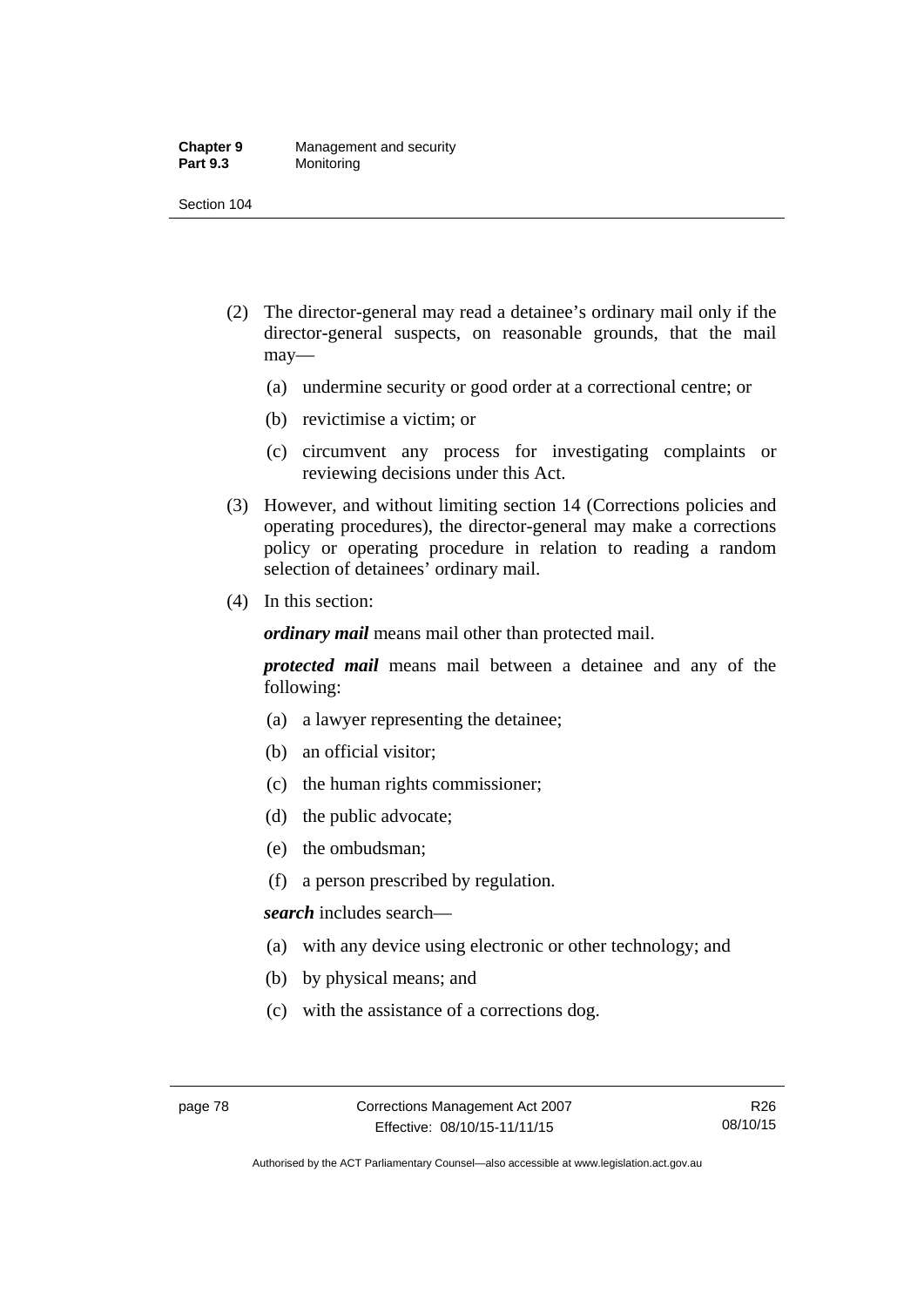(2) The director-general may read a detainee's ordinary mail only if the director-general suspects, on reasonable grounds, that the mail may—

(a) undermine security or good order at a correctional centre; or

(b) revictimise a victim; or

(c) circumvent any process for investigating complaints or reviewing decisions under this Act.

(3) However, and without limiting section 14 (Corrections policies and operating procedures), the director-general may make a corrections policy or operating procedure in relation to reading a random selection of detainees' ordinary mail.

(4) In this section:

***ordinary mail*** means mail other than protected mail.

***protected mail*** means mail between a detainee and any of the following:

(a) a lawyer representing the detainee;

(b) an official visitor;

(c) the human rights commissioner;

(d) the public advocate;

(e) the ombudsman;

(f) a person prescribed by regulation.

***search*** includes search—

(a) with any device using electronic or other technology; and

(b) by physical means; and

(c) with the assistance of a corrections dog.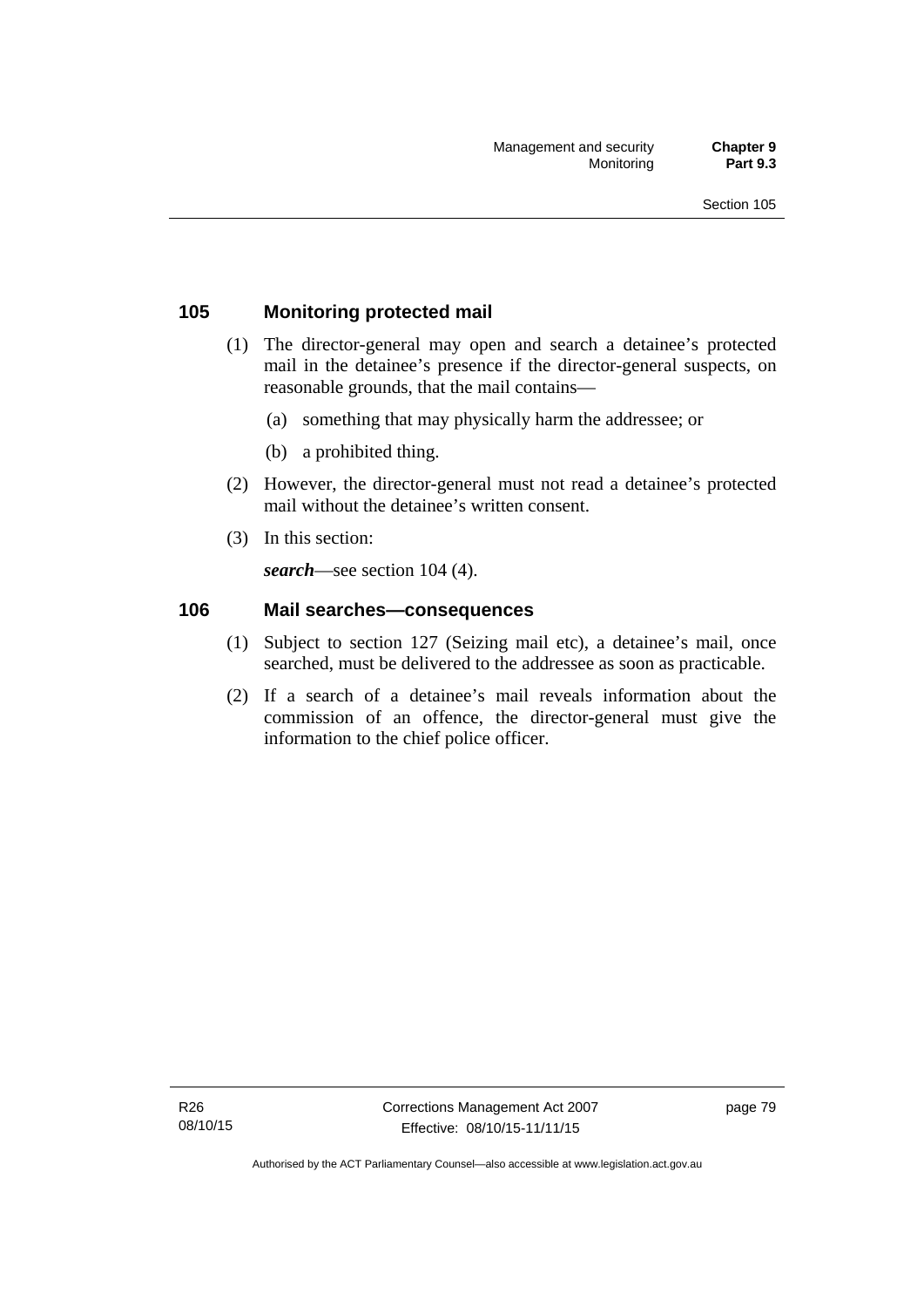## 105 Monitoring protected mail

(1) The director-general may open and search a detainee's protected mail in the detainee's presence if the director-general suspects, on reasonable grounds, that the mail contains—

(a) something that may physically harm the addressee; or

(b) a prohibited thing.

(2) However, the director-general must not read a detainee's protected mail without the detainee's written consent.

(3) In this section:

***search***—see section 104 (4).

## 106 Mail searches—consequences

(1) Subject to section 127 (Seizing mail etc), a detainee's mail, once searched, must be delivered to the addressee as soon as practicable.

(2) If a search of a detainee's mail reveals information about the commission of an offence, the director-general must give the information to the chief police officer.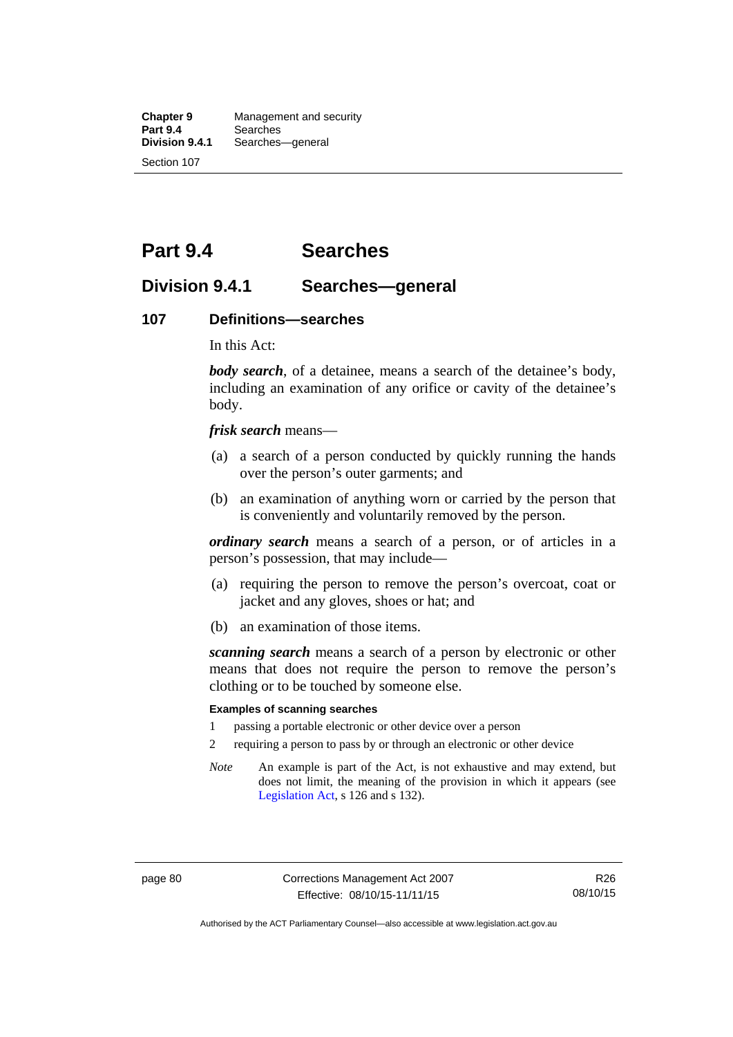# Part 9.4 Searches

## Division 9.4.1 Searches—general

### 107 Definitions—searches

In this Act:

***body search***, of a detainee, means a search of the detainee's body, including an examination of any orifice or cavity of the detainee's body.

***frisk search*** means—

(a) a search of a person conducted by quickly running the hands over the person's outer garments; and

(b) an examination of anything worn or carried by the person that is conveniently and voluntarily removed by the person.

***ordinary search*** means a search of a person, or of articles in a person's possession, that may include—

(a) requiring the person to remove the person's overcoat, coat or jacket and any gloves, shoes or hat; and

(b) an examination of those items.

***scanning search*** means a search of a person by electronic or other means that does not require the person to remove the person's clothing or to be touched by someone else.

**Examples of scanning searches**

1 passing a portable electronic or other device over a person

2 requiring a person to pass by or through an electronic or other device

*Note* An example is part of the Act, is not exhaustive and may extend, but does not limit, the meaning of the provision in which it appears (see Legislation Act, s 126 and s 132).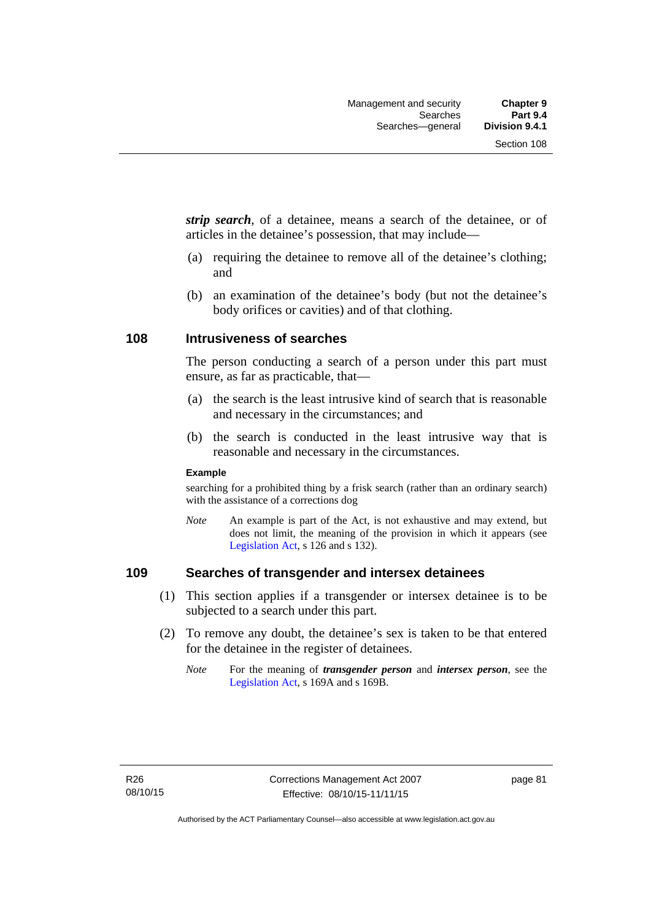***strip search***, of a detainee, means a search of the detainee, or of articles in the detainee's possession, that may include—

(a) requiring the detainee to remove all of the detainee's clothing; and

(b) an examination of the detainee's body (but not the detainee's body orifices or cavities) and of that clothing.

## 108 Intrusiveness of searches

The person conducting a search of a person under this part must ensure, as far as practicable, that—

(a) the search is the least intrusive kind of search that is reasonable and necessary in the circumstances; and

(b) the search is conducted in the least intrusive way that is reasonable and necessary in the circumstances.

**Example**

searching for a prohibited thing by a frisk search (rather than an ordinary search) with the assistance of a corrections dog

*Note* An example is part of the Act, is not exhaustive and may extend, but does not limit, the meaning of the provision in which it appears (see Legislation Act, s 126 and s 132).

## 109 Searches of transgender and intersex detainees

(1) This section applies if a transgender or intersex detainee is to be subjected to a search under this part.

(2) To remove any doubt, the detainee's sex is taken to be that entered for the detainee in the register of detainees.

*Note* For the meaning of ***transgender person*** and ***intersex person***, see the Legislation Act, s 169A and s 169B.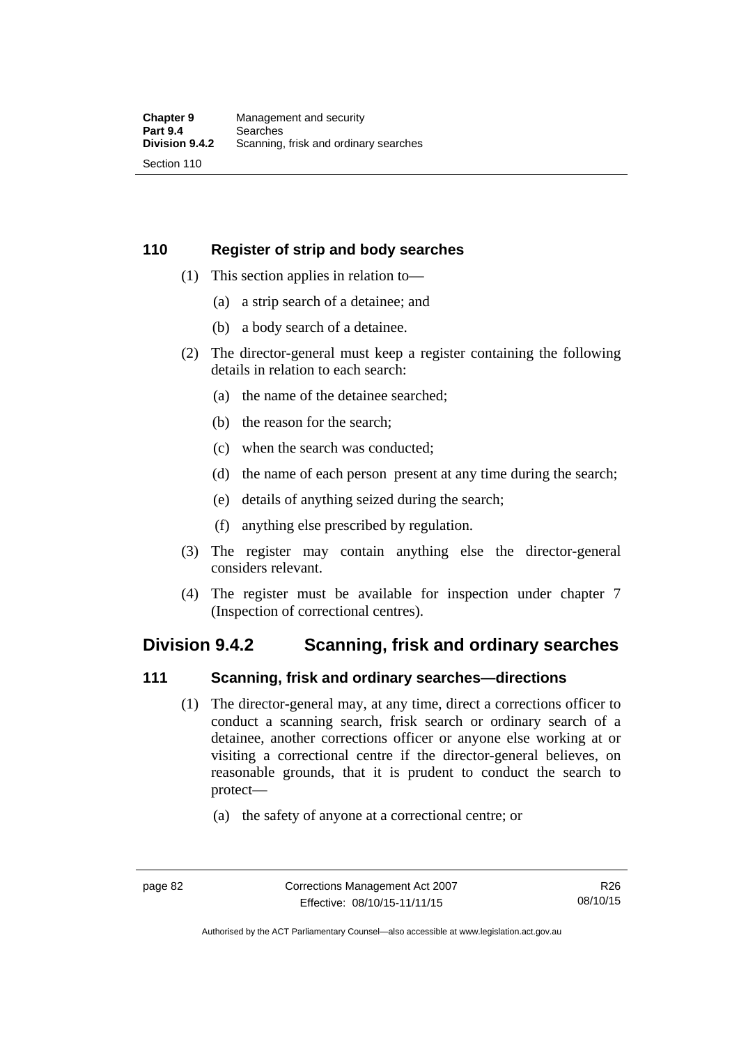### 110 Register of strip and body searches

(1) This section applies in relation to—

(a) a strip search of a detainee; and

(b) a body search of a detainee.

(2) The director-general must keep a register containing the following details in relation to each search:

(a) the name of the detainee searched;

(b) the reason for the search;

(c) when the search was conducted;

(d) the name of each person present at any time during the search;

(e) details of anything seized during the search;

(f) anything else prescribed by regulation.

(3) The register may contain anything else the director-general considers relevant.

(4) The register must be available for inspection under chapter 7 (Inspection of correctional centres).

## Division 9.4.2 Scanning, frisk and ordinary searches

### 111 Scanning, frisk and ordinary searches—directions

(1) The director-general may, at any time, direct a corrections officer to conduct a scanning search, frisk search or ordinary search of a detainee, another corrections officer or anyone else working at or visiting a correctional centre if the director-general believes, on reasonable grounds, that it is prudent to conduct the search to protect—

(a) the safety of anyone at a correctional centre; or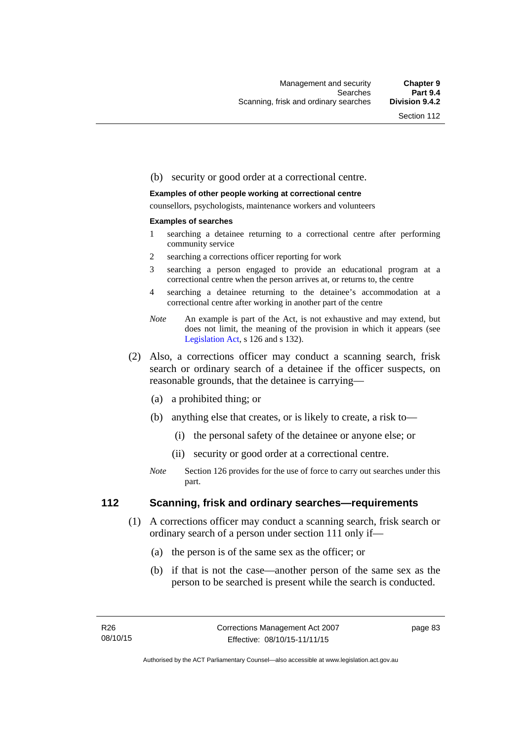(b) security or good order at a correctional centre.

**Examples of other people working at correctional centre**

counsellors, psychologists, maintenance workers and volunteers

**Examples of searches**

1 searching a detainee returning to a correctional centre after performing community service

2 searching a corrections officer reporting for work

3 searching a person engaged to provide an educational program at a correctional centre when the person arrives at, or returns to, the centre

4 searching a detainee returning to the detainee's accommodation at a correctional centre after working in another part of the centre

*Note* An example is part of the Act, is not exhaustive and may extend, but does not limit, the meaning of the provision in which it appears (see Legislation Act, s 126 and s 132).

(2) Also, a corrections officer may conduct a scanning search, frisk search or ordinary search of a detainee if the officer suspects, on reasonable grounds, that the detainee is carrying—

(a) a prohibited thing; or

(b) anything else that creates, or is likely to create, a risk to—

(i) the personal safety of the detainee or anyone else; or

(ii) security or good order at a correctional centre.

*Note* Section 126 provides for the use of force to carry out searches under this part.

## 112 Scanning, frisk and ordinary searches—requirements

(1) A corrections officer may conduct a scanning search, frisk search or ordinary search of a person under section 111 only if—

(a) the person is of the same sex as the officer; or

(b) if that is not the case—another person of the same sex as the person to be searched is present while the search is conducted.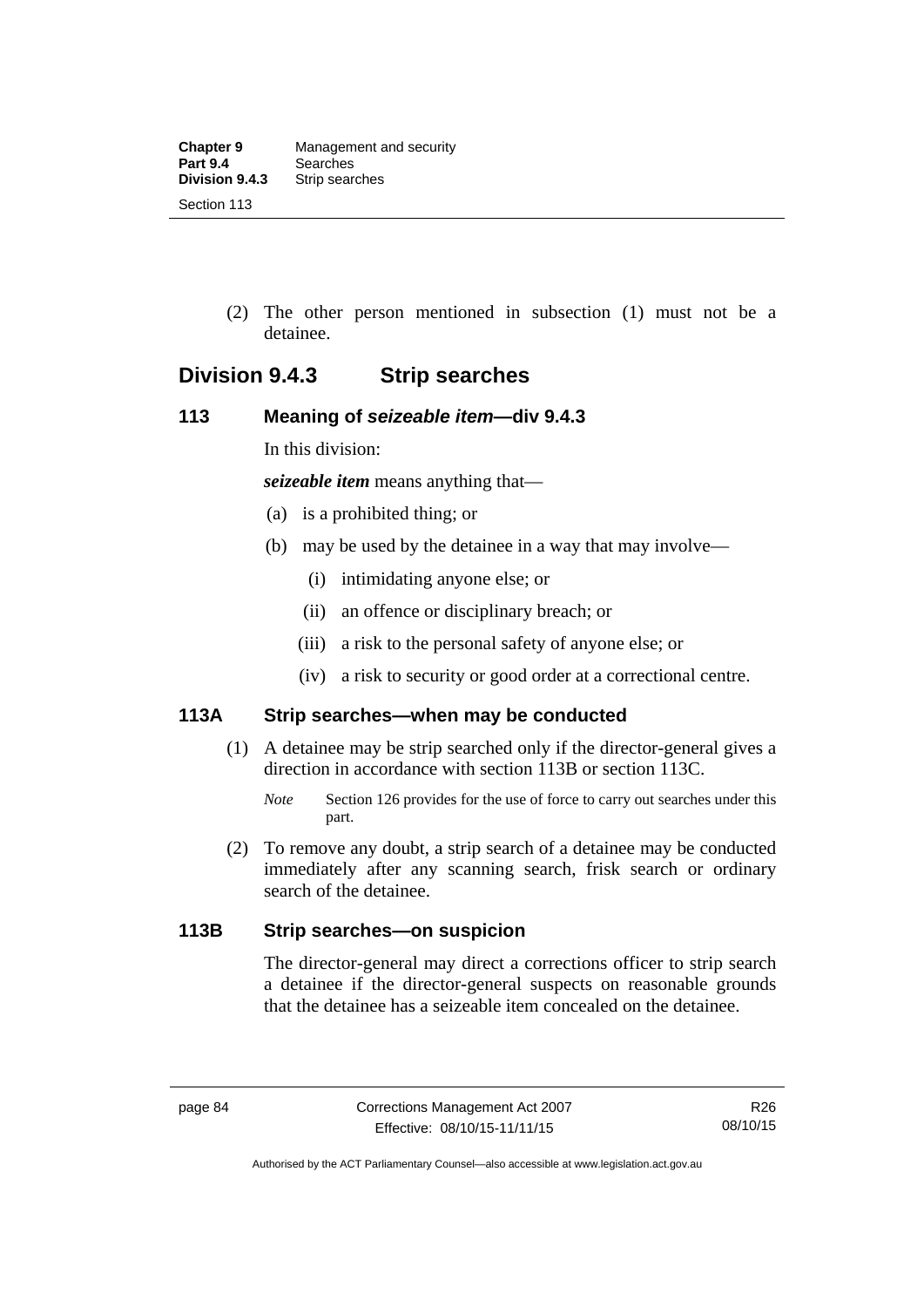(2) The other person mentioned in subsection (1) must not be a detainee.

## Division 9.4.3 Strip searches

### 113 Meaning of *seizeable item*—div 9.4.3

In this division:

***seizeable item*** means anything that—

(a) is a prohibited thing; or

(b) may be used by the detainee in a way that may involve—

(i) intimidating anyone else; or

(ii) an offence or disciplinary breach; or

(iii) a risk to the personal safety of anyone else; or

(iv) a risk to security or good order at a correctional centre.

### 113A Strip searches—when may be conducted

(1) A detainee may be strip searched only if the director-general gives a direction in accordance with section 113B or section 113C.

*Note* Section 126 provides for the use of force to carry out searches under this part.

(2) To remove any doubt, a strip search of a detainee may be conducted immediately after any scanning search, frisk search or ordinary search of the detainee.

### 113B Strip searches—on suspicion

The director-general may direct a corrections officer to strip search a detainee if the director-general suspects on reasonable grounds that the detainee has a seizeable item concealed on the detainee.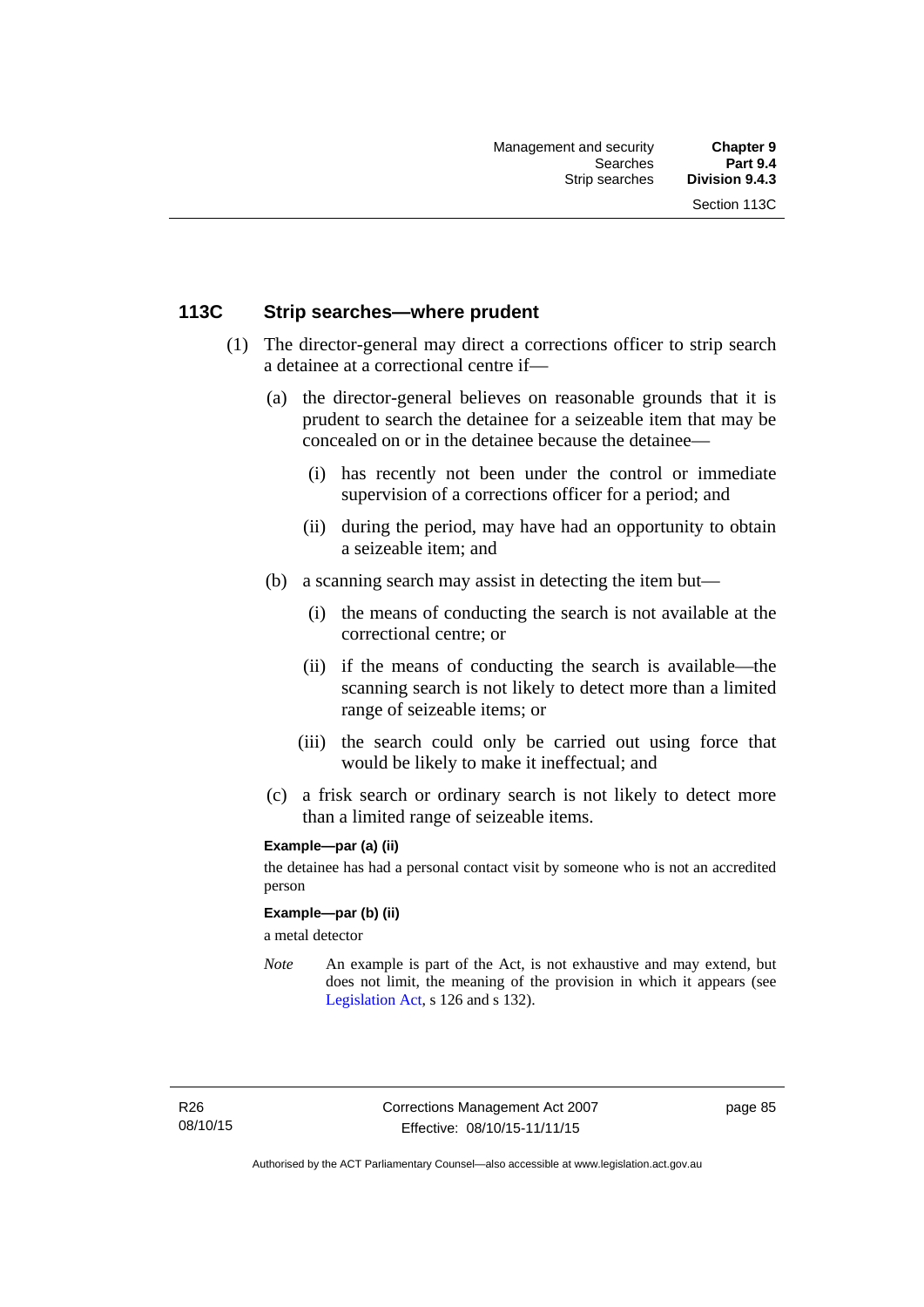## 113C Strip searches—where prudent

(1) The director-general may direct a corrections officer to strip search a detainee at a correctional centre if—

(a) the director-general believes on reasonable grounds that it is prudent to search the detainee for a seizeable item that may be concealed on or in the detainee because the detainee—

(i) has recently not been under the control or immediate supervision of a corrections officer for a period; and

(ii) during the period, may have had an opportunity to obtain a seizeable item; and

(b) a scanning search may assist in detecting the item but—

(i) the means of conducting the search is not available at the correctional centre; or

(ii) if the means of conducting the search is available—the scanning search is not likely to detect more than a limited range of seizeable items; or

(iii) the search could only be carried out using force that would be likely to make it ineffectual; and

(c) a frisk search or ordinary search is not likely to detect more than a limited range of seizeable items.

**Example—par (a) (ii)**

the detainee has had a personal contact visit by someone who is not an accredited person

**Example—par (b) (ii)**

a metal detector

*Note* An example is part of the Act, is not exhaustive and may extend, but does not limit, the meaning of the provision in which it appears (see Legislation Act, s 126 and s 132).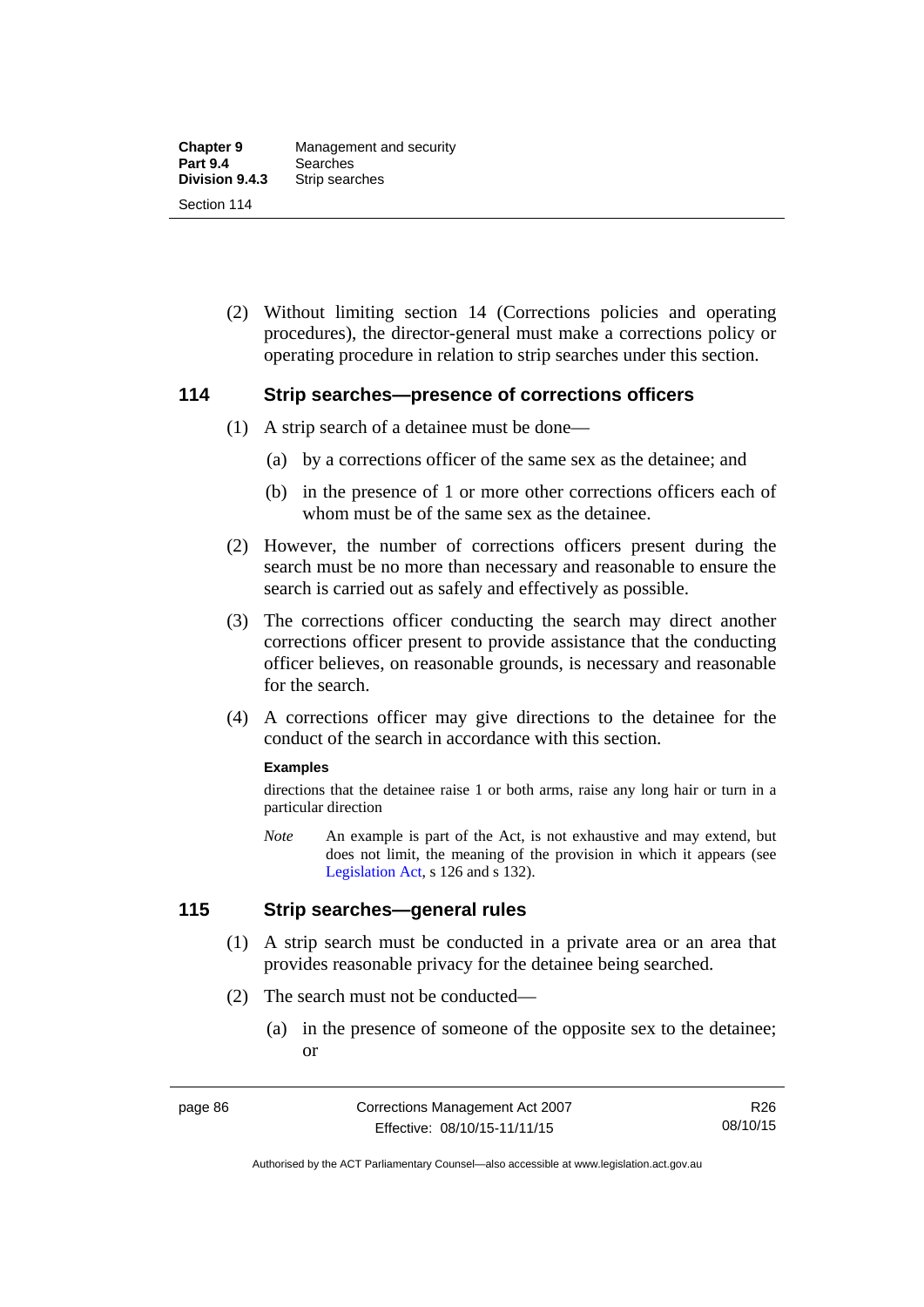(2) Without limiting section 14 (Corrections policies and operating procedures), the director-general must make a corrections policy or operating procedure in relation to strip searches under this section.

## 114 Strip searches—presence of corrections officers

(1) A strip search of a detainee must be done—

(a) by a corrections officer of the same sex as the detainee; and

(b) in the presence of 1 or more other corrections officers each of whom must be of the same sex as the detainee.

(2) However, the number of corrections officers present during the search must be no more than necessary and reasonable to ensure the search is carried out as safely and effectively as possible.

(3) The corrections officer conducting the search may direct another corrections officer present to provide assistance that the conducting officer believes, on reasonable grounds, is necessary and reasonable for the search.

(4) A corrections officer may give directions to the detainee for the conduct of the search in accordance with this section.

**Examples**

directions that the detainee raise 1 or both arms, raise any long hair or turn in a particular direction

*Note* An example is part of the Act, is not exhaustive and may extend, but does not limit, the meaning of the provision in which it appears (see Legislation Act, s 126 and s 132).

## 115 Strip searches—general rules

(1) A strip search must be conducted in a private area or an area that provides reasonable privacy for the detainee being searched.

(2) The search must not be conducted—

(a) in the presence of someone of the opposite sex to the detainee; or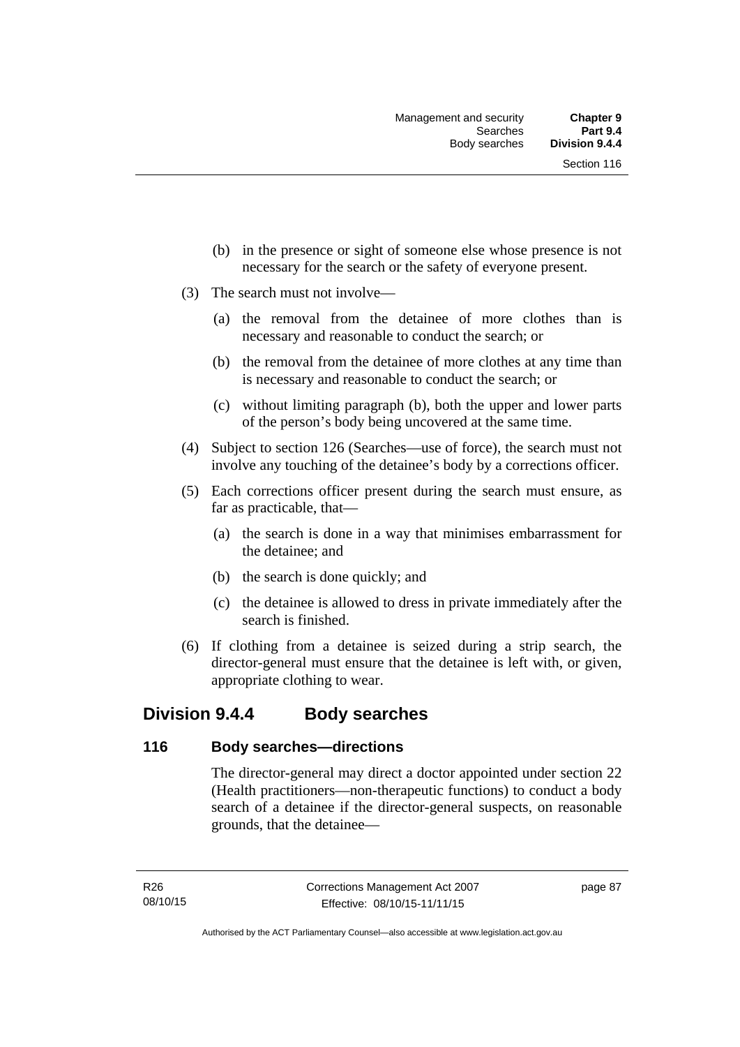(b) in the presence or sight of someone else whose presence is not necessary for the search or the safety of everyone present.

(3) The search must not involve—

(a) the removal from the detainee of more clothes than is necessary and reasonable to conduct the search; or

(b) the removal from the detainee of more clothes at any time than is necessary and reasonable to conduct the search; or

(c) without limiting paragraph (b), both the upper and lower parts of the person's body being uncovered at the same time.

(4) Subject to section 126 (Searches—use of force), the search must not involve any touching of the detainee's body by a corrections officer.

(5) Each corrections officer present during the search must ensure, as far as practicable, that—

(a) the search is done in a way that minimises embarrassment for the detainee; and

(b) the search is done quickly; and

(c) the detainee is allowed to dress in private immediately after the search is finished.

(6) If clothing from a detainee is seized during a strip search, the director-general must ensure that the detainee is left with, or given, appropriate clothing to wear.

## Division 9.4.4 Body searches

### 116 Body searches—directions

The director-general may direct a doctor appointed under section 22 (Health practitioners—non-therapeutic functions) to conduct a body search of a detainee if the director-general suspects, on reasonable grounds, that the detainee—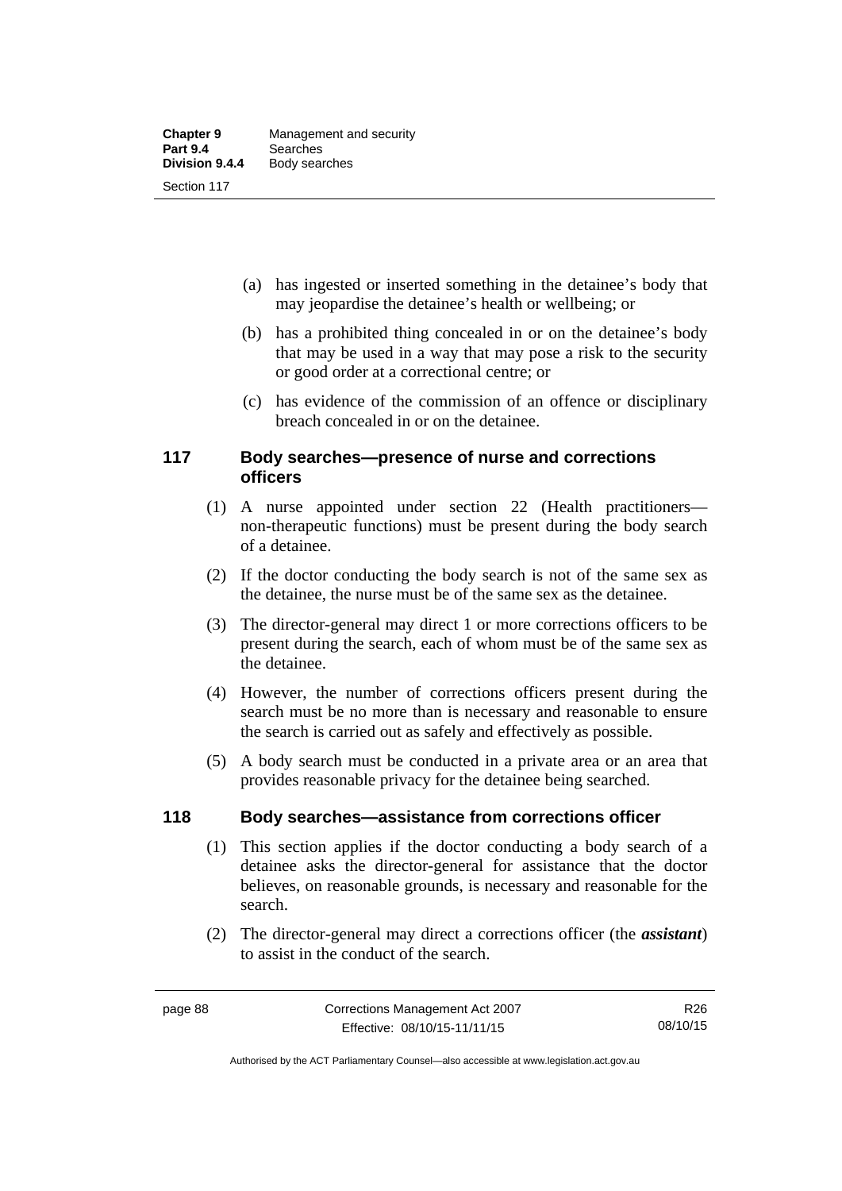(a) has ingested or inserted something in the detainee's body that may jeopardise the detainee's health or wellbeing; or

(b) has a prohibited thing concealed in or on the detainee's body that may be used in a way that may pose a risk to the security or good order at a correctional centre; or

(c) has evidence of the commission of an offence or disciplinary breach concealed in or on the detainee.

## 117 Body searches—presence of nurse and corrections officers

(1) A nurse appointed under section 22 (Health practitioners—non-therapeutic functions) must be present during the body search of a detainee.

(2) If the doctor conducting the body search is not of the same sex as the detainee, the nurse must be of the same sex as the detainee.

(3) The director-general may direct 1 or more corrections officers to be present during the search, each of whom must be of the same sex as the detainee.

(4) However, the number of corrections officers present during the search must be no more than is necessary and reasonable to ensure the search is carried out as safely and effectively as possible.

(5) A body search must be conducted in a private area or an area that provides reasonable privacy for the detainee being searched.

## 118 Body searches—assistance from corrections officer

(1) This section applies if the doctor conducting a body search of a detainee asks the director-general for assistance that the doctor believes, on reasonable grounds, is necessary and reasonable for the search.

(2) The director-general may direct a corrections officer (the ***assistant***) to assist in the conduct of the search.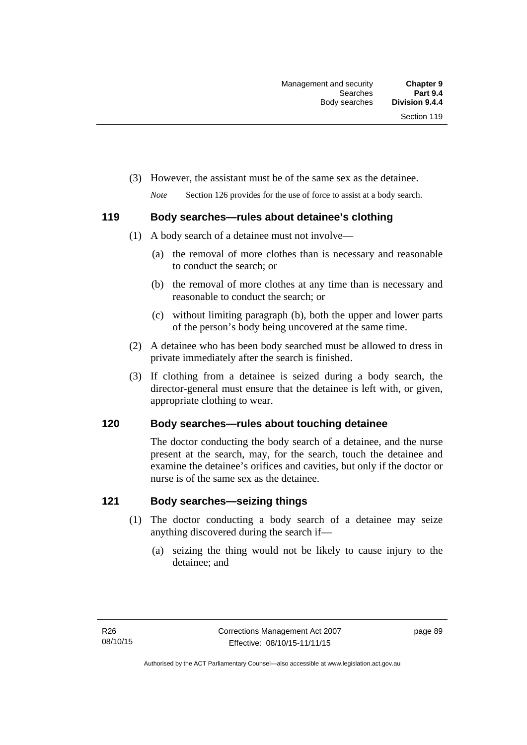(3) However, the assistant must be of the same sex as the detainee.

*Note* Section 126 provides for the use of force to assist at a body search.

### 119 Body searches—rules about detainee's clothing

(1) A body search of a detainee must not involve—

(a) the removal of more clothes than is necessary and reasonable to conduct the search; or

(b) the removal of more clothes at any time than is necessary and reasonable to conduct the search; or

(c) without limiting paragraph (b), both the upper and lower parts of the person's body being uncovered at the same time.

(2) A detainee who has been body searched must be allowed to dress in private immediately after the search is finished.

(3) If clothing from a detainee is seized during a body search, the director-general must ensure that the detainee is left with, or given, appropriate clothing to wear.

### 120 Body searches—rules about touching detainee

The doctor conducting the body search of a detainee, and the nurse present at the search, may, for the search, touch the detainee and examine the detainee's orifices and cavities, but only if the doctor or nurse is of the same sex as the detainee.

### 121 Body searches—seizing things

(1) The doctor conducting a body search of a detainee may seize anything discovered during the search if—

(a) seizing the thing would not be likely to cause injury to the detainee; and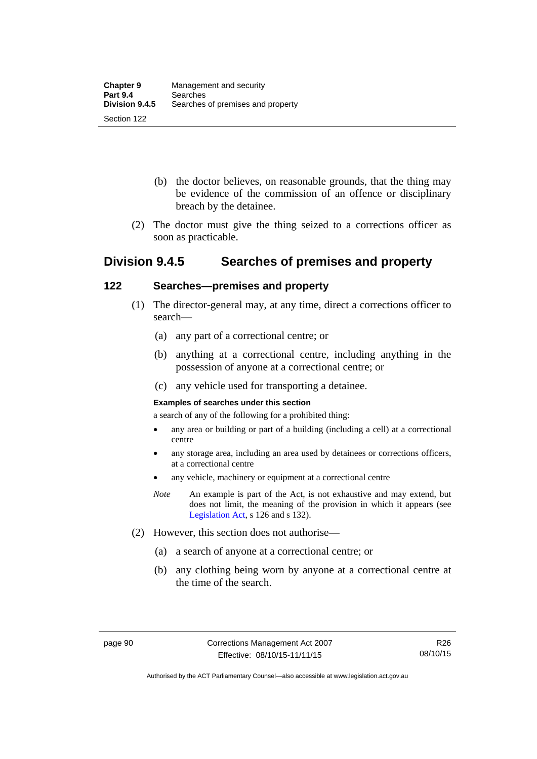(b) the doctor believes, on reasonable grounds, that the thing may be evidence of the commission of an offence or disciplinary breach by the detainee.

(2) The doctor must give the thing seized to a corrections officer as soon as practicable.

## Division 9.4.5 Searches of premises and property

### 122 Searches—premises and property

(1) The director-general may, at any time, direct a corrections officer to search—

(a) any part of a correctional centre; or

(b) anything at a correctional centre, including anything in the possession of anyone at a correctional centre; or

(c) any vehicle used for transporting a detainee.

**Examples of searches under this section**

a search of any of the following for a prohibited thing:

- any area or building or part of a building (including a cell) at a correctional centre
- any storage area, including an area used by detainees or corrections officers, at a correctional centre
- any vehicle, machinery or equipment at a correctional centre

*Note* An example is part of the Act, is not exhaustive and may extend, but does not limit, the meaning of the provision in which it appears (see Legislation Act, s 126 and s 132).

(2) However, this section does not authorise—

(a) a search of anyone at a correctional centre; or

(b) any clothing being worn by anyone at a correctional centre at the time of the search.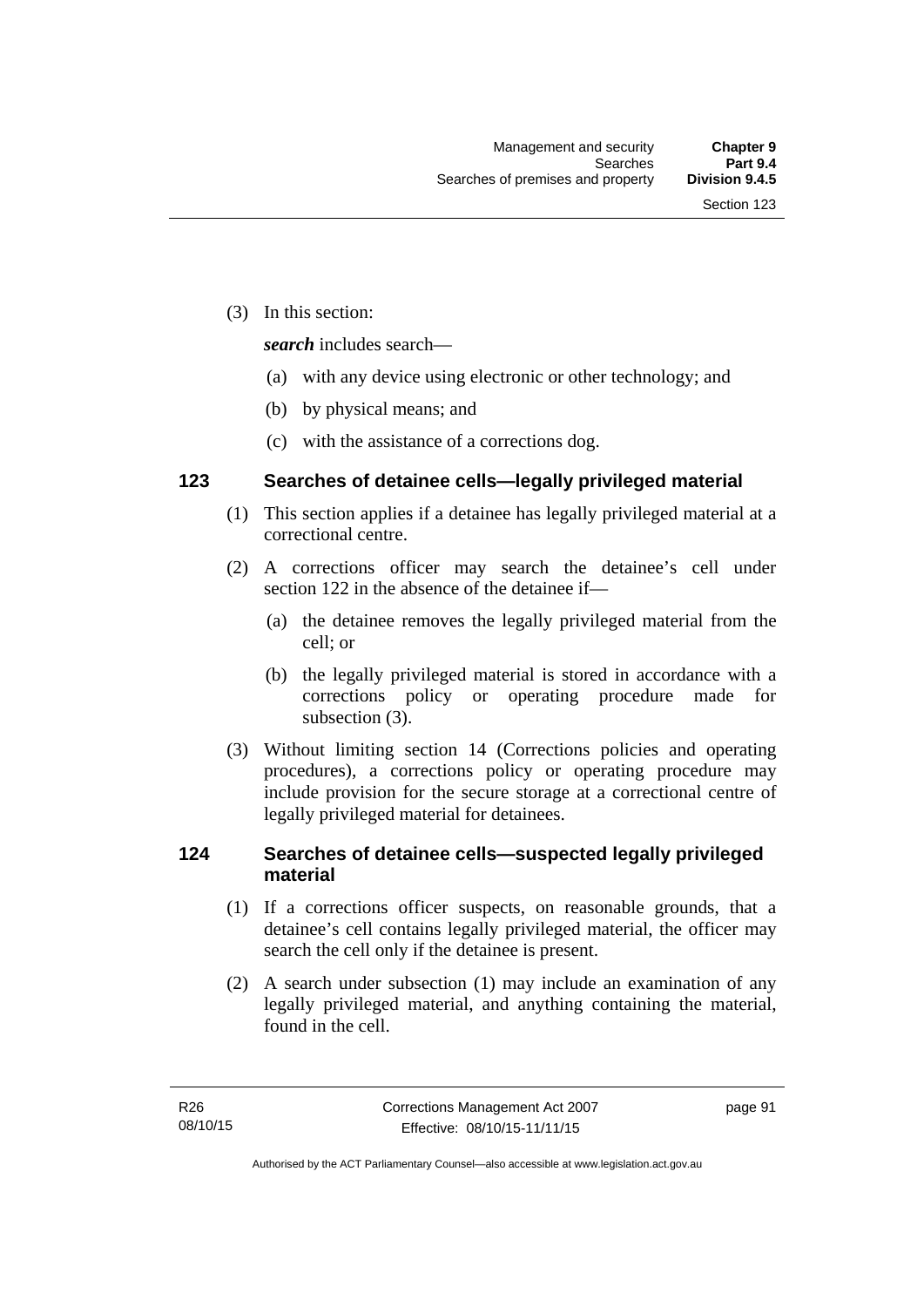(3) In this section:

***search*** includes search—

(a) with any device using electronic or other technology; and

(b) by physical means; and

(c) with the assistance of a corrections dog.

### 123 Searches of detainee cells—legally privileged material

(1) This section applies if a detainee has legally privileged material at a correctional centre.

(2) A corrections officer may search the detainee's cell under section 122 in the absence of the detainee if—

(a) the detainee removes the legally privileged material from the cell; or

(b) the legally privileged material is stored in accordance with a corrections policy or operating procedure made for subsection (3).

(3) Without limiting section 14 (Corrections policies and operating procedures), a corrections policy or operating procedure may include provision for the secure storage at a correctional centre of legally privileged material for detainees.

### 124 Searches of detainee cells—suspected legally privileged material

(1) If a corrections officer suspects, on reasonable grounds, that a detainee's cell contains legally privileged material, the officer may search the cell only if the detainee is present.

(2) A search under subsection (1) may include an examination of any legally privileged material, and anything containing the material, found in the cell.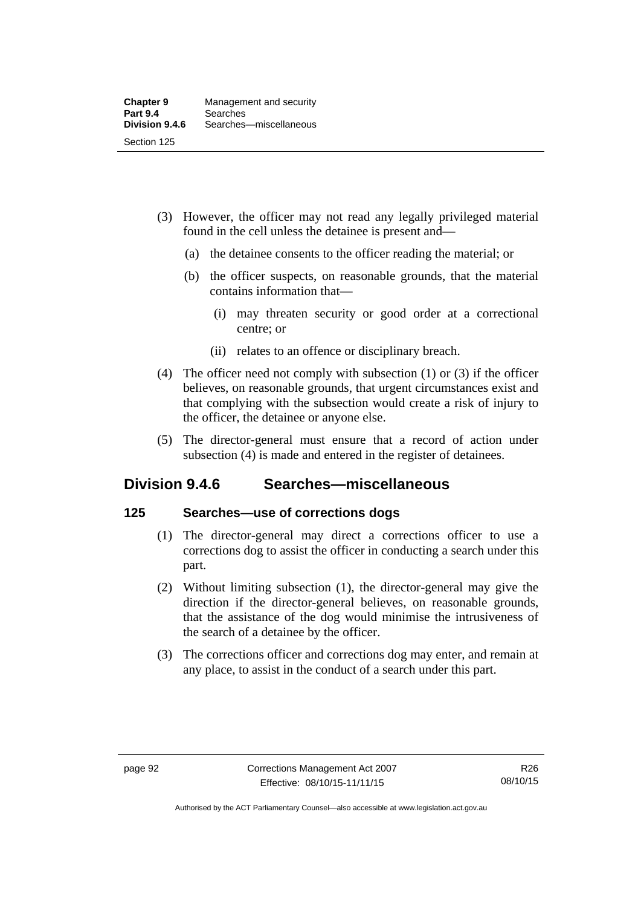(3) However, the officer may not read any legally privileged material found in the cell unless the detainee is present and—

(a) the detainee consents to the officer reading the material; or

(b) the officer suspects, on reasonable grounds, that the material contains information that—

(i) may threaten security or good order at a correctional centre; or

(ii) relates to an offence or disciplinary breach.

(4) The officer need not comply with subsection (1) or (3) if the officer believes, on reasonable grounds, that urgent circumstances exist and that complying with the subsection would create a risk of injury to the officer, the detainee or anyone else.

(5) The director-general must ensure that a record of action under subsection (4) is made and entered in the register of detainees.

## Division 9.4.6 Searches—miscellaneous

### 125 Searches—use of corrections dogs

(1) The director-general may direct a corrections officer to use a corrections dog to assist the officer in conducting a search under this part.

(2) Without limiting subsection (1), the director-general may give the direction if the director-general believes, on reasonable grounds, that the assistance of the dog would minimise the intrusiveness of the search of a detainee by the officer.

(3) The corrections officer and corrections dog may enter, and remain at any place, to assist in the conduct of a search under this part.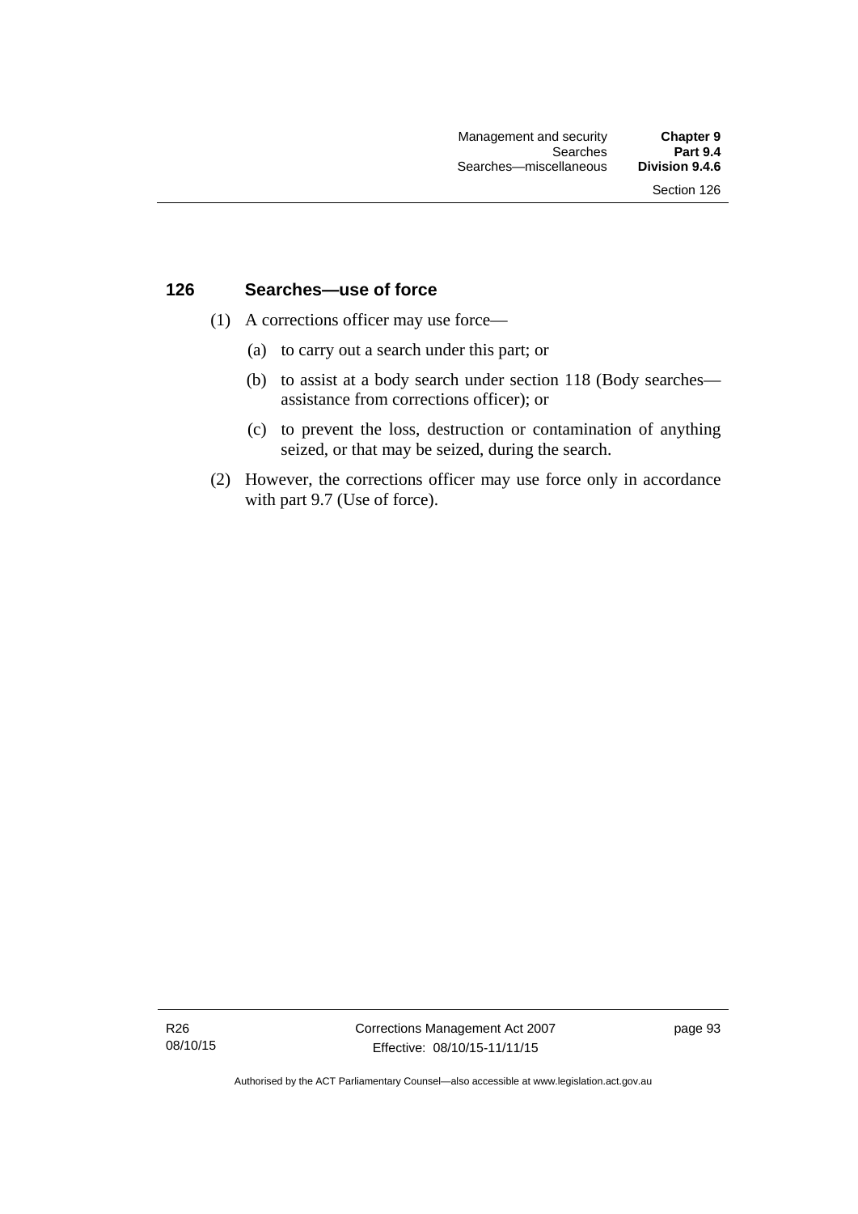### 126 Searches—use of force

(1) A corrections officer may use force—

(a) to carry out a search under this part; or

(b) to assist at a body search under section 118 (Body searches—assistance from corrections officer); or

(c) to prevent the loss, destruction or contamination of anything seized, or that may be seized, during the search.

(2) However, the corrections officer may use force only in accordance with part 9.7 (Use of force).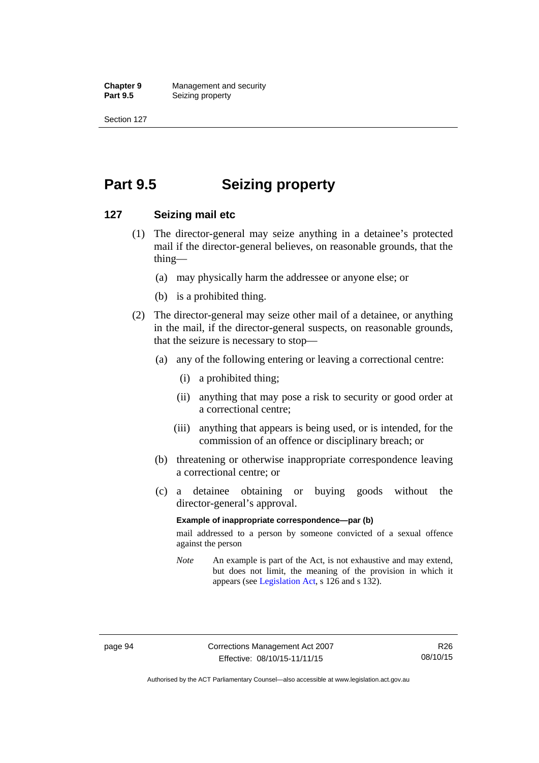# Part 9.5 Seizing property

## 127 Seizing mail etc

(1) The director-general may seize anything in a detainee's protected mail if the director-general believes, on reasonable grounds, that the thing—

(a) may physically harm the addressee or anyone else; or

(b) is a prohibited thing.

(2) The director-general may seize other mail of a detainee, or anything in the mail, if the director-general suspects, on reasonable grounds, that the seizure is necessary to stop—

(a) any of the following entering or leaving a correctional centre:

(i) a prohibited thing;

(ii) anything that may pose a risk to security or good order at a correctional centre;

(iii) anything that appears is being used, or is intended, for the commission of an offence or disciplinary breach; or

(b) threatening or otherwise inappropriate correspondence leaving a correctional centre; or

(c) a detainee obtaining or buying goods without the director-general's approval.

**Example of inappropriate correspondence—par (b)**

mail addressed to a person by someone convicted of a sexual offence against the person

*Note* An example is part of the Act, is not exhaustive and may extend, but does not limit, the meaning of the provision in which it appears (see Legislation Act, s 126 and s 132).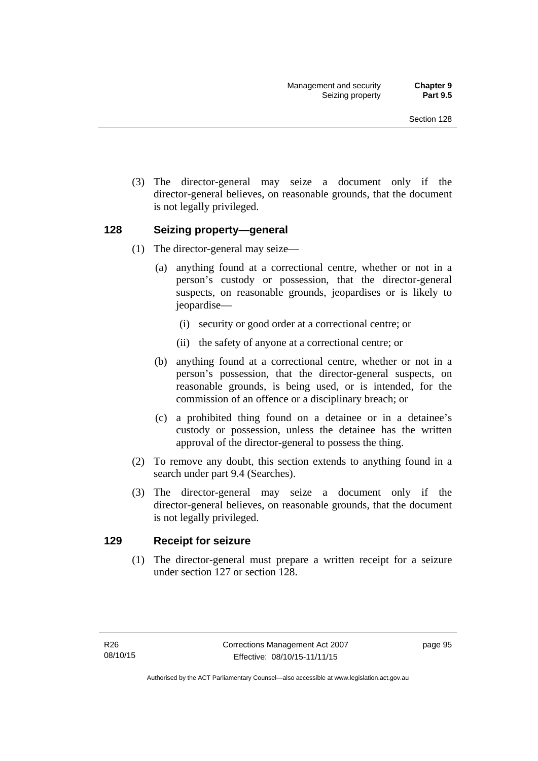(3) The director-general may seize a document only if the director-general believes, on reasonable grounds, that the document is not legally privileged.

## 128 Seizing property—general

(1) The director-general may seize—

(a) anything found at a correctional centre, whether or not in a person's custody or possession, that the director-general suspects, on reasonable grounds, jeopardises or is likely to jeopardise—

(i) security or good order at a correctional centre; or

(ii) the safety of anyone at a correctional centre; or

(b) anything found at a correctional centre, whether or not in a person's possession, that the director-general suspects, on reasonable grounds, is being used, or is intended, for the commission of an offence or a disciplinary breach; or

(c) a prohibited thing found on a detainee or in a detainee's custody or possession, unless the detainee has the written approval of the director-general to possess the thing.

(2) To remove any doubt, this section extends to anything found in a search under part 9.4 (Searches).

(3) The director-general may seize a document only if the director-general believes, on reasonable grounds, that the document is not legally privileged.

## 129 Receipt for seizure

(1) The director-general must prepare a written receipt for a seizure under section 127 or section 128.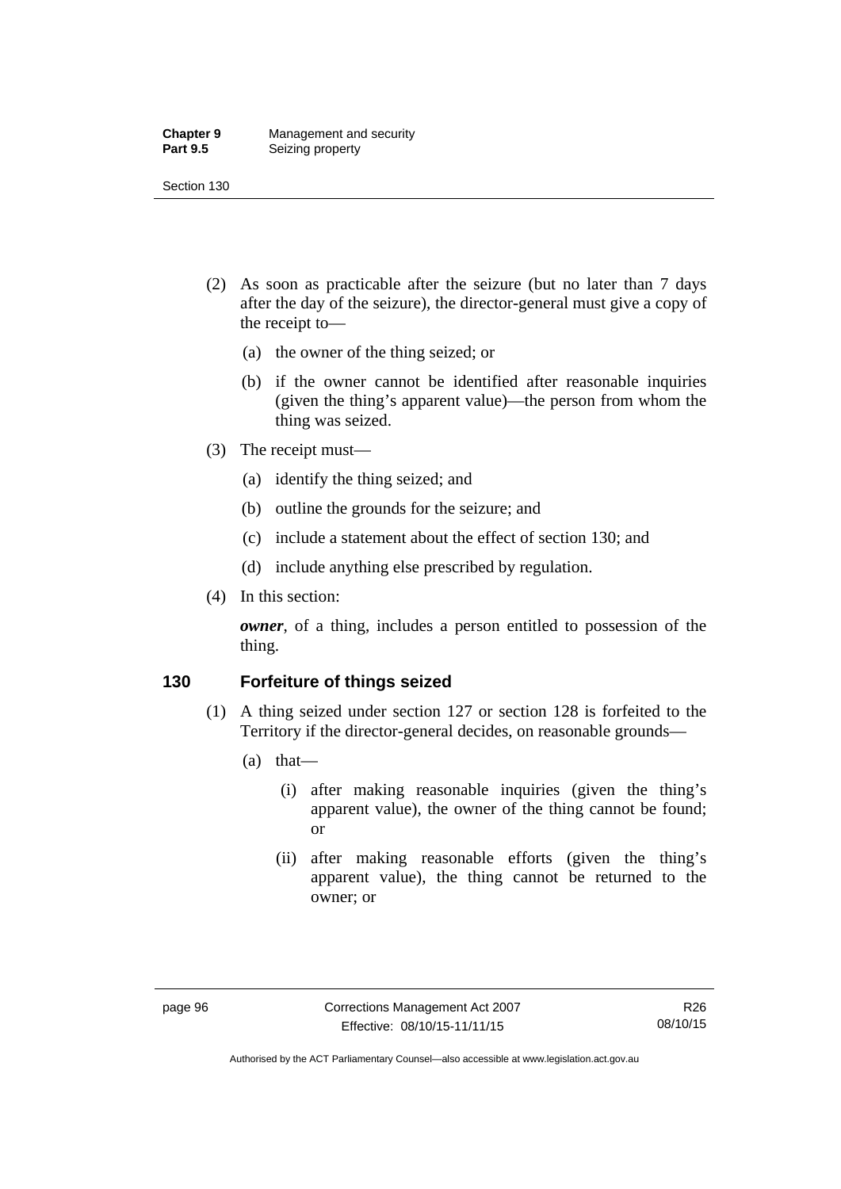(2) As soon as practicable after the seizure (but no later than 7 days after the day of the seizure), the director-general must give a copy of the receipt to—

(a) the owner of the thing seized; or

(b) if the owner cannot be identified after reasonable inquiries (given the thing's apparent value)—the person from whom the thing was seized.

(3) The receipt must—

(a) identify the thing seized; and

(b) outline the grounds for the seizure; and

(c) include a statement about the effect of section 130; and

(d) include anything else prescribed by regulation.

(4) In this section:

***owner***, of a thing, includes a person entitled to possession of the thing.

## 130 Forfeiture of things seized

(1) A thing seized under section 127 or section 128 is forfeited to the Territory if the director-general decides, on reasonable grounds—

(a) that—

(i) after making reasonable inquiries (given the thing's apparent value), the owner of the thing cannot be found; or

(ii) after making reasonable efforts (given the thing's apparent value), the thing cannot be returned to the owner; or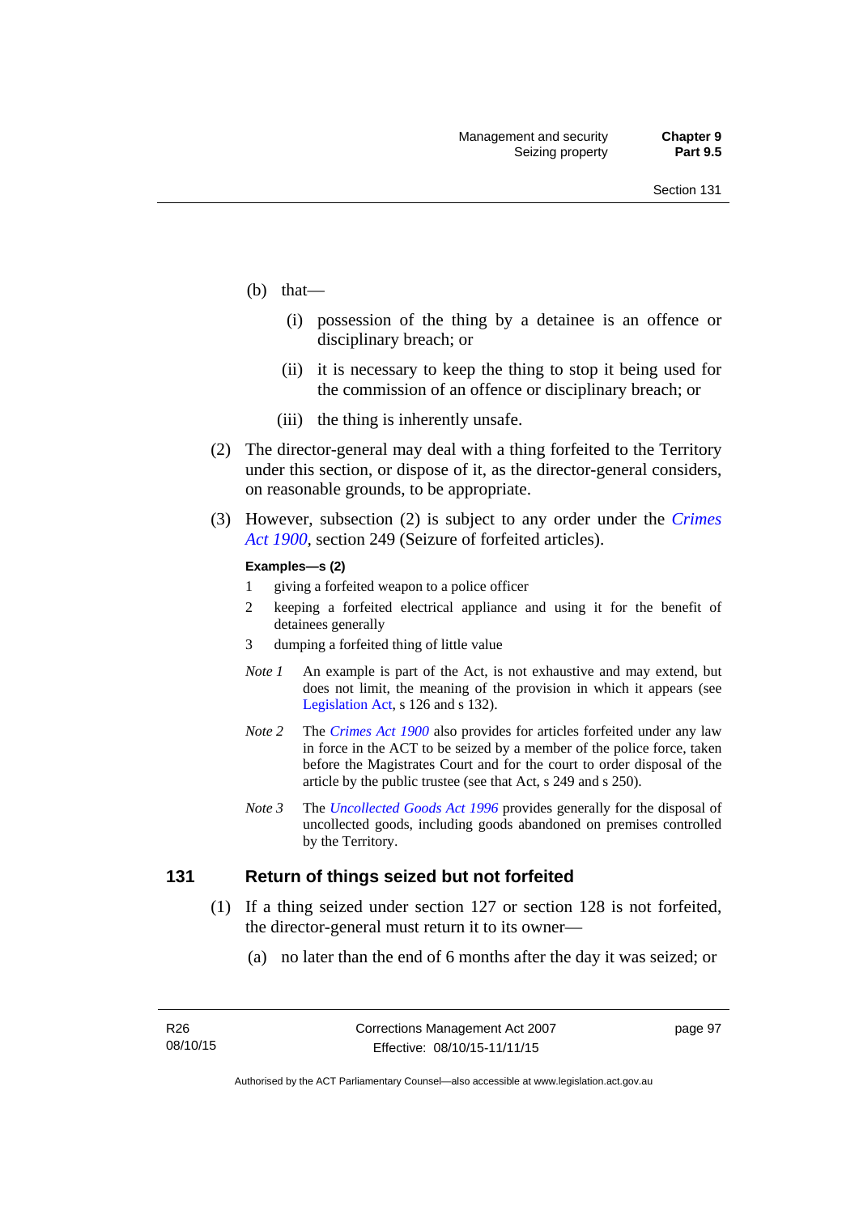(b) that—

(i) possession of the thing by a detainee is an offence or disciplinary breach; or

(ii) it is necessary to keep the thing to stop it being used for the commission of an offence or disciplinary breach; or

(iii) the thing is inherently unsafe.

(2) The director-general may deal with a thing forfeited to the Territory under this section, or dispose of it, as the director-general considers, on reasonable grounds, to be appropriate.

(3) However, subsection (2) is subject to any order under the *Crimes Act 1900*, section 249 (Seizure of forfeited articles).

**Examples—s (2)**

1 giving a forfeited weapon to a police officer

2 keeping a forfeited electrical appliance and using it for the benefit of detainees generally

3 dumping a forfeited thing of little value

*Note 1* An example is part of the Act, is not exhaustive and may extend, but does not limit, the meaning of the provision in which it appears (see Legislation Act, s 126 and s 132).

*Note 2* The *Crimes Act 1900* also provides for articles forfeited under any law in force in the ACT to be seized by a member of the police force, taken before the Magistrates Court and for the court to order disposal of the article by the public trustee (see that Act, s 249 and s 250).

*Note 3* The *Uncollected Goods Act 1996* provides generally for the disposal of uncollected goods, including goods abandoned on premises controlled by the Territory.

## 131 Return of things seized but not forfeited

(1) If a thing seized under section 127 or section 128 is not forfeited, the director-general must return it to its owner—

(a) no later than the end of 6 months after the day it was seized; or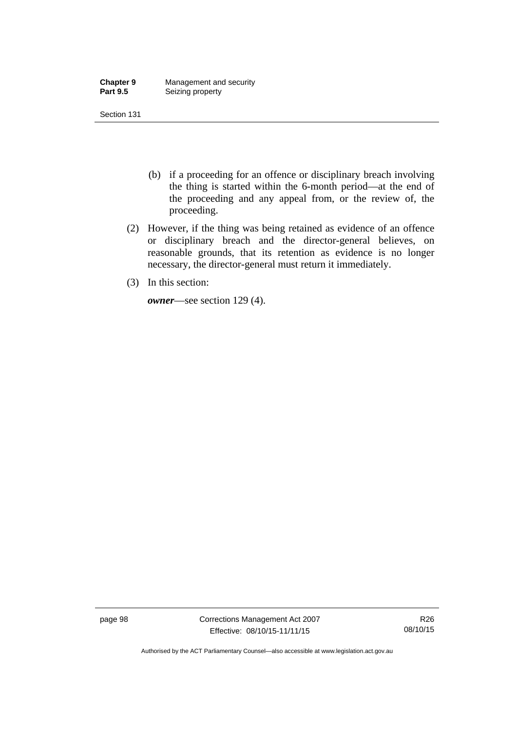(b) if a proceeding for an offence or disciplinary breach involving the thing is started within the 6-month period—at the end of the proceeding and any appeal from, or the review of, the proceeding.

(2) However, if the thing was being retained as evidence of an offence or disciplinary breach and the director-general believes, on reasonable grounds, that its retention as evidence is no longer necessary, the director-general must return it immediately.

(3) In this section:

***owner***—see section 129 (4).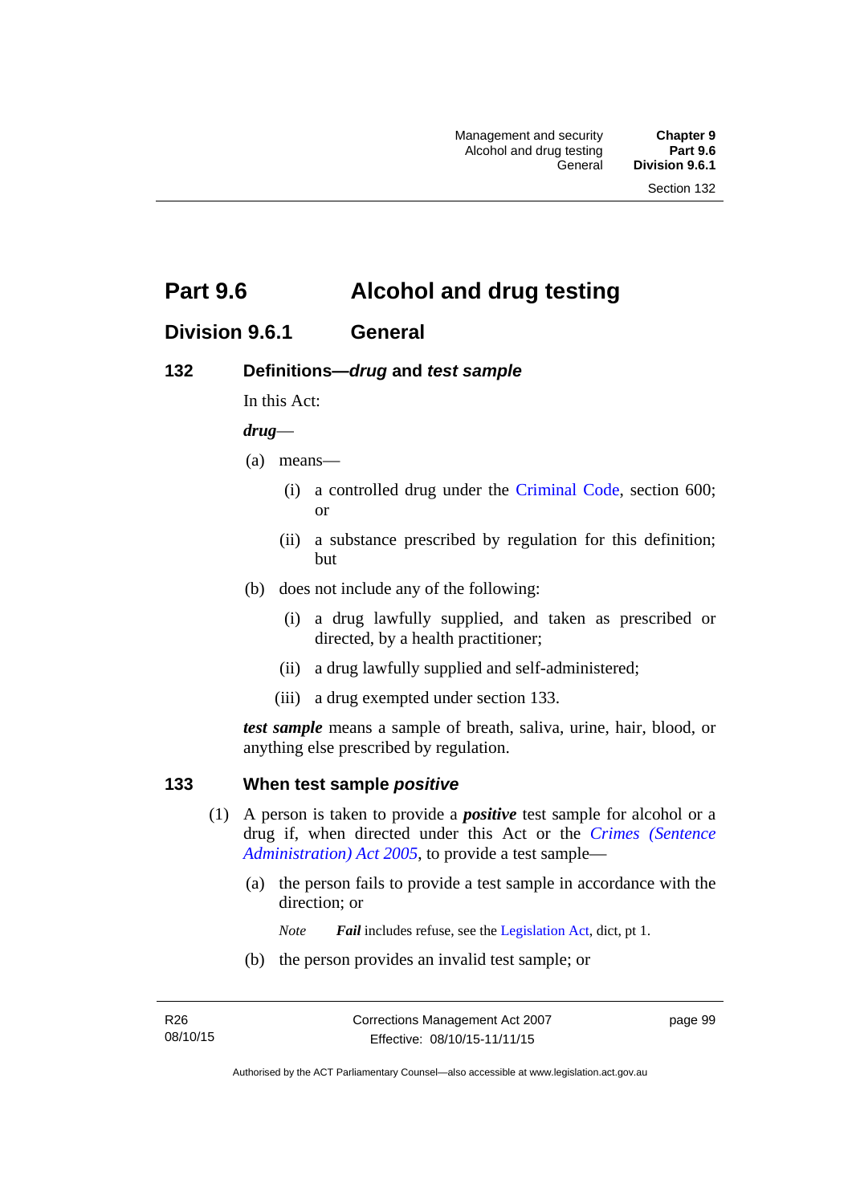# Part 9.6 Alcohol and drug testing

## Division 9.6.1 General

### 132 Definitions—*drug* and *test sample*

In this Act:

***drug***—

(a) means—

(i) a controlled drug under the Criminal Code, section 600; or

(ii) a substance prescribed by regulation for this definition; but

(b) does not include any of the following:

(i) a drug lawfully supplied, and taken as prescribed or directed, by a health practitioner;

(ii) a drug lawfully supplied and self-administered;

(iii) a drug exempted under section 133.

***test sample*** means a sample of breath, saliva, urine, hair, blood, or anything else prescribed by regulation.

### 133 When test sample *positive*

(1) A person is taken to provide a ***positive*** test sample for alcohol or a drug if, when directed under this Act or the *Crimes (Sentence Administration) Act 2005*, to provide a test sample—

(a) the person fails to provide a test sample in accordance with the direction; or

*Note* ***Fail*** includes refuse, see the Legislation Act, dict, pt 1.

(b) the person provides an invalid test sample; or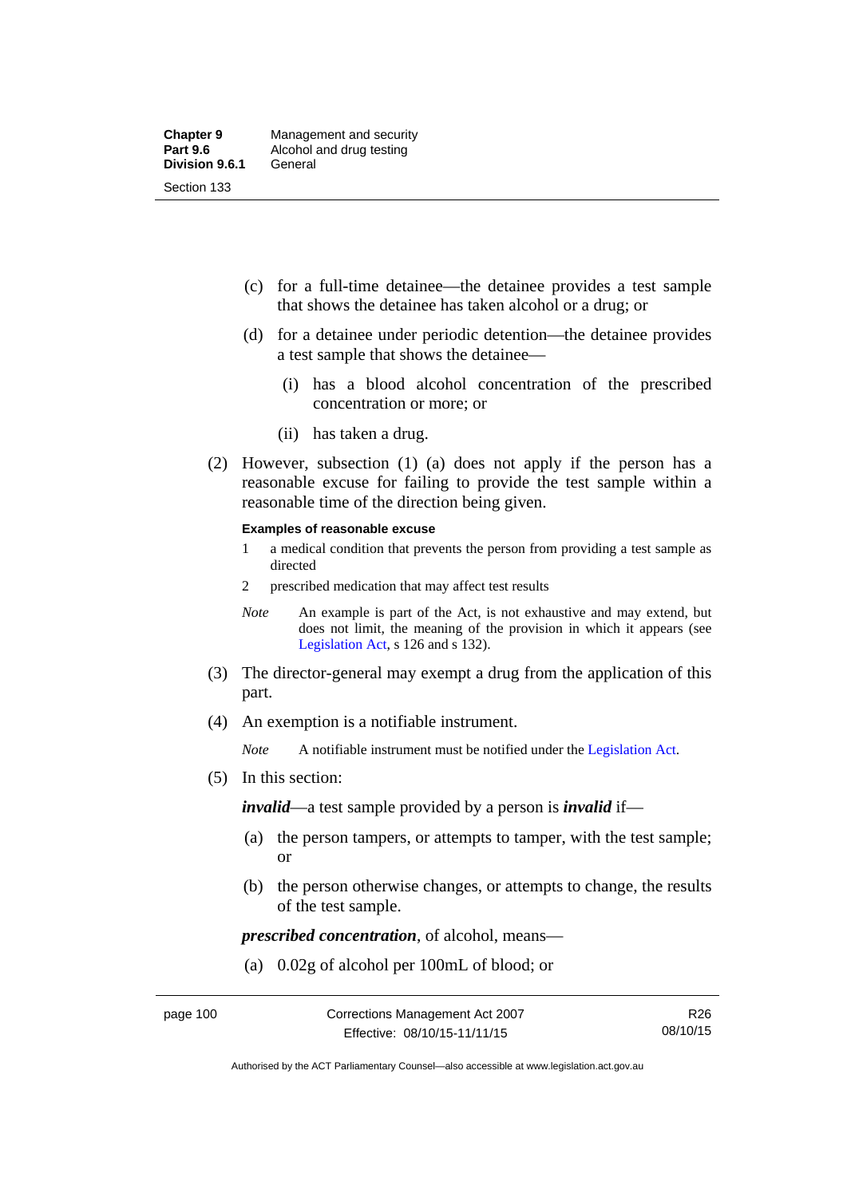(c) for a full-time detainee—the detainee provides a test sample that shows the detainee has taken alcohol or a drug; or

(d) for a detainee under periodic detention—the detainee provides a test sample that shows the detainee—

(i) has a blood alcohol concentration of the prescribed concentration or more; or

(ii) has taken a drug.

(2) However, subsection (1) (a) does not apply if the person has a reasonable excuse for failing to provide the test sample within a reasonable time of the direction being given.

**Examples of reasonable excuse**

1 a medical condition that prevents the person from providing a test sample as directed

2 prescribed medication that may affect test results

*Note* An example is part of the Act, is not exhaustive and may extend, but does not limit, the meaning of the provision in which it appears (see Legislation Act, s 126 and s 132).

(3) The director-general may exempt a drug from the application of this part.

(4) An exemption is a notifiable instrument.

*Note* A notifiable instrument must be notified under the Legislation Act.

(5) In this section:

***invalid***—a test sample provided by a person is ***invalid*** if—

(a) the person tampers, or attempts to tamper, with the test sample; or

(b) the person otherwise changes, or attempts to change, the results of the test sample.

***prescribed concentration***, of alcohol, means—

(a) 0.02g of alcohol per 100mL of blood; or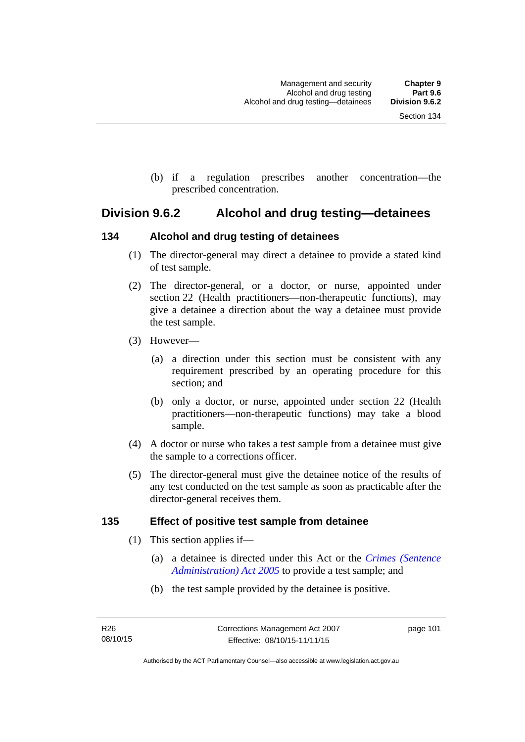(b) if a regulation prescribes another concentration—the prescribed concentration.

## Division 9.6.2 Alcohol and drug testing—detainees

### 134 Alcohol and drug testing of detainees

(1) The director-general may direct a detainee to provide a stated kind of test sample.

(2) The director-general, or a doctor, or nurse, appointed under section 22 (Health practitioners—non-therapeutic functions), may give a detainee a direction about the way a detainee must provide the test sample.

(3) However—

(a) a direction under this section must be consistent with any requirement prescribed by an operating procedure for this section; and

(b) only a doctor, or nurse, appointed under section 22 (Health practitioners—non-therapeutic functions) may take a blood sample.

(4) A doctor or nurse who takes a test sample from a detainee must give the sample to a corrections officer.

(5) The director-general must give the detainee notice of the results of any test conducted on the test sample as soon as practicable after the director-general receives them.

### 135 Effect of positive test sample from detainee

(1) This section applies if—

(a) a detainee is directed under this Act or the *Crimes (Sentence Administration) Act 2005* to provide a test sample; and

(b) the test sample provided by the detainee is positive.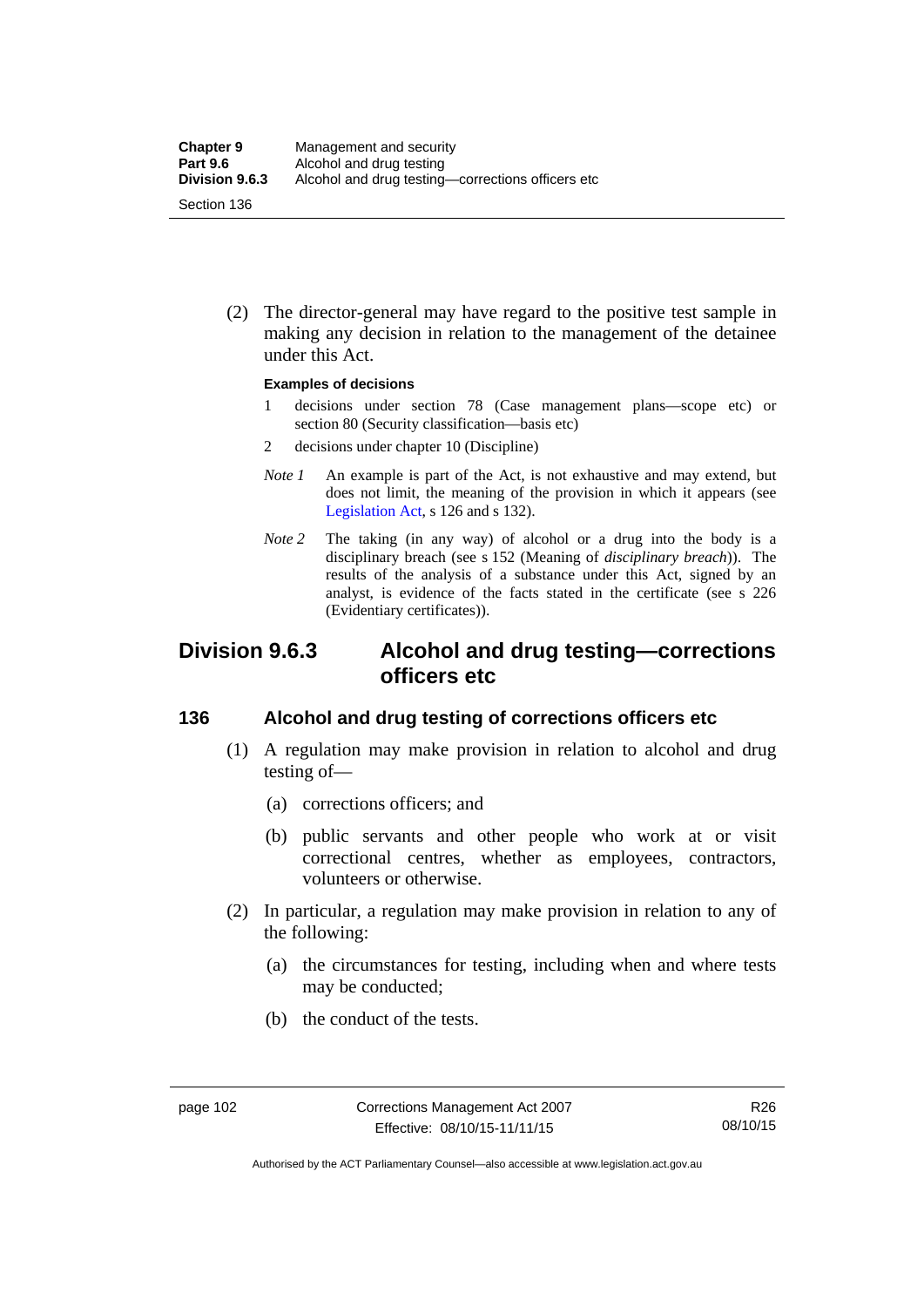(2) The director-general may have regard to the positive test sample in making any decision in relation to the management of the detainee under this Act.

**Examples of decisions**

1 decisions under section 78 (Case management plans—scope etc) or section 80 (Security classification—basis etc)

2 decisions under chapter 10 (Discipline)

*Note 1* An example is part of the Act, is not exhaustive and may extend, but does not limit, the meaning of the provision in which it appears (see Legislation Act, s 126 and s 132).

*Note 2* The taking (in any way) of alcohol or a drug into the body is a disciplinary breach (see s 152 (Meaning of *disciplinary breach*)). The results of the analysis of a substance under this Act, signed by an analyst, is evidence of the facts stated in the certificate (see s 226 (Evidentiary certificates)).

## Division 9.6.3 Alcohol and drug testing—corrections officers etc

### 136 Alcohol and drug testing of corrections officers etc

(1) A regulation may make provision in relation to alcohol and drug testing of—

(a) corrections officers; and

(b) public servants and other people who work at or visit correctional centres, whether as employees, contractors, volunteers or otherwise.

(2) In particular, a regulation may make provision in relation to any of the following:

(a) the circumstances for testing, including when and where tests may be conducted;

(b) the conduct of the tests.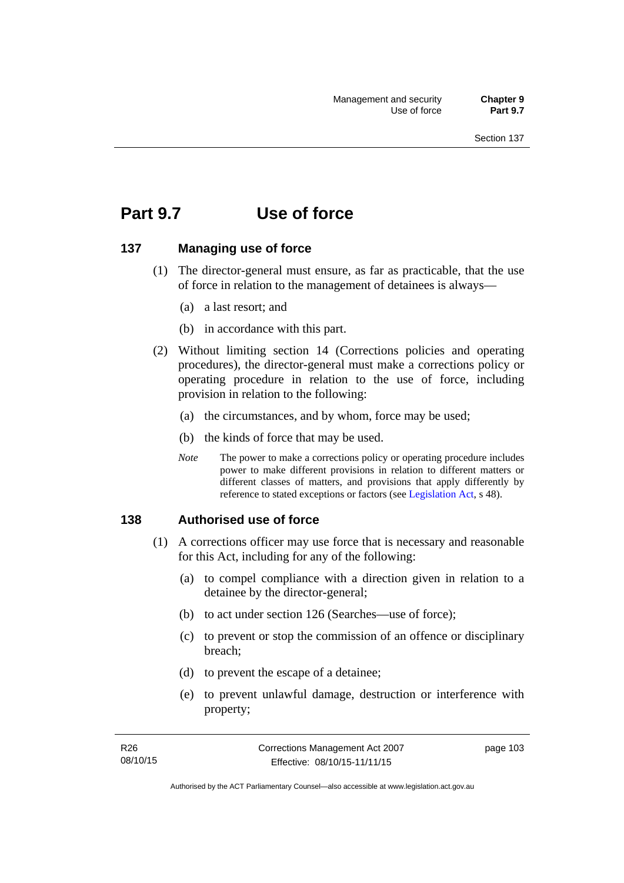# Part 9.7 Use of force

## 137 Managing use of force

(1) The director-general must ensure, as far as practicable, that the use of force in relation to the management of detainees is always—

(a) a last resort; and

(b) in accordance with this part.

(2) Without limiting section 14 (Corrections policies and operating procedures), the director-general must make a corrections policy or operating procedure in relation to the use of force, including provision in relation to the following:

(a) the circumstances, and by whom, force may be used;

(b) the kinds of force that may be used.

*Note* The power to make a corrections policy or operating procedure includes power to make different provisions in relation to different matters or different classes of matters, and provisions that apply differently by reference to stated exceptions or factors (see Legislation Act, s 48).

## 138 Authorised use of force

(1) A corrections officer may use force that is necessary and reasonable for this Act, including for any of the following:

(a) to compel compliance with a direction given in relation to a detainee by the director-general;

(b) to act under section 126 (Searches—use of force);

(c) to prevent or stop the commission of an offence or disciplinary breach;

(d) to prevent the escape of a detainee;

(e) to prevent unlawful damage, destruction or interference with property;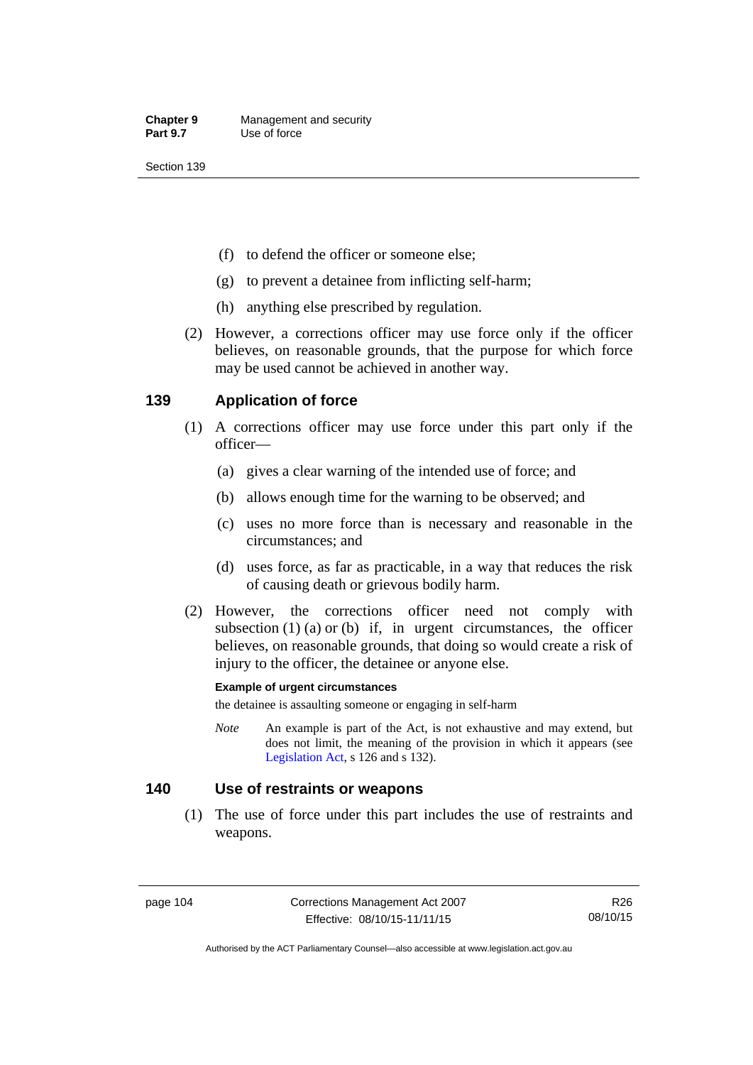(f) to defend the officer or someone else;

(g) to prevent a detainee from inflicting self-harm;

(h) anything else prescribed by regulation.

(2) However, a corrections officer may use force only if the officer believes, on reasonable grounds, that the purpose for which force may be used cannot be achieved in another way.

## 139 Application of force

(1) A corrections officer may use force under this part only if the officer—

(a) gives a clear warning of the intended use of force; and

(b) allows enough time for the warning to be observed; and

(c) uses no more force than is necessary and reasonable in the circumstances; and

(d) uses force, as far as practicable, in a way that reduces the risk of causing death or grievous bodily harm.

(2) However, the corrections officer need not comply with subsection (1) (a) or (b) if, in urgent circumstances, the officer believes, on reasonable grounds, that doing so would create a risk of injury to the officer, the detainee or anyone else.

**Example of urgent circumstances**

the detainee is assaulting someone or engaging in self-harm

*Note* An example is part of the Act, is not exhaustive and may extend, but does not limit, the meaning of the provision in which it appears (see Legislation Act, s 126 and s 132).

## 140 Use of restraints or weapons

(1) The use of force under this part includes the use of restraints and weapons.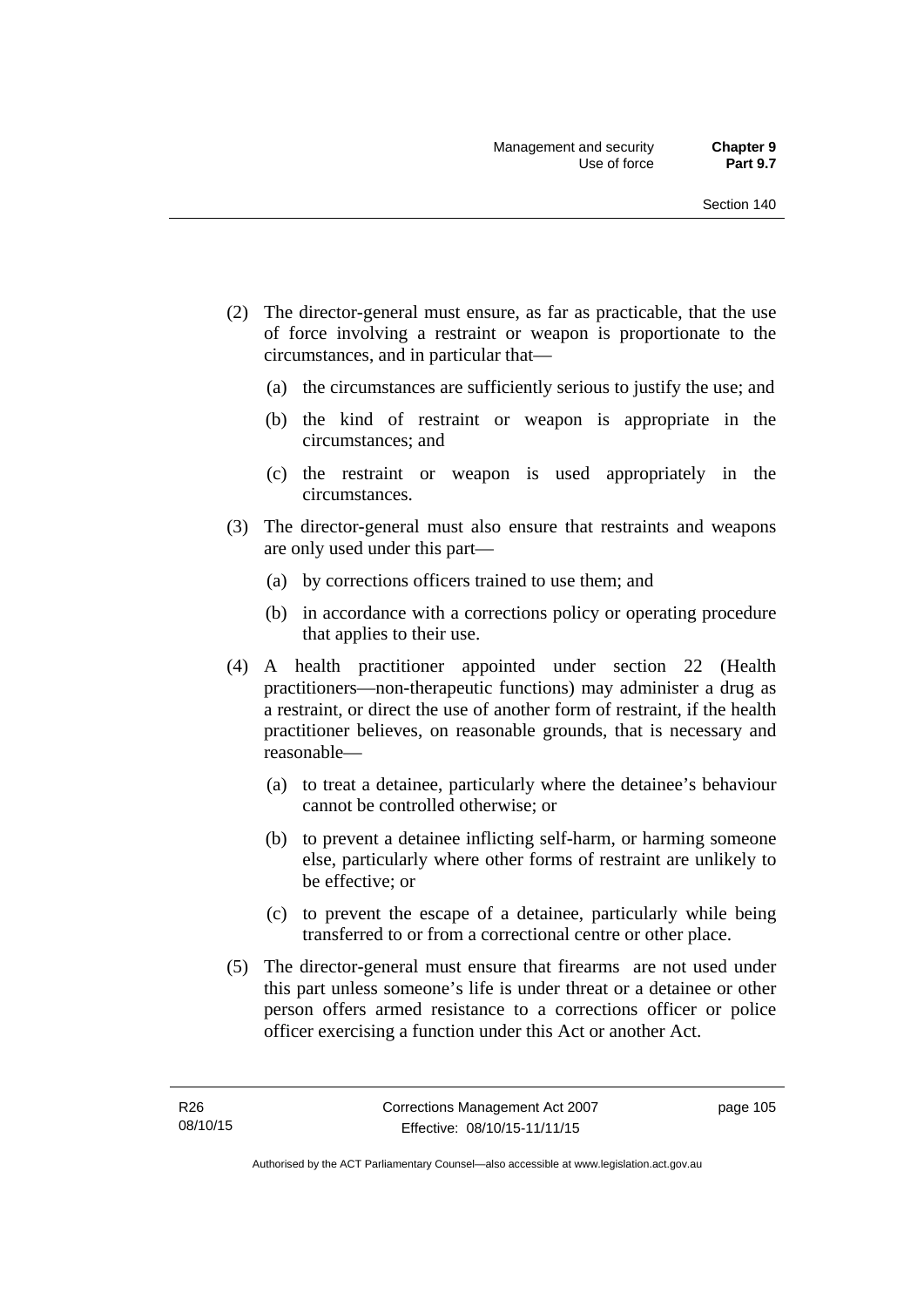(2) The director-general must ensure, as far as practicable, that the use of force involving a restraint or weapon is proportionate to the circumstances, and in particular that—

   (a) the circumstances are sufficiently serious to justify the use; and

   (b) the kind of restraint or weapon is appropriate in the circumstances; and

   (c) the restraint or weapon is used appropriately in the circumstances.

(3) The director-general must also ensure that restraints and weapons are only used under this part—

   (a) by corrections officers trained to use them; and

   (b) in accordance with a corrections policy or operating procedure that applies to their use.

(4) A health practitioner appointed under section 22 (Health practitioners—non-therapeutic functions) may administer a drug as a restraint, or direct the use of another form of restraint, if the health practitioner believes, on reasonable grounds, that is necessary and reasonable—

   (a) to treat a detainee, particularly where the detainee's behaviour cannot be controlled otherwise; or

   (b) to prevent a detainee inflicting self-harm, or harming someone else, particularly where other forms of restraint are unlikely to be effective; or

   (c) to prevent the escape of a detainee, particularly while being transferred to or from a correctional centre or other place.

(5) The director-general must ensure that firearms are not used under this part unless someone's life is under threat or a detainee or other person offers armed resistance to a corrections officer or police officer exercising a function under this Act or another Act.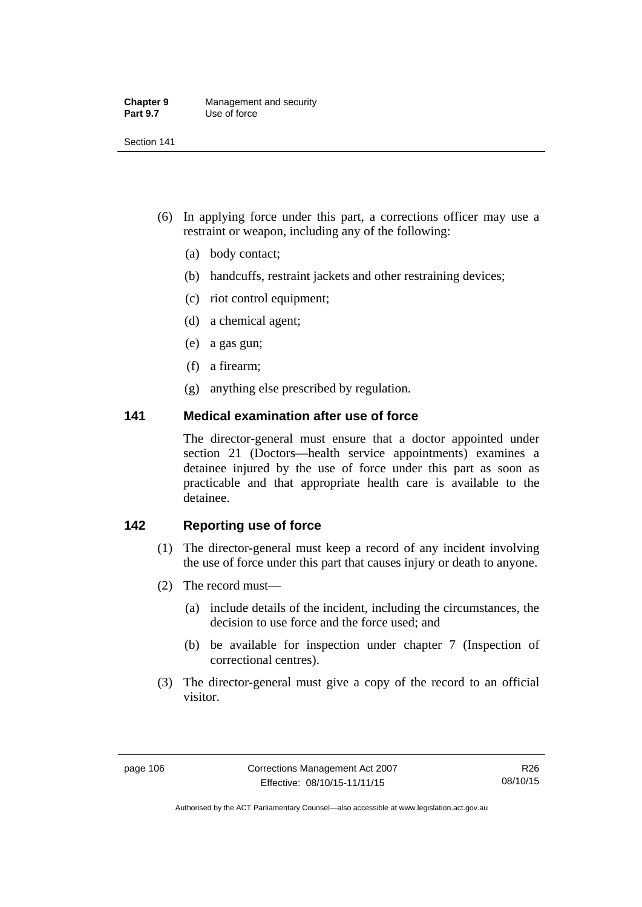(6) In applying force under this part, a corrections officer may use a restraint or weapon, including any of the following:

(a) body contact;

(b) handcuffs, restraint jackets and other restraining devices;

(c) riot control equipment;

(d) a chemical agent;

(e) a gas gun;

(f) a firearm;

(g) anything else prescribed by regulation.

## 141 Medical examination after use of force

The director-general must ensure that a doctor appointed under section 21 (Doctors—health service appointments) examines a detainee injured by the use of force under this part as soon as practicable and that appropriate health care is available to the detainee.

## 142 Reporting use of force

(1) The director-general must keep a record of any incident involving the use of force under this part that causes injury or death to anyone.

(2) The record must—

(a) include details of the incident, including the circumstances, the decision to use force and the force used; and

(b) be available for inspection under chapter 7 (Inspection of correctional centres).

(3) The director-general must give a copy of the record to an official visitor.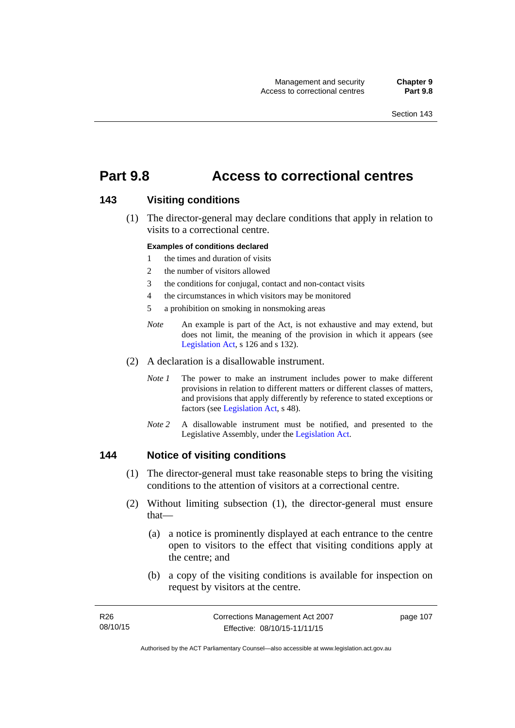# Part 9.8 Access to correctional centres

## 143 Visiting conditions

(1) The director-general may declare conditions that apply in relation to visits to a correctional centre.

**Examples of conditions declared**

1 the times and duration of visits

2 the number of visitors allowed

3 the conditions for conjugal, contact and non-contact visits

4 the circumstances in which visitors may be monitored

5 a prohibition on smoking in nonsmoking areas

*Note* An example is part of the Act, is not exhaustive and may extend, but does not limit, the meaning of the provision in which it appears (see Legislation Act, s 126 and s 132).

(2) A declaration is a disallowable instrument.

*Note 1* The power to make an instrument includes power to make different provisions in relation to different matters or different classes of matters, and provisions that apply differently by reference to stated exceptions or factors (see Legislation Act, s 48).

*Note 2* A disallowable instrument must be notified, and presented to the Legislative Assembly, under the Legislation Act.

## 144 Notice of visiting conditions

(1) The director-general must take reasonable steps to bring the visiting conditions to the attention of visitors at a correctional centre.

(2) Without limiting subsection (1), the director-general must ensure that—

(a) a notice is prominently displayed at each entrance to the centre open to visitors to the effect that visiting conditions apply at the centre; and

(b) a copy of the visiting conditions is available for inspection on request by visitors at the centre.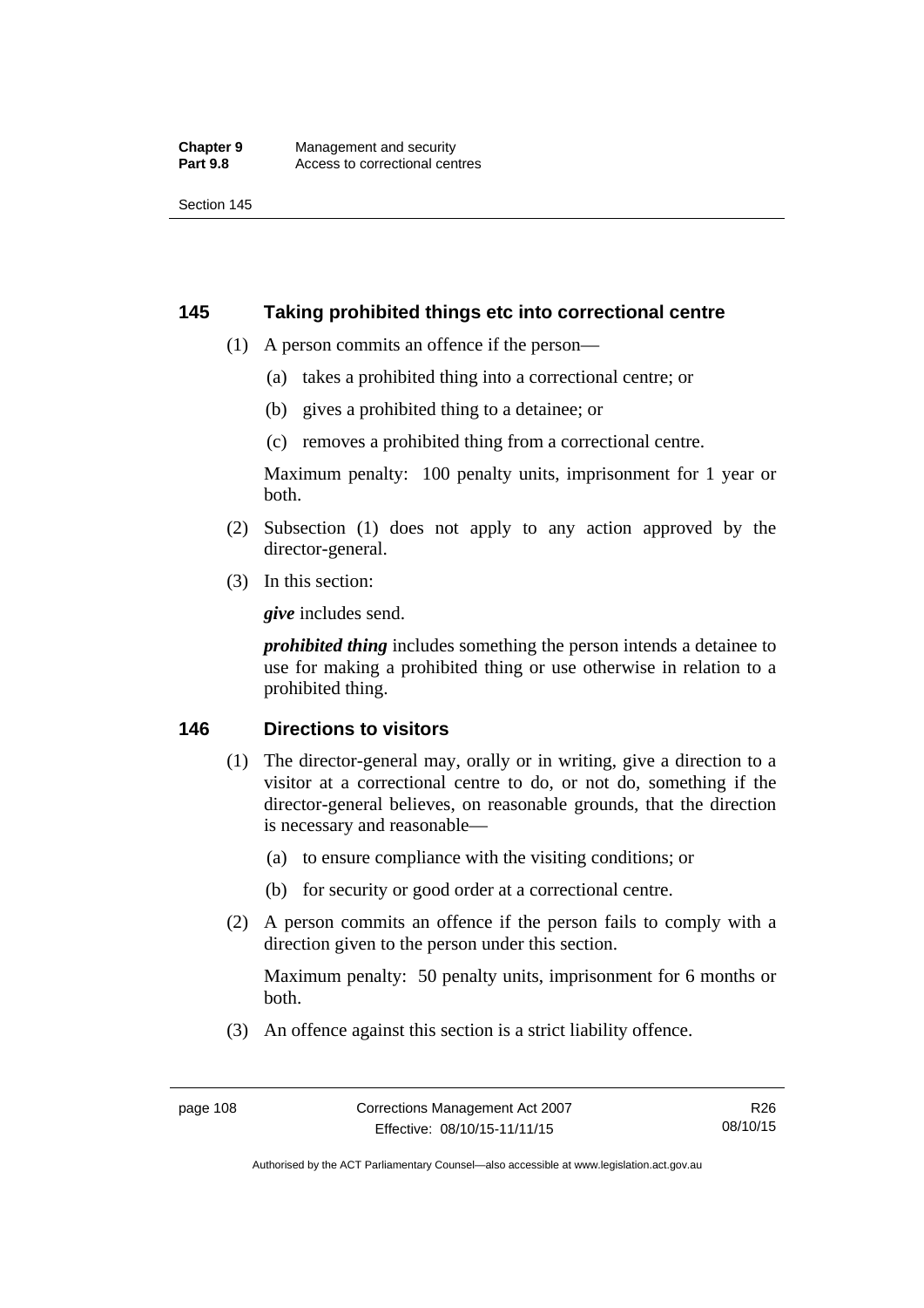## 145 Taking prohibited things etc into correctional centre

(1) A person commits an offence if the person—

(a) takes a prohibited thing into a correctional centre; or

(b) gives a prohibited thing to a detainee; or

(c) removes a prohibited thing from a correctional centre.

Maximum penalty: 100 penalty units, imprisonment for 1 year or both.

(2) Subsection (1) does not apply to any action approved by the director-general.

(3) In this section:

***give*** includes send.

***prohibited thing*** includes something the person intends a detainee to use for making a prohibited thing or use otherwise in relation to a prohibited thing.

## 146 Directions to visitors

(1) The director-general may, orally or in writing, give a direction to a visitor at a correctional centre to do, or not do, something if the director-general believes, on reasonable grounds, that the direction is necessary and reasonable—

(a) to ensure compliance with the visiting conditions; or

(b) for security or good order at a correctional centre.

(2) A person commits an offence if the person fails to comply with a direction given to the person under this section.

Maximum penalty: 50 penalty units, imprisonment for 6 months or both.

(3) An offence against this section is a strict liability offence.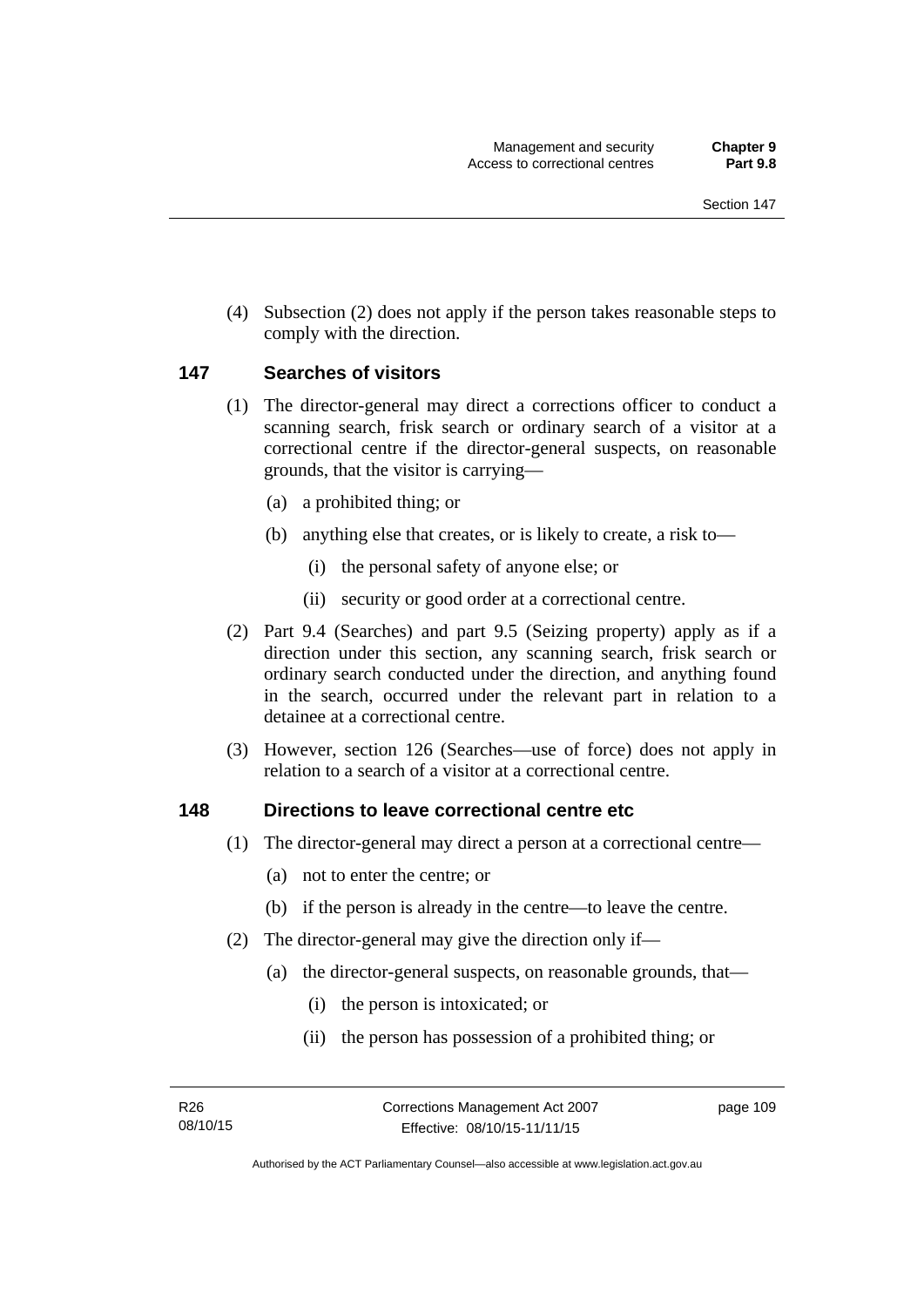(4) Subsection (2) does not apply if the person takes reasonable steps to comply with the direction.

## 147 Searches of visitors

(1) The director-general may direct a corrections officer to conduct a scanning search, frisk search or ordinary search of a visitor at a correctional centre if the director-general suspects, on reasonable grounds, that the visitor is carrying—

(a) a prohibited thing; or

(b) anything else that creates, or is likely to create, a risk to—

(i) the personal safety of anyone else; or

(ii) security or good order at a correctional centre.

(2) Part 9.4 (Searches) and part 9.5 (Seizing property) apply as if a direction under this section, any scanning search, frisk search or ordinary search conducted under the direction, and anything found in the search, occurred under the relevant part in relation to a detainee at a correctional centre.

(3) However, section 126 (Searches—use of force) does not apply in relation to a search of a visitor at a correctional centre.

## 148 Directions to leave correctional centre etc

(1) The director-general may direct a person at a correctional centre—

(a) not to enter the centre; or

(b) if the person is already in the centre—to leave the centre.

(2) The director-general may give the direction only if—

(a) the director-general suspects, on reasonable grounds, that—

(i) the person is intoxicated; or

(ii) the person has possession of a prohibited thing; or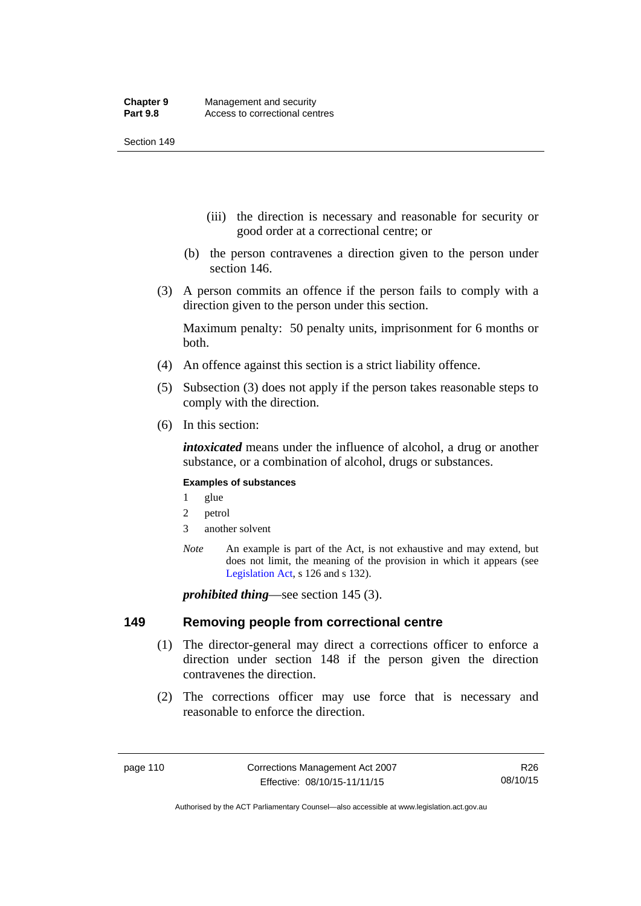(iii) the direction is necessary and reasonable for security or good order at a correctional centre; or

(b) the person contravenes a direction given to the person under section 146.

(3) A person commits an offence if the person fails to comply with a direction given to the person under this section.

Maximum penalty: 50 penalty units, imprisonment for 6 months or both.

(4) An offence against this section is a strict liability offence.

(5) Subsection (3) does not apply if the person takes reasonable steps to comply with the direction.

(6) In this section:

***intoxicated*** means under the influence of alcohol, a drug or another substance, or a combination of alcohol, drugs or substances.

**Examples of substances**

1 glue

2 petrol

3 another solvent

*Note* An example is part of the Act, is not exhaustive and may extend, but does not limit, the meaning of the provision in which it appears (see Legislation Act, s 126 and s 132).

***prohibited thing***—see section 145 (3).

## 149 Removing people from correctional centre

(1) The director-general may direct a corrections officer to enforce a direction under section 148 if the person given the direction contravenes the direction.

(2) The corrections officer may use force that is necessary and reasonable to enforce the direction.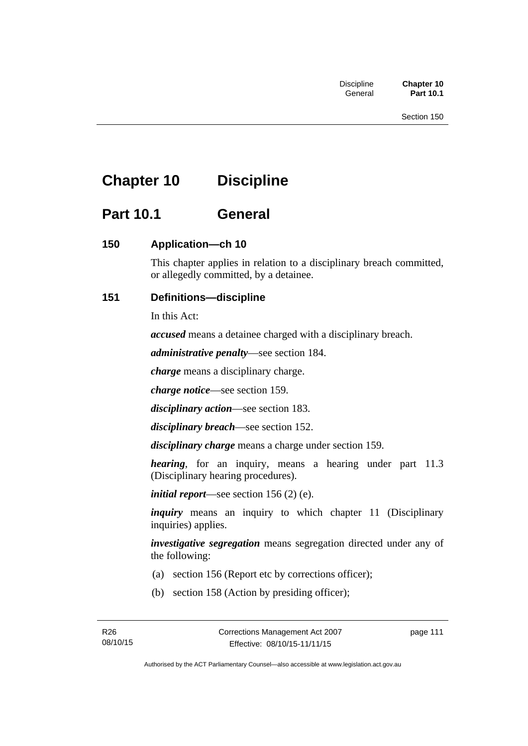# Chapter 10 Discipline

## Part 10.1 General

### 150 Application—ch 10

This chapter applies in relation to a disciplinary breach committed, or allegedly committed, by a detainee.

### 151 Definitions—discipline

In this Act:

***accused*** means a detainee charged with a disciplinary breach.

***administrative penalty***—see section 184.

***charge*** means a disciplinary charge.

***charge notice***—see section 159.

***disciplinary action***—see section 183.

***disciplinary breach***—see section 152.

***disciplinary charge*** means a charge under section 159.

***hearing***, for an inquiry, means a hearing under part 11.3 (Disciplinary hearing procedures).

***initial report***—see section 156 (2) (e).

***inquiry*** means an inquiry to which chapter 11 (Disciplinary inquiries) applies.

***investigative segregation*** means segregation directed under any of the following:

(a) section 156 (Report etc by corrections officer);

(b) section 158 (Action by presiding officer);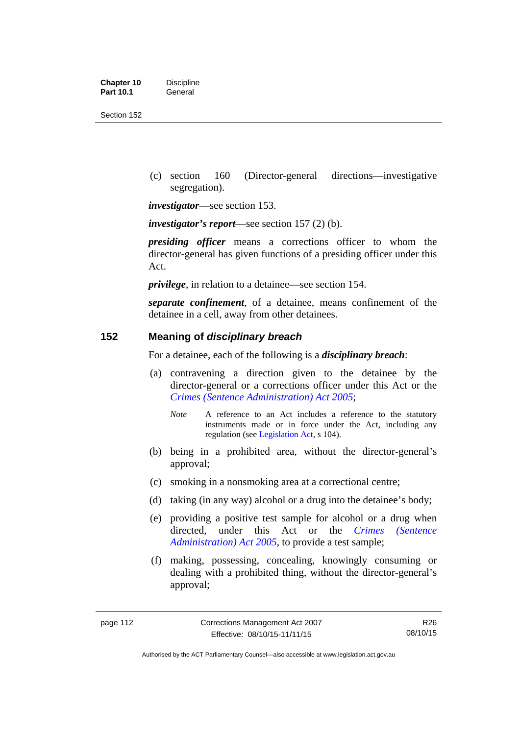(c) section 160 (Director-general directions—investigative segregation).

***investigator***—see section 153.

***investigator's report***—see section 157 (2) (b).

***presiding officer*** means a corrections officer to whom the director-general has given functions of a presiding officer under this Act.

***privilege***, in relation to a detainee—see section 154.

***separate confinement***, of a detainee, means confinement of the detainee in a cell, away from other detainees.

## 152 Meaning of *disciplinary breach*

For a detainee, each of the following is a ***disciplinary breach***:

(a) contravening a direction given to the detainee by the director-general or a corrections officer under this Act or the *Crimes (Sentence Administration) Act 2005*;

*Note* A reference to an Act includes a reference to the statutory instruments made or in force under the Act, including any regulation (see Legislation Act, s 104).

(b) being in a prohibited area, without the director-general's approval;

(c) smoking in a nonsmoking area at a correctional centre;

(d) taking (in any way) alcohol or a drug into the detainee's body;

(e) providing a positive test sample for alcohol or a drug when directed, under this Act or the *Crimes (Sentence Administration) Act 2005*, to provide a test sample;

(f) making, possessing, concealing, knowingly consuming or dealing with a prohibited thing, without the director-general's approval;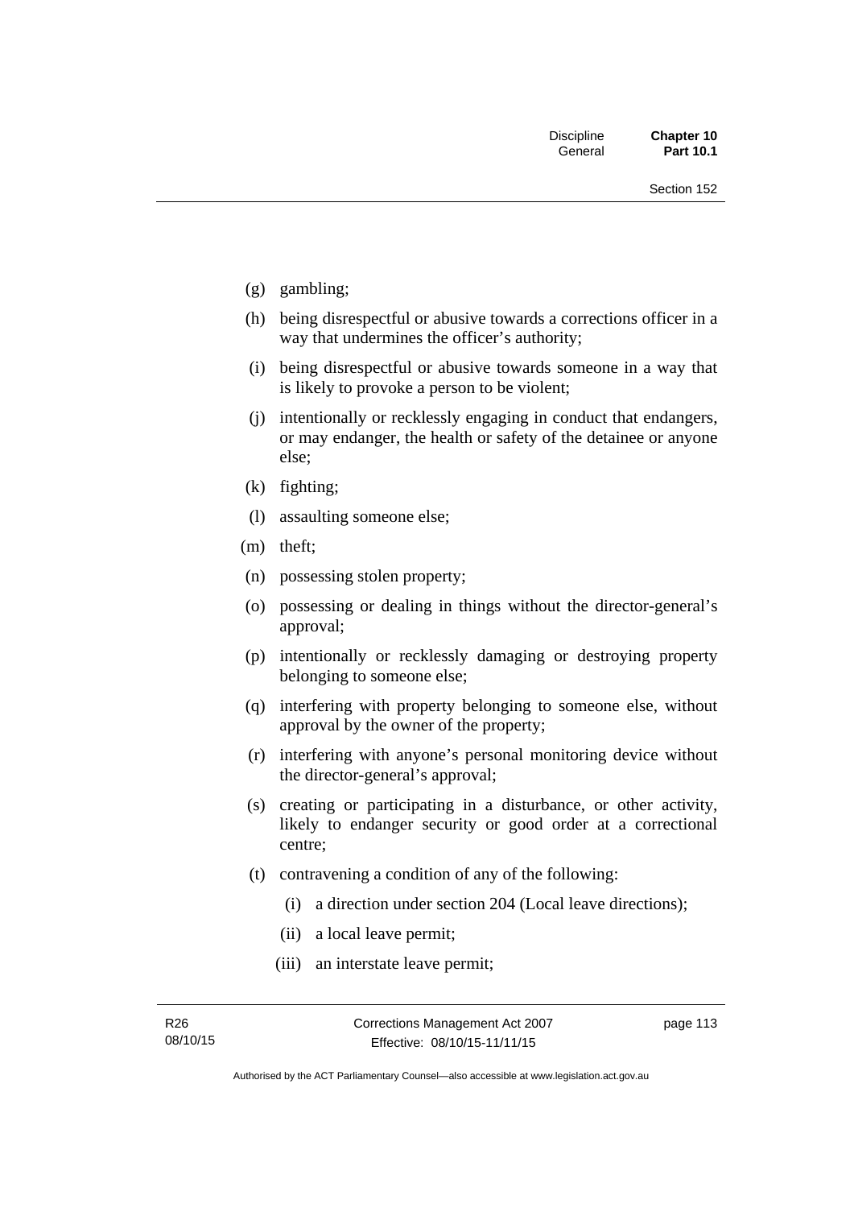(g) gambling;

(h) being disrespectful or abusive towards a corrections officer in a way that undermines the officer's authority;

(i) being disrespectful or abusive towards someone in a way that is likely to provoke a person to be violent;

(j) intentionally or recklessly engaging in conduct that endangers, or may endanger, the health or safety of the detainee or anyone else;

(k) fighting;

(l) assaulting someone else;

(m) theft;

(n) possessing stolen property;

(o) possessing or dealing in things without the director-general's approval;

(p) intentionally or recklessly damaging or destroying property belonging to someone else;

(q) interfering with property belonging to someone else, without approval by the owner of the property;

(r) interfering with anyone's personal monitoring device without the director-general's approval;

(s) creating or participating in a disturbance, or other activity, likely to endanger security or good order at a correctional centre;

(t) contravening a condition of any of the following:

   (i) a direction under section 204 (Local leave directions);

   (ii) a local leave permit;

   (iii) an interstate leave permit;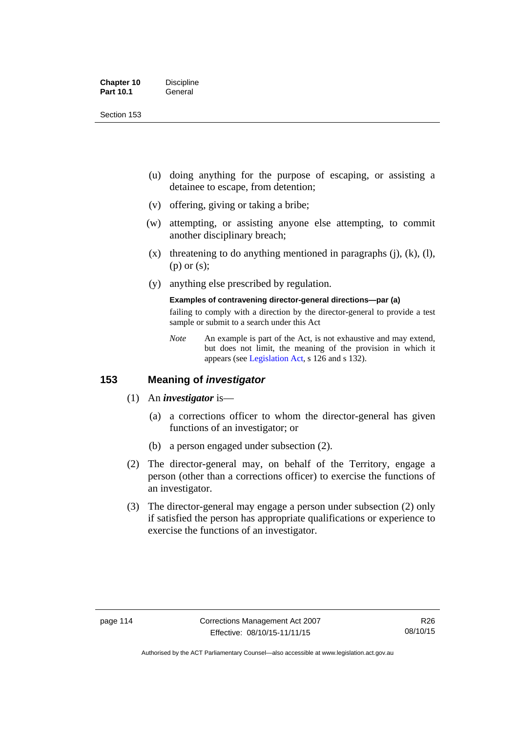(u) doing anything for the purpose of escaping, or assisting a detainee to escape, from detention;

(v) offering, giving or taking a bribe;

(w) attempting, or assisting anyone else attempting, to commit another disciplinary breach;

(x) threatening to do anything mentioned in paragraphs (j), (k), (l), (p) or (s);

(y) anything else prescribed by regulation.

**Examples of contravening director-general directions—par (a)**

failing to comply with a direction by the director-general to provide a test sample or submit to a search under this Act

*Note* An example is part of the Act, is not exhaustive and may extend, but does not limit, the meaning of the provision in which it appears (see Legislation Act, s 126 and s 132).

## 153 Meaning of *investigator*

(1) An ***investigator*** is—

(a) a corrections officer to whom the director-general has given functions of an investigator; or

(b) a person engaged under subsection (2).

(2) The director-general may, on behalf of the Territory, engage a person (other than a corrections officer) to exercise the functions of an investigator.

(3) The director-general may engage a person under subsection (2) only if satisfied the person has appropriate qualifications or experience to exercise the functions of an investigator.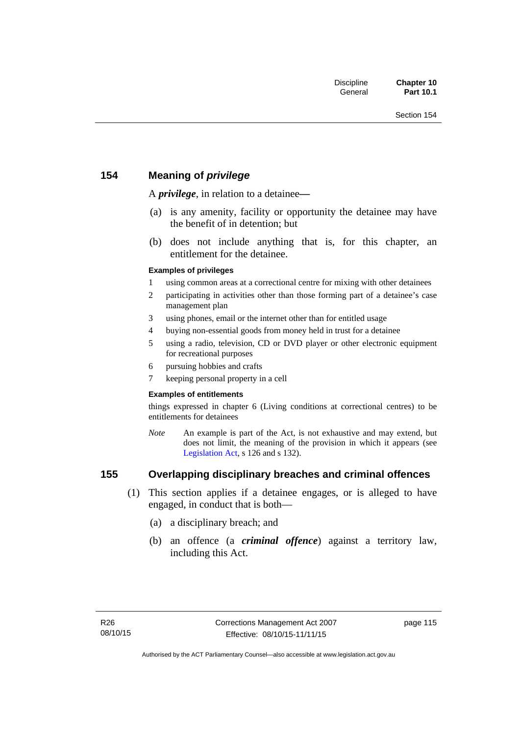## 154 Meaning of *privilege*

A ***privilege***, in relation to a detainee—

(a) is any amenity, facility or opportunity the detainee may have the benefit of in detention; but

(b) does not include anything that is, for this chapter, an entitlement for the detainee.

#### Examples of privileges

1 using common areas at a correctional centre for mixing with other detainees
2 participating in activities other than those forming part of a detainee's case management plan
3 using phones, email or the internet other than for entitled usage
4 buying non-essential goods from money held in trust for a detainee
5 using a radio, television, CD or DVD player or other electronic equipment for recreational purposes
6 pursuing hobbies and crafts
7 keeping personal property in a cell

#### Examples of entitlements

things expressed in chapter 6 (Living conditions at correctional centres) to be entitlements for detainees

*Note* An example is part of the Act, is not exhaustive and may extend, but does not limit, the meaning of the provision in which it appears (see Legislation Act, s 126 and s 132).

## 155 Overlapping disciplinary breaches and criminal offences

(1) This section applies if a detainee engages, or is alleged to have engaged, in conduct that is both—

(a) a disciplinary breach; and

(b) an offence (a ***criminal offence***) against a territory law, including this Act.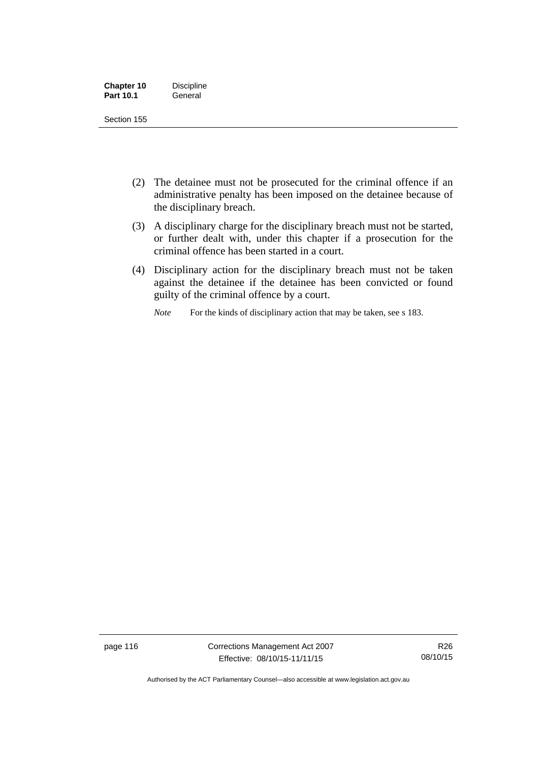(2) The detainee must not be prosecuted for the criminal offence if an administrative penalty has been imposed on the detainee because of the disciplinary breach.

(3) A disciplinary charge for the disciplinary breach must not be started, or further dealt with, under this chapter if a prosecution for the criminal offence has been started in a court.

(4) Disciplinary action for the disciplinary breach must not be taken against the detainee if the detainee has been convicted or found guilty of the criminal offence by a court.

*Note* For the kinds of disciplinary action that may be taken, see s 183.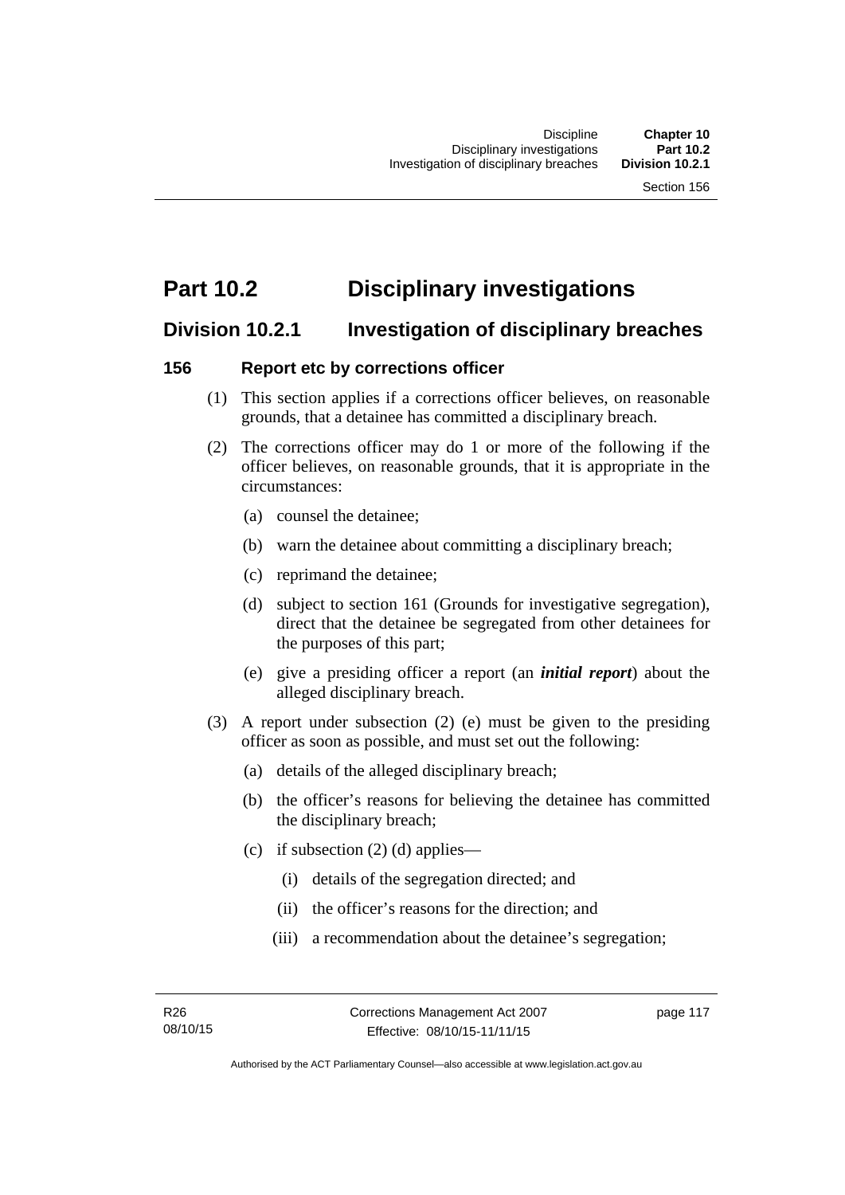# Part 10.2 Disciplinary investigations

## Division 10.2.1 Investigation of disciplinary breaches

### 156 Report etc by corrections officer

(1) This section applies if a corrections officer believes, on reasonable grounds, that a detainee has committed a disciplinary breach.

(2) The corrections officer may do 1 or more of the following if the officer believes, on reasonable grounds, that it is appropriate in the circumstances:

- (a) counsel the detainee;
- (b) warn the detainee about committing a disciplinary breach;
- (c) reprimand the detainee;
- (d) subject to section 161 (Grounds for investigative segregation), direct that the detainee be segregated from other detainees for the purposes of this part;
- (e) give a presiding officer a report (an ***initial report***) about the alleged disciplinary breach.

(3) A report under subsection (2) (e) must be given to the presiding officer as soon as possible, and must set out the following:

- (a) details of the alleged disciplinary breach;
- (b) the officer's reasons for believing the detainee has committed the disciplinary breach;
- (c) if subsection (2) (d) applies—
  - (i) details of the segregation directed; and
  - (ii) the officer's reasons for the direction; and
  - (iii) a recommendation about the detainee's segregation;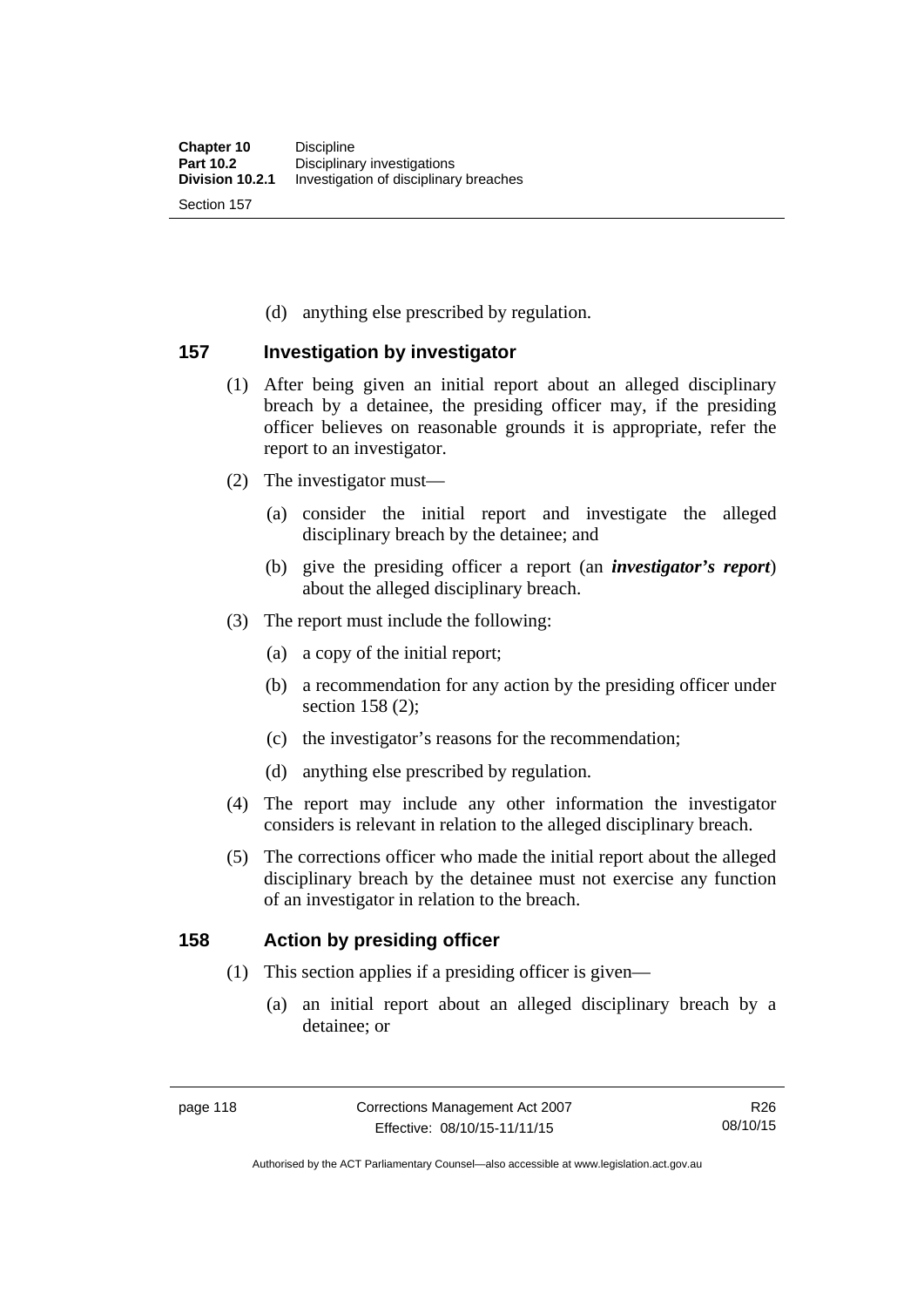(d) anything else prescribed by regulation.

## 157 Investigation by investigator

(1) After being given an initial report about an alleged disciplinary breach by a detainee, the presiding officer may, if the presiding officer believes on reasonable grounds it is appropriate, refer the report to an investigator.

(2) The investigator must—

(a) consider the initial report and investigate the alleged disciplinary breach by the detainee; and

(b) give the presiding officer a report (an ***investigator's report***) about the alleged disciplinary breach.

(3) The report must include the following:

(a) a copy of the initial report;

(b) a recommendation for any action by the presiding officer under section 158 (2);

(c) the investigator's reasons for the recommendation;

(d) anything else prescribed by regulation.

(4) The report may include any other information the investigator considers is relevant in relation to the alleged disciplinary breach.

(5) The corrections officer who made the initial report about the alleged disciplinary breach by the detainee must not exercise any function of an investigator in relation to the breach.

## 158 Action by presiding officer

(1) This section applies if a presiding officer is given—

(a) an initial report about an alleged disciplinary breach by a detainee; or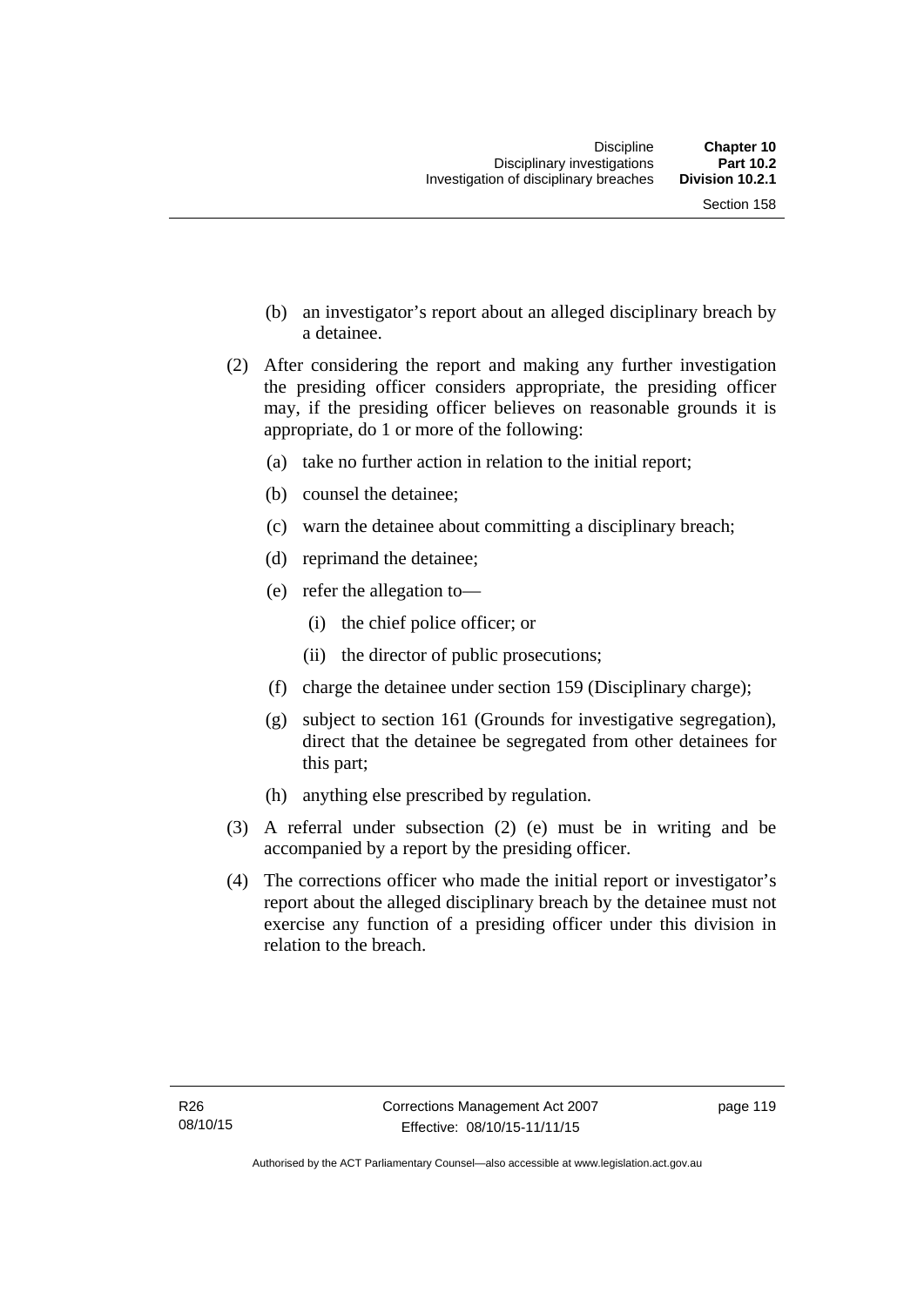(b) an investigator's report about an alleged disciplinary breach by a detainee.

(2) After considering the report and making any further investigation the presiding officer considers appropriate, the presiding officer may, if the presiding officer believes on reasonable grounds it is appropriate, do 1 or more of the following:

   (a) take no further action in relation to the initial report;

   (b) counsel the detainee;

   (c) warn the detainee about committing a disciplinary breach;

   (d) reprimand the detainee;

   (e) refer the allegation to—

      (i) the chief police officer; or

      (ii) the director of public prosecutions;

   (f) charge the detainee under section 159 (Disciplinary charge);

   (g) subject to section 161 (Grounds for investigative segregation), direct that the detainee be segregated from other detainees for this part;

   (h) anything else prescribed by regulation.

(3) A referral under subsection (2) (e) must be in writing and be accompanied by a report by the presiding officer.

(4) The corrections officer who made the initial report or investigator's report about the alleged disciplinary breach by the detainee must not exercise any function of a presiding officer under this division in relation to the breach.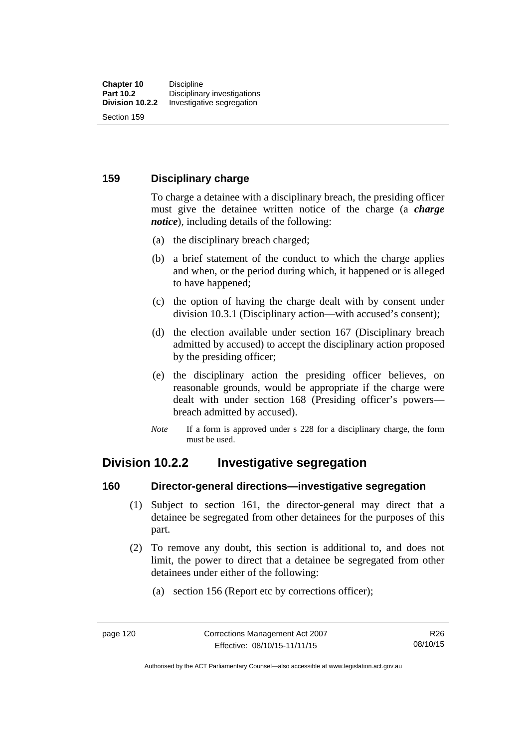### 159 Disciplinary charge

To charge a detainee with a disciplinary breach, the presiding officer must give the detainee written notice of the charge (a ***charge notice***), including details of the following:

(a) the disciplinary breach charged;

(b) a brief statement of the conduct to which the charge applies and when, or the period during which, it happened or is alleged to have happened;

(c) the option of having the charge dealt with by consent under division 10.3.1 (Disciplinary action—with accused's consent);

(d) the election available under section 167 (Disciplinary breach admitted by accused) to accept the disciplinary action proposed by the presiding officer;

(e) the disciplinary action the presiding officer believes, on reasonable grounds, would be appropriate if the charge were dealt with under section 168 (Presiding officer's powers—breach admitted by accused).

*Note* If a form is approved under s 228 for a disciplinary charge, the form must be used.

## Division 10.2.2 Investigative segregation

### 160 Director-general directions—investigative segregation

(1) Subject to section 161, the director-general may direct that a detainee be segregated from other detainees for the purposes of this part.

(2) To remove any doubt, this section is additional to, and does not limit, the power to direct that a detainee be segregated from other detainees under either of the following:

(a) section 156 (Report etc by corrections officer);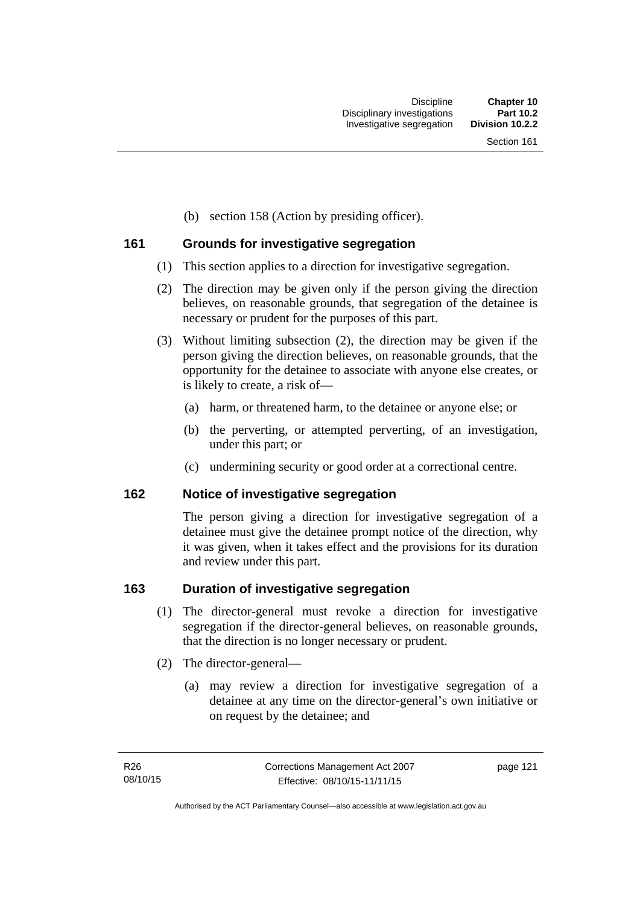(b) section 158 (Action by presiding officer).

## 161 Grounds for investigative segregation

(1) This section applies to a direction for investigative segregation.

(2) The direction may be given only if the person giving the direction believes, on reasonable grounds, that segregation of the detainee is necessary or prudent for the purposes of this part.

(3) Without limiting subsection (2), the direction may be given if the person giving the direction believes, on reasonable grounds, that the opportunity for the detainee to associate with anyone else creates, or is likely to create, a risk of—

(a) harm, or threatened harm, to the detainee or anyone else; or

(b) the perverting, or attempted perverting, of an investigation, under this part; or

(c) undermining security or good order at a correctional centre.

## 162 Notice of investigative segregation

The person giving a direction for investigative segregation of a detainee must give the detainee prompt notice of the direction, why it was given, when it takes effect and the provisions for its duration and review under this part.

## 163 Duration of investigative segregation

(1) The director-general must revoke a direction for investigative segregation if the director-general believes, on reasonable grounds, that the direction is no longer necessary or prudent.

(2) The director-general—

(a) may review a direction for investigative segregation of a detainee at any time on the director-general's own initiative or on request by the detainee; and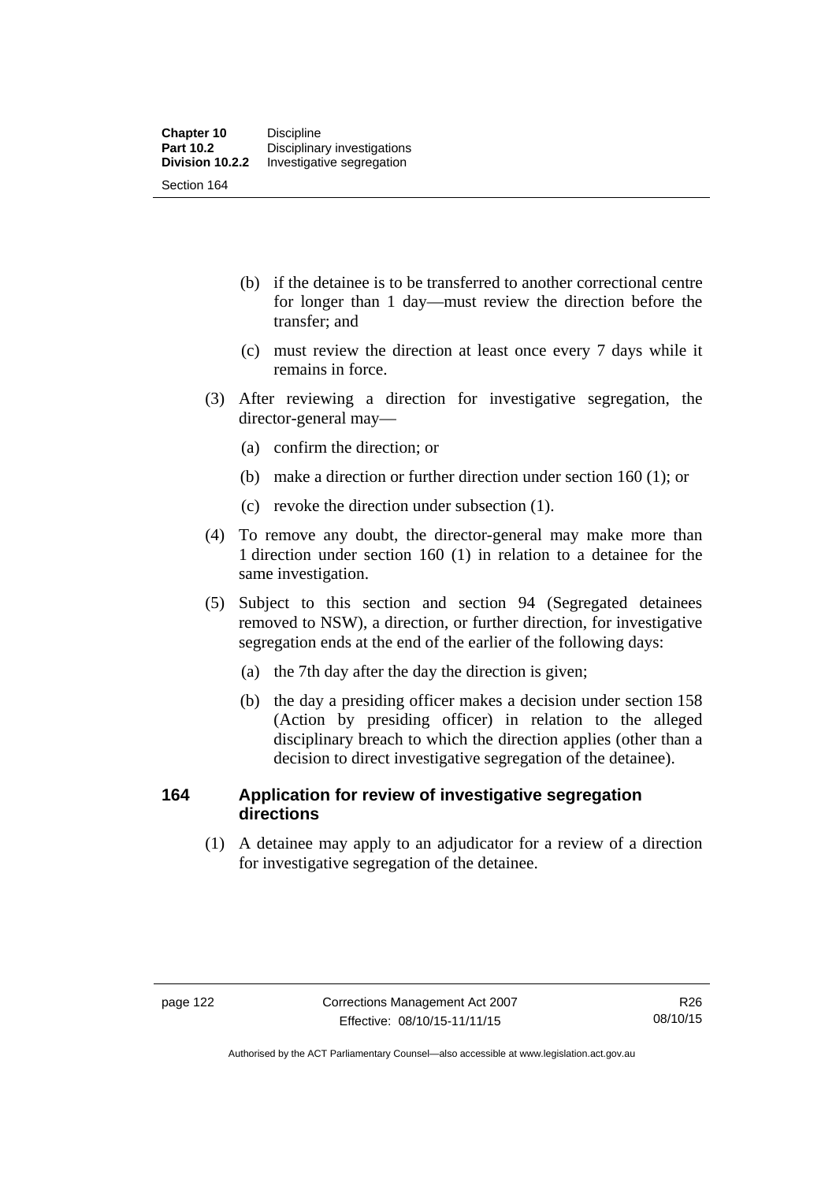(b) if the detainee is to be transferred to another correctional centre for longer than 1 day—must review the direction before the transfer; and

(c) must review the direction at least once every 7 days while it remains in force.

(3) After reviewing a direction for investigative segregation, the director-general may—

(a) confirm the direction; or

(b) make a direction or further direction under section 160 (1); or

(c) revoke the direction under subsection (1).

(4) To remove any doubt, the director-general may make more than 1 direction under section 160 (1) in relation to a detainee for the same investigation.

(5) Subject to this section and section 94 (Segregated detainees removed to NSW), a direction, or further direction, for investigative segregation ends at the end of the earlier of the following days:

(a) the 7th day after the day the direction is given;

(b) the day a presiding officer makes a decision under section 158 (Action by presiding officer) in relation to the alleged disciplinary breach to which the direction applies (other than a decision to direct investigative segregation of the detainee).

### 164 Application for review of investigative segregation directions

(1) A detainee may apply to an adjudicator for a review of a direction for investigative segregation of the detainee.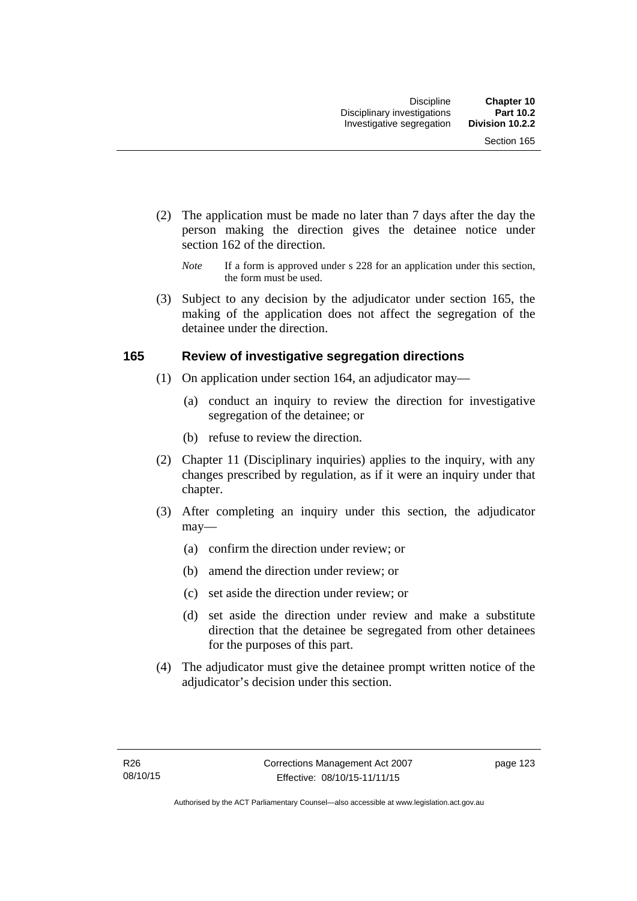(2) The application must be made no later than 7 days after the day the person making the direction gives the detainee notice under section 162 of the direction.

*Note* If a form is approved under s 228 for an application under this section, the form must be used.

(3) Subject to any decision by the adjudicator under section 165, the making of the application does not affect the segregation of the detainee under the direction.

### 165 Review of investigative segregation directions

(1) On application under section 164, an adjudicator may—

(a) conduct an inquiry to review the direction for investigative segregation of the detainee; or

(b) refuse to review the direction.

(2) Chapter 11 (Disciplinary inquiries) applies to the inquiry, with any changes prescribed by regulation, as if it were an inquiry under that chapter.

(3) After completing an inquiry under this section, the adjudicator may—

(a) confirm the direction under review; or

(b) amend the direction under review; or

(c) set aside the direction under review; or

(d) set aside the direction under review and make a substitute direction that the detainee be segregated from other detainees for the purposes of this part.

(4) The adjudicator must give the detainee prompt written notice of the adjudicator's decision under this section.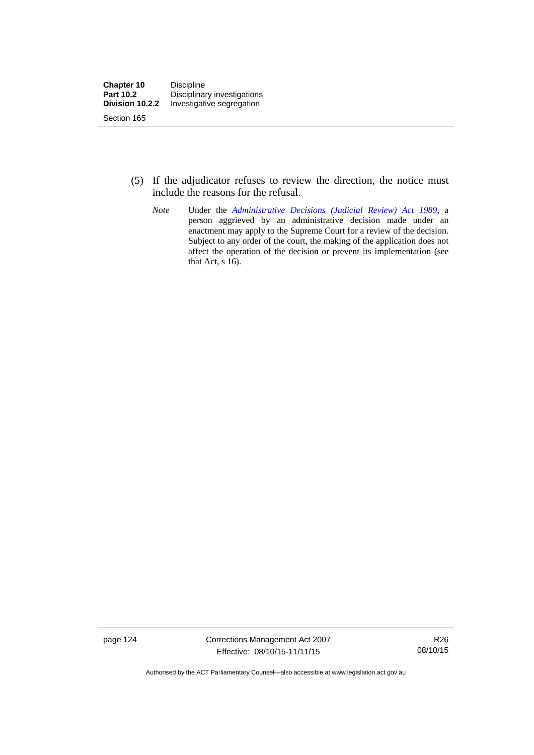(5) If the adjudicator refuses to review the direction, the notice must include the reasons for the refusal.

*Note* Under the *Administrative Decisions (Judicial Review) Act 1989*, a person aggrieved by an administrative decision made under an enactment may apply to the Supreme Court for a review of the decision. Subject to any order of the court, the making of the application does not affect the operation of the decision or prevent its implementation (see that Act, s 16).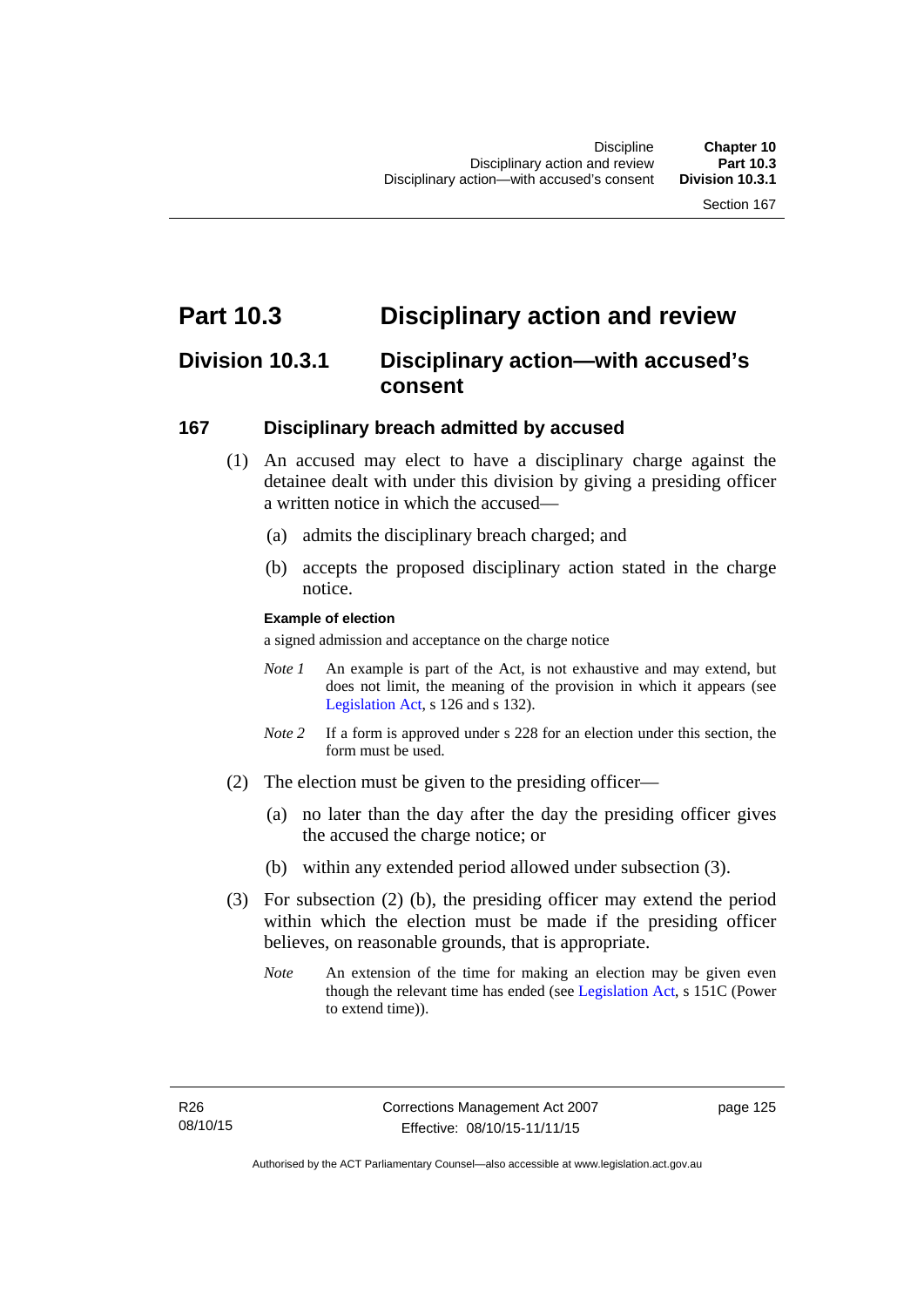# Part 10.3 Disciplinary action and review

## Division 10.3.1 Disciplinary action—with accused's consent

### 167 Disciplinary breach admitted by accused

(1) An accused may elect to have a disciplinary charge against the detainee dealt with under this division by giving a presiding officer a written notice in which the accused—

(a) admits the disciplinary breach charged; and

(b) accepts the proposed disciplinary action stated in the charge notice.

**Example of election**

a signed admission and acceptance on the charge notice

*Note 1* An example is part of the Act, is not exhaustive and may extend, but does not limit, the meaning of the provision in which it appears (see Legislation Act, s 126 and s 132).

*Note 2* If a form is approved under s 228 for an election under this section, the form must be used.

(2) The election must be given to the presiding officer—

(a) no later than the day after the day the presiding officer gives the accused the charge notice; or

(b) within any extended period allowed under subsection (3).

(3) For subsection (2) (b), the presiding officer may extend the period within which the election must be made if the presiding officer believes, on reasonable grounds, that is appropriate.

*Note* An extension of the time for making an election may be given even though the relevant time has ended (see Legislation Act, s 151C (Power to extend time)).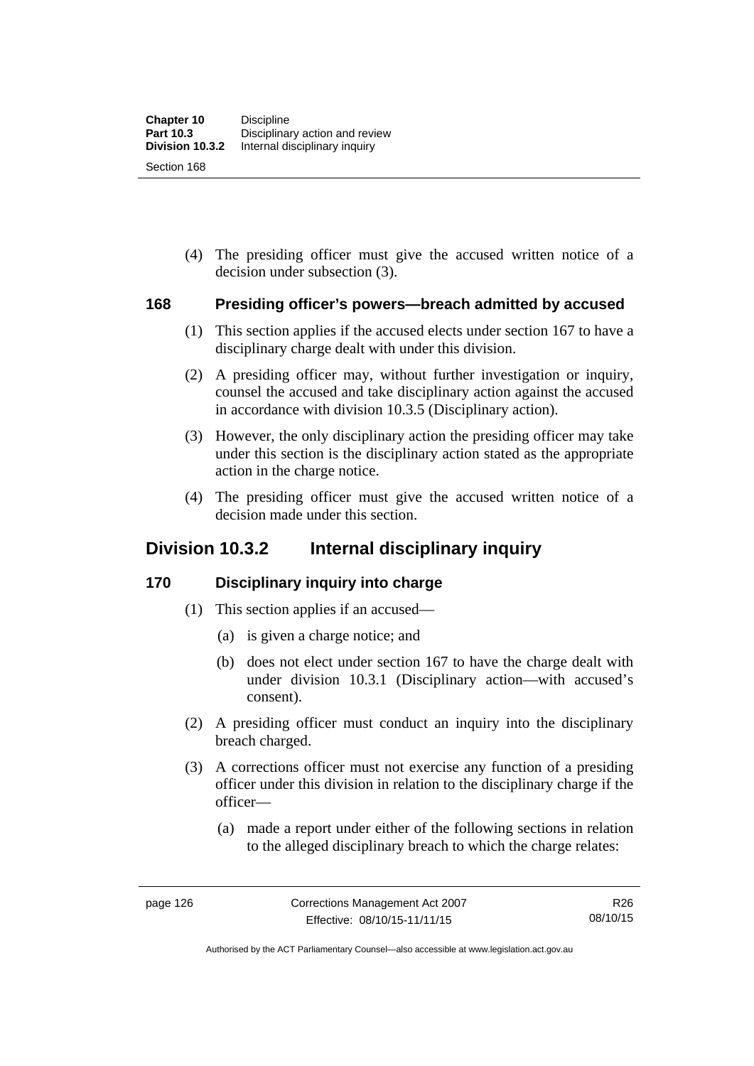(4) The presiding officer must give the accused written notice of a decision under subsection (3).

### 168 Presiding officer's powers—breach admitted by accused

(1) This section applies if the accused elects under section 167 to have a disciplinary charge dealt with under this division.

(2) A presiding officer may, without further investigation or inquiry, counsel the accused and take disciplinary action against the accused in accordance with division 10.3.5 (Disciplinary action).

(3) However, the only disciplinary action the presiding officer may take under this section is the disciplinary action stated as the appropriate action in the charge notice.

(4) The presiding officer must give the accused written notice of a decision made under this section.

## Division 10.3.2 Internal disciplinary inquiry

### 170 Disciplinary inquiry into charge

(1) This section applies if an accused—

(a) is given a charge notice; and

(b) does not elect under section 167 to have the charge dealt with under division 10.3.1 (Disciplinary action—with accused's consent).

(2) A presiding officer must conduct an inquiry into the disciplinary breach charged.

(3) A corrections officer must not exercise any function of a presiding officer under this division in relation to the disciplinary charge if the officer—

(a) made a report under either of the following sections in relation to the alleged disciplinary breach to which the charge relates: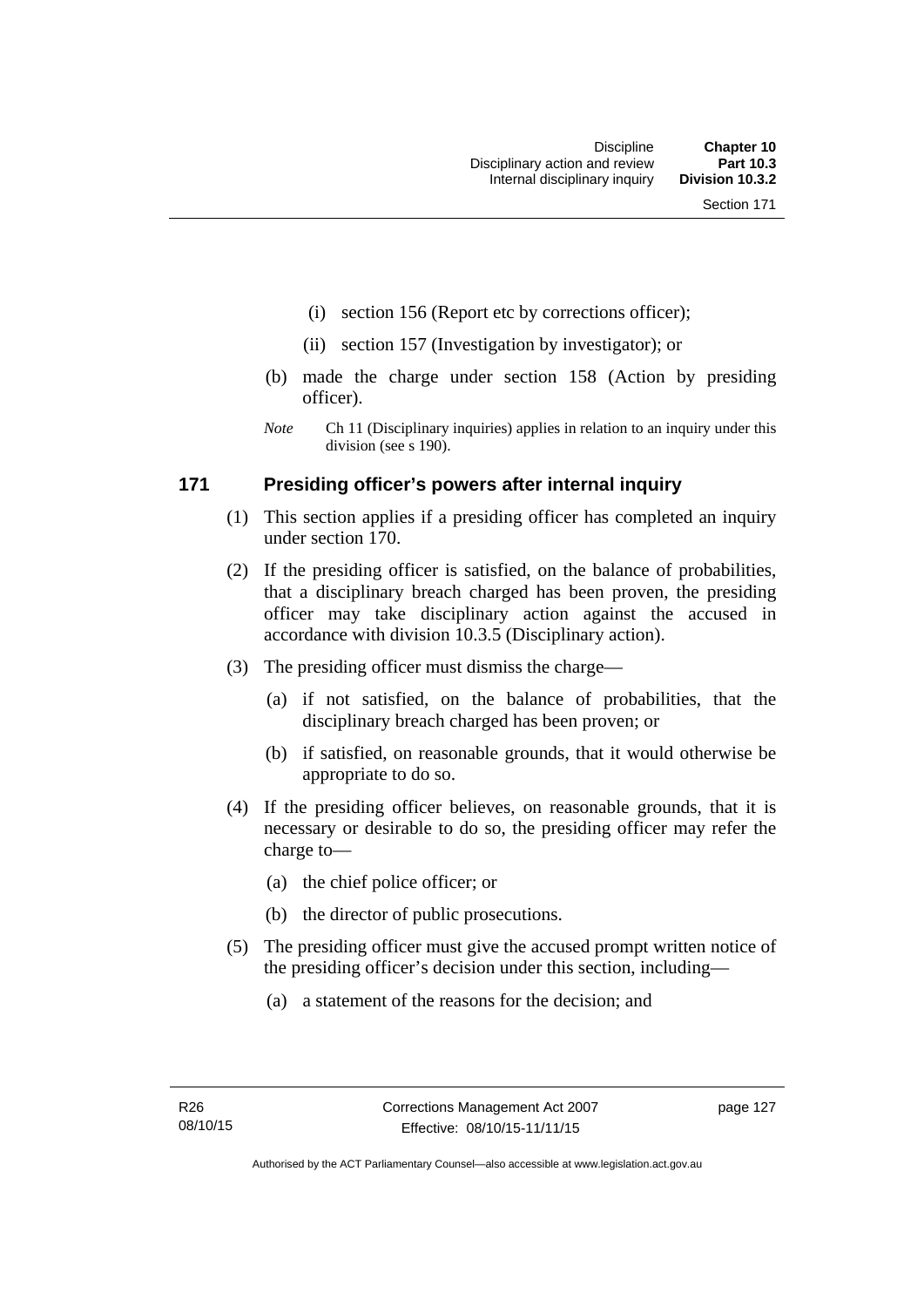(i) section 156 (Report etc by corrections officer);

(ii) section 157 (Investigation by investigator); or

(b) made the charge under section 158 (Action by presiding officer).

*Note* Ch 11 (Disciplinary inquiries) applies in relation to an inquiry under this division (see s 190).

## 171 Presiding officer's powers after internal inquiry

(1) This section applies if a presiding officer has completed an inquiry under section 170.

(2) If the presiding officer is satisfied, on the balance of probabilities, that a disciplinary breach charged has been proven, the presiding officer may take disciplinary action against the accused in accordance with division 10.3.5 (Disciplinary action).

(3) The presiding officer must dismiss the charge—

(a) if not satisfied, on the balance of probabilities, that the disciplinary breach charged has been proven; or

(b) if satisfied, on reasonable grounds, that it would otherwise be appropriate to do so.

(4) If the presiding officer believes, on reasonable grounds, that it is necessary or desirable to do so, the presiding officer may refer the charge to—

(a) the chief police officer; or

(b) the director of public prosecutions.

(5) The presiding officer must give the accused prompt written notice of the presiding officer's decision under this section, including—

(a) a statement of the reasons for the decision; and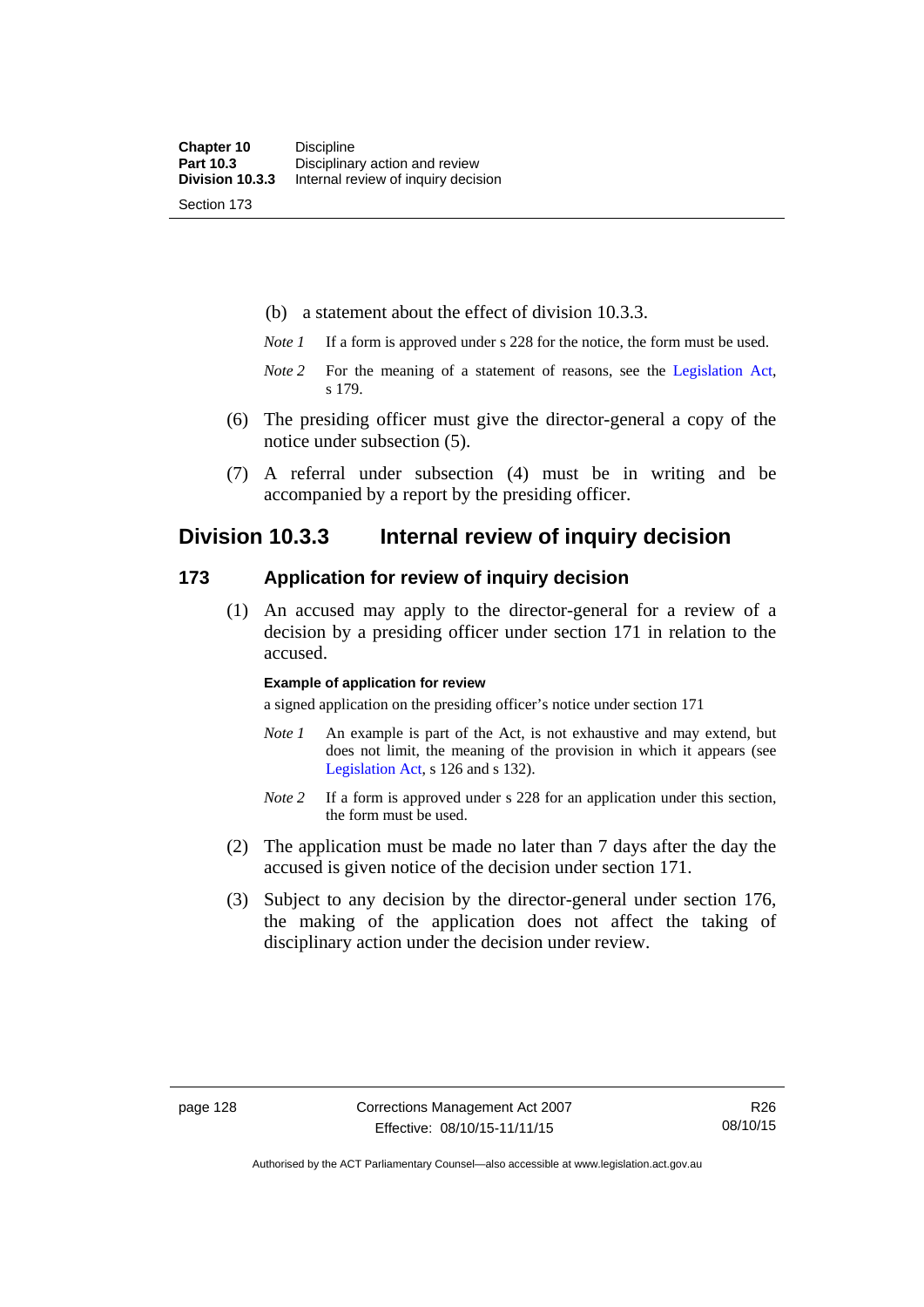(b) a statement about the effect of division 10.3.3.

*Note 1* If a form is approved under s 228 for the notice, the form must be used.

*Note 2* For the meaning of a statement of reasons, see the Legislation Act, s 179.

(6) The presiding officer must give the director-general a copy of the notice under subsection (5).

(7) A referral under subsection (4) must be in writing and be accompanied by a report by the presiding officer.

## Division 10.3.3 Internal review of inquiry decision

### 173 Application for review of inquiry decision

(1) An accused may apply to the director-general for a review of a decision by a presiding officer under section 171 in relation to the accused.

**Example of application for review**

a signed application on the presiding officer's notice under section 171

*Note 1* An example is part of the Act, is not exhaustive and may extend, but does not limit, the meaning of the provision in which it appears (see Legislation Act, s 126 and s 132).

*Note 2* If a form is approved under s 228 for an application under this section, the form must be used.

(2) The application must be made no later than 7 days after the day the accused is given notice of the decision under section 171.

(3) Subject to any decision by the director-general under section 176, the making of the application does not affect the taking of disciplinary action under the decision under review.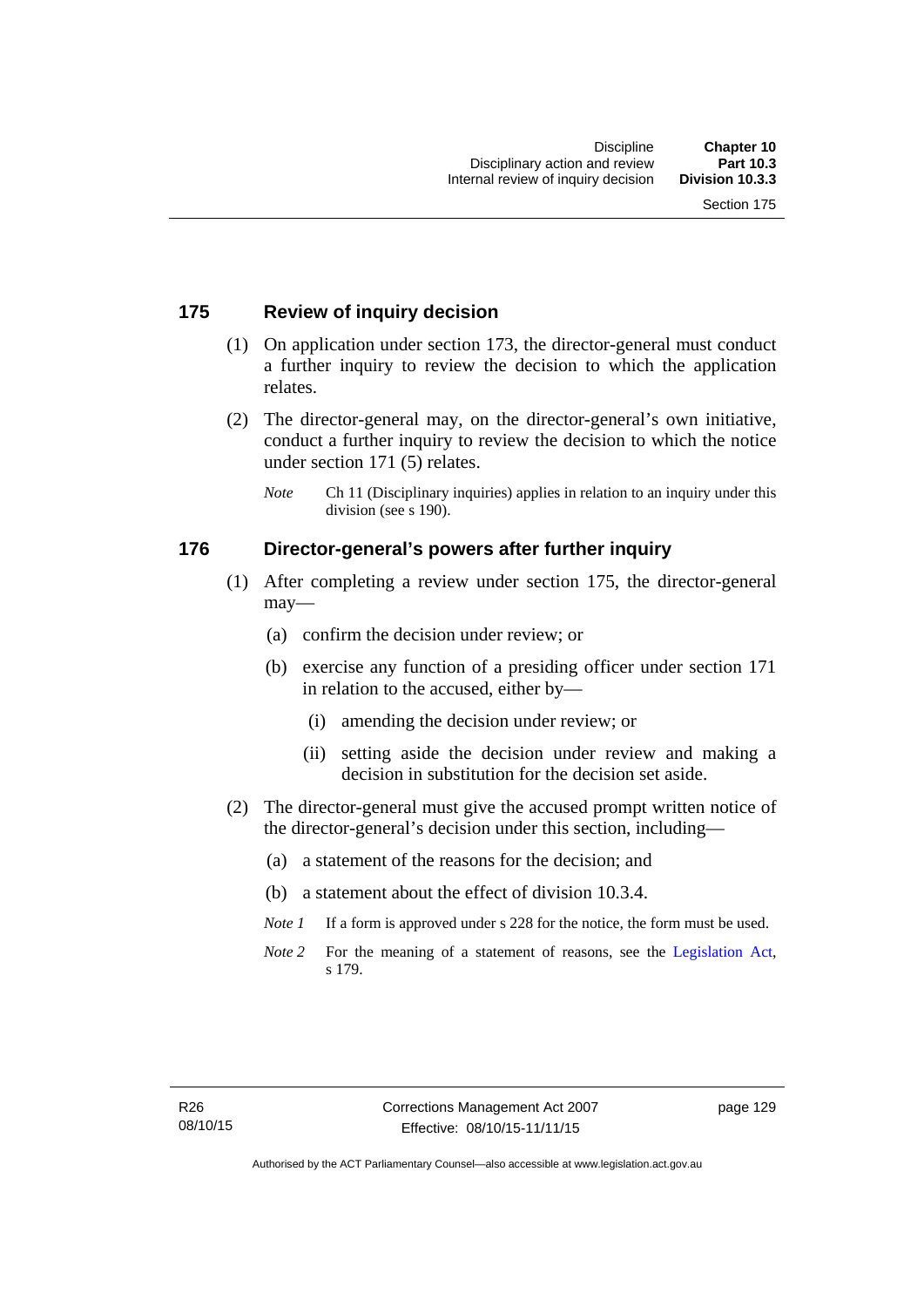### 175 Review of inquiry decision

(1) On application under section 173, the director-general must conduct a further inquiry to review the decision to which the application relates.

(2) The director-general may, on the director-general's own initiative, conduct a further inquiry to review the decision to which the notice under section 171 (5) relates.

*Note* Ch 11 (Disciplinary inquiries) applies in relation to an inquiry under this division (see s 190).

### 176 Director-general's powers after further inquiry

(1) After completing a review under section 175, the director-general may—

(a) confirm the decision under review; or

(b) exercise any function of a presiding officer under section 171 in relation to the accused, either by—

(i) amending the decision under review; or

(ii) setting aside the decision under review and making a decision in substitution for the decision set aside.

(2) The director-general must give the accused prompt written notice of the director-general's decision under this section, including—

(a) a statement of the reasons for the decision; and

(b) a statement about the effect of division 10.3.4.

*Note 1* If a form is approved under s 228 for the notice, the form must be used.

*Note 2* For the meaning of a statement of reasons, see the Legislation Act, s 179.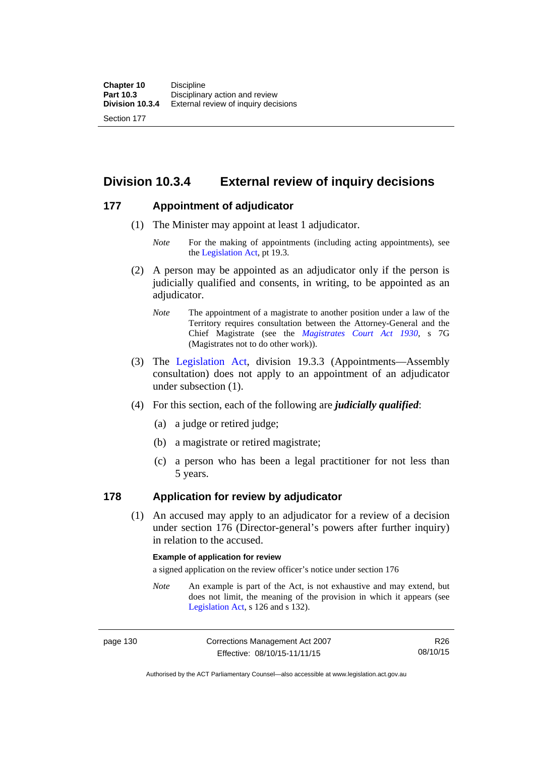## Division 10.3.4 External review of inquiry decisions

### 177 Appointment of adjudicator

(1) The Minister may appoint at least 1 adjudicator.

*Note* For the making of appointments (including acting appointments), see the Legislation Act, pt 19.3.

(2) A person may be appointed as an adjudicator only if the person is judicially qualified and consents, in writing, to be appointed as an adjudicator.

*Note* The appointment of a magistrate to another position under a law of the Territory requires consultation between the Attorney-General and the Chief Magistrate (see the *Magistrates Court Act 1930*, s 7G (Magistrates not to do other work)).

(3) The Legislation Act, division 19.3.3 (Appointments—Assembly consultation) does not apply to an appointment of an adjudicator under subsection (1).

(4) For this section, each of the following are ***judicially qualified***:

(a) a judge or retired judge;

(b) a magistrate or retired magistrate;

(c) a person who has been a legal practitioner for not less than 5 years.

### 178 Application for review by adjudicator

(1) An accused may apply to an adjudicator for a review of a decision under section 176 (Director-general's powers after further inquiry) in relation to the accused.

**Example of application for review**

a signed application on the review officer's notice under section 176

*Note* An example is part of the Act, is not exhaustive and may extend, but does not limit, the meaning of the provision in which it appears (see Legislation Act, s 126 and s 132).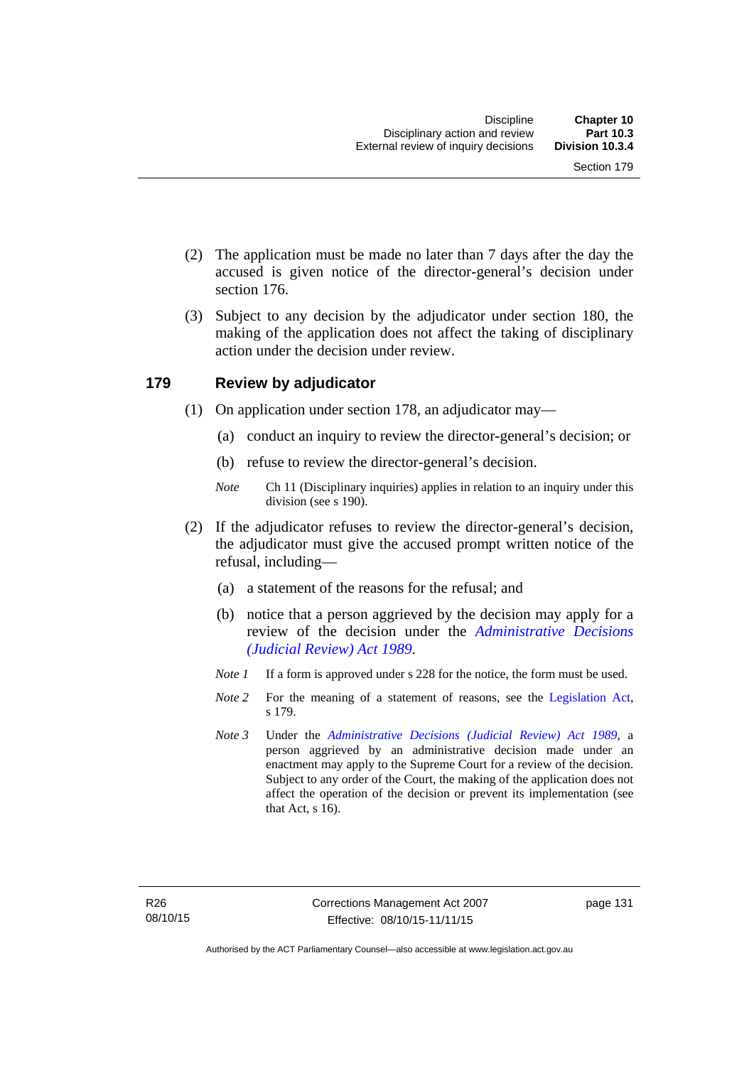(2) The application must be made no later than 7 days after the day the accused is given notice of the director-general's decision under section 176.

(3) Subject to any decision by the adjudicator under section 180, the making of the application does not affect the taking of disciplinary action under the decision under review.

## 179 Review by adjudicator

(1) On application under section 178, an adjudicator may—

(a) conduct an inquiry to review the director-general's decision; or

(b) refuse to review the director-general's decision.

*Note* Ch 11 (Disciplinary inquiries) applies in relation to an inquiry under this division (see s 190).

(2) If the adjudicator refuses to review the director-general's decision, the adjudicator must give the accused prompt written notice of the refusal, including—

(a) a statement of the reasons for the refusal; and

(b) notice that a person aggrieved by the decision may apply for a review of the decision under the *Administrative Decisions (Judicial Review) Act 1989*.

*Note 1* If a form is approved under s 228 for the notice, the form must be used.

*Note 2* For the meaning of a statement of reasons, see the Legislation Act, s 179.

*Note 3* Under the *Administrative Decisions (Judicial Review) Act 1989*, a person aggrieved by an administrative decision made under an enactment may apply to the Supreme Court for a review of the decision. Subject to any order of the Court, the making of the application does not affect the operation of the decision or prevent its implementation (see that Act, s 16).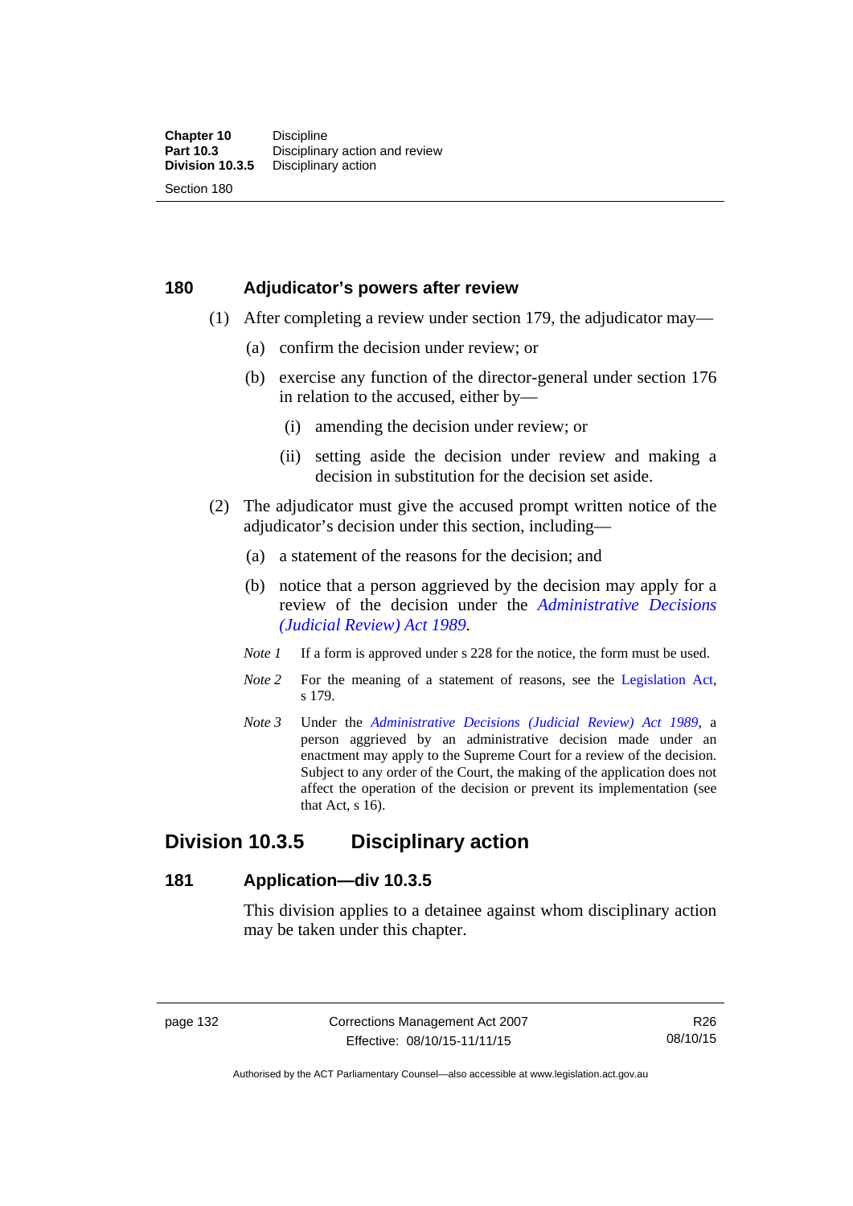### 180 Adjudicator's powers after review

(1) After completing a review under section 179, the adjudicator may—

(a) confirm the decision under review; or

(b) exercise any function of the director-general under section 176 in relation to the accused, either by—

(i) amending the decision under review; or

(ii) setting aside the decision under review and making a decision in substitution for the decision set aside.

(2) The adjudicator must give the accused prompt written notice of the adjudicator's decision under this section, including—

(a) a statement of the reasons for the decision; and

(b) notice that a person aggrieved by the decision may apply for a review of the decision under the *Administrative Decisions (Judicial Review) Act 1989*.

*Note 1* If a form is approved under s 228 for the notice, the form must be used.

*Note 2* For the meaning of a statement of reasons, see the Legislation Act, s 179.

*Note 3* Under the *Administrative Decisions (Judicial Review) Act 1989*, a person aggrieved by an administrative decision made under an enactment may apply to the Supreme Court for a review of the decision. Subject to any order of the Court, the making of the application does not affect the operation of the decision or prevent its implementation (see that Act, s 16).

## Division 10.3.5 Disciplinary action

### 181 Application—div 10.3.5

This division applies to a detainee against whom disciplinary action may be taken under this chapter.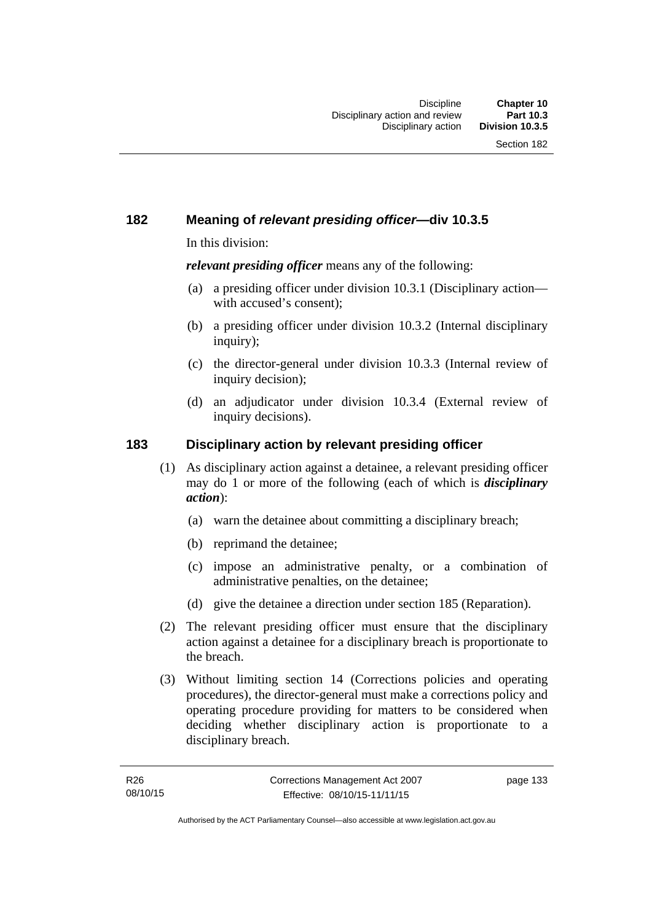## 182 Meaning of *relevant presiding officer*—div 10.3.5

In this division:

***relevant presiding officer*** means any of the following:

(a) a presiding officer under division 10.3.1 (Disciplinary action—with accused's consent);

(b) a presiding officer under division 10.3.2 (Internal disciplinary inquiry);

(c) the director-general under division 10.3.3 (Internal review of inquiry decision);

(d) an adjudicator under division 10.3.4 (External review of inquiry decisions).

## 183 Disciplinary action by relevant presiding officer

(1) As disciplinary action against a detainee, a relevant presiding officer may do 1 or more of the following (each of which is ***disciplinary action***):

(a) warn the detainee about committing a disciplinary breach;

(b) reprimand the detainee;

(c) impose an administrative penalty, or a combination of administrative penalties, on the detainee;

(d) give the detainee a direction under section 185 (Reparation).

(2) The relevant presiding officer must ensure that the disciplinary action against a detainee for a disciplinary breach is proportionate to the breach.

(3) Without limiting section 14 (Corrections policies and operating procedures), the director-general must make a corrections policy and operating procedure providing for matters to be considered when deciding whether disciplinary action is proportionate to a disciplinary breach.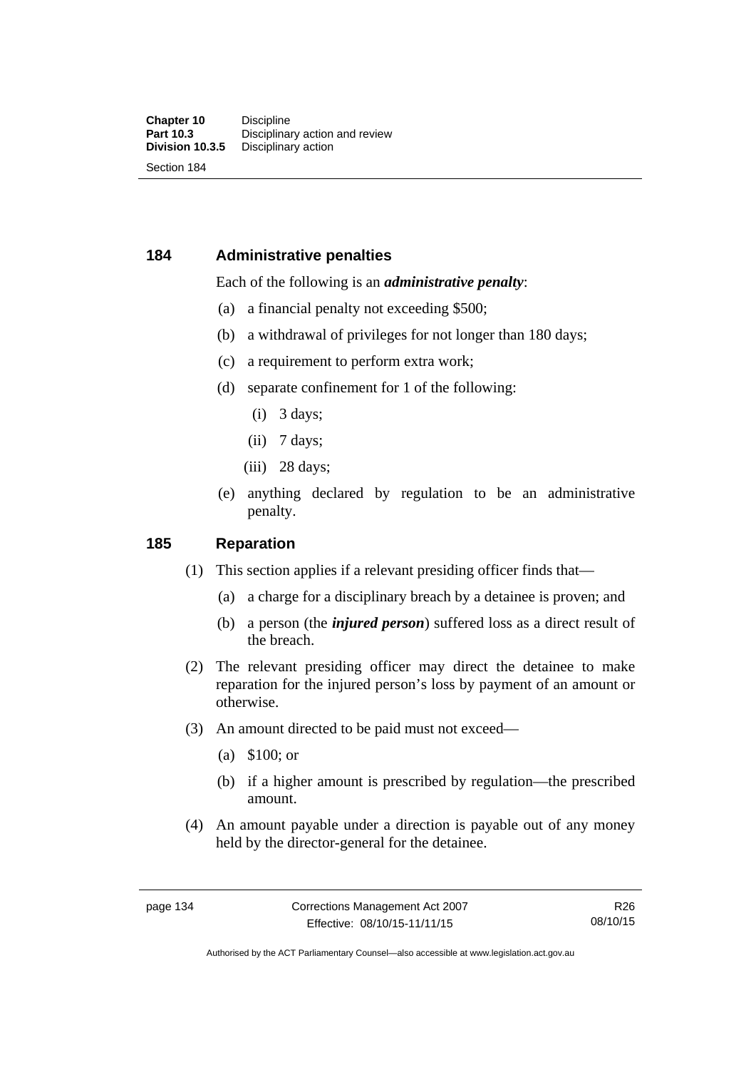## 184 Administrative penalties

Each of the following is an ***administrative penalty***:

(a) a financial penalty not exceeding $500;

(b) a withdrawal of privileges for not longer than 180 days;

(c) a requirement to perform extra work;

(d) separate confinement for 1 of the following:

(i) 3 days;

(ii) 7 days;

(iii) 28 days;

(e) anything declared by regulation to be an administrative penalty.

## 185 Reparation

(1) This section applies if a relevant presiding officer finds that—

(a) a charge for a disciplinary breach by a detainee is proven; and

(b) a person (the ***injured person***) suffered loss as a direct result of the breach.

(2) The relevant presiding officer may direct the detainee to make reparation for the injured person's loss by payment of an amount or otherwise.

(3) An amount directed to be paid must not exceed—

(a) $100; or

(b) if a higher amount is prescribed by regulation—the prescribed amount.

(4) An amount payable under a direction is payable out of any money held by the director-general for the detainee.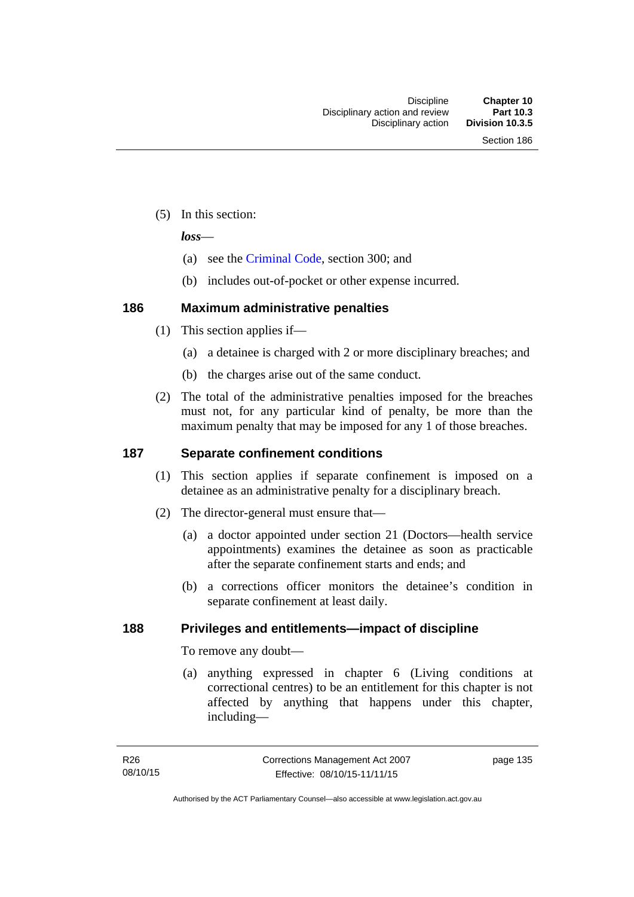(5) In this section:

***loss***—

(a) see the Criminal Code, section 300; and

(b) includes out-of-pocket or other expense incurred.

## 186 Maximum administrative penalties

(1) This section applies if—

(a) a detainee is charged with 2 or more disciplinary breaches; and

(b) the charges arise out of the same conduct.

(2) The total of the administrative penalties imposed for the breaches must not, for any particular kind of penalty, be more than the maximum penalty that may be imposed for any 1 of those breaches.

## 187 Separate confinement conditions

(1) This section applies if separate confinement is imposed on a detainee as an administrative penalty for a disciplinary breach.

(2) The director-general must ensure that—

(a) a doctor appointed under section 21 (Doctors—health service appointments) examines the detainee as soon as practicable after the separate confinement starts and ends; and

(b) a corrections officer monitors the detainee's condition in separate confinement at least daily.

## 188 Privileges and entitlements—impact of discipline

To remove any doubt—

(a) anything expressed in chapter 6 (Living conditions at correctional centres) to be an entitlement for this chapter is not affected by anything that happens under this chapter, including—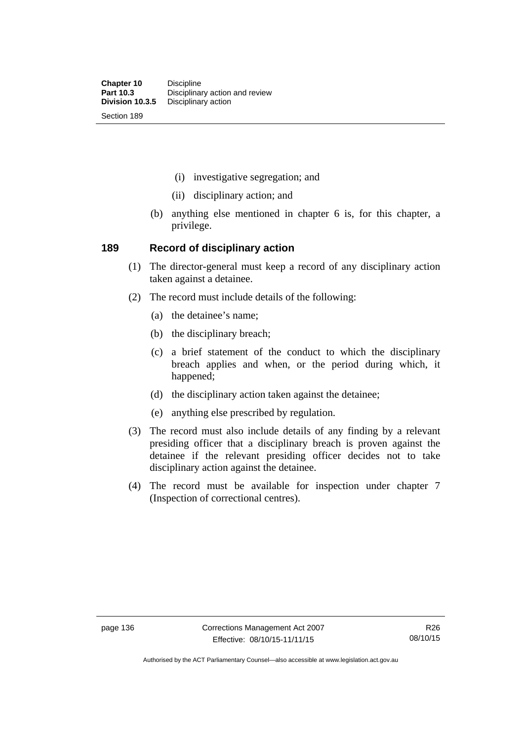(i) investigative segregation; and

(ii) disciplinary action; and

(b) anything else mentioned in chapter 6 is, for this chapter, a privilege.

## 189 Record of disciplinary action

(1) The director-general must keep a record of any disciplinary action taken against a detainee.

(2) The record must include details of the following:

(a) the detainee's name;

(b) the disciplinary breach;

(c) a brief statement of the conduct to which the disciplinary breach applies and when, or the period during which, it happened;

(d) the disciplinary action taken against the detainee;

(e) anything else prescribed by regulation.

(3) The record must also include details of any finding by a relevant presiding officer that a disciplinary breach is proven against the detainee if the relevant presiding officer decides not to take disciplinary action against the detainee.

(4) The record must be available for inspection under chapter 7 (Inspection of correctional centres).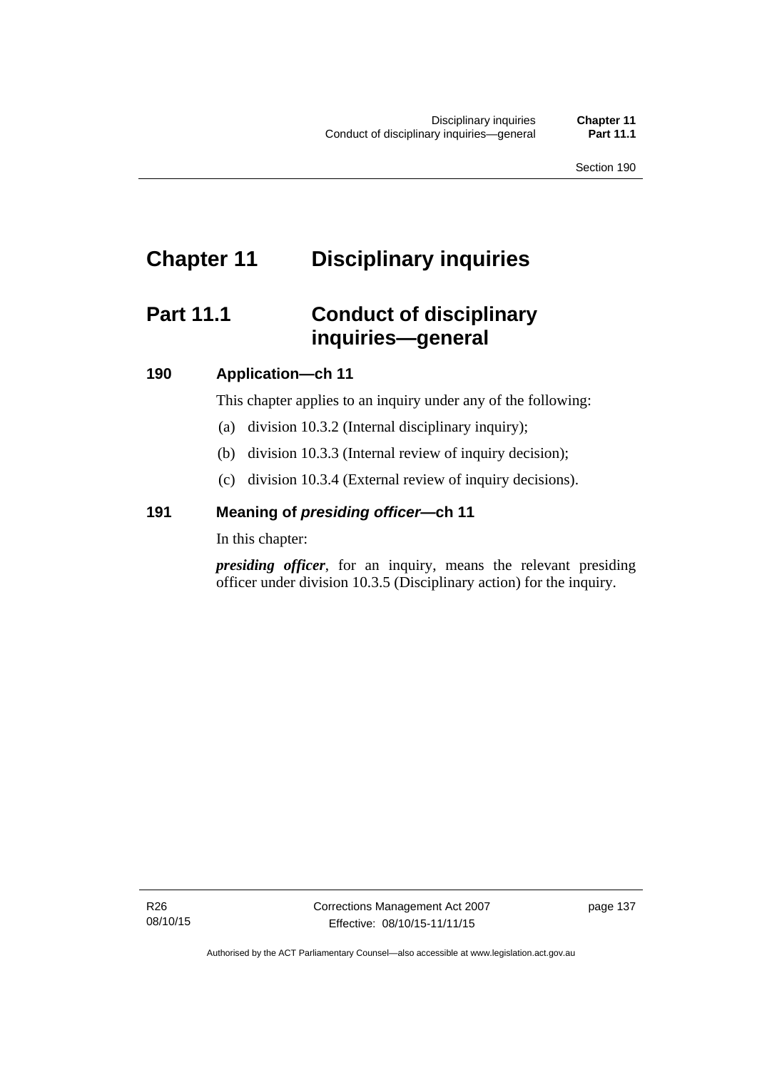# Chapter 11 Disciplinary inquiries

## Part 11.1 Conduct of disciplinary inquiries—general

### 190 Application—ch 11

This chapter applies to an inquiry under any of the following:

(a) division 10.3.2 (Internal disciplinary inquiry);

(b) division 10.3.3 (Internal review of inquiry decision);

(c) division 10.3.4 (External review of inquiry decisions).

### 191 Meaning of *presiding officer*—ch 11

In this chapter:

***presiding officer***, for an inquiry, means the relevant presiding officer under division 10.3.5 (Disciplinary action) for the inquiry.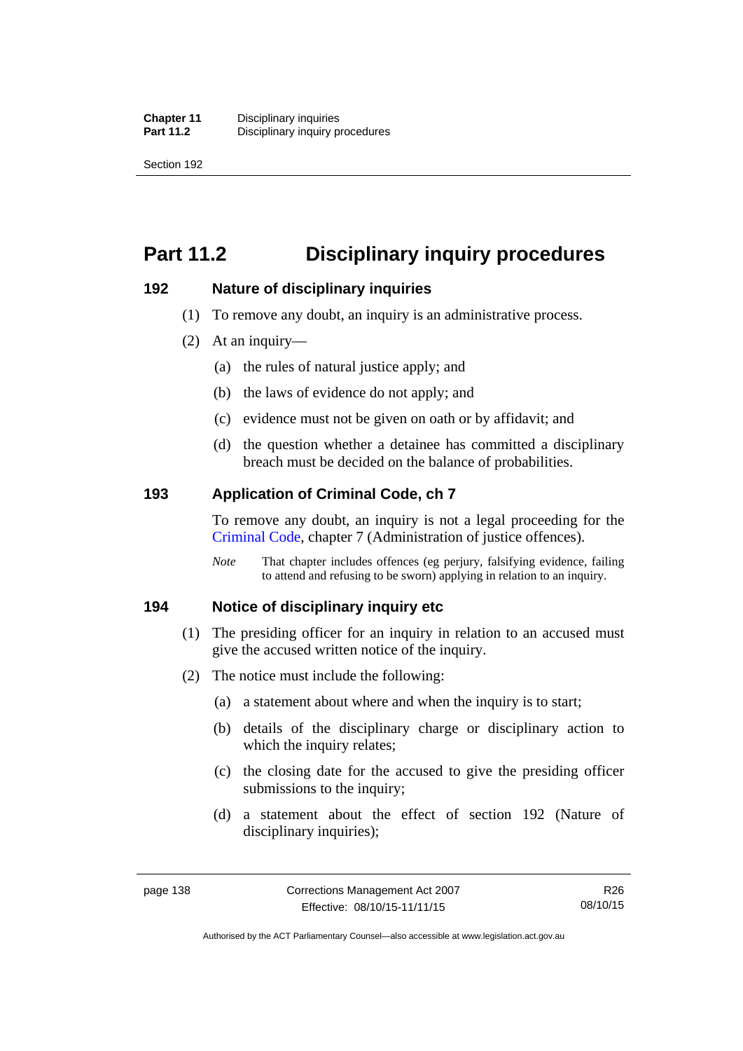# Part 11.2 Disciplinary inquiry procedures

## 192 Nature of disciplinary inquiries

(1) To remove any doubt, an inquiry is an administrative process.

(2) At an inquiry—

(a) the rules of natural justice apply; and

(b) the laws of evidence do not apply; and

(c) evidence must not be given on oath or by affidavit; and

(d) the question whether a detainee has committed a disciplinary breach must be decided on the balance of probabilities.

## 193 Application of Criminal Code, ch 7

To remove any doubt, an inquiry is not a legal proceeding for the Criminal Code, chapter 7 (Administration of justice offences).

*Note* That chapter includes offences (eg perjury, falsifying evidence, failing to attend and refusing to be sworn) applying in relation to an inquiry.

## 194 Notice of disciplinary inquiry etc

(1) The presiding officer for an inquiry in relation to an accused must give the accused written notice of the inquiry.

(2) The notice must include the following:

(a) a statement about where and when the inquiry is to start;

(b) details of the disciplinary charge or disciplinary action to which the inquiry relates;

(c) the closing date for the accused to give the presiding officer submissions to the inquiry;

(d) a statement about the effect of section 192 (Nature of disciplinary inquiries);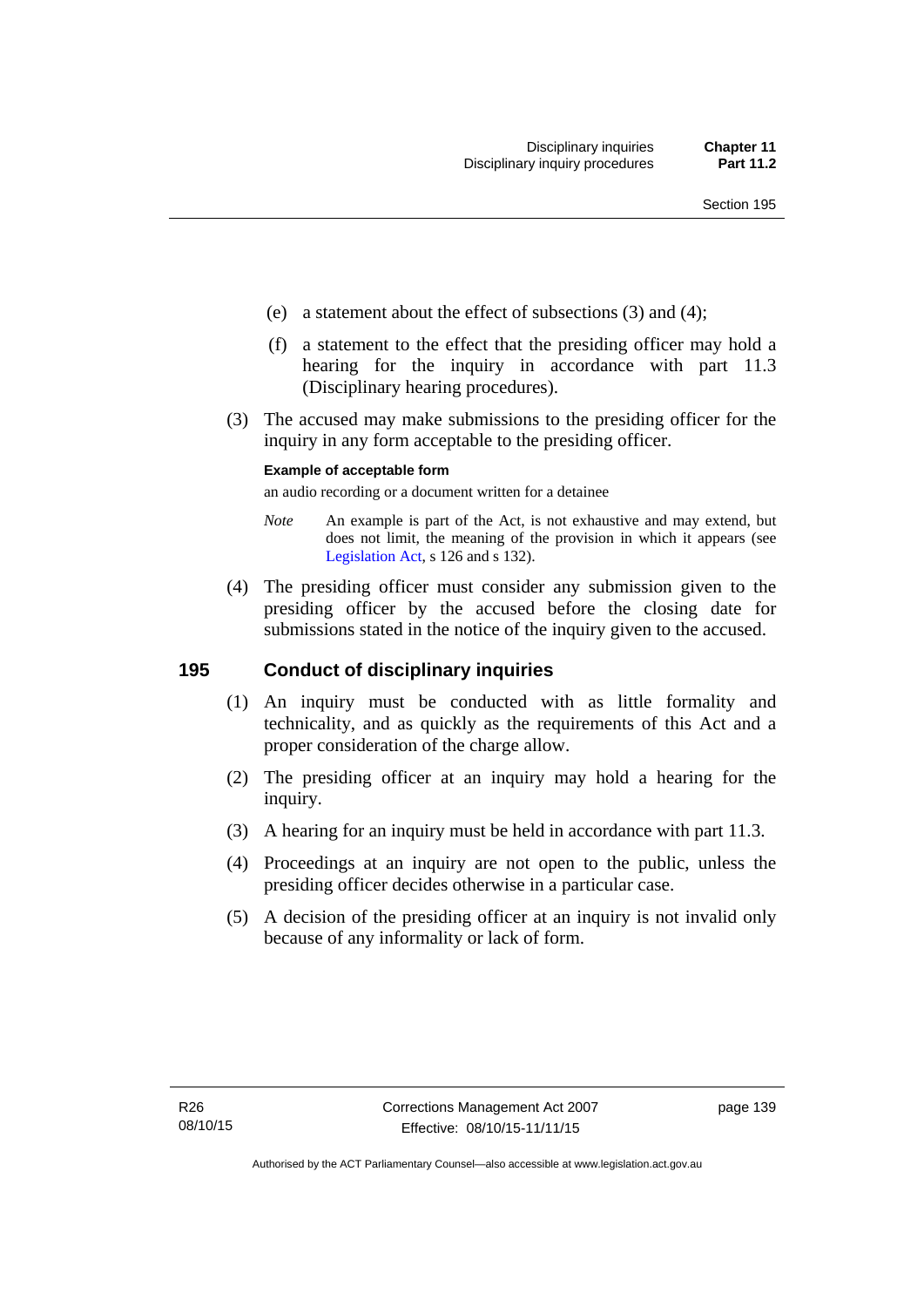(e) a statement about the effect of subsections (3) and (4);

(f) a statement to the effect that the presiding officer may hold a hearing for the inquiry in accordance with part 11.3 (Disciplinary hearing procedures).

(3) The accused may make submissions to the presiding officer for the inquiry in any form acceptable to the presiding officer.

**Example of acceptable form**

an audio recording or a document written for a detainee

*Note* An example is part of the Act, is not exhaustive and may extend, but does not limit, the meaning of the provision in which it appears (see Legislation Act, s 126 and s 132).

(4) The presiding officer must consider any submission given to the presiding officer by the accused before the closing date for submissions stated in the notice of the inquiry given to the accused.

## 195 Conduct of disciplinary inquiries

(1) An inquiry must be conducted with as little formality and technicality, and as quickly as the requirements of this Act and a proper consideration of the charge allow.

(2) The presiding officer at an inquiry may hold a hearing for the inquiry.

(3) A hearing for an inquiry must be held in accordance with part 11.3.

(4) Proceedings at an inquiry are not open to the public, unless the presiding officer decides otherwise in a particular case.

(5) A decision of the presiding officer at an inquiry is not invalid only because of any informality or lack of form.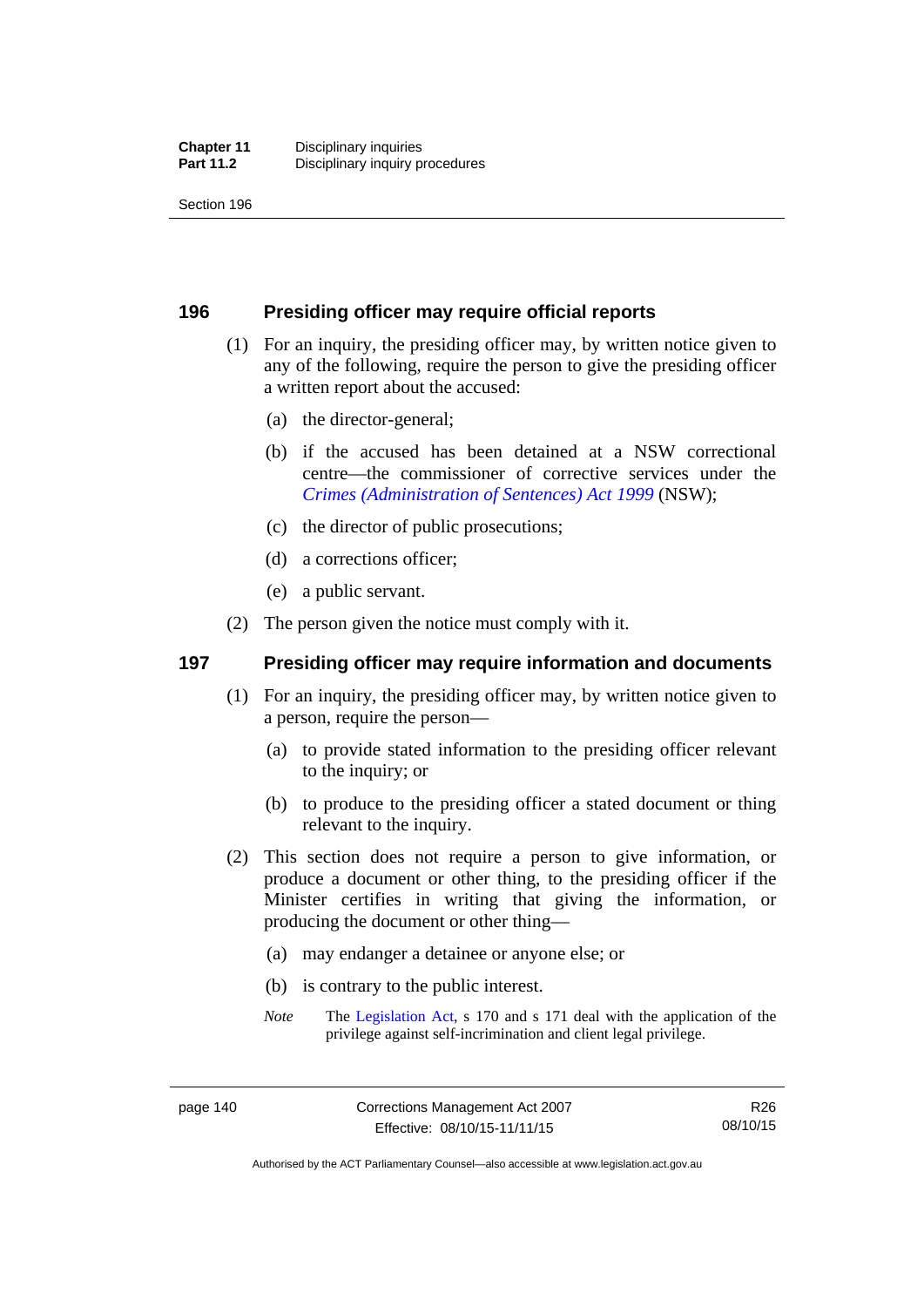## 196 Presiding officer may require official reports

(1) For an inquiry, the presiding officer may, by written notice given to any of the following, require the person to give the presiding officer a written report about the accused:

(a) the director-general;

(b) if the accused has been detained at a NSW correctional centre—the commissioner of corrective services under the *Crimes (Administration of Sentences) Act 1999* (NSW);

(c) the director of public prosecutions;

(d) a corrections officer;

(e) a public servant.

(2) The person given the notice must comply with it.

## 197 Presiding officer may require information and documents

(1) For an inquiry, the presiding officer may, by written notice given to a person, require the person—

(a) to provide stated information to the presiding officer relevant to the inquiry; or

(b) to produce to the presiding officer a stated document or thing relevant to the inquiry.

(2) This section does not require a person to give information, or produce a document or other thing, to the presiding officer if the Minister certifies in writing that giving the information, or producing the document or other thing—

(a) may endanger a detainee or anyone else; or

(b) is contrary to the public interest.

*Note* The Legislation Act, s 170 and s 171 deal with the application of the privilege against self-incrimination and client legal privilege.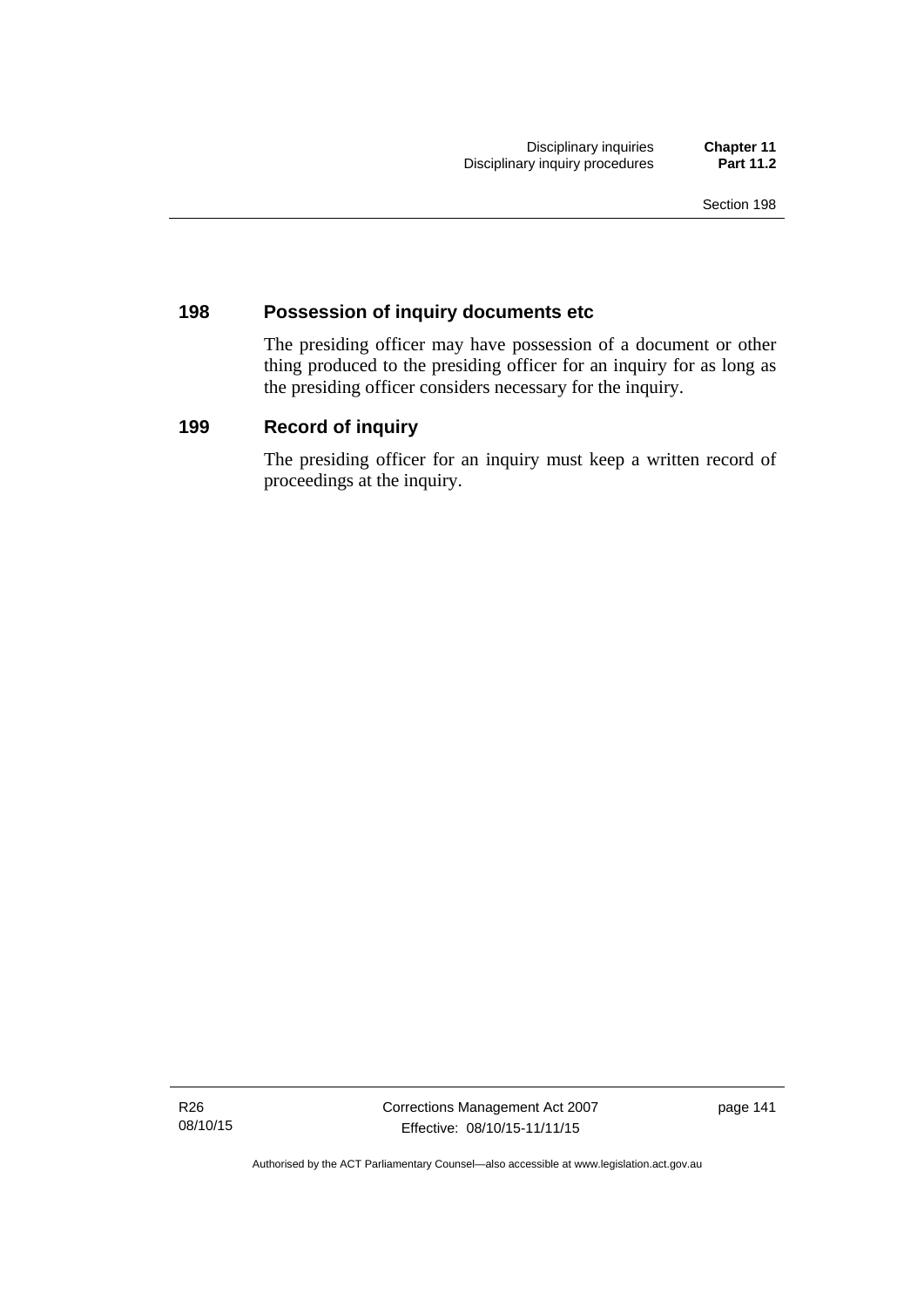## 198 Possession of inquiry documents etc

The presiding officer may have possession of a document or other thing produced to the presiding officer for an inquiry for as long as the presiding officer considers necessary for the inquiry.

## 199 Record of inquiry

The presiding officer for an inquiry must keep a written record of proceedings at the inquiry.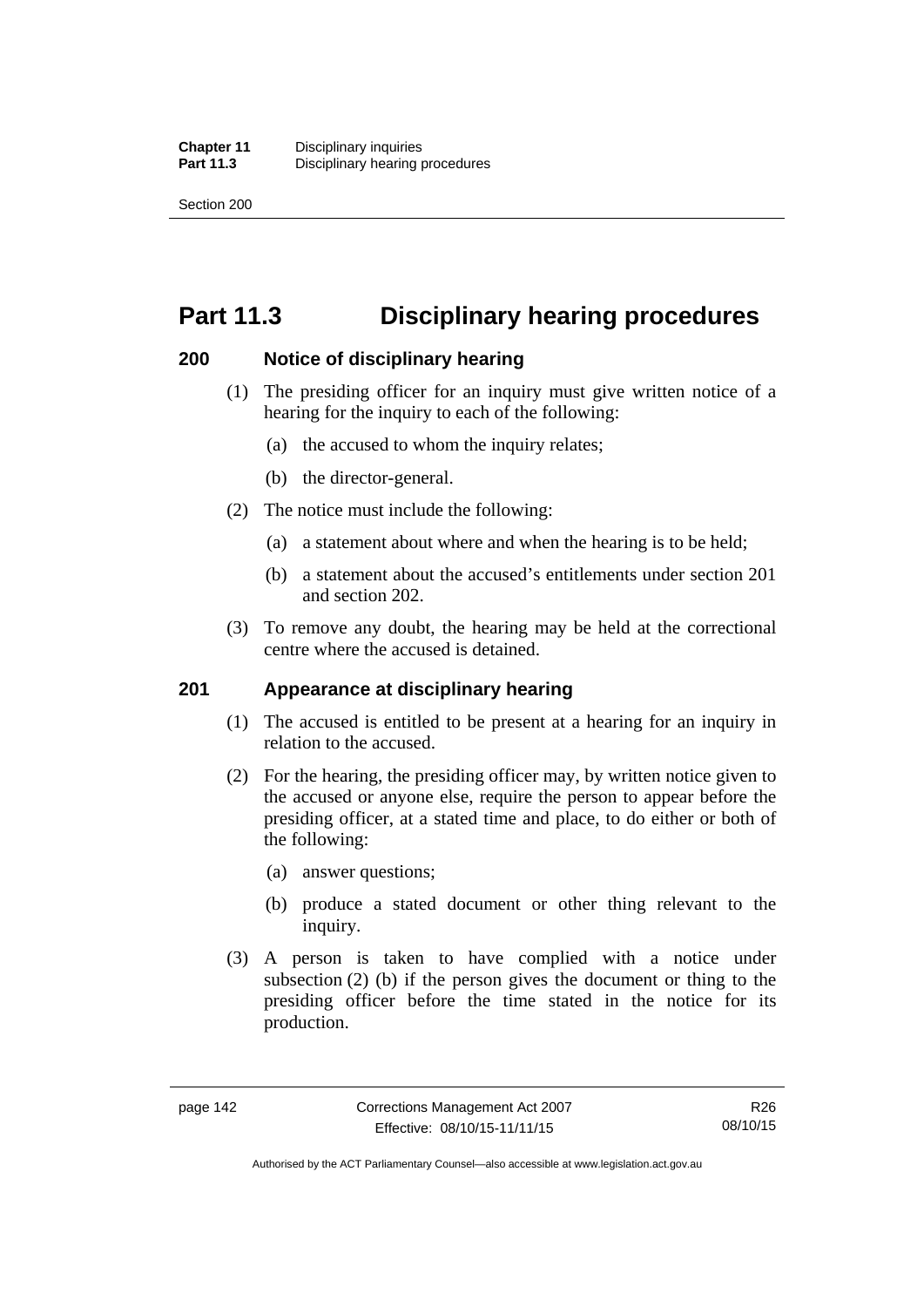# Part 11.3 Disciplinary hearing procedures

### 200 Notice of disciplinary hearing

(1) The presiding officer for an inquiry must give written notice of a hearing for the inquiry to each of the following:

(a) the accused to whom the inquiry relates;

(b) the director-general.

(2) The notice must include the following:

(a) a statement about where and when the hearing is to be held;

(b) a statement about the accused's entitlements under section 201 and section 202.

(3) To remove any doubt, the hearing may be held at the correctional centre where the accused is detained.

### 201 Appearance at disciplinary hearing

(1) The accused is entitled to be present at a hearing for an inquiry in relation to the accused.

(2) For the hearing, the presiding officer may, by written notice given to the accused or anyone else, require the person to appear before the presiding officer, at a stated time and place, to do either or both of the following:

(a) answer questions;

(b) produce a stated document or other thing relevant to the inquiry.

(3) A person is taken to have complied with a notice under subsection (2) (b) if the person gives the document or thing to the presiding officer before the time stated in the notice for its production.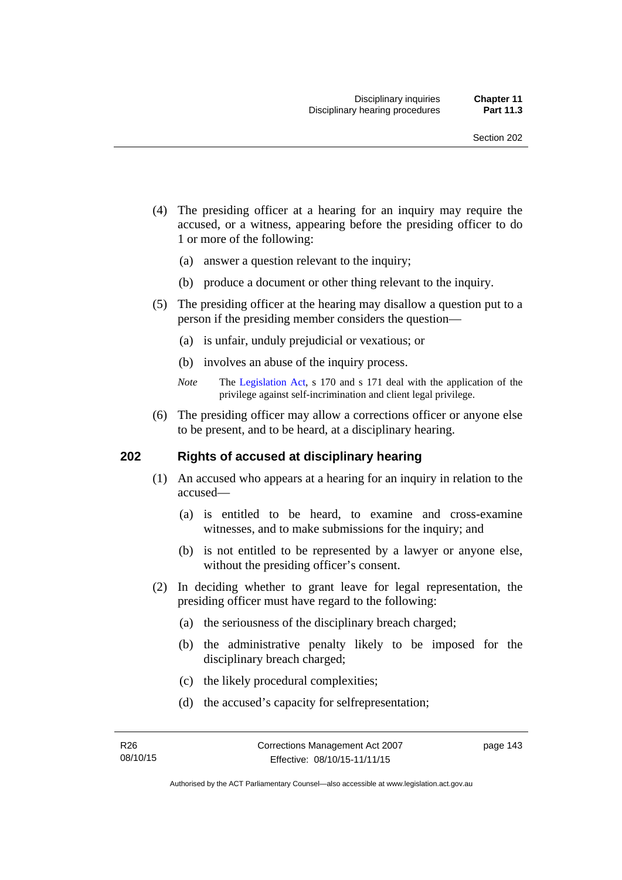(4) The presiding officer at a hearing for an inquiry may require the accused, or a witness, appearing before the presiding officer to do 1 or more of the following:

(a) answer a question relevant to the inquiry;

(b) produce a document or other thing relevant to the inquiry.

(5) The presiding officer at the hearing may disallow a question put to a person if the presiding member considers the question—

(a) is unfair, unduly prejudicial or vexatious; or

(b) involves an abuse of the inquiry process.

*Note* The Legislation Act, s 170 and s 171 deal with the application of the privilege against self-incrimination and client legal privilege.

(6) The presiding officer may allow a corrections officer or anyone else to be present, and to be heard, at a disciplinary hearing.

## 202 Rights of accused at disciplinary hearing

(1) An accused who appears at a hearing for an inquiry in relation to the accused—

(a) is entitled to be heard, to examine and cross-examine witnesses, and to make submissions for the inquiry; and

(b) is not entitled to be represented by a lawyer or anyone else, without the presiding officer's consent.

(2) In deciding whether to grant leave for legal representation, the presiding officer must have regard to the following:

(a) the seriousness of the disciplinary breach charged;

(b) the administrative penalty likely to be imposed for the disciplinary breach charged;

(c) the likely procedural complexities;

(d) the accused's capacity for selfrepresentation;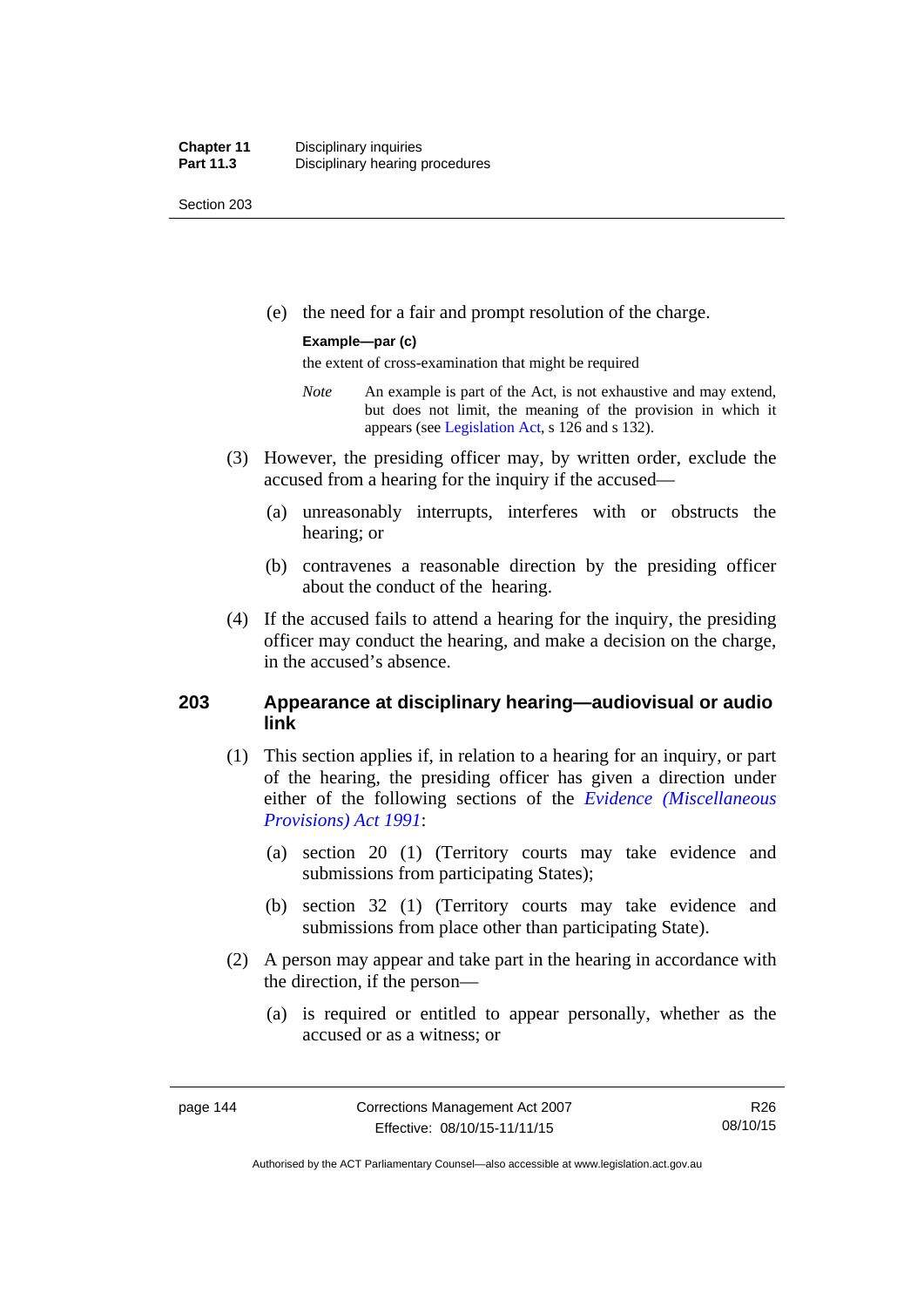(e) the need for a fair and prompt resolution of the charge.

**Example—par (c)**

the extent of cross-examination that might be required

*Note* An example is part of the Act, is not exhaustive and may extend, but does not limit, the meaning of the provision in which it appears (see Legislation Act, s 126 and s 132).

(3) However, the presiding officer may, by written order, exclude the accused from a hearing for the inquiry if the accused—

(a) unreasonably interrupts, interferes with or obstructs the hearing; or

(b) contravenes a reasonable direction by the presiding officer about the conduct of the hearing.

(4) If the accused fails to attend a hearing for the inquiry, the presiding officer may conduct the hearing, and make a decision on the charge, in the accused's absence.

## 203 Appearance at disciplinary hearing—audiovisual or audio link

(1) This section applies if, in relation to a hearing for an inquiry, or part of the hearing, the presiding officer has given a direction under either of the following sections of the *Evidence (Miscellaneous Provisions) Act 1991*:

(a) section 20 (1) (Territory courts may take evidence and submissions from participating States);

(b) section 32 (1) (Territory courts may take evidence and submissions from place other than participating State).

(2) A person may appear and take part in the hearing in accordance with the direction, if the person—

(a) is required or entitled to appear personally, whether as the accused or as a witness; or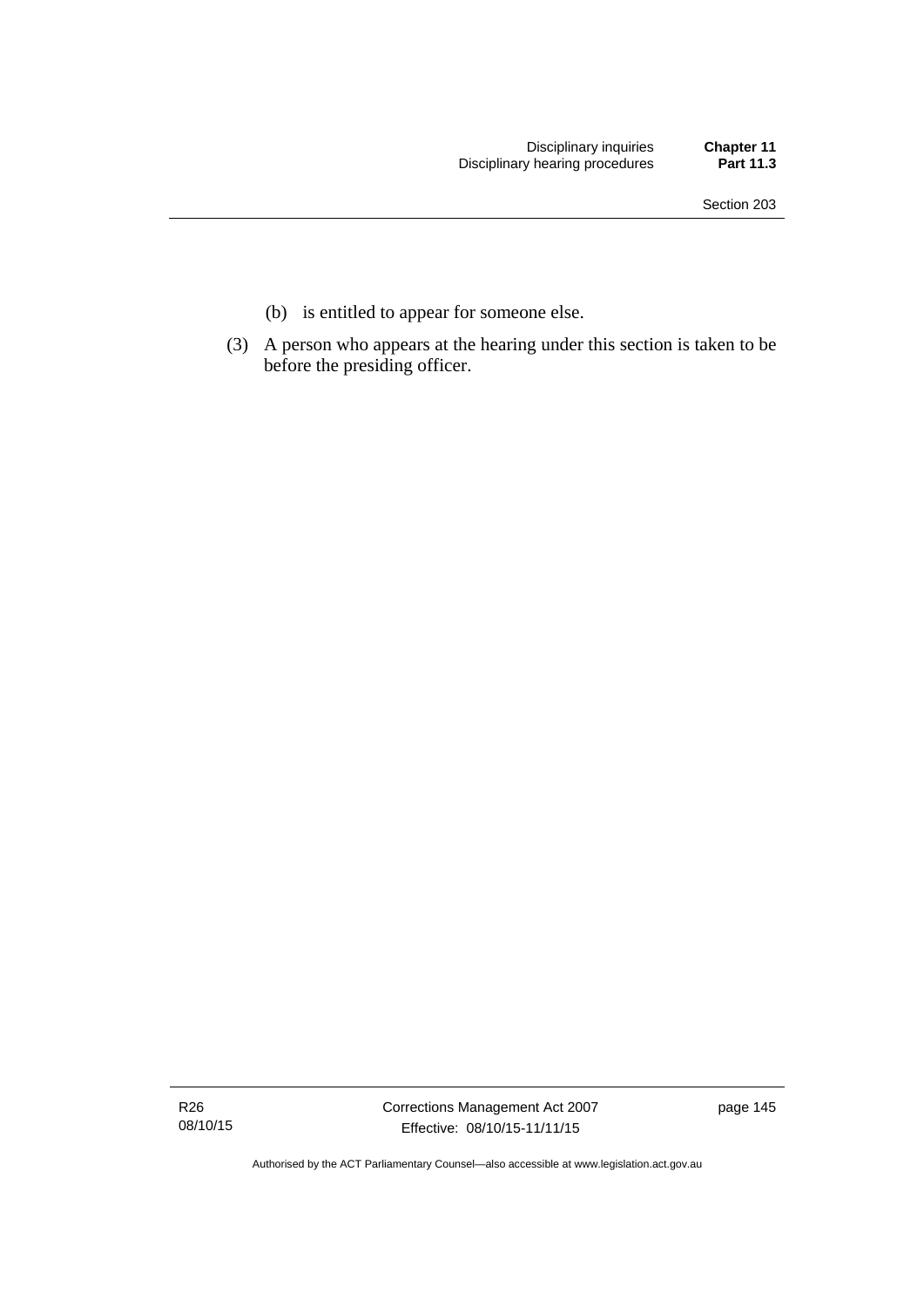(b) is entitled to appear for someone else.

(3) A person who appears at the hearing under this section is taken to be before the presiding officer.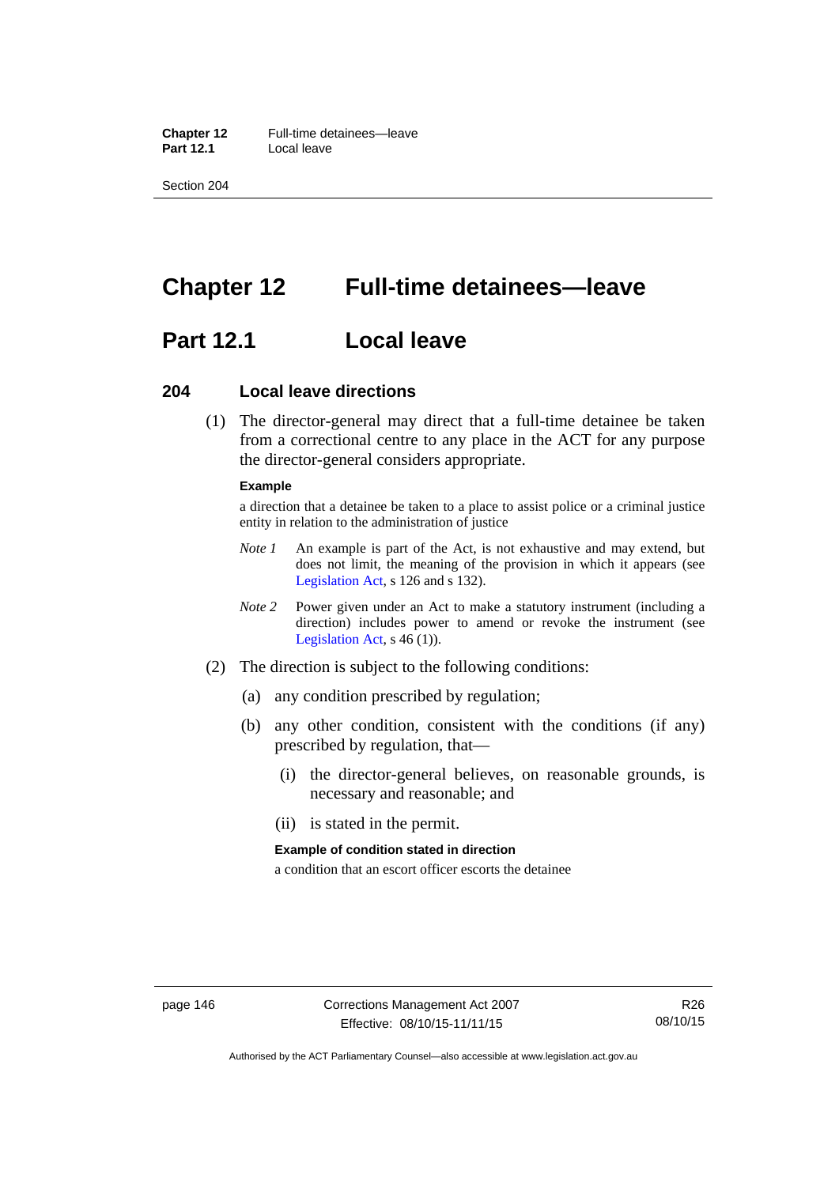# Chapter 12 Full-time detainees—leave

## Part 12.1 Local leave

### 204 Local leave directions

(1) The director-general may direct that a full-time detainee be taken from a correctional centre to any place in the ACT for any purpose the director-general considers appropriate.

**Example**

a direction that a detainee be taken to a place to assist police or a criminal justice entity in relation to the administration of justice

*Note 1* An example is part of the Act, is not exhaustive and may extend, but does not limit, the meaning of the provision in which it appears (see Legislation Act, s 126 and s 132).

*Note 2* Power given under an Act to make a statutory instrument (including a direction) includes power to amend or revoke the instrument (see Legislation Act, s 46 (1)).

(2) The direction is subject to the following conditions:

(a) any condition prescribed by regulation;

(b) any other condition, consistent with the conditions (if any) prescribed by regulation, that—

(i) the director-general believes, on reasonable grounds, is necessary and reasonable; and

(ii) is stated in the permit.

**Example of condition stated in direction**

a condition that an escort officer escorts the detainee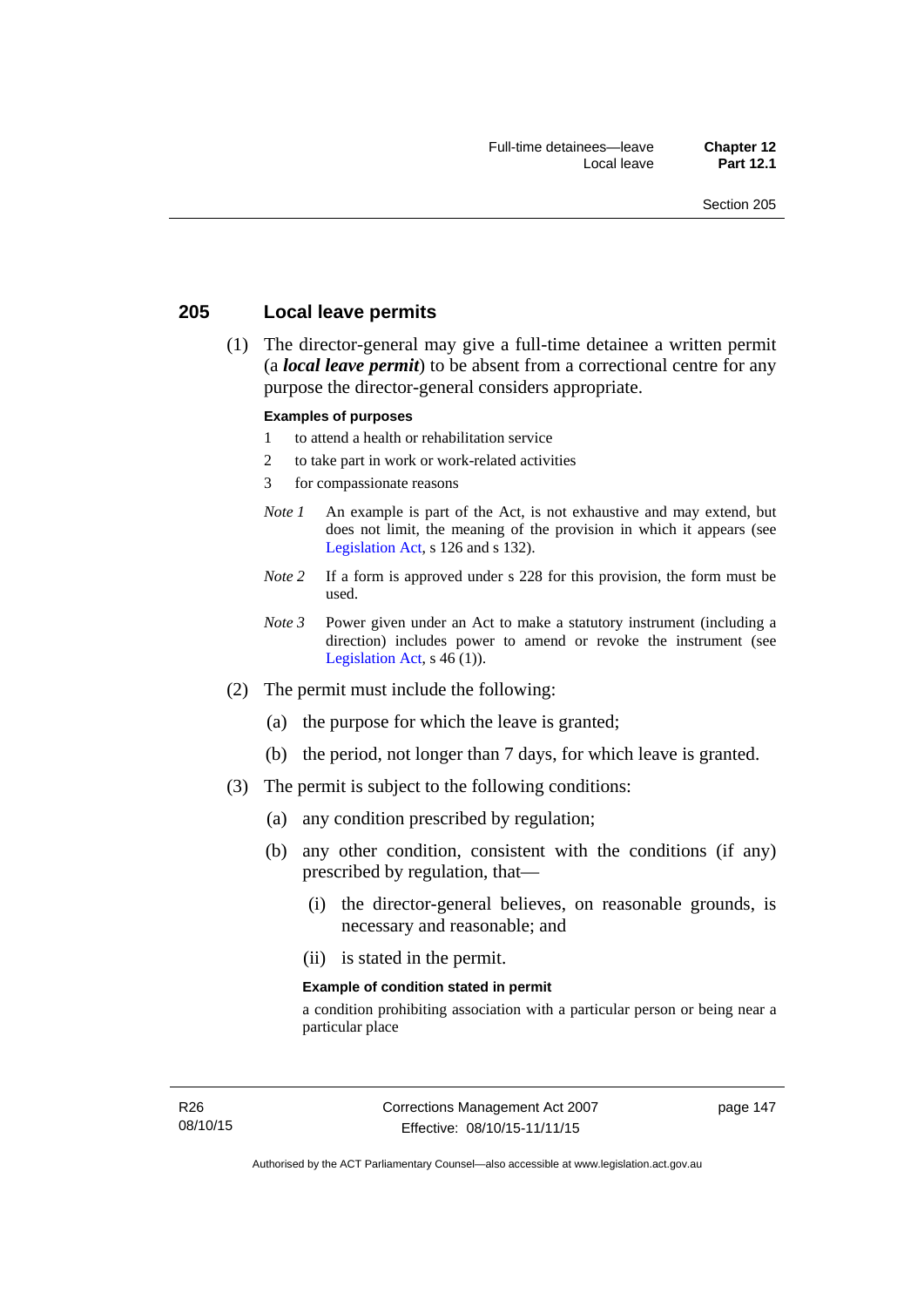## 205 Local leave permits

(1) The director-general may give a full-time detainee a written permit (a ***local leave permit***) to be absent from a correctional centre for any purpose the director-general considers appropriate.

**Examples of purposes**

1 to attend a health or rehabilitation service

2 to take part in work or work-related activities

3 for compassionate reasons

*Note 1* An example is part of the Act, is not exhaustive and may extend, but does not limit, the meaning of the provision in which it appears (see Legislation Act, s 126 and s 132).

*Note 2* If a form is approved under s 228 for this provision, the form must be used.

*Note 3* Power given under an Act to make a statutory instrument (including a direction) includes power to amend or revoke the instrument (see Legislation Act, s 46 (1)).

(2) The permit must include the following:

(a) the purpose for which the leave is granted;

(b) the period, not longer than 7 days, for which leave is granted.

(3) The permit is subject to the following conditions:

(a) any condition prescribed by regulation;

(b) any other condition, consistent with the conditions (if any) prescribed by regulation, that—

(i) the director-general believes, on reasonable grounds, is necessary and reasonable; and

(ii) is stated in the permit.

**Example of condition stated in permit**

a condition prohibiting association with a particular person or being near a particular place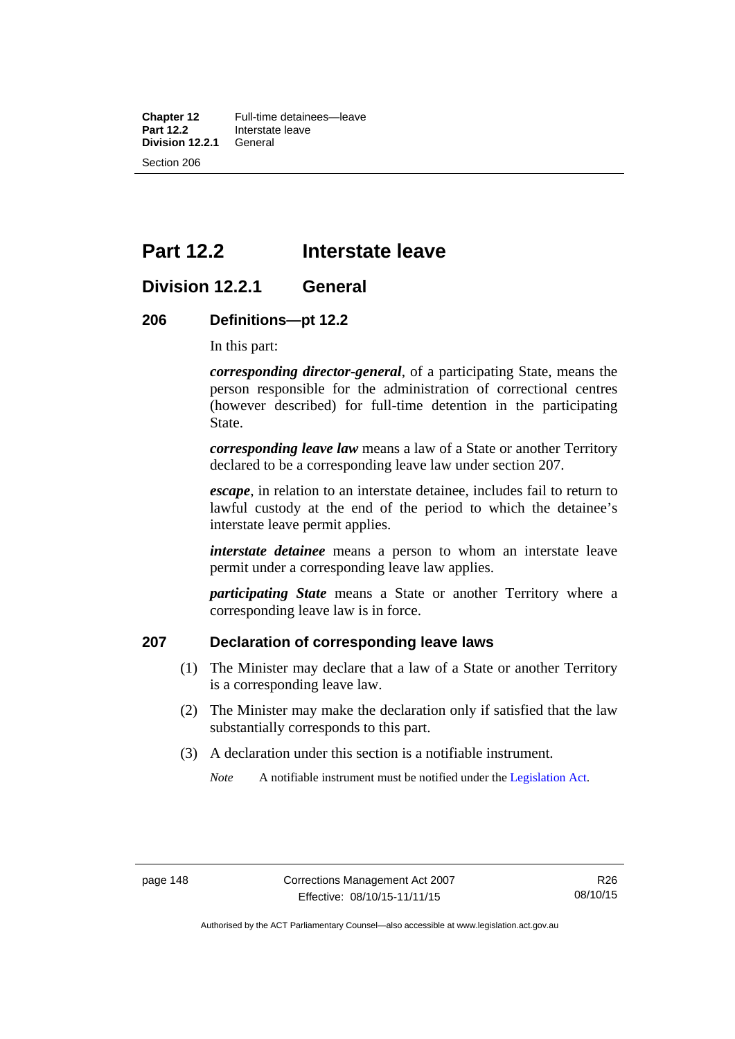# Part 12.2 Interstate leave

## Division 12.2.1 General

### 206 Definitions—pt 12.2

In this part:

***corresponding director-general***, of a participating State, means the person responsible for the administration of correctional centres (however described) for full-time detention in the participating State.

***corresponding leave law*** means a law of a State or another Territory declared to be a corresponding leave law under section 207.

***escape***, in relation to an interstate detainee, includes fail to return to lawful custody at the end of the period to which the detainee's interstate leave permit applies.

***interstate detainee*** means a person to whom an interstate leave permit under a corresponding leave law applies.

***participating State*** means a State or another Territory where a corresponding leave law is in force.

### 207 Declaration of corresponding leave laws

(1) The Minister may declare that a law of a State or another Territory is a corresponding leave law.

(2) The Minister may make the declaration only if satisfied that the law substantially corresponds to this part.

(3) A declaration under this section is a notifiable instrument.

*Note* A notifiable instrument must be notified under the Legislation Act.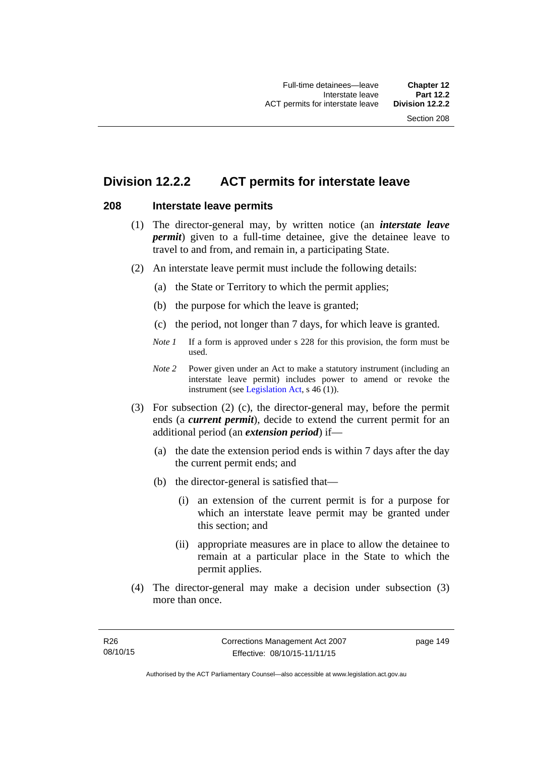## Division 12.2.2 ACT permits for interstate leave

### 208 Interstate leave permits

(1) The director-general may, by written notice (an ***interstate leave permit***) given to a full-time detainee, give the detainee leave to travel to and from, and remain in, a participating State.

(2) An interstate leave permit must include the following details:

(a) the State or Territory to which the permit applies;

(b) the purpose for which the leave is granted;

(c) the period, not longer than 7 days, for which leave is granted.

*Note 1* If a form is approved under s 228 for this provision, the form must be used.

*Note 2* Power given under an Act to make a statutory instrument (including an interstate leave permit) includes power to amend or revoke the instrument (see Legislation Act, s 46 (1)).

(3) For subsection (2) (c), the director-general may, before the permit ends (a ***current permit***), decide to extend the current permit for an additional period (an ***extension period***) if—

(a) the date the extension period ends is within 7 days after the day the current permit ends; and

(b) the director-general is satisfied that—

(i) an extension of the current permit is for a purpose for which an interstate leave permit may be granted under this section; and

(ii) appropriate measures are in place to allow the detainee to remain at a particular place in the State to which the permit applies.

(4) The director-general may make a decision under subsection (3) more than once.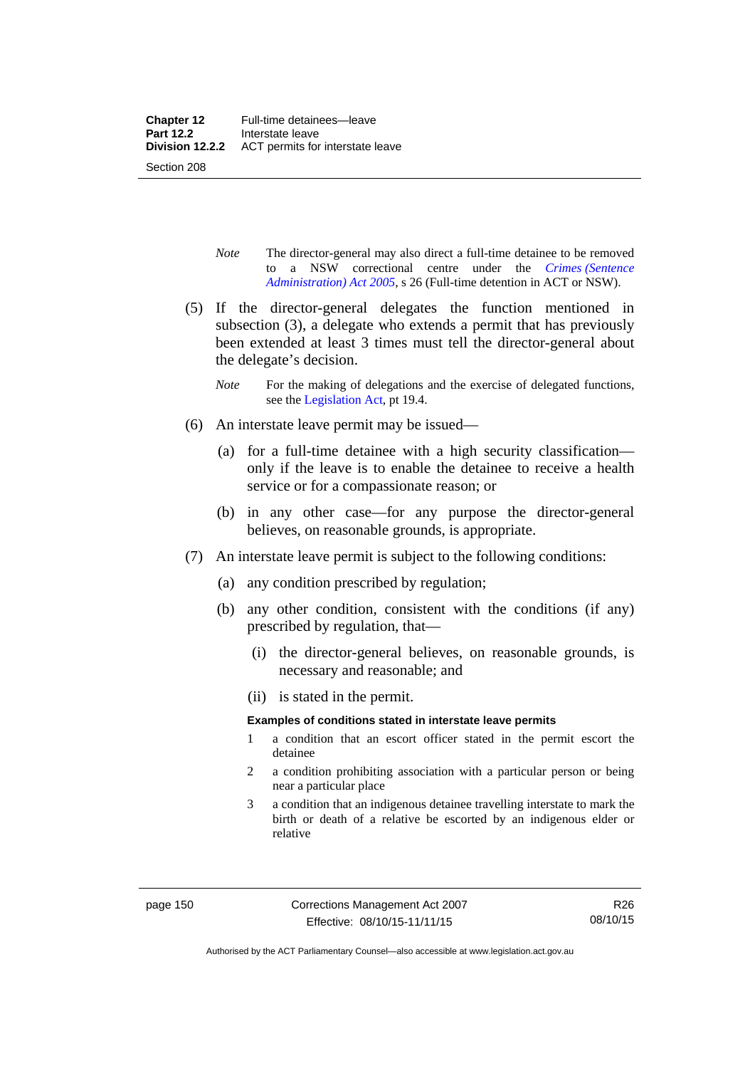*Note* The director-general may also direct a full-time detainee to be removed to a NSW correctional centre under the *Crimes (Sentence Administration) Act 2005*, s 26 (Full-time detention in ACT or NSW).

(5) If the director-general delegates the function mentioned in subsection (3), a delegate who extends a permit that has previously been extended at least 3 times must tell the director-general about the delegate's decision.

*Note* For the making of delegations and the exercise of delegated functions, see the Legislation Act, pt 19.4.

(6) An interstate leave permit may be issued—

(a) for a full-time detainee with a high security classification—only if the leave is to enable the detainee to receive a health service or for a compassionate reason; or

(b) in any other case—for any purpose the director-general believes, on reasonable grounds, is appropriate.

(7) An interstate leave permit is subject to the following conditions:

(a) any condition prescribed by regulation;

(b) any other condition, consistent with the conditions (if any) prescribed by regulation, that—

(i) the director-general believes, on reasonable grounds, is necessary and reasonable; and

(ii) is stated in the permit.

**Examples of conditions stated in interstate leave permits**

1 a condition that an escort officer stated in the permit escort the detainee

2 a condition prohibiting association with a particular person or being near a particular place

3 a condition that an indigenous detainee travelling interstate to mark the birth or death of a relative be escorted by an indigenous elder or relative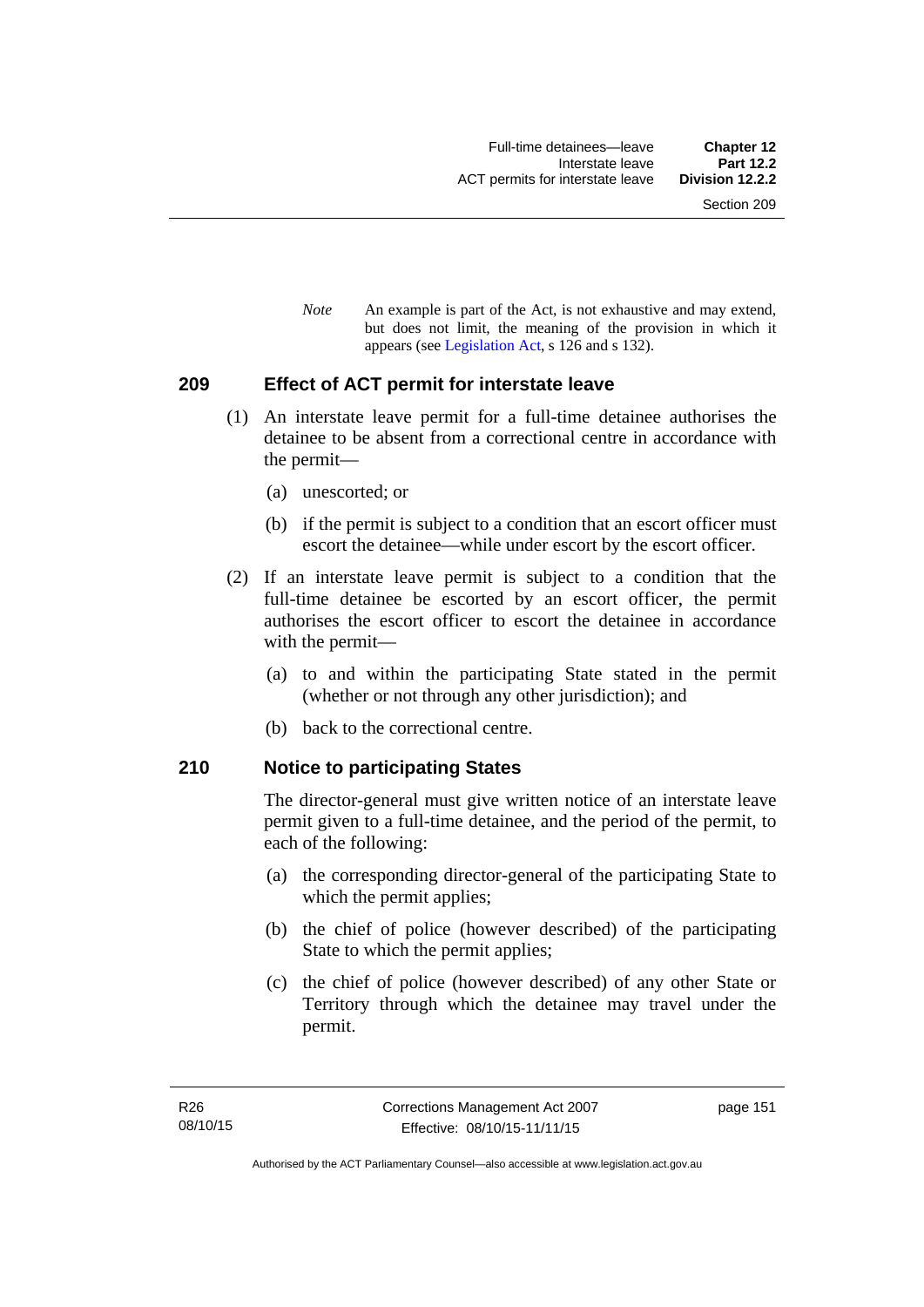*Note* An example is part of the Act, is not exhaustive and may extend, but does not limit, the meaning of the provision in which it appears (see Legislation Act, s 126 and s 132).

## 209 Effect of ACT permit for interstate leave

(1) An interstate leave permit for a full-time detainee authorises the detainee to be absent from a correctional centre in accordance with the permit—

(a) unescorted; or

(b) if the permit is subject to a condition that an escort officer must escort the detainee—while under escort by the escort officer.

(2) If an interstate leave permit is subject to a condition that the full-time detainee be escorted by an escort officer, the permit authorises the escort officer to escort the detainee in accordance with the permit—

(a) to and within the participating State stated in the permit (whether or not through any other jurisdiction); and

(b) back to the correctional centre.

## 210 Notice to participating States

The director-general must give written notice of an interstate leave permit given to a full-time detainee, and the period of the permit, to each of the following:

(a) the corresponding director-general of the participating State to which the permit applies;

(b) the chief of police (however described) of the participating State to which the permit applies;

(c) the chief of police (however described) of any other State or Territory through which the detainee may travel under the permit.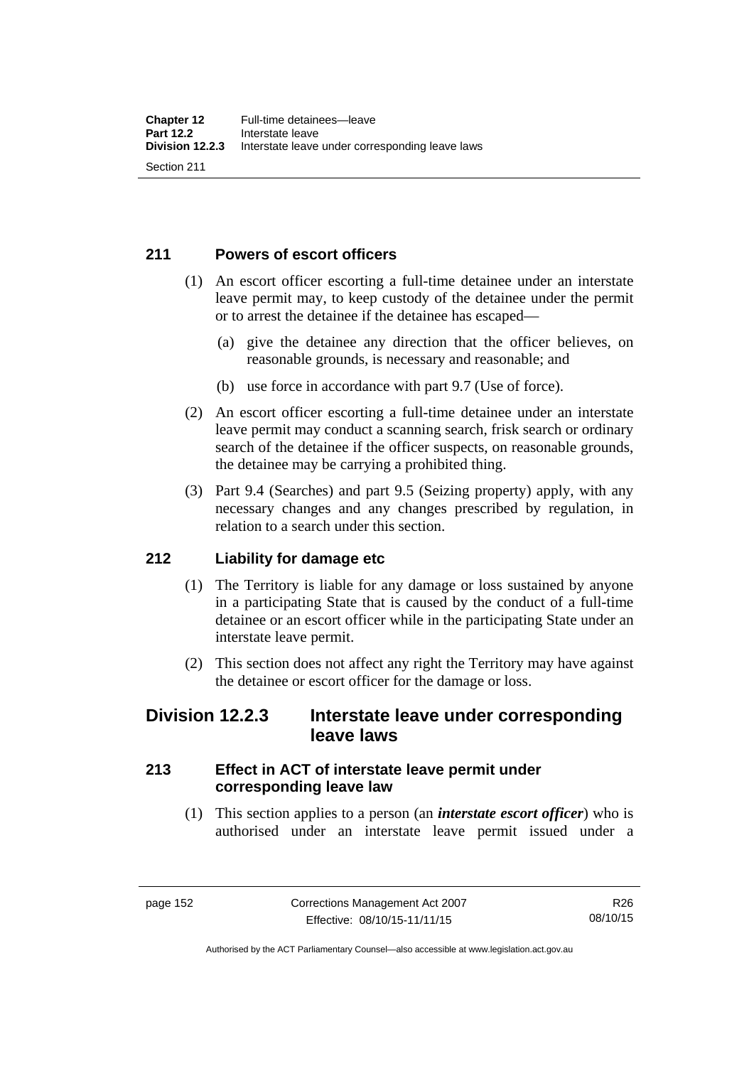## 211 Powers of escort officers

(1) An escort officer escorting a full-time detainee under an interstate leave permit may, to keep custody of the detainee under the permit or to arrest the detainee if the detainee has escaped—

(a) give the detainee any direction that the officer believes, on reasonable grounds, is necessary and reasonable; and

(b) use force in accordance with part 9.7 (Use of force).

(2) An escort officer escorting a full-time detainee under an interstate leave permit may conduct a scanning search, frisk search or ordinary search of the detainee if the officer suspects, on reasonable grounds, the detainee may be carrying a prohibited thing.

(3) Part 9.4 (Searches) and part 9.5 (Seizing property) apply, with any necessary changes and any changes prescribed by regulation, in relation to a search under this section.

## 212 Liability for damage etc

(1) The Territory is liable for any damage or loss sustained by anyone in a participating State that is caused by the conduct of a full-time detainee or an escort officer while in the participating State under an interstate leave permit.

(2) This section does not affect any right the Territory may have against the detainee or escort officer for the damage or loss.

# Division 12.2.3 Interstate leave under corresponding leave laws

## 213 Effect in ACT of interstate leave permit under corresponding leave law

(1) This section applies to a person (an ***interstate escort officer***) who is authorised under an interstate leave permit issued under a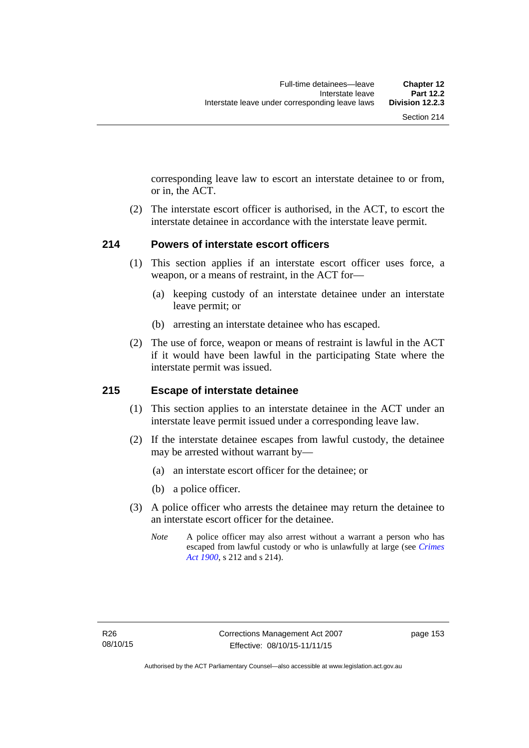corresponding leave law to escort an interstate detainee to or from, or in, the ACT.

(2) The interstate escort officer is authorised, in the ACT, to escort the interstate detainee in accordance with the interstate leave permit.

## 214 Powers of interstate escort officers

(1) This section applies if an interstate escort officer uses force, a weapon, or a means of restraint, in the ACT for—

(a) keeping custody of an interstate detainee under an interstate leave permit; or

(b) arresting an interstate detainee who has escaped.

(2) The use of force, weapon or means of restraint is lawful in the ACT if it would have been lawful in the participating State where the interstate permit was issued.

## 215 Escape of interstate detainee

(1) This section applies to an interstate detainee in the ACT under an interstate leave permit issued under a corresponding leave law.

(2) If the interstate detainee escapes from lawful custody, the detainee may be arrested without warrant by—

(a) an interstate escort officer for the detainee; or

(b) a police officer.

(3) A police officer who arrests the detainee may return the detainee to an interstate escort officer for the detainee.

*Note* A police officer may also arrest without a warrant a person who has escaped from lawful custody or who is unlawfully at large (see *Crimes Act 1900*, s 212 and s 214).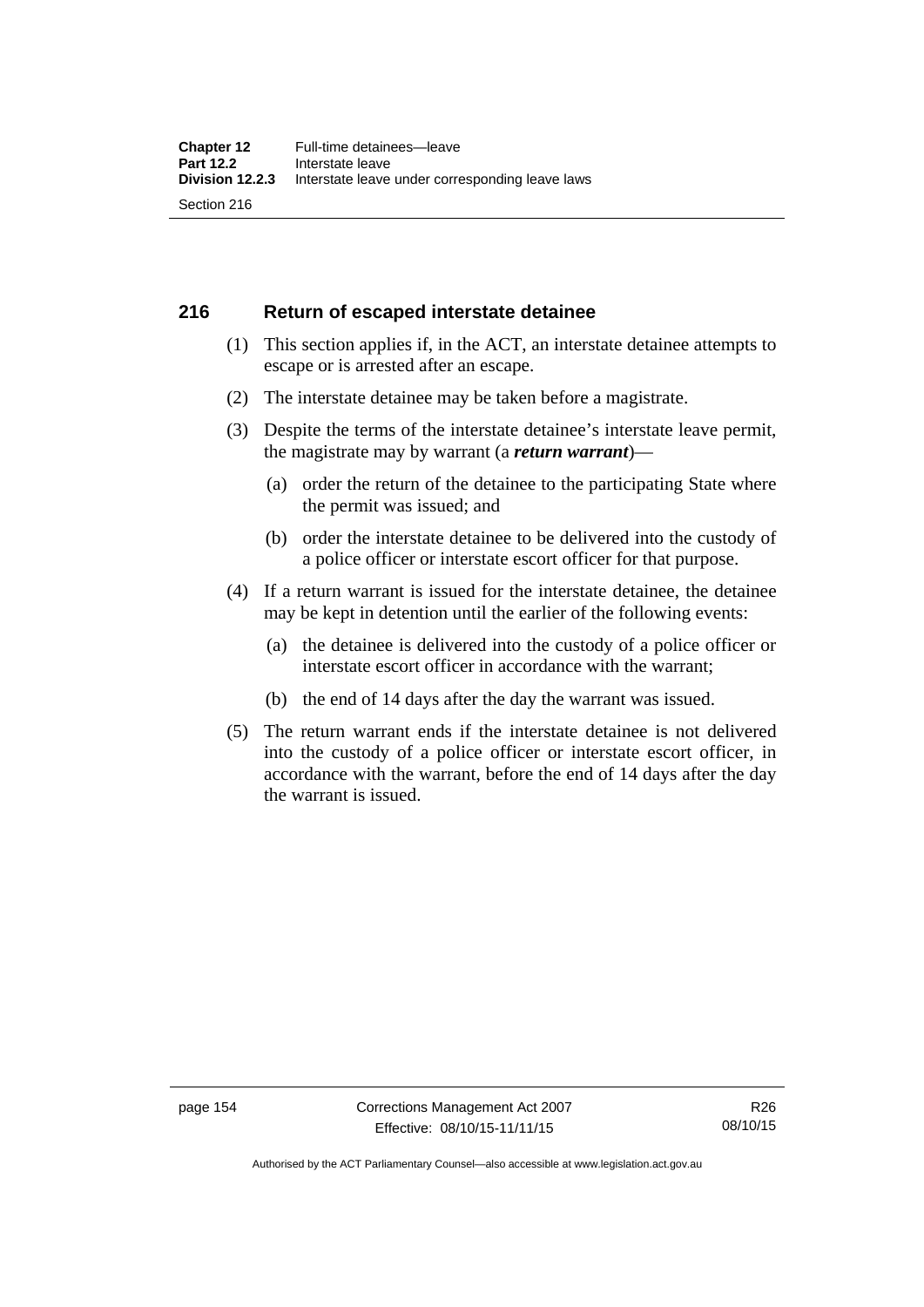## 216 Return of escaped interstate detainee

(1) This section applies if, in the ACT, an interstate detainee attempts to escape or is arrested after an escape.

(2) The interstate detainee may be taken before a magistrate.

(3) Despite the terms of the interstate detainee's interstate leave permit, the magistrate may by warrant (a ***return warrant***)—

  (a) order the return of the detainee to the participating State where the permit was issued; and

  (b) order the interstate detainee to be delivered into the custody of a police officer or interstate escort officer for that purpose.

(4) If a return warrant is issued for the interstate detainee, the detainee may be kept in detention until the earlier of the following events:

  (a) the detainee is delivered into the custody of a police officer or interstate escort officer in accordance with the warrant;

  (b) the end of 14 days after the day the warrant was issued.

(5) The return warrant ends if the interstate detainee is not delivered into the custody of a police officer or interstate escort officer, in accordance with the warrant, before the end of 14 days after the day the warrant is issued.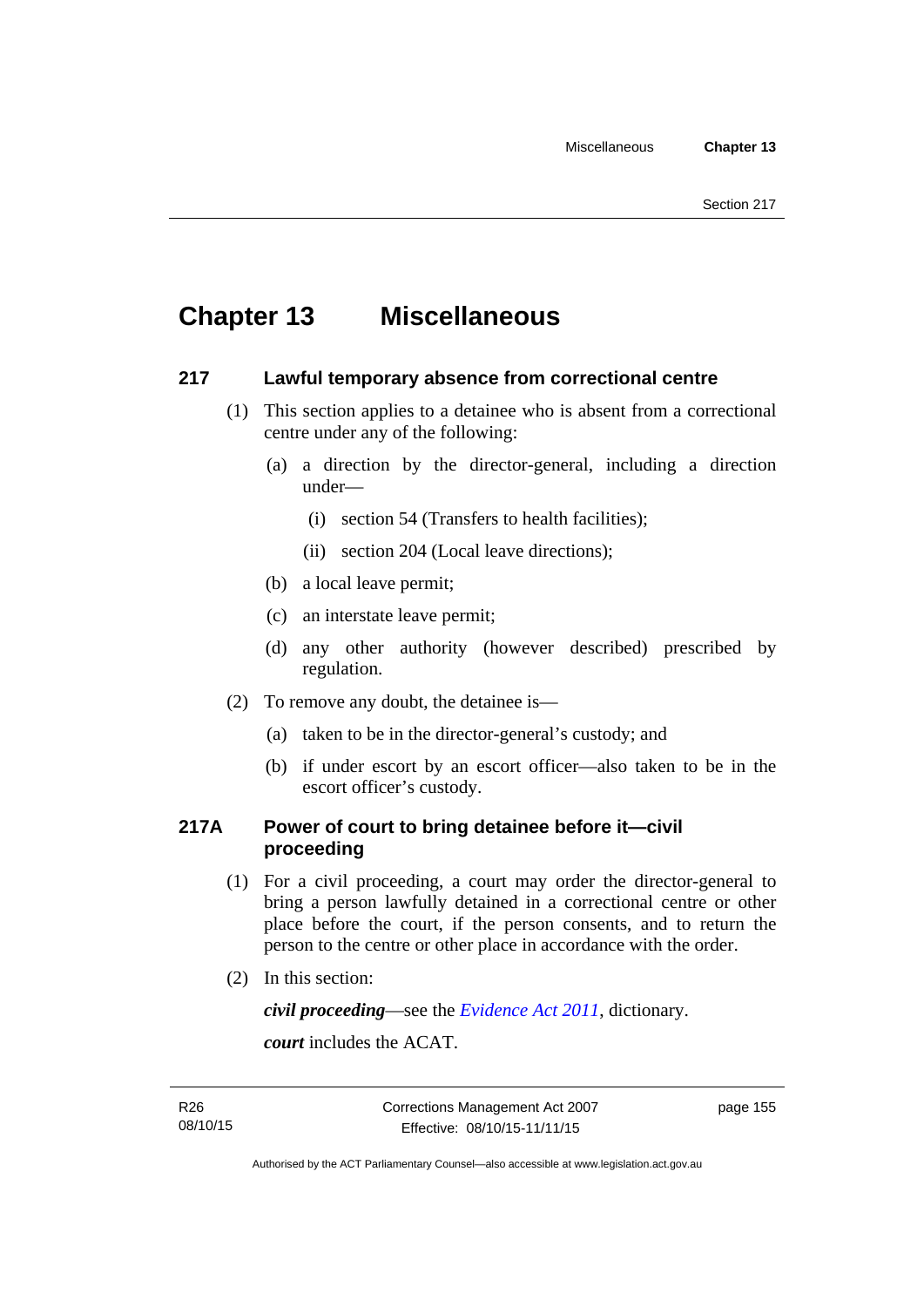# Chapter 13 Miscellaneous

## 217 Lawful temporary absence from correctional centre

(1) This section applies to a detainee who is absent from a correctional centre under any of the following:

(a) a direction by the director-general, including a direction under—

(i) section 54 (Transfers to health facilities);

(ii) section 204 (Local leave directions);

(b) a local leave permit;

(c) an interstate leave permit;

(d) any other authority (however described) prescribed by regulation.

(2) To remove any doubt, the detainee is—

(a) taken to be in the director-general's custody; and

(b) if under escort by an escort officer—also taken to be in the escort officer's custody.

## 217A Power of court to bring detainee before it—civil proceeding

(1) For a civil proceeding, a court may order the director-general to bring a person lawfully detained in a correctional centre or other place before the court, if the person consents, and to return the person to the centre or other place in accordance with the order.

(2) In this section:

***civil proceeding***—see the *Evidence Act 2011*, dictionary.

***court*** includes the ACAT.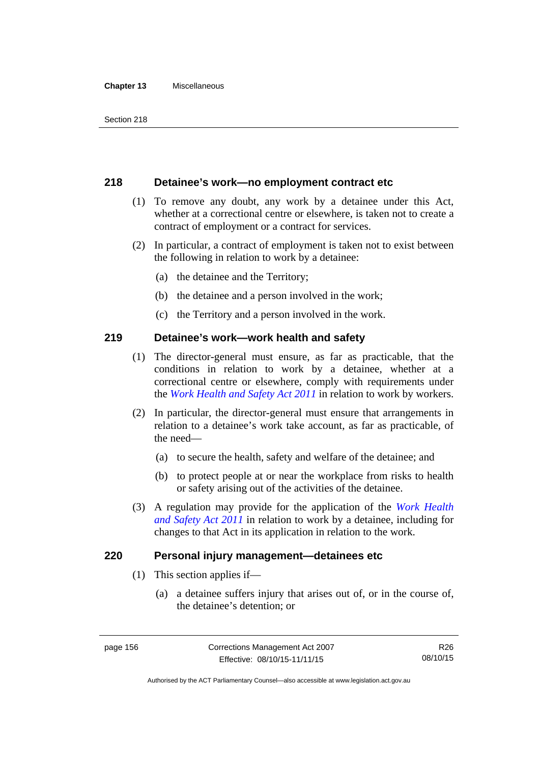## 218 Detainee's work—no employment contract etc

(1) To remove any doubt, any work by a detainee under this Act, whether at a correctional centre or elsewhere, is taken not to create a contract of employment or a contract for services.

(2) In particular, a contract of employment is taken not to exist between the following in relation to work by a detainee:

(a) the detainee and the Territory;

(b) the detainee and a person involved in the work;

(c) the Territory and a person involved in the work.

## 219 Detainee's work—work health and safety

(1) The director-general must ensure, as far as practicable, that the conditions in relation to work by a detainee, whether at a correctional centre or elsewhere, comply with requirements under the *Work Health and Safety Act 2011* in relation to work by workers.

(2) In particular, the director-general must ensure that arrangements in relation to a detainee's work take account, as far as practicable, of the need—

(a) to secure the health, safety and welfare of the detainee; and

(b) to protect people at or near the workplace from risks to health or safety arising out of the activities of the detainee.

(3) A regulation may provide for the application of the *Work Health and Safety Act 2011* in relation to work by a detainee, including for changes to that Act in its application in relation to the work.

## 220 Personal injury management—detainees etc

(1) This section applies if—

(a) a detainee suffers injury that arises out of, or in the course of, the detainee's detention; or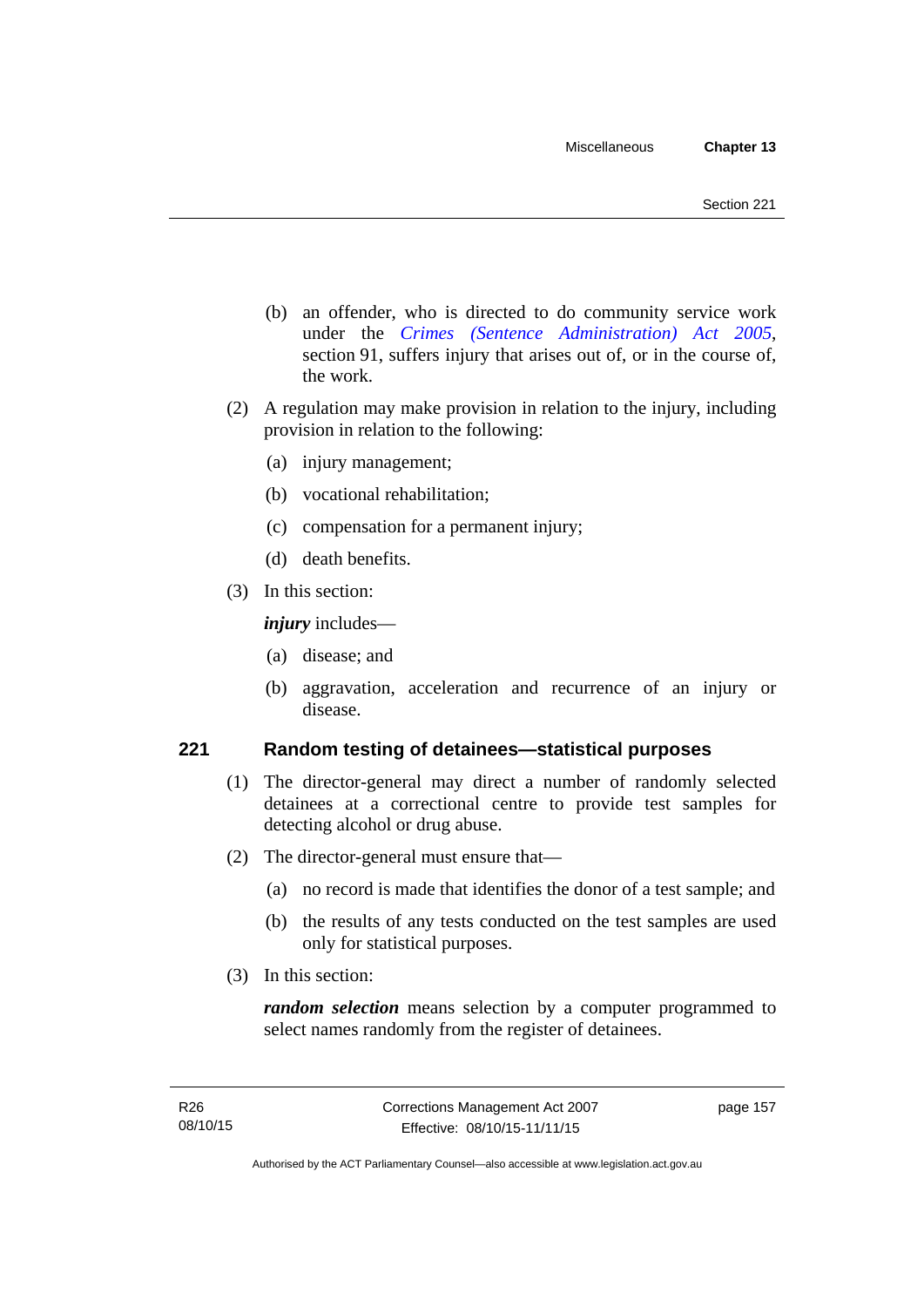(b) an offender, who is directed to do community service work under the *Crimes (Sentence Administration) Act 2005*, section 91, suffers injury that arises out of, or in the course of, the work.

(2) A regulation may make provision in relation to the injury, including provision in relation to the following:

(a) injury management;

(b) vocational rehabilitation;

(c) compensation for a permanent injury;

(d) death benefits.

(3) In this section:

***injury*** includes—

(a) disease; and

(b) aggravation, acceleration and recurrence of an injury or disease.

### 221 Random testing of detainees—statistical purposes

(1) The director-general may direct a number of randomly selected detainees at a correctional centre to provide test samples for detecting alcohol or drug abuse.

(2) The director-general must ensure that—

(a) no record is made that identifies the donor of a test sample; and

(b) the results of any tests conducted on the test samples are used only for statistical purposes.

(3) In this section:

***random selection*** means selection by a computer programmed to select names randomly from the register of detainees.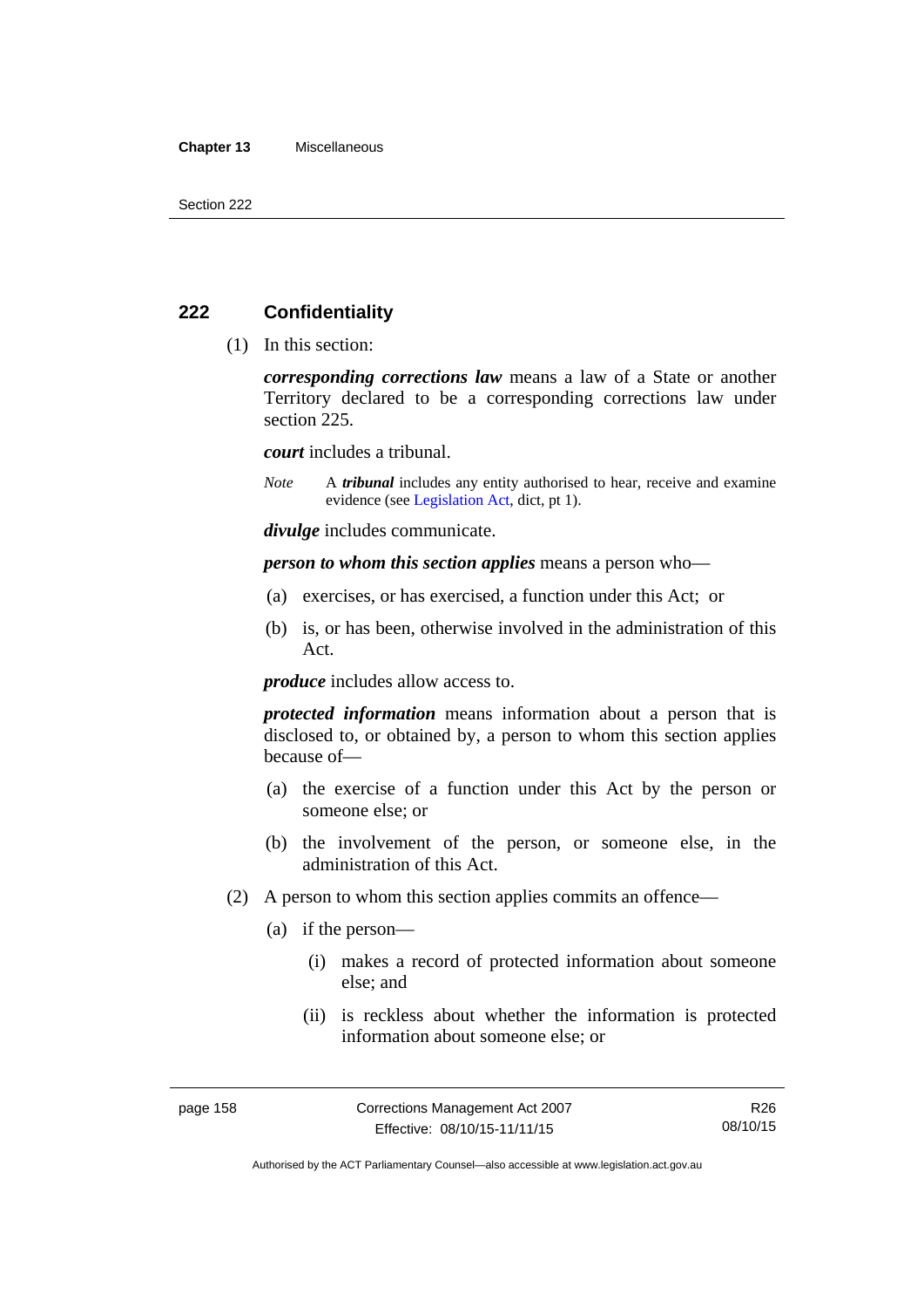## 222 Confidentiality

(1) In this section:

***corresponding corrections law*** means a law of a State or another Territory declared to be a corresponding corrections law under section 225.

***court*** includes a tribunal.

*Note* A ***tribunal*** includes any entity authorised to hear, receive and examine evidence (see Legislation Act, dict, pt 1).

***divulge*** includes communicate.

***person to whom this section applies*** means a person who—

(a) exercises, or has exercised, a function under this Act; or

(b) is, or has been, otherwise involved in the administration of this Act.

***produce*** includes allow access to.

***protected information*** means information about a person that is disclosed to, or obtained by, a person to whom this section applies because of—

(a) the exercise of a function under this Act by the person or someone else; or

(b) the involvement of the person, or someone else, in the administration of this Act.

(2) A person to whom this section applies commits an offence—

(a) if the person—

(i) makes a record of protected information about someone else; and

(ii) is reckless about whether the information is protected information about someone else; or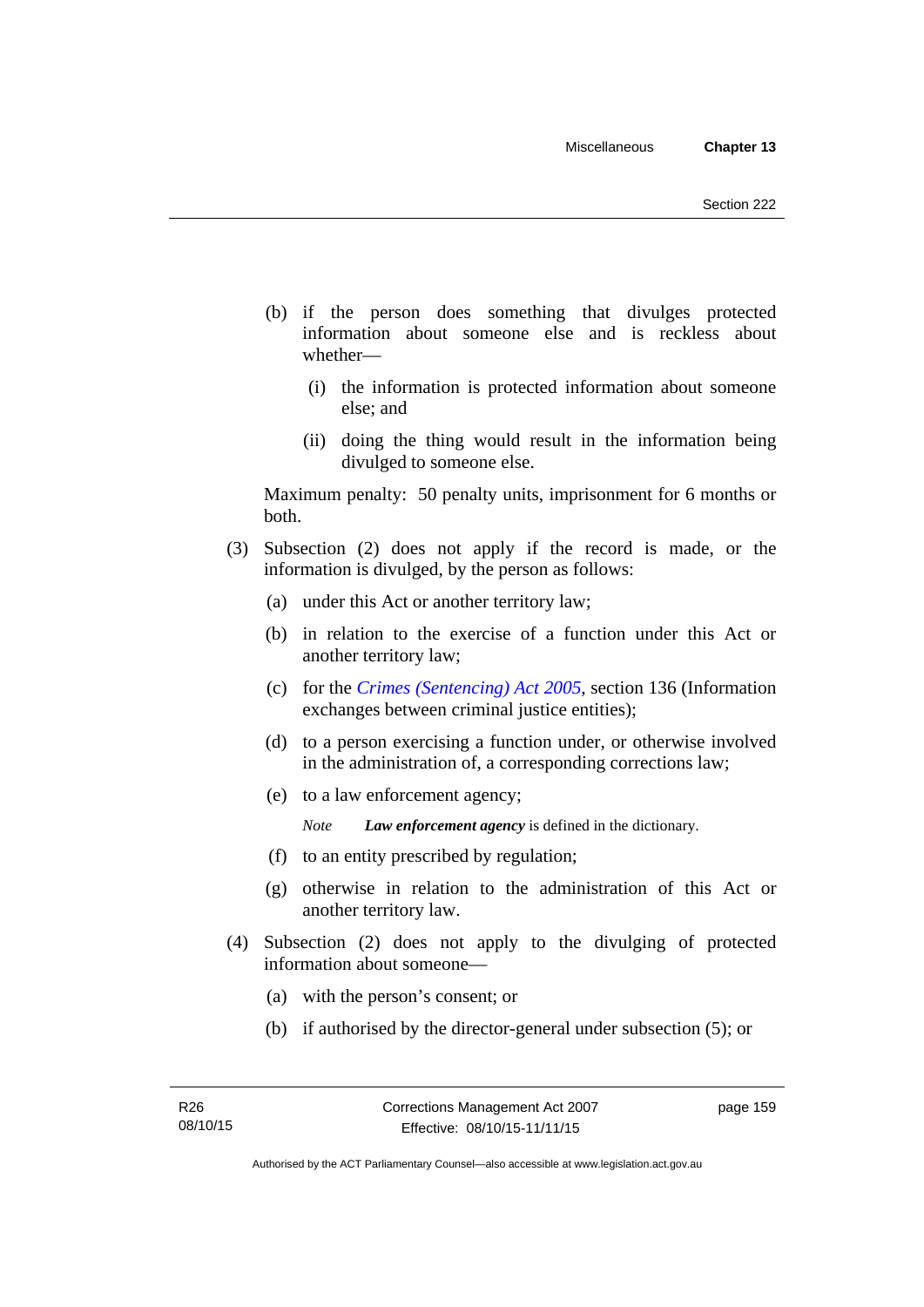(b) if the person does something that divulges protected information about someone else and is reckless about whether—

  (i) the information is protected information about someone else; and

  (ii) doing the thing would result in the information being divulged to someone else.

Maximum penalty: 50 penalty units, imprisonment for 6 months or both.

(3) Subsection (2) does not apply if the record is made, or the information is divulged, by the person as follows:

  (a) under this Act or another territory law;

  (b) in relation to the exercise of a function under this Act or another territory law;

  (c) for the *Crimes (Sentencing) Act 2005*, section 136 (Information exchanges between criminal justice entities);

  (d) to a person exercising a function under, or otherwise involved in the administration of, a corresponding corrections law;

  (e) to a law enforcement agency;

  *Note* ***Law enforcement agency*** is defined in the dictionary.

  (f) to an entity prescribed by regulation;

  (g) otherwise in relation to the administration of this Act or another territory law.

(4) Subsection (2) does not apply to the divulging of protected information about someone—

  (a) with the person's consent; or

  (b) if authorised by the director-general under subsection (5); or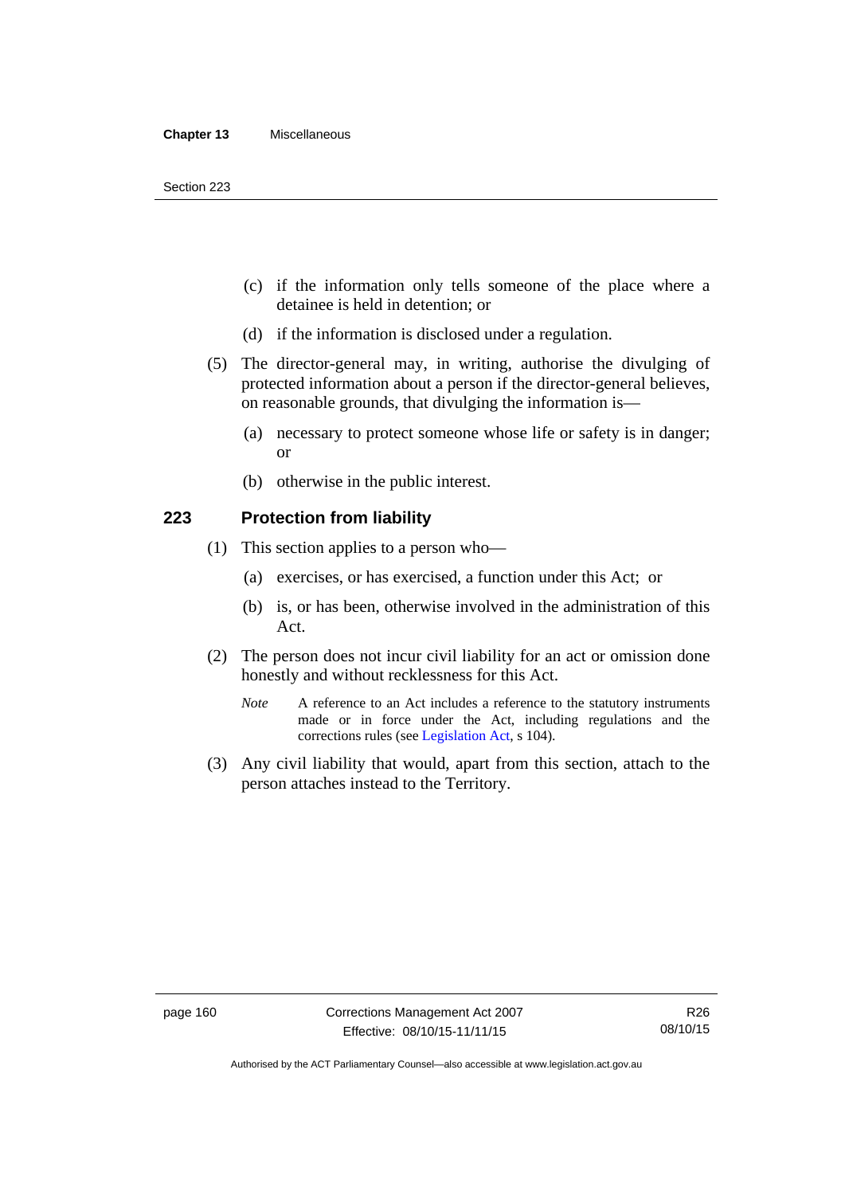(c) if the information only tells someone of the place where a detainee is held in detention; or

(d) if the information is disclosed under a regulation.

(5) The director-general may, in writing, authorise the divulging of protected information about a person if the director-general believes, on reasonable grounds, that divulging the information is—

(a) necessary to protect someone whose life or safety is in danger; or

(b) otherwise in the public interest.

## 223 Protection from liability

(1) This section applies to a person who—

(a) exercises, or has exercised, a function under this Act; or

(b) is, or has been, otherwise involved in the administration of this Act.

(2) The person does not incur civil liability for an act or omission done honestly and without recklessness for this Act.

*Note* A reference to an Act includes a reference to the statutory instruments made or in force under the Act, including regulations and the corrections rules (see Legislation Act, s 104).

(3) Any civil liability that would, apart from this section, attach to the person attaches instead to the Territory.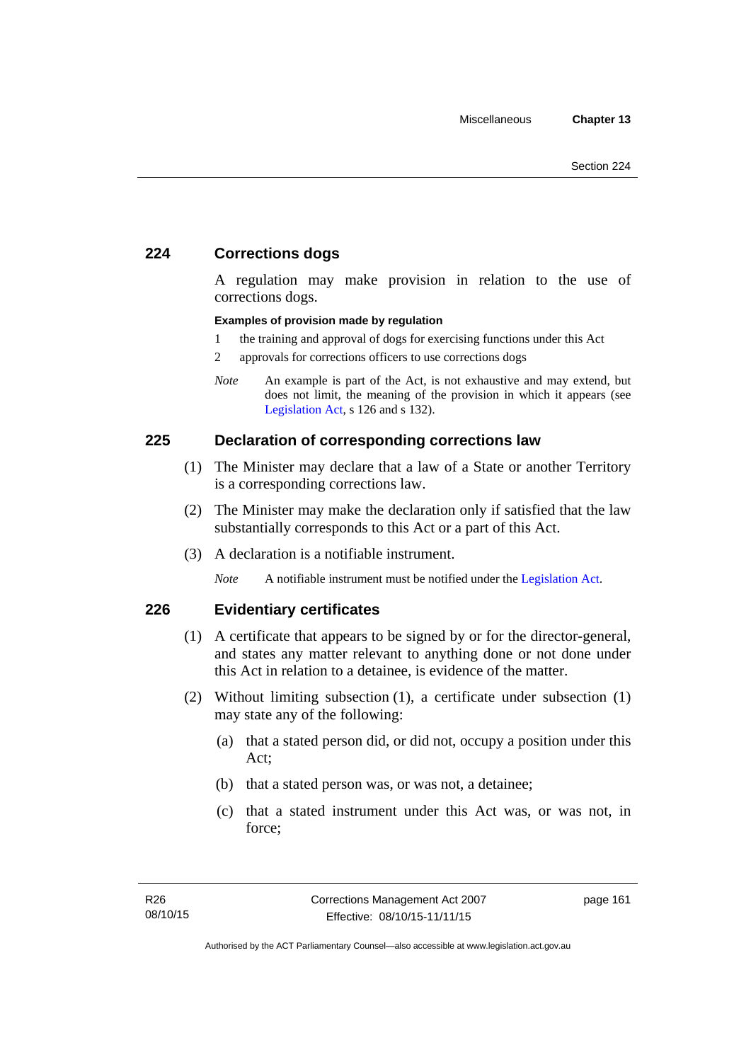## 224 Corrections dogs

A regulation may make provision in relation to the use of corrections dogs.

**Examples of provision made by regulation**

1. the training and approval of dogs for exercising functions under this Act
2. approvals for corrections officers to use corrections dogs

*Note* An example is part of the Act, is not exhaustive and may extend, but does not limit, the meaning of the provision in which it appears (see Legislation Act, s 126 and s 132).

## 225 Declaration of corresponding corrections law

(1) The Minister may declare that a law of a State or another Territory is a corresponding corrections law.

(2) The Minister may make the declaration only if satisfied that the law substantially corresponds to this Act or a part of this Act.

(3) A declaration is a notifiable instrument.

*Note* A notifiable instrument must be notified under the Legislation Act.

## 226 Evidentiary certificates

(1) A certificate that appears to be signed by or for the director-general, and states any matter relevant to anything done or not done under this Act in relation to a detainee, is evidence of the matter.

(2) Without limiting subsection (1), a certificate under subsection (1) may state any of the following:

(a) that a stated person did, or did not, occupy a position under this Act;

(b) that a stated person was, or was not, a detainee;

(c) that a stated instrument under this Act was, or was not, in force;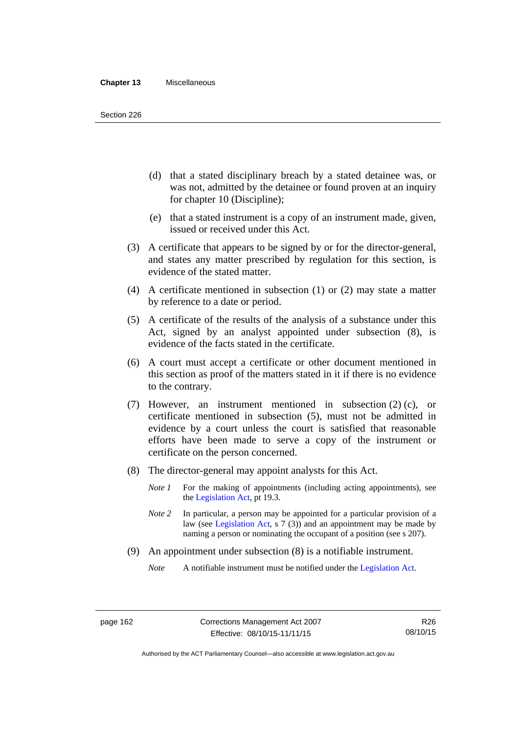(d) that a stated disciplinary breach by a stated detainee was, or was not, admitted by the detainee or found proven at an inquiry for chapter 10 (Discipline);

(e) that a stated instrument is a copy of an instrument made, given, issued or received under this Act.

(3) A certificate that appears to be signed by or for the director-general, and states any matter prescribed by regulation for this section, is evidence of the stated matter.

(4) A certificate mentioned in subsection (1) or (2) may state a matter by reference to a date or period.

(5) A certificate of the results of the analysis of a substance under this Act, signed by an analyst appointed under subsection (8), is evidence of the facts stated in the certificate.

(6) A court must accept a certificate or other document mentioned in this section as proof of the matters stated in it if there is no evidence to the contrary.

(7) However, an instrument mentioned in subsection (2) (c), or certificate mentioned in subsection (5), must not be admitted in evidence by a court unless the court is satisfied that reasonable efforts have been made to serve a copy of the instrument or certificate on the person concerned.

(8) The director-general may appoint analysts for this Act.

*Note 1* For the making of appointments (including acting appointments), see the Legislation Act, pt 19.3.

*Note 2* In particular, a person may be appointed for a particular provision of a law (see Legislation Act, s 7 (3)) and an appointment may be made by naming a person or nominating the occupant of a position (see s 207).

(9) An appointment under subsection (8) is a notifiable instrument.

*Note* A notifiable instrument must be notified under the Legislation Act.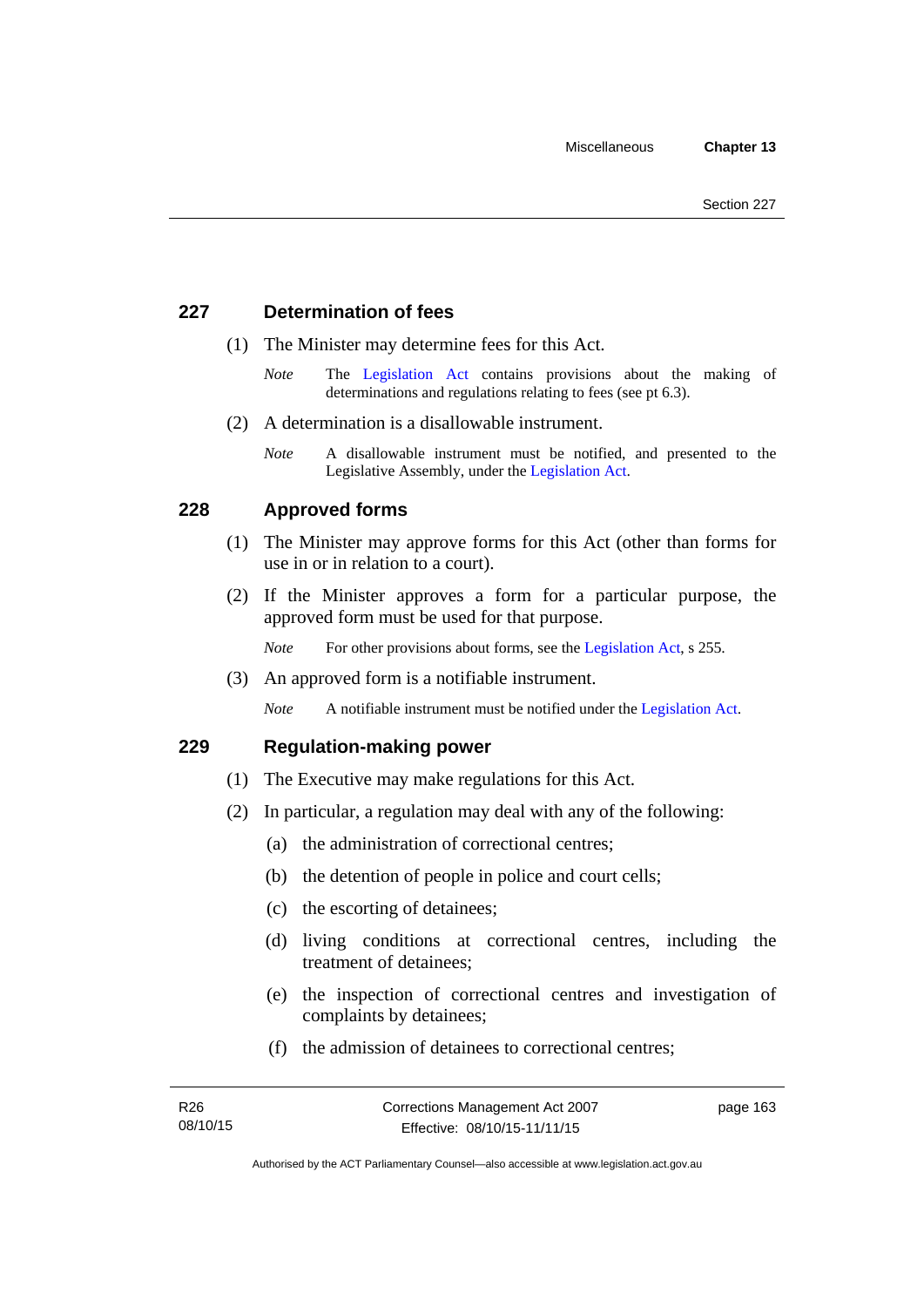### 227 Determination of fees

(1) The Minister may determine fees for this Act.

*Note* The Legislation Act contains provisions about the making of determinations and regulations relating to fees (see pt 6.3).

(2) A determination is a disallowable instrument.

*Note* A disallowable instrument must be notified, and presented to the Legislative Assembly, under the Legislation Act.

### 228 Approved forms

(1) The Minister may approve forms for this Act (other than forms for use in or in relation to a court).

(2) If the Minister approves a form for a particular purpose, the approved form must be used for that purpose.

*Note* For other provisions about forms, see the Legislation Act, s 255.

(3) An approved form is a notifiable instrument.

*Note* A notifiable instrument must be notified under the Legislation Act.

### 229 Regulation-making power

(1) The Executive may make regulations for this Act.

(2) In particular, a regulation may deal with any of the following:

(a) the administration of correctional centres;

(b) the detention of people in police and court cells;

(c) the escorting of detainees;

(d) living conditions at correctional centres, including the treatment of detainees;

(e) the inspection of correctional centres and investigation of complaints by detainees;

(f) the admission of detainees to correctional centres;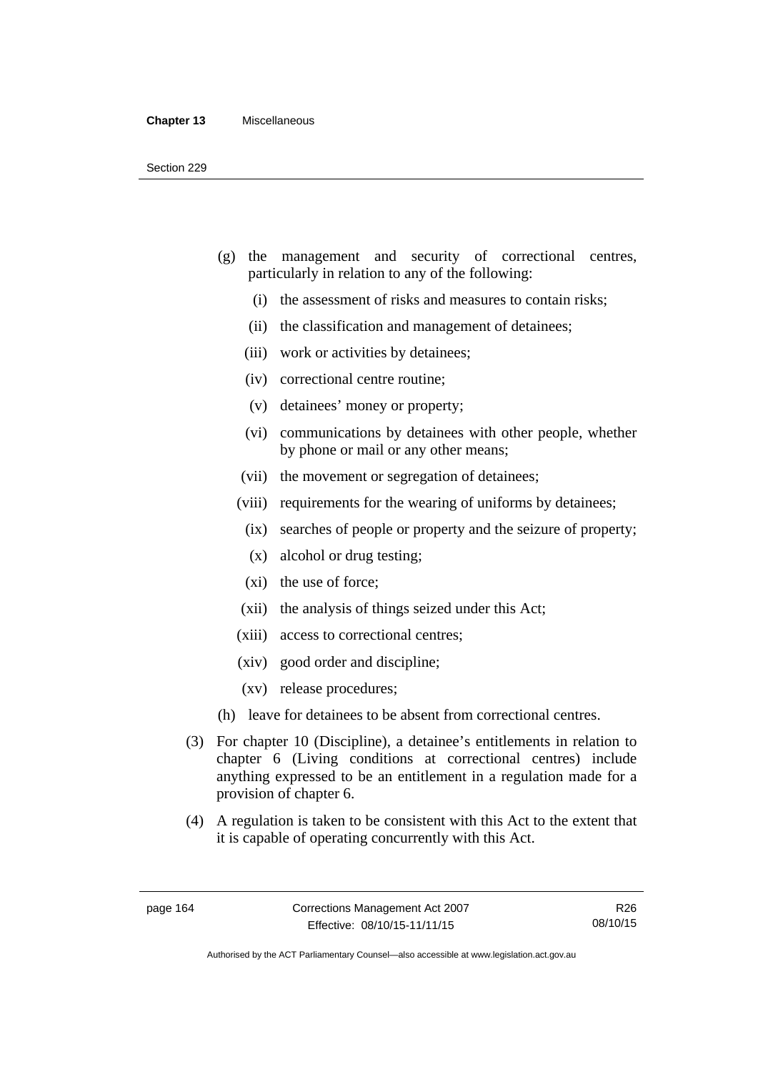(g) the management and security of correctional centres, particularly in relation to any of the following:

   (i) the assessment of risks and measures to contain risks;

   (ii) the classification and management of detainees;

   (iii) work or activities by detainees;

   (iv) correctional centre routine;

   (v) detainees' money or property;

   (vi) communications by detainees with other people, whether by phone or mail or any other means;

   (vii) the movement or segregation of detainees;

   (viii) requirements for the wearing of uniforms by detainees;

   (ix) searches of people or property and the seizure of property;

   (x) alcohol or drug testing;

   (xi) the use of force;

   (xii) the analysis of things seized under this Act;

   (xiii) access to correctional centres;

   (xiv) good order and discipline;

   (xv) release procedures;

(h) leave for detainees to be absent from correctional centres.

(3) For chapter 10 (Discipline), a detainee's entitlements in relation to chapter 6 (Living conditions at correctional centres) include anything expressed to be an entitlement in a regulation made for a provision of chapter 6.

(4) A regulation is taken to be consistent with this Act to the extent that it is capable of operating concurrently with this Act.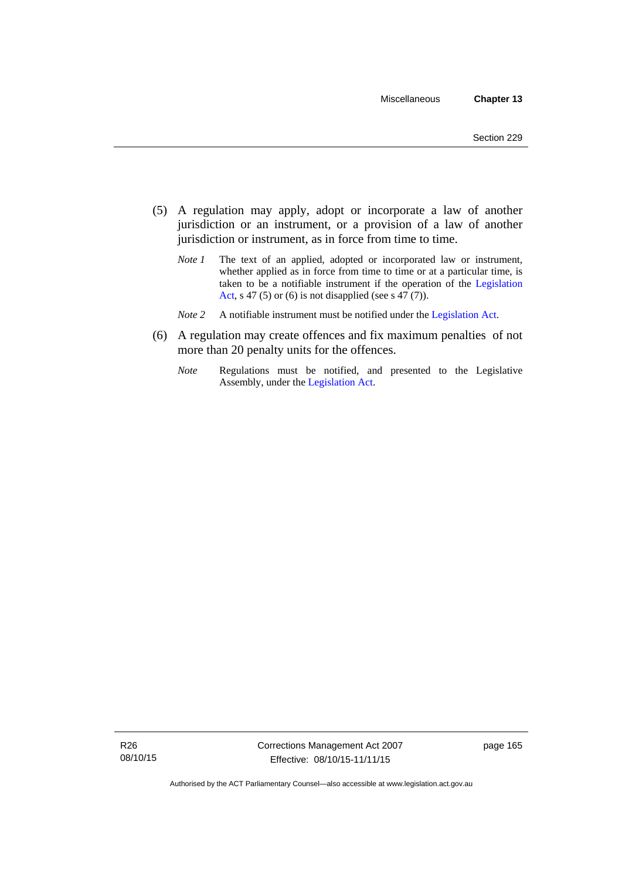(5) A regulation may apply, adopt or incorporate a law of another jurisdiction or an instrument, or a provision of a law of another jurisdiction or instrument, as in force from time to time.

*Note 1* The text of an applied, adopted or incorporated law or instrument, whether applied as in force from time to time or at a particular time, is taken to be a notifiable instrument if the operation of the Legislation Act, s 47 (5) or (6) is not disapplied (see s 47 (7)).

*Note 2* A notifiable instrument must be notified under the Legislation Act.

(6) A regulation may create offences and fix maximum penalties of not more than 20 penalty units for the offences.

*Note* Regulations must be notified, and presented to the Legislative Assembly, under the Legislation Act.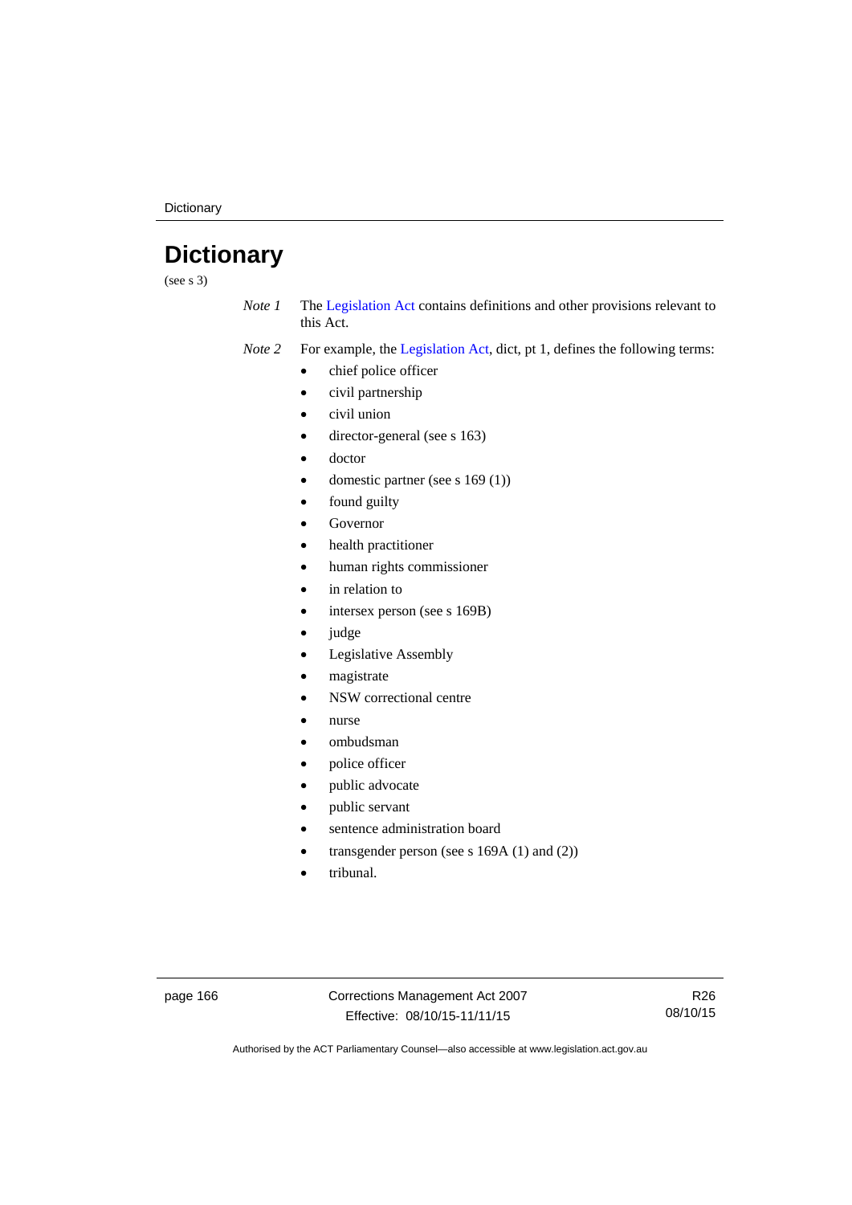# Dictionary

(see s 3)

*Note 1* The Legislation Act contains definitions and other provisions relevant to this Act.

*Note 2* For example, the Legislation Act, dict, pt 1, defines the following terms:

- chief police officer
- civil partnership
- civil union
- director-general (see s 163)
- doctor
- domestic partner (see s 169 (1))
- found guilty
- Governor
- health practitioner
- human rights commissioner
- in relation to
- intersex person (see s 169B)
- judge
- Legislative Assembly
- magistrate
- NSW correctional centre
- nurse
- ombudsman
- police officer
- public advocate
- public servant
- sentence administration board
- transgender person (see s 169A (1) and (2))
- tribunal.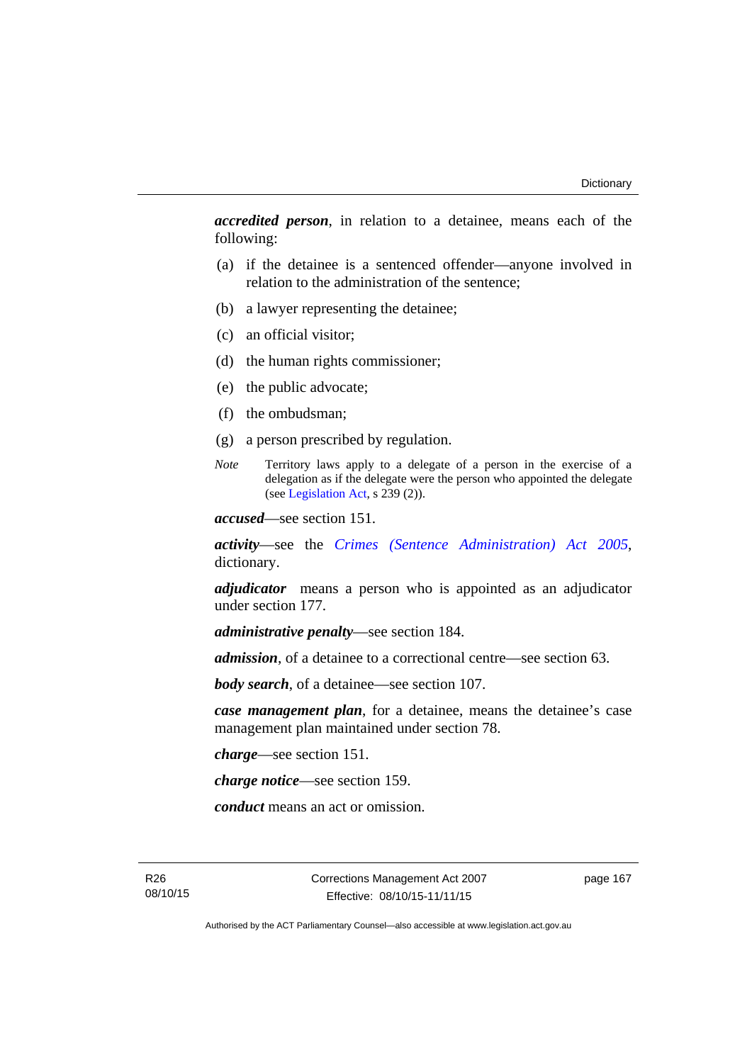***accredited person***, in relation to a detainee, means each of the following:

(a) if the detainee is a sentenced offender—anyone involved in relation to the administration of the sentence;

(b) a lawyer representing the detainee;

(c) an official visitor;

(d) the human rights commissioner;

(e) the public advocate;

(f) the ombudsman;

(g) a person prescribed by regulation.

*Note* Territory laws apply to a delegate of a person in the exercise of a delegation as if the delegate were the person who appointed the delegate (see Legislation Act, s 239 (2)).

***accused***—see section 151.

***activity***—see the *Crimes (Sentence Administration) Act 2005*, dictionary.

***adjudicator*** means a person who is appointed as an adjudicator under section 177.

***administrative penalty***—see section 184.

***admission***, of a detainee to a correctional centre—see section 63.

***body search***, of a detainee—see section 107.

***case management plan***, for a detainee, means the detainee's case management plan maintained under section 78.

***charge***—see section 151.

***charge notice***—see section 159.

***conduct*** means an act or omission.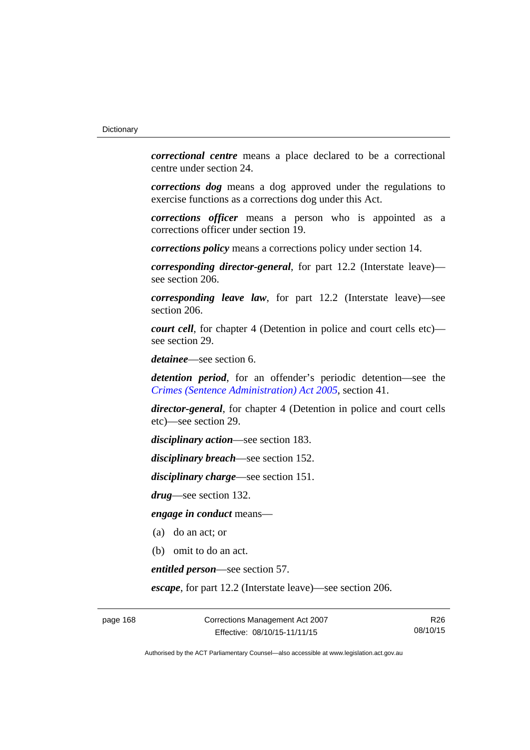***correctional centre*** means a place declared to be a correctional centre under section 24.

***corrections dog*** means a dog approved under the regulations to exercise functions as a corrections dog under this Act.

***corrections officer*** means a person who is appointed as a corrections officer under section 19.

***corrections policy*** means a corrections policy under section 14.

***corresponding director-general***, for part 12.2 (Interstate leave)—see section 206.

***corresponding leave law***, for part 12.2 (Interstate leave)—see section 206.

***court cell***, for chapter 4 (Detention in police and court cells etc)—see section 29.

***detainee***—see section 6.

***detention period***, for an offender's periodic detention—see the *Crimes (Sentence Administration) Act 2005*, section 41.

***director-general***, for chapter 4 (Detention in police and court cells etc)—see section 29.

***disciplinary action***—see section 183.

***disciplinary breach***—see section 152.

***disciplinary charge***—see section 151.

***drug***—see section 132.

***engage in conduct*** means—

(a) do an act; or

(b) omit to do an act.

***entitled person***—see section 57.

***escape***, for part 12.2 (Interstate leave)—see section 206.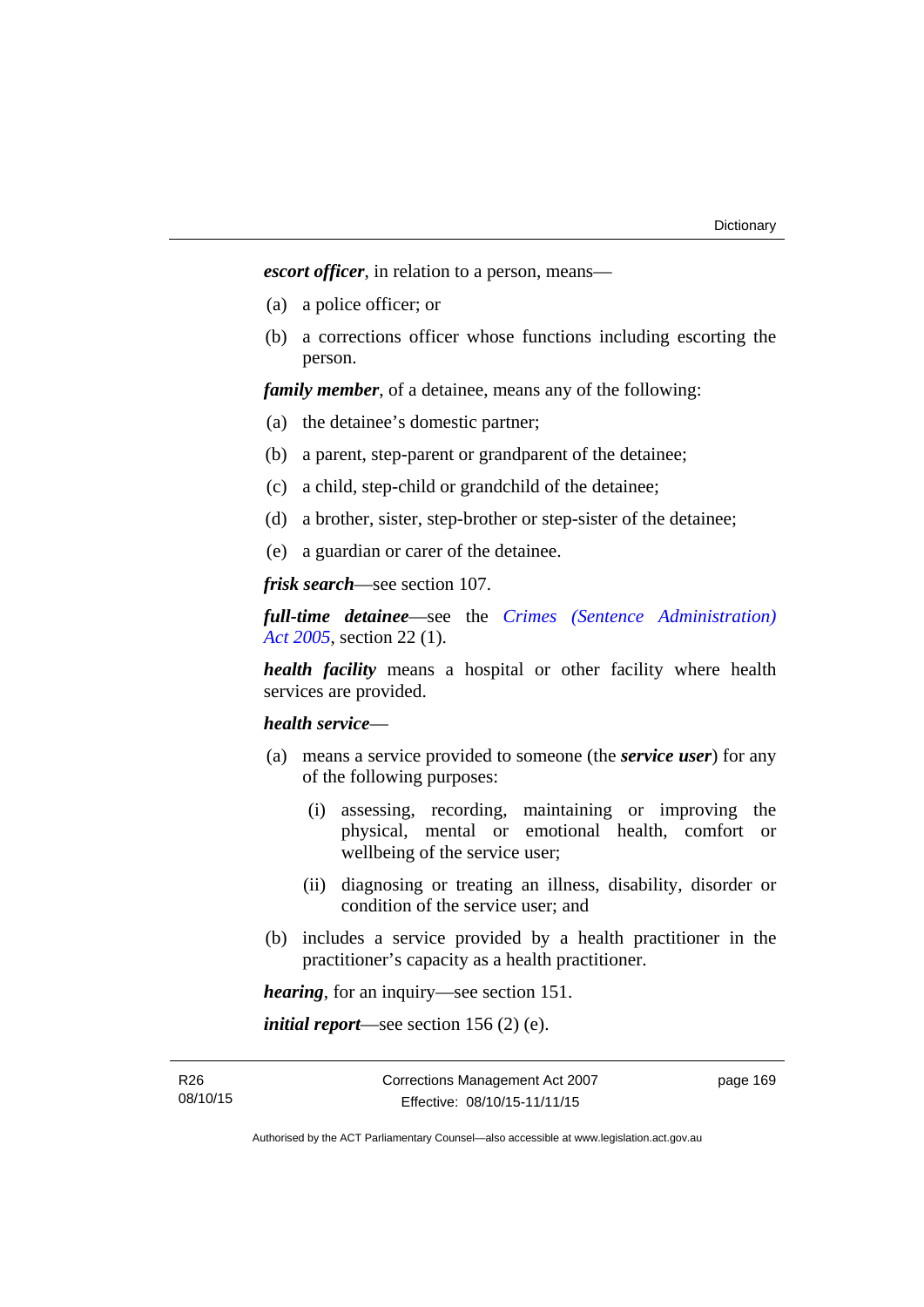***escort officer***, in relation to a person, means—

(a) a police officer; or

(b) a corrections officer whose functions including escorting the person.

***family member***, of a detainee, means any of the following:

(a) the detainee's domestic partner;

(b) a parent, step-parent or grandparent of the detainee;

(c) a child, step-child or grandchild of the detainee;

(d) a brother, sister, step-brother or step-sister of the detainee;

(e) a guardian or carer of the detainee.

***frisk search***—see section 107.

***full-time detainee***—see the *Crimes (Sentence Administration) Act 2005*, section 22 (1).

***health facility*** means a hospital or other facility where health services are provided.

***health service***—

(a) means a service provided to someone (the ***service user***) for any of the following purposes:

   (i) assessing, recording, maintaining or improving the physical, mental or emotional health, comfort or wellbeing of the service user;

   (ii) diagnosing or treating an illness, disability, disorder or condition of the service user; and

(b) includes a service provided by a health practitioner in the practitioner's capacity as a health practitioner.

***hearing***, for an inquiry—see section 151.

***initial report***—see section 156 (2) (e).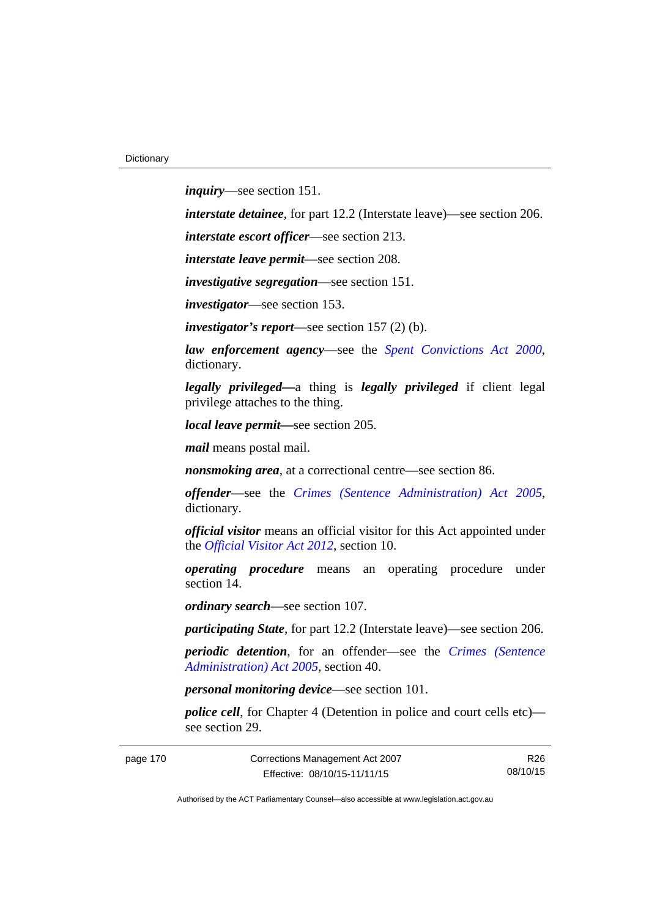***inquiry***—see section 151.

***interstate detainee***, for part 12.2 (Interstate leave)—see section 206.

***interstate escort officer***—see section 213.

***interstate leave permit***—see section 208.

***investigative segregation***—see section 151.

***investigator***—see section 153.

***investigator's report***—see section 157 (2) (b).

***law enforcement agency***—see the *Spent Convictions Act 2000*, dictionary.

***legally privileged***—a thing is ***legally privileged*** if client legal privilege attaches to the thing.

***local leave permit***—see section 205.

***mail*** means postal mail.

***nonsmoking area***, at a correctional centre—see section 86.

***offender***—see the *Crimes (Sentence Administration) Act 2005*, dictionary.

***official visitor*** means an official visitor for this Act appointed under the *Official Visitor Act 2012*, section 10.

***operating procedure*** means an operating procedure under section 14.

***ordinary search***—see section 107.

***participating State***, for part 12.2 (Interstate leave)—see section 206.

***periodic detention***, for an offender—see the *Crimes (Sentence Administration) Act 2005*, section 40.

***personal monitoring device***—see section 101.

***police cell***, for Chapter 4 (Detention in police and court cells etc)—see section 29.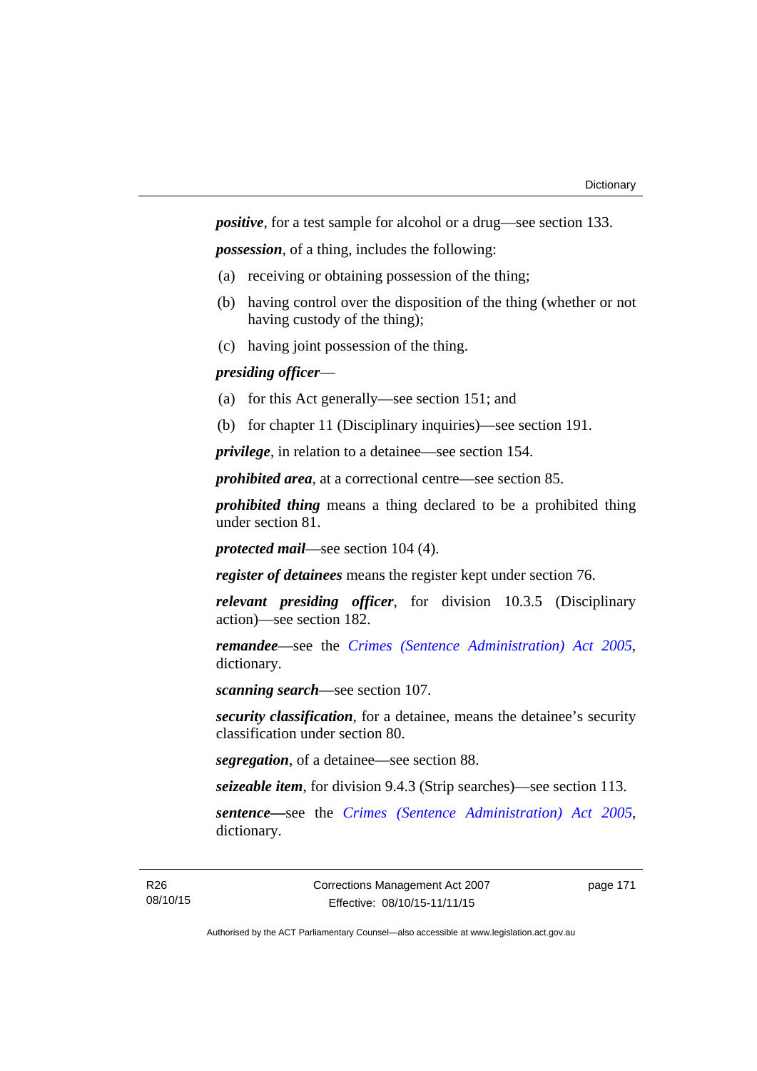***positive***, for a test sample for alcohol or a drug—see section 133.

***possession***, of a thing, includes the following:

(a) receiving or obtaining possession of the thing;

(b) having control over the disposition of the thing (whether or not having custody of the thing);

(c) having joint possession of the thing.

***presiding officer***—

(a) for this Act generally—see section 151; and

(b) for chapter 11 (Disciplinary inquiries)—see section 191.

***privilege***, in relation to a detainee—see section 154.

***prohibited area***, at a correctional centre—see section 85.

***prohibited thing*** means a thing declared to be a prohibited thing under section 81.

***protected mail***—see section 104 (4).

***register of detainees*** means the register kept under section 76.

***relevant presiding officer***, for division 10.3.5 (Disciplinary action)—see section 182.

***remandee***—see the *Crimes (Sentence Administration) Act 2005*, dictionary.

***scanning search***—see section 107.

***security classification***, for a detainee, means the detainee's security classification under section 80.

***segregation***, of a detainee—see section 88.

***seizeable item***, for division 9.4.3 (Strip searches)—see section 113.

***sentence***—see the *Crimes (Sentence Administration) Act 2005*, dictionary.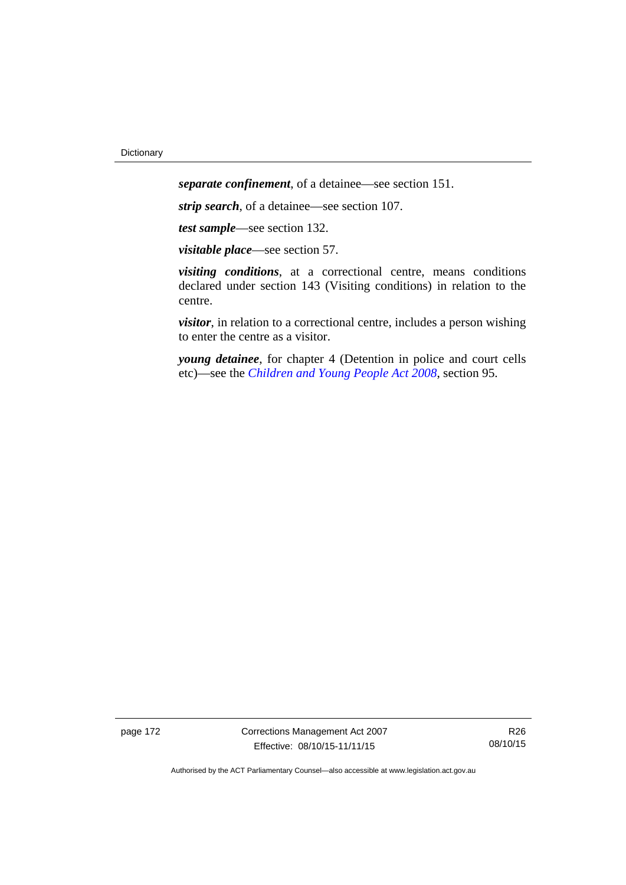***separate confinement***, of a detainee—see section 151.

***strip search***, of a detainee—see section 107.

***test sample***—see section 132.

***visitable place***—see section 57.

***visiting conditions***, at a correctional centre, means conditions declared under section 143 (Visiting conditions) in relation to the centre.

***visitor***, in relation to a correctional centre, includes a person wishing to enter the centre as a visitor.

***young detainee***, for chapter 4 (Detention in police and court cells etc)—see the *Children and Young People Act 2008*, section 95.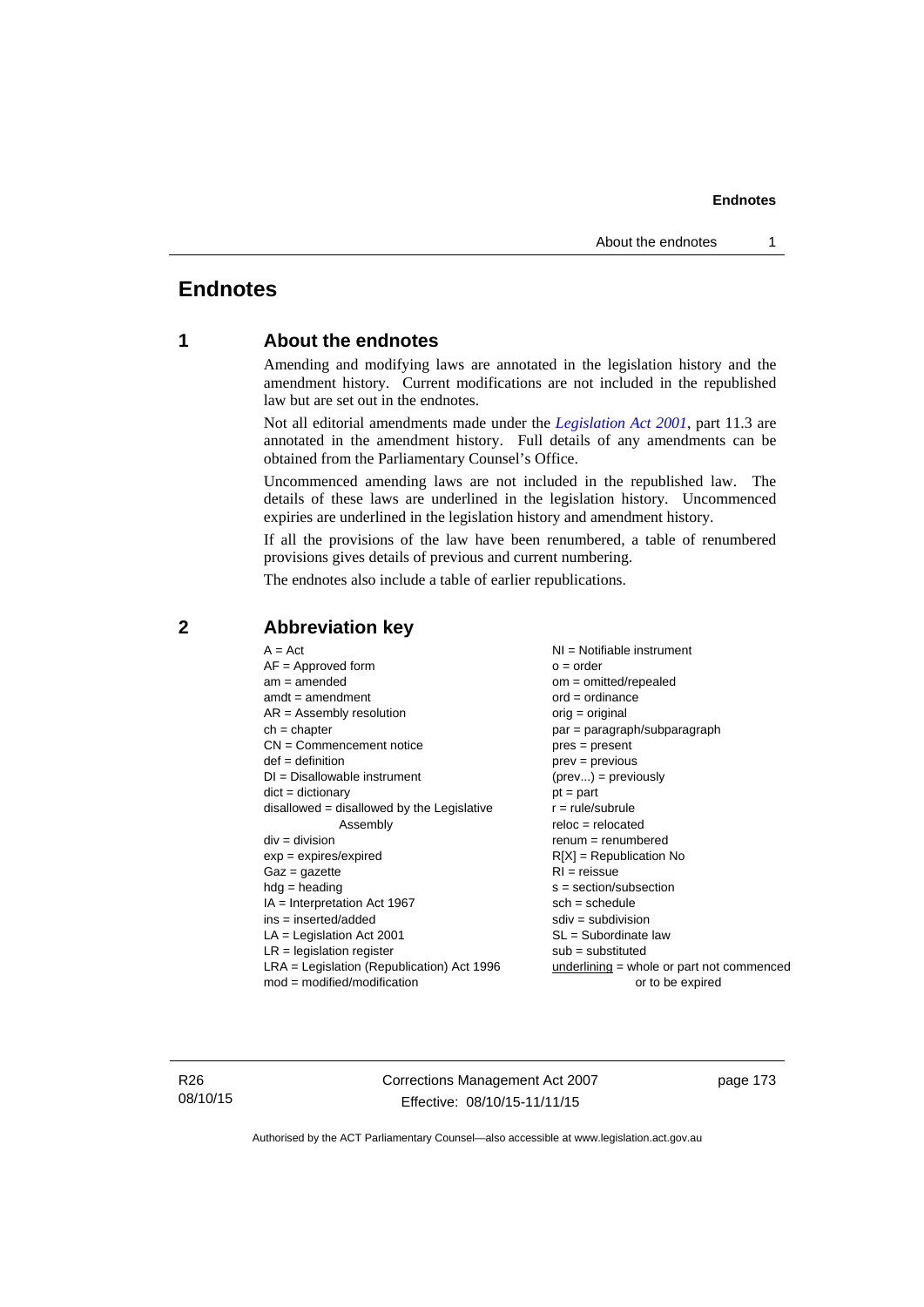# Endnotes

## 1 About the endnotes

Amending and modifying laws are annotated in the legislation history and the amendment history. Current modifications are not included in the republished law but are set out in the endnotes.

Not all editorial amendments made under the *Legislation Act 2001*, part 11.3 are annotated in the amendment history. Full details of any amendments can be obtained from the Parliamentary Counsel's Office.

Uncommenced amending laws are not included in the republished law. The details of these laws are underlined in the legislation history. Uncommenced expiries are underlined in the legislation history and amendment history.

If all the provisions of the law have been renumbered, a table of renumbered provisions gives details of previous and current numbering.

The endnotes also include a table of earlier republications.

## 2 Abbreviation key

A = Act
AF = Approved form
am = amended
amdt = amendment
AR = Assembly resolution
ch = chapter
CN = Commencement notice
def = definition
DI = Disallowable instrument
dict = dictionary
disallowed = disallowed by the Legislative Assembly
div = division
exp = expires/expired
Gaz = gazette
hdg = heading
IA = Interpretation Act 1967
ins = inserted/added
LA = Legislation Act 2001
LR = legislation register
LRA = Legislation (Republication) Act 1996
mod = modified/modification
NI = Notifiable instrument
o = order
om = omitted/repealed
ord = ordinance
orig = original
par = paragraph/subparagraph
pres = present
prev = previous
(prev...) = previously
pt = part
r = rule/subrule
reloc = relocated
renum = renumbered
R[X] = Republication No
RI = reissue
s = section/subsection
sch = schedule
sdiv = subdivision
SL = Subordinate law
sub = substituted
underlining = whole or part not commenced or to be expired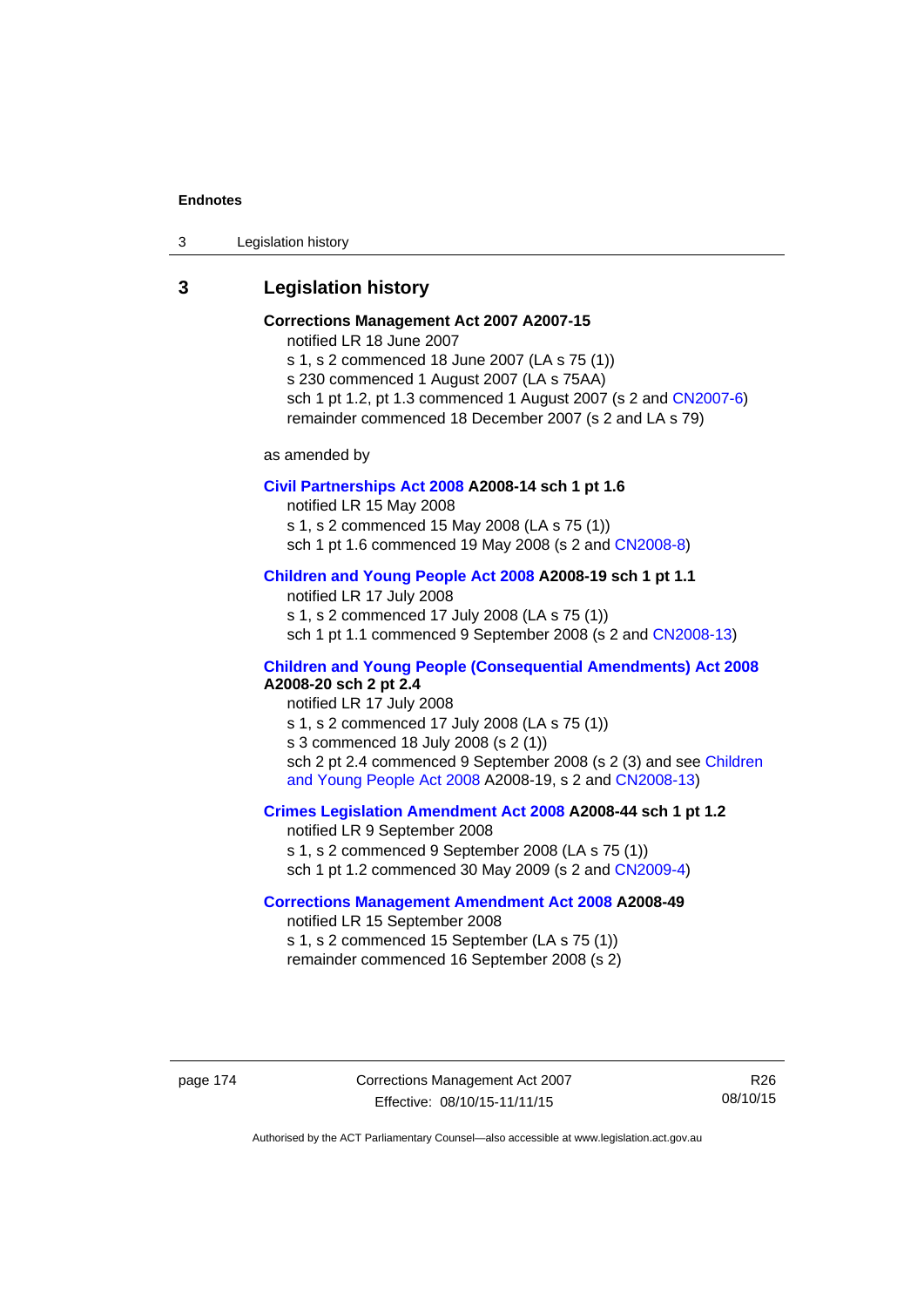# 3 Legislation history

**Corrections Management Act 2007 A2007-15**

notified LR 18 June 2007

s 1, s 2 commenced 18 June 2007 (LA s 75 (1))

s 230 commenced 1 August 2007 (LA s 75AA)

sch 1 pt 1.2, pt 1.3 commenced 1 August 2007 (s 2 and CN2007-6)

remainder commenced 18 December 2007 (s 2 and LA s 79)

as amended by

**Civil Partnerships Act 2008 A2008-14 sch 1 pt 1.6**

notified LR 15 May 2008

s 1, s 2 commenced 15 May 2008 (LA s 75 (1))

sch 1 pt 1.6 commenced 19 May 2008 (s 2 and CN2008-8)

**Children and Young People Act 2008 A2008-19 sch 1 pt 1.1**

notified LR 17 July 2008

s 1, s 2 commenced 17 July 2008 (LA s 75 (1))

sch 1 pt 1.1 commenced 9 September 2008 (s 2 and CN2008-13)

**Children and Young People (Consequential Amendments) Act 2008 A2008-20 sch 2 pt 2.4**

notified LR 17 July 2008

s 1, s 2 commenced 17 July 2008 (LA s 75 (1))

s 3 commenced 18 July 2008 (s 2 (1))

sch 2 pt 2.4 commenced 9 September 2008 (s 2 (3) and see Children and Young People Act 2008 A2008-19, s 2 and CN2008-13)

**Crimes Legislation Amendment Act 2008 A2008-44 sch 1 pt 1.2**

notified LR 9 September 2008

s 1, s 2 commenced 9 September 2008 (LA s 75 (1))

sch 1 pt 1.2 commenced 30 May 2009 (s 2 and CN2009-4)

**Corrections Management Amendment Act 2008 A2008-49**

notified LR 15 September 2008

s 1, s 2 commenced 15 September (LA s 75 (1))

remainder commenced 16 September 2008 (s 2)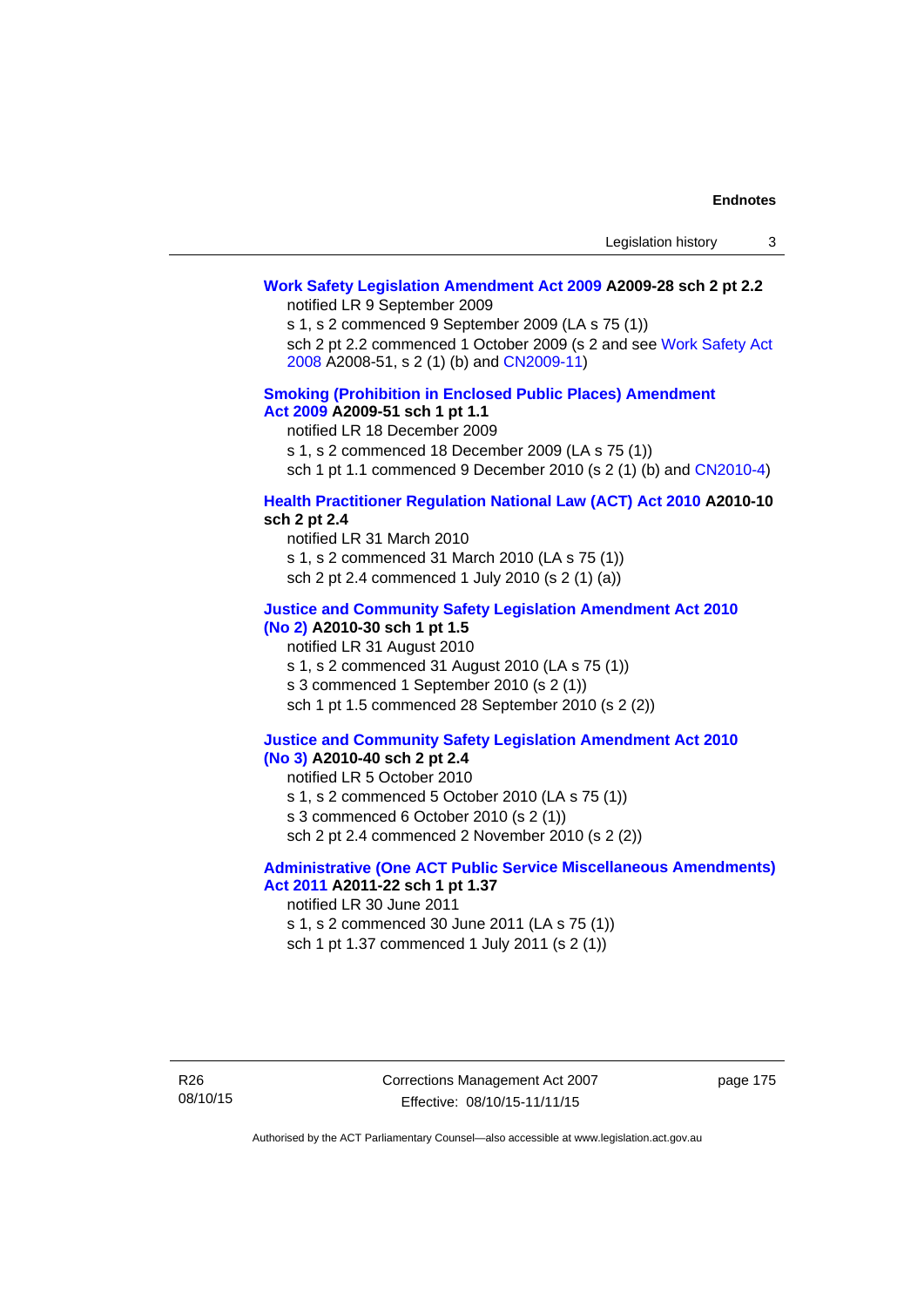**Work Safety Legislation Amendment Act 2009 A2009-28 sch 2 pt 2.2**

notified LR 9 September 2009

s 1, s 2 commenced 9 September 2009 (LA s 75 (1))

sch 2 pt 2.2 commenced 1 October 2009 (s 2 and see Work Safety Act 2008 A2008-51, s 2 (1) (b) and CN2009-11)

**Smoking (Prohibition in Enclosed Public Places) Amendment Act 2009 A2009-51 sch 1 pt 1.1**

notified LR 18 December 2009

s 1, s 2 commenced 18 December 2009 (LA s 75 (1))

sch 1 pt 1.1 commenced 9 December 2010 (s 2 (1) (b) and CN2010-4)

**Health Practitioner Regulation National Law (ACT) Act 2010 A2010-10 sch 2 pt 2.4**

notified LR 31 March 2010

s 1, s 2 commenced 31 March 2010 (LA s 75 (1))

sch 2 pt 2.4 commenced 1 July 2010 (s 2 (1) (a))

**Justice and Community Safety Legislation Amendment Act 2010 (No 2) A2010-30 sch 1 pt 1.5**

notified LR 31 August 2010

s 1, s 2 commenced 31 August 2010 (LA s 75 (1))

s 3 commenced 1 September 2010 (s 2 (1))

sch 1 pt 1.5 commenced 28 September 2010 (s 2 (2))

**Justice and Community Safety Legislation Amendment Act 2010 (No 3) A2010-40 sch 2 pt 2.4**

notified LR 5 October 2010

s 1, s 2 commenced 5 October 2010 (LA s 75 (1))

s 3 commenced 6 October 2010 (s 2 (1))

sch 2 pt 2.4 commenced 2 November 2010 (s 2 (2))

**Administrative (One ACT Public Service Miscellaneous Amendments) Act 2011 A2011-22 sch 1 pt 1.37**

notified LR 30 June 2011

s 1, s 2 commenced 30 June 2011 (LA s 75 (1))

sch 1 pt 1.37 commenced 1 July 2011 (s 2 (1))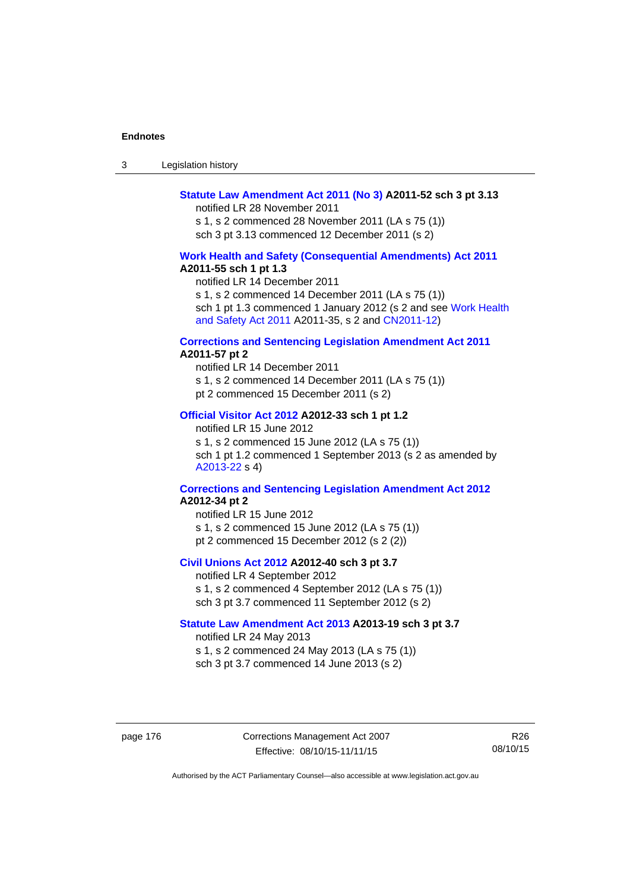**Statute Law Amendment Act 2011 (No 3) A2011-52 sch 3 pt 3.13**
notified LR 28 November 2011
s 1, s 2 commenced 28 November 2011 (LA s 75 (1))
sch 3 pt 3.13 commenced 12 December 2011 (s 2)

**Work Health and Safety (Consequential Amendments) Act 2011 A2011-55 sch 1 pt 1.3**
notified LR 14 December 2011
s 1, s 2 commenced 14 December 2011 (LA s 75 (1))
sch 1 pt 1.3 commenced 1 January 2012 (s 2 and see Work Health and Safety Act 2011 A2011-35, s 2 and CN2011-12)

**Corrections and Sentencing Legislation Amendment Act 2011 A2011-57 pt 2**
notified LR 14 December 2011
s 1, s 2 commenced 14 December 2011 (LA s 75 (1))
pt 2 commenced 15 December 2011 (s 2)

**Official Visitor Act 2012 A2012-33 sch 1 pt 1.2**
notified LR 15 June 2012
s 1, s 2 commenced 15 June 2012 (LA s 75 (1))
sch 1 pt 1.2 commenced 1 September 2013 (s 2 as amended by A2013-22 s 4)

**Corrections and Sentencing Legislation Amendment Act 2012 A2012-34 pt 2**
notified LR 15 June 2012
s 1, s 2 commenced 15 June 2012 (LA s 75 (1))
pt 2 commenced 15 December 2012 (s 2 (2))

**Civil Unions Act 2012 A2012-40 sch 3 pt 3.7**
notified LR 4 September 2012
s 1, s 2 commenced 4 September 2012 (LA s 75 (1))
sch 3 pt 3.7 commenced 11 September 2012 (s 2)

**Statute Law Amendment Act 2013 A2013-19 sch 3 pt 3.7**
notified LR 24 May 2013
s 1, s 2 commenced 24 May 2013 (LA s 75 (1))
sch 3 pt 3.7 commenced 14 June 2013 (s 2)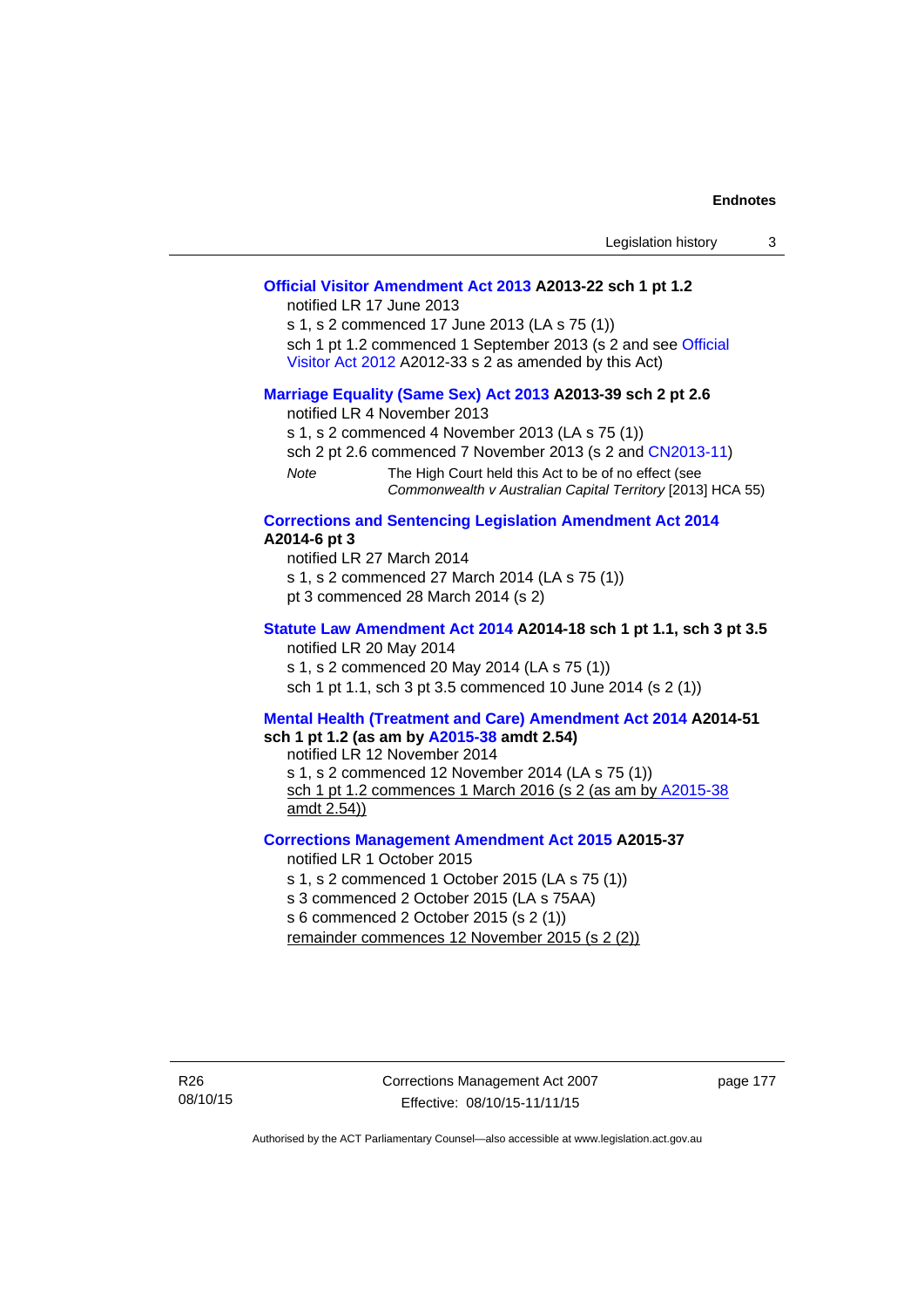**Official Visitor Amendment Act 2013 A2013-22 sch 1 pt 1.2**

notified LR 17 June 2013

s 1, s 2 commenced 17 June 2013 (LA s 75 (1))

sch 1 pt 1.2 commenced 1 September 2013 (s 2 and see Official Visitor Act 2012 A2012-33 s 2 as amended by this Act)

**Marriage Equality (Same Sex) Act 2013 A2013-39 sch 2 pt 2.6**

notified LR 4 November 2013

s 1, s 2 commenced 4 November 2013 (LA s 75 (1))

sch 2 pt 2.6 commenced 7 November 2013 (s 2 and CN2013-11)

*Note* The High Court held this Act to be of no effect (see *Commonwealth v Australian Capital Territory* [2013] HCA 55)

**Corrections and Sentencing Legislation Amendment Act 2014 A2014-6 pt 3**

notified LR 27 March 2014

s 1, s 2 commenced 27 March 2014 (LA s 75 (1))

pt 3 commenced 28 March 2014 (s 2)

**Statute Law Amendment Act 2014 A2014-18 sch 1 pt 1.1, sch 3 pt 3.5**

notified LR 20 May 2014

s 1, s 2 commenced 20 May 2014 (LA s 75 (1))

sch 1 pt 1.1, sch 3 pt 3.5 commenced 10 June 2014 (s 2 (1))

**Mental Health (Treatment and Care) Amendment Act 2014 A2014-51 sch 1 pt 1.2 (as am by A2015-38 amdt 2.54)**

notified LR 12 November 2014

s 1, s 2 commenced 12 November 2014 (LA s 75 (1))

sch 1 pt 1.2 commences 1 March 2016 (s 2 (as am by A2015-38 amdt 2.54))

**Corrections Management Amendment Act 2015 A2015-37**

notified LR 1 October 2015

s 1, s 2 commenced 1 October 2015 (LA s 75 (1))

s 3 commenced 2 October 2015 (LA s 75AA)

s 6 commenced 2 October 2015 (s 2 (1))

remainder commences 12 November 2015 (s 2 (2))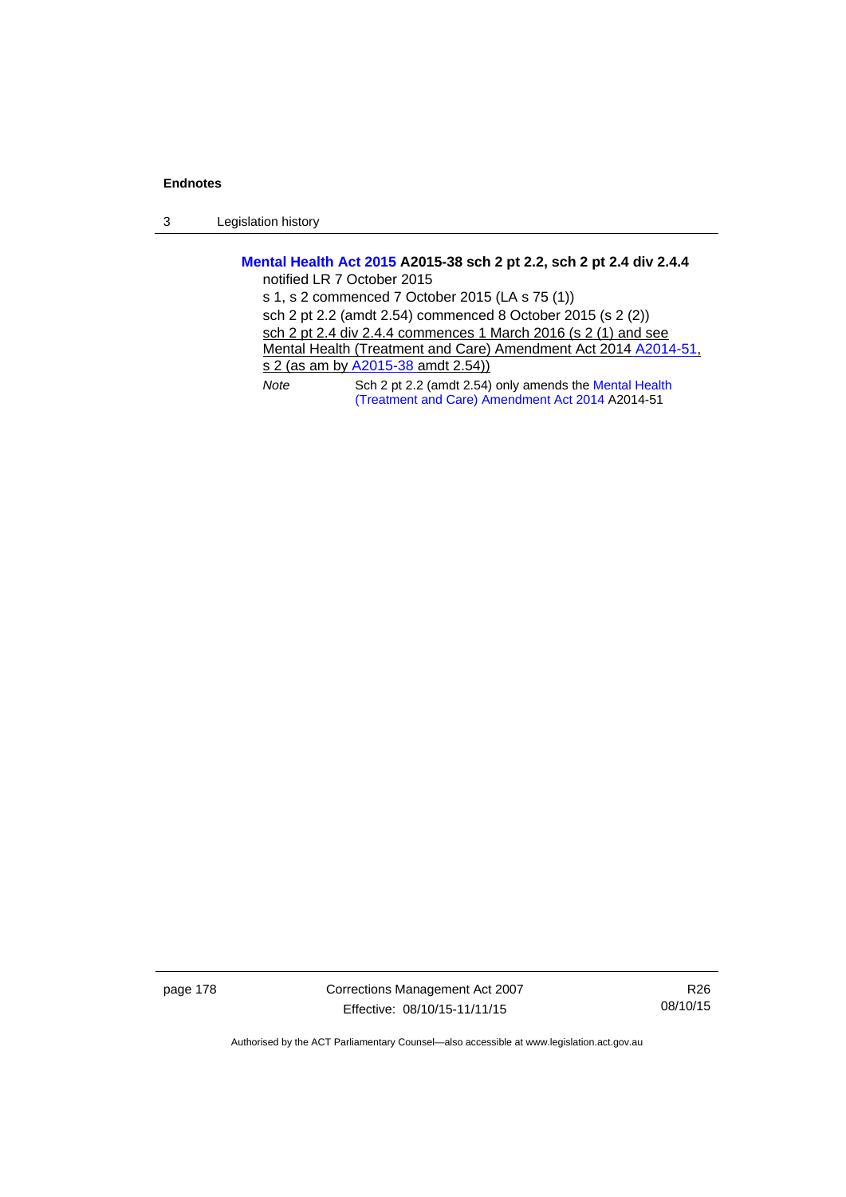**Mental Health Act 2015 A2015-38 sch 2 pt 2.2, sch 2 pt 2.4 div 2.4.4**

notified LR 7 October 2015

s 1, s 2 commenced 7 October 2015 (LA s 75 (1))

sch 2 pt 2.2 (amdt 2.54) commenced 8 October 2015 (s 2 (2))

sch 2 pt 2.4 div 2.4.4 commences 1 March 2016 (s 2 (1) and see Mental Health (Treatment and Care) Amendment Act 2014 A2014-51, s 2 (as am by A2015-38 amdt 2.54))

*Note* Sch 2 pt 2.2 (amdt 2.54) only amends the Mental Health (Treatment and Care) Amendment Act 2014 A2014-51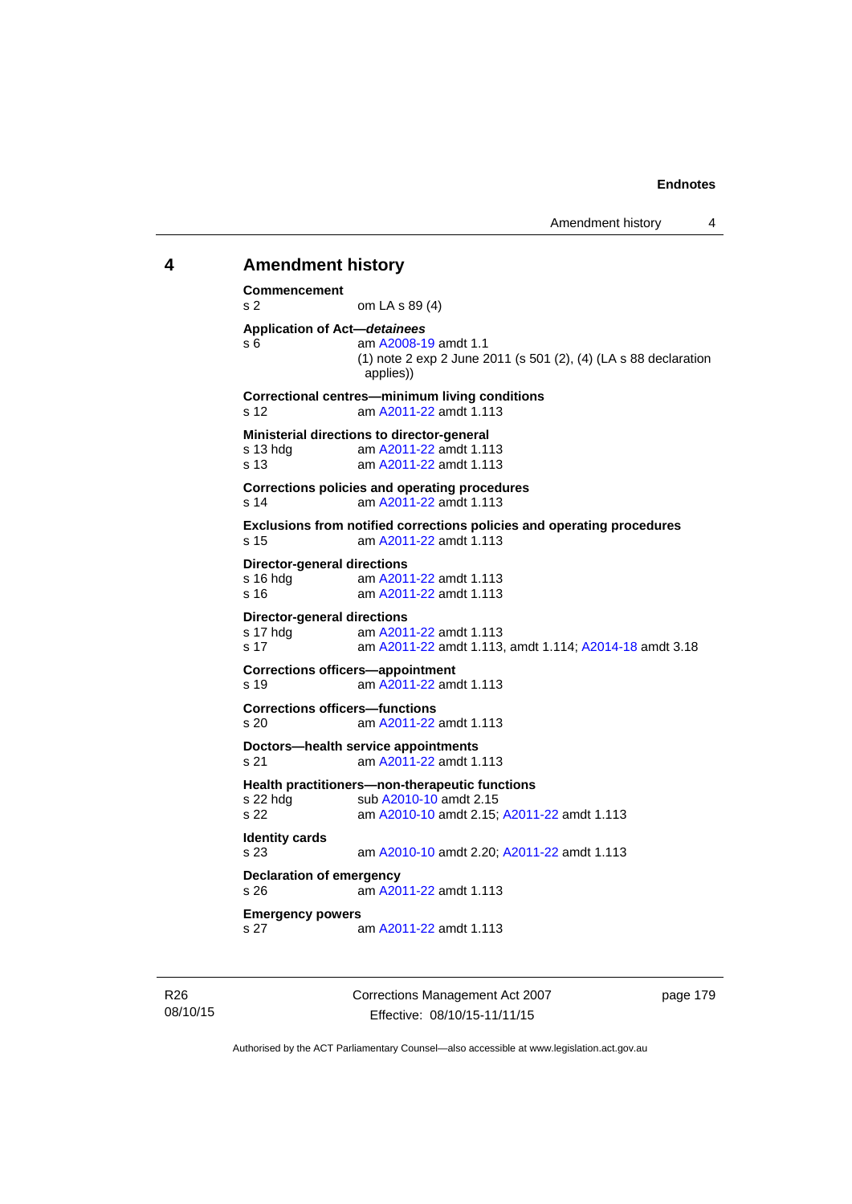## 4 Amendment history

**Commencement**
s 2 om LA s 89 (4)

**Application of Act—*detainees***
s 6 am A2008-19 amdt 1.1
(1) note 2 exp 2 June 2011 (s 501 (2), (4) (LA s 88 declaration applies))

**Correctional centres—minimum living conditions**
s 12 am A2011-22 amdt 1.113

**Ministerial directions to director-general**
s 13 hdg am A2011-22 amdt 1.113
s 13 am A2011-22 amdt 1.113

**Corrections policies and operating procedures**
s 14 am A2011-22 amdt 1.113

**Exclusions from notified corrections policies and operating procedures**
s 15 am A2011-22 amdt 1.113

**Director-general directions**
s 16 hdg am A2011-22 amdt 1.113
s 16 am A2011-22 amdt 1.113

**Director-general directions**
s 17 hdg am A2011-22 amdt 1.113
s 17 am A2011-22 amdt 1.113, amdt 1.114; A2014-18 amdt 3.18

**Corrections officers—appointment**
s 19 am A2011-22 amdt 1.113

**Corrections officers—functions**
s 20 am A2011-22 amdt 1.113

**Doctors—health service appointments**
s 21 am A2011-22 amdt 1.113

**Health practitioners—non-therapeutic functions**
s 22 hdg sub A2010-10 amdt 2.15
s 22 am A2010-10 amdt 2.15; A2011-22 amdt 1.113

**Identity cards**
s 23 am A2010-10 amdt 2.20; A2011-22 amdt 1.113

**Declaration of emergency**
s 26 am A2011-22 amdt 1.113

**Emergency powers**
s 27 am A2011-22 amdt 1.113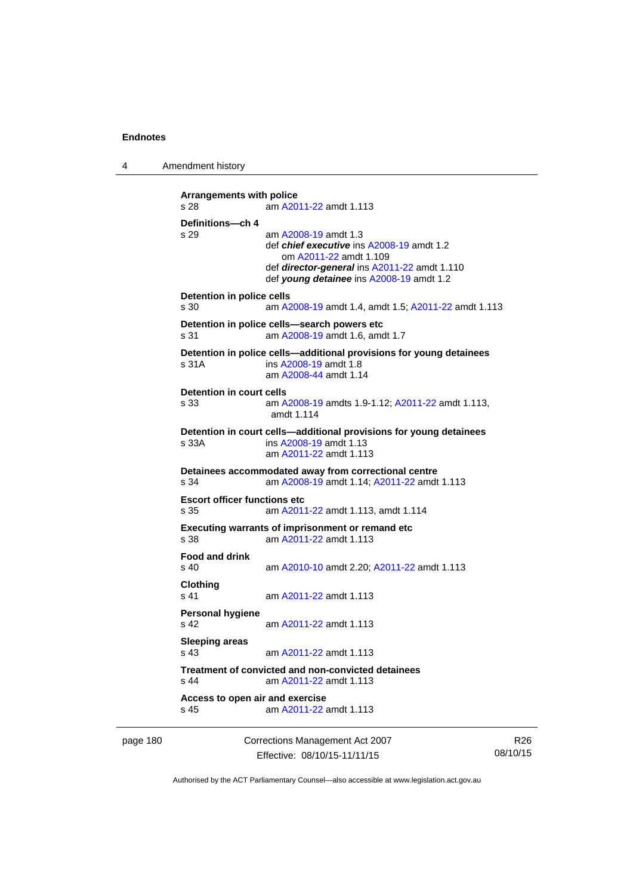**Arrangements with police**
s 28 am A2011-22 amdt 1.113

**Definitions—ch 4**
s 29 am A2008-19 amdt 1.3
def ***chief executive*** ins A2008-19 amdt 1.2
om A2011-22 amdt 1.109
def ***director-general*** ins A2011-22 amdt 1.110
def ***young detainee*** ins A2008-19 amdt 1.2

**Detention in police cells**
s 30 am A2008-19 amdt 1.4, amdt 1.5; A2011-22 amdt 1.113

**Detention in police cells—search powers etc**
s 31 am A2008-19 amdt 1.6, amdt 1.7

**Detention in police cells—additional provisions for young detainees**
s 31A ins A2008-19 amdt 1.8
am A2008-44 amdt 1.14

**Detention in court cells**
s 33 am A2008-19 amdts 1.9-1.12; A2011-22 amdt 1.113, amdt 1.114

**Detention in court cells—additional provisions for young detainees**
s 33A ins A2008-19 amdt 1.13
am A2011-22 amdt 1.113

**Detainees accommodated away from correctional centre**
s 34 am A2008-19 amdt 1.14; A2011-22 amdt 1.113

**Escort officer functions etc**
s 35 am A2011-22 amdt 1.113, amdt 1.114

**Executing warrants of imprisonment or remand etc**
s 38 am A2011-22 amdt 1.113

**Food and drink**
s 40 am A2010-10 amdt 2.20; A2011-22 amdt 1.113

**Clothing**
s 41 am A2011-22 amdt 1.113

**Personal hygiene**
s 42 am A2011-22 amdt 1.113

**Sleeping areas**
s 43 am A2011-22 amdt 1.113

**Treatment of convicted and non-convicted detainees**
s 44 am A2011-22 amdt 1.113

**Access to open air and exercise**
s 45 am A2011-22 amdt 1.113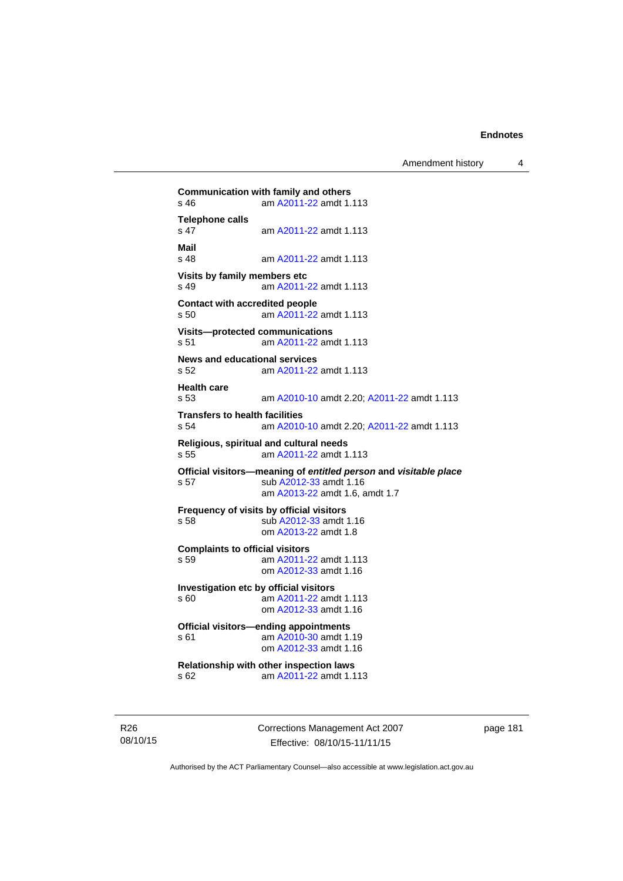**Communication with family and others**
s 46 am A2011-22 amdt 1.113

**Telephone calls**
s 47 am A2011-22 amdt 1.113

**Mail**
s 48 am A2011-22 amdt 1.113

**Visits by family members etc**
s 49 am A2011-22 amdt 1.113

**Contact with accredited people**
s 50 am A2011-22 amdt 1.113

**Visits—protected communications**
s 51 am A2011-22 amdt 1.113

**News and educational services**
s 52 am A2011-22 amdt 1.113

**Health care**
s 53 am A2010-10 amdt 2.20; A2011-22 amdt 1.113

**Transfers to health facilities**
s 54 am A2010-10 amdt 2.20; A2011-22 amdt 1.113

**Religious, spiritual and cultural needs**
s 55 am A2011-22 amdt 1.113

**Official visitors—meaning of *entitled person* and *visitable place***
s 57 sub A2012-33 amdt 1.16
am A2013-22 amdt 1.6, amdt 1.7

**Frequency of visits by official visitors**
s 58 sub A2012-33 amdt 1.16
om A2013-22 amdt 1.8

**Complaints to official visitors**
s 59 am A2011-22 amdt 1.113
om A2012-33 amdt 1.16

**Investigation etc by official visitors**
s 60 am A2011-22 amdt 1.113
om A2012-33 amdt 1.16

**Official visitors—ending appointments**
s 61 am A2010-30 amdt 1.19
om A2012-33 amdt 1.16

**Relationship with other inspection laws**
s 62 am A2011-22 amdt 1.113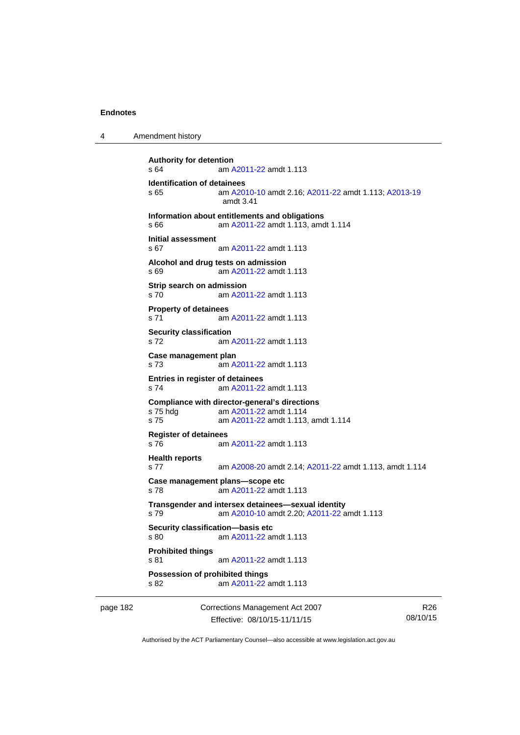**Authority for detention**
s 64 am A2011-22 amdt 1.113

**Identification of detainees**
s 65 am A2010-10 amdt 2.16; A2011-22 amdt 1.113; A2013-19 amdt 3.41

**Information about entitlements and obligations**
s 66 am A2011-22 amdt 1.113, amdt 1.114

**Initial assessment**
s 67 am A2011-22 amdt 1.113

**Alcohol and drug tests on admission**
s 69 am A2011-22 amdt 1.113

**Strip search on admission**
s 70 am A2011-22 amdt 1.113

**Property of detainees**
s 71 am A2011-22 amdt 1.113

**Security classification**
s 72 am A2011-22 amdt 1.113

**Case management plan**
s 73 am A2011-22 amdt 1.113

**Entries in register of detainees**
s 74 am A2011-22 amdt 1.113

**Compliance with director-general's directions**
s 75 hdg am A2011-22 amdt 1.114
s 75 am A2011-22 amdt 1.113, amdt 1.114

**Register of detainees**
s 76 am A2011-22 amdt 1.113

**Health reports**
s 77 am A2008-20 amdt 2.14; A2011-22 amdt 1.113, amdt 1.114

**Case management plans—scope etc**
s 78 am A2011-22 amdt 1.113

**Transgender and intersex detainees—sexual identity**
s 79 am A2010-10 amdt 2.20; A2011-22 amdt 1.113

**Security classification—basis etc**
s 80 am A2011-22 amdt 1.113

**Prohibited things**
s 81 am A2011-22 amdt 1.113

**Possession of prohibited things**
s 82 am A2011-22 amdt 1.113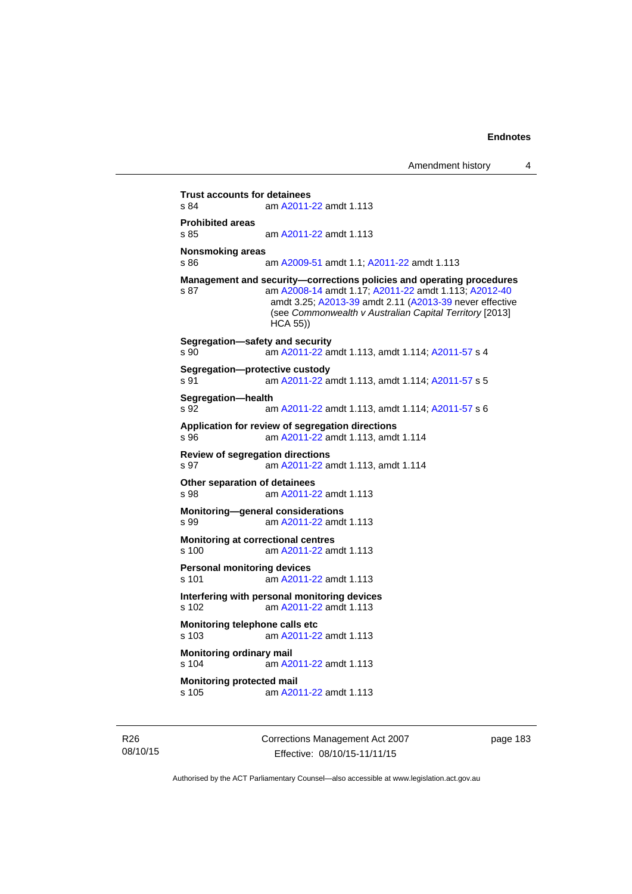**Trust accounts for detainees**
s 84 am A2011-22 amdt 1.113

**Prohibited areas**
s 85 am A2011-22 amdt 1.113

**Nonsmoking areas**
s 86 am A2009-51 amdt 1.1; A2011-22 amdt 1.113

**Management and security—corrections policies and operating procedures**
s 87 am A2008-14 amdt 1.17; A2011-22 amdt 1.113; A2012-40 amdt 3.25; A2013-39 amdt 2.11 (A2013-39 never effective (see *Commonwealth v Australian Capital Territory* [2013] HCA 55))

**Segregation—safety and security**
s 90 am A2011-22 amdt 1.113, amdt 1.114; A2011-57 s 4

**Segregation—protective custody**
s 91 am A2011-22 amdt 1.113, amdt 1.114; A2011-57 s 5

**Segregation—health**
s 92 am A2011-22 amdt 1.113, amdt 1.114; A2011-57 s 6

**Application for review of segregation directions**
s 96 am A2011-22 amdt 1.113, amdt 1.114

**Review of segregation directions**
s 97 am A2011-22 amdt 1.113, amdt 1.114

**Other separation of detainees**
s 98 am A2011-22 amdt 1.113

**Monitoring—general considerations**
s 99 am A2011-22 amdt 1.113

**Monitoring at correctional centres**
s 100 am A2011-22 amdt 1.113

**Personal monitoring devices**
s 101 am A2011-22 amdt 1.113

**Interfering with personal monitoring devices**
s 102 am A2011-22 amdt 1.113

**Monitoring telephone calls etc**
s 103 am A2011-22 amdt 1.113

**Monitoring ordinary mail**
s 104 am A2011-22 amdt 1.113

**Monitoring protected mail**
s 105 am A2011-22 amdt 1.113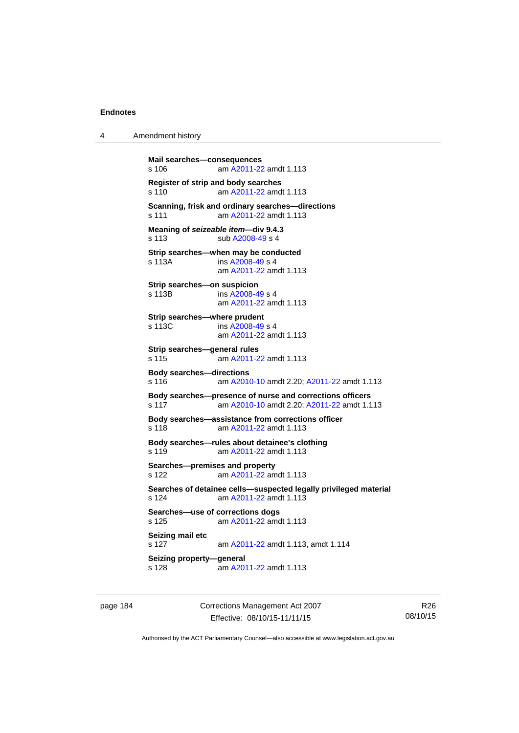**Mail searches—consequences**
s 106 am A2011-22 amdt 1.113

**Register of strip and body searches**
s 110 am A2011-22 amdt 1.113

**Scanning, frisk and ordinary searches—directions**
s 111 am A2011-22 amdt 1.113

**Meaning of *seizeable item*—div 9.4.3**
s 113 sub A2008-49 s 4

**Strip searches—when may be conducted**
s 113A ins A2008-49 s 4
am A2011-22 amdt 1.113

**Strip searches—on suspicion**
s 113B ins A2008-49 s 4
am A2011-22 amdt 1.113

**Strip searches—where prudent**
s 113C ins A2008-49 s 4
am A2011-22 amdt 1.113

**Strip searches—general rules**
s 115 am A2011-22 amdt 1.113

**Body searches—directions**
s 116 am A2010-10 amdt 2.20; A2011-22 amdt 1.113

**Body searches—presence of nurse and corrections officers**
s 117 am A2010-10 amdt 2.20; A2011-22 amdt 1.113

**Body searches—assistance from corrections officer**
s 118 am A2011-22 amdt 1.113

**Body searches—rules about detainee's clothing**
s 119 am A2011-22 amdt 1.113

**Searches—premises and property**
s 122 am A2011-22 amdt 1.113

**Searches of detainee cells—suspected legally privileged material**
s 124 am A2011-22 amdt 1.113

**Searches—use of corrections dogs**
s 125 am A2011-22 amdt 1.113

**Seizing mail etc**
s 127 am A2011-22 amdt 1.113, amdt 1.114

**Seizing property—general**
s 128 am A2011-22 amdt 1.113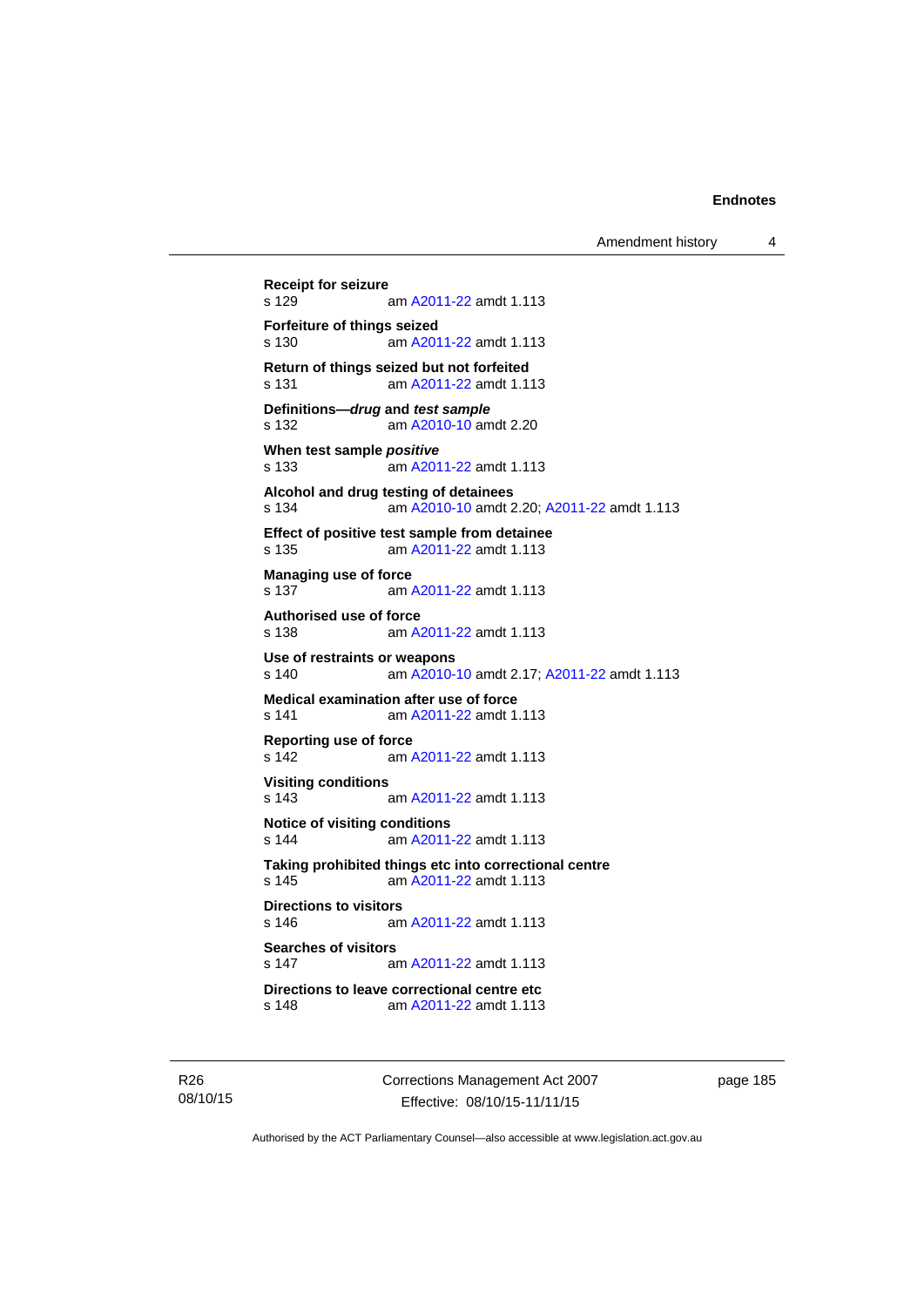**Receipt for seizure**
s 129 am A2011-22 amdt 1.113

**Forfeiture of things seized**
s 130 am A2011-22 amdt 1.113

**Return of things seized but not forfeited**
s 131 am A2011-22 amdt 1.113

**Definitions—*drug* and *test sample***
s 132 am A2010-10 amdt 2.20

**When test sample *positive***
s 133 am A2011-22 amdt 1.113

**Alcohol and drug testing of detainees**
s 134 am A2010-10 amdt 2.20; A2011-22 amdt 1.113

**Effect of positive test sample from detainee**
s 135 am A2011-22 amdt 1.113

**Managing use of force**
s 137 am A2011-22 amdt 1.113

**Authorised use of force**
s 138 am A2011-22 amdt 1.113

**Use of restraints or weapons**
s 140 am A2010-10 amdt 2.17; A2011-22 amdt 1.113

**Medical examination after use of force**
s 141 am A2011-22 amdt 1.113

**Reporting use of force**
s 142 am A2011-22 amdt 1.113

**Visiting conditions**
s 143 am A2011-22 amdt 1.113

**Notice of visiting conditions**
s 144 am A2011-22 amdt 1.113

**Taking prohibited things etc into correctional centre**
s 145 am A2011-22 amdt 1.113

**Directions to visitors**
s 146 am A2011-22 amdt 1.113

**Searches of visitors**
s 147 am A2011-22 amdt 1.113

**Directions to leave correctional centre etc**
s 148 am A2011-22 amdt 1.113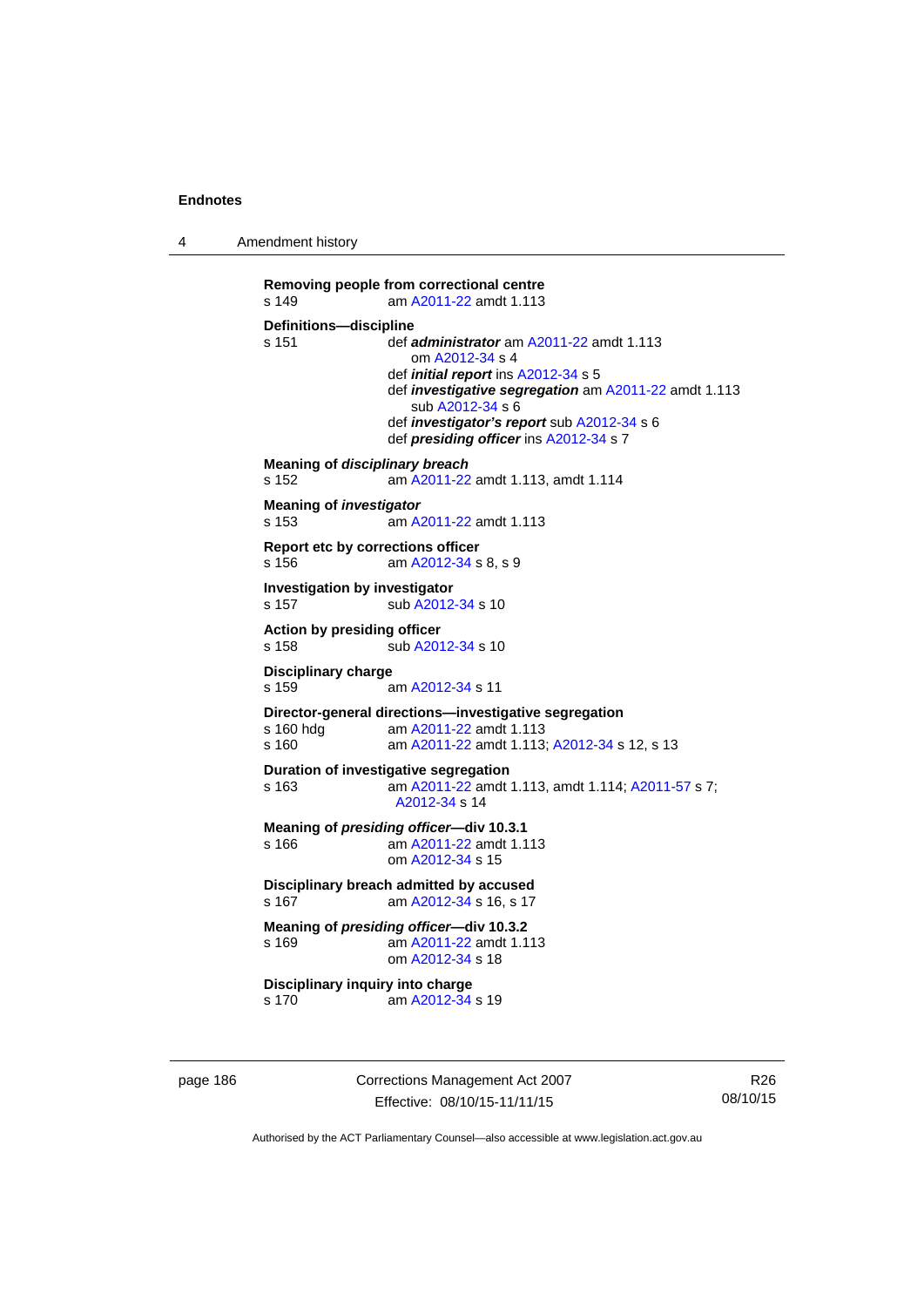**Removing people from correctional centre**
s 149 am A2011-22 amdt 1.113

**Definitions—discipline**
s 151 def ***administrator*** am A2011-22 amdt 1.113
om A2012-34 s 4
def ***initial report*** ins A2012-34 s 5
def ***investigative segregation*** am A2011-22 amdt 1.113
sub A2012-34 s 6
def ***investigator's report*** sub A2012-34 s 6
def ***presiding officer*** ins A2012-34 s 7

**Meaning of *disciplinary breach***
s 152 am A2011-22 amdt 1.113, amdt 1.114

**Meaning of *investigator***
s 153 am A2011-22 amdt 1.113

**Report etc by corrections officer**
s 156 am A2012-34 s 8, s 9

**Investigation by investigator**
s 157 sub A2012-34 s 10

**Action by presiding officer**
s 158 sub A2012-34 s 10

**Disciplinary charge**
s 159 am A2012-34 s 11

**Director-general directions—investigative segregation**
s 160 hdg am A2011-22 amdt 1.113
s 160 am A2011-22 amdt 1.113; A2012-34 s 12, s 13

**Duration of investigative segregation**
s 163 am A2011-22 amdt 1.113, amdt 1.114; A2011-57 s 7; A2012-34 s 14

**Meaning of *presiding officer*—div 10.3.1**
s 166 am A2011-22 amdt 1.113
om A2012-34 s 15

**Disciplinary breach admitted by accused**
s 167 am A2012-34 s 16, s 17

**Meaning of *presiding officer*—div 10.3.2**
s 169 am A2011-22 amdt 1.113
om A2012-34 s 18

**Disciplinary inquiry into charge**
s 170 am A2012-34 s 19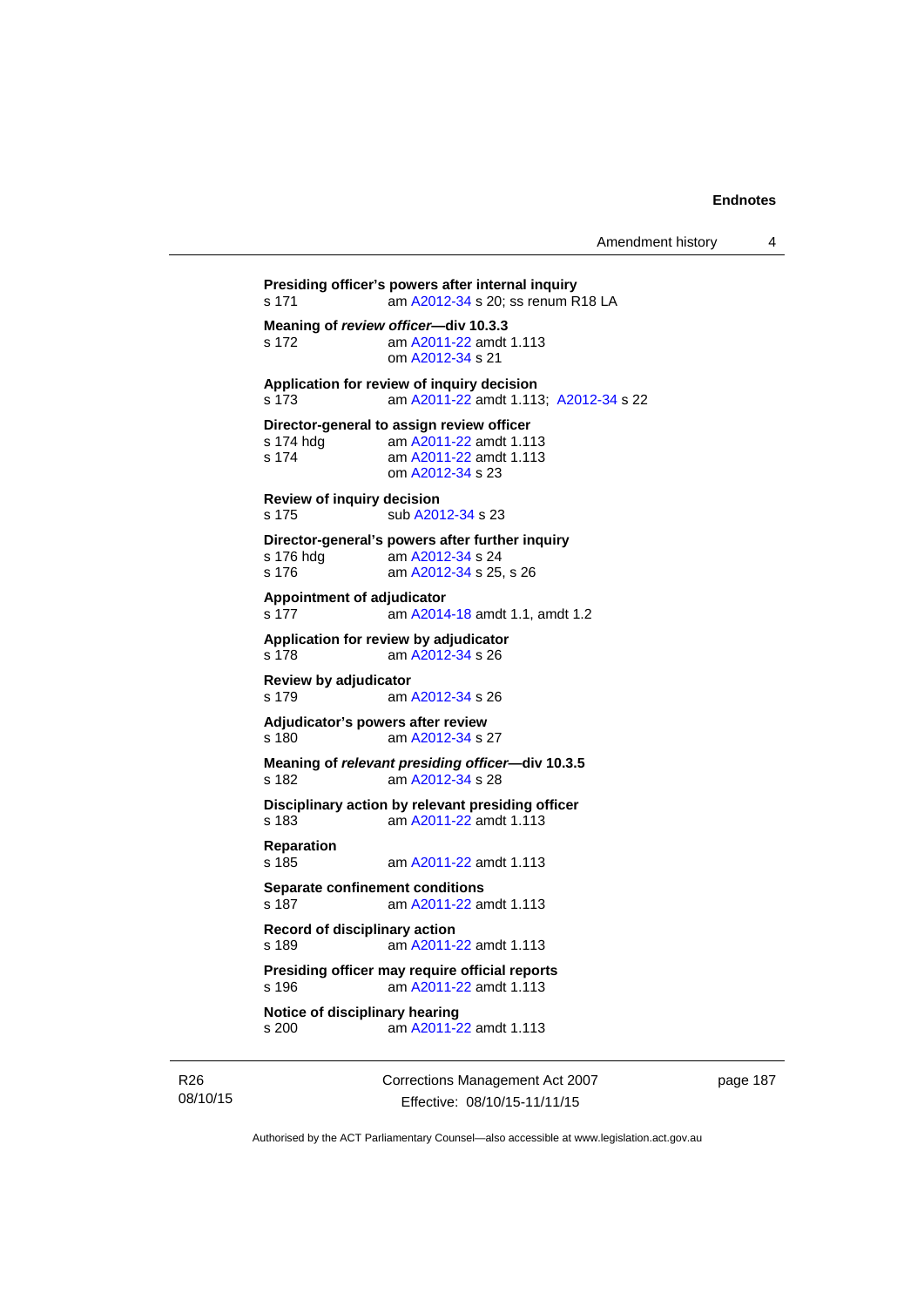**Presiding officer's powers after internal inquiry**
s 171 am A2012-34 s 20; ss renum R18 LA

**Meaning of *review officer*—div 10.3.3**
s 172 am A2011-22 amdt 1.113
om A2012-34 s 21

**Application for review of inquiry decision**
s 173 am A2011-22 amdt 1.113; A2012-34 s 22

**Director-general to assign review officer**
s 174 hdg am A2011-22 amdt 1.113
s 174 am A2011-22 amdt 1.113
om A2012-34 s 23

**Review of inquiry decision**
s 175 sub A2012-34 s 23

**Director-general's powers after further inquiry**
s 176 hdg am A2012-34 s 24
s 176 am A2012-34 s 25, s 26

**Appointment of adjudicator**
s 177 am A2014-18 amdt 1.1, amdt 1.2

**Application for review by adjudicator**
s 178 am A2012-34 s 26

**Review by adjudicator**
s 179 am A2012-34 s 26

**Adjudicator's powers after review**
s 180 am A2012-34 s 27

**Meaning of *relevant presiding officer*—div 10.3.5**
s 182 am A2012-34 s 28

**Disciplinary action by relevant presiding officer**
s 183 am A2011-22 amdt 1.113

**Reparation**
s 185 am A2011-22 amdt 1.113

**Separate confinement conditions**
s 187 am A2011-22 amdt 1.113

**Record of disciplinary action**
s 189 am A2011-22 amdt 1.113

**Presiding officer may require official reports**
s 196 am A2011-22 amdt 1.113

**Notice of disciplinary hearing**
s 200 am A2011-22 amdt 1.113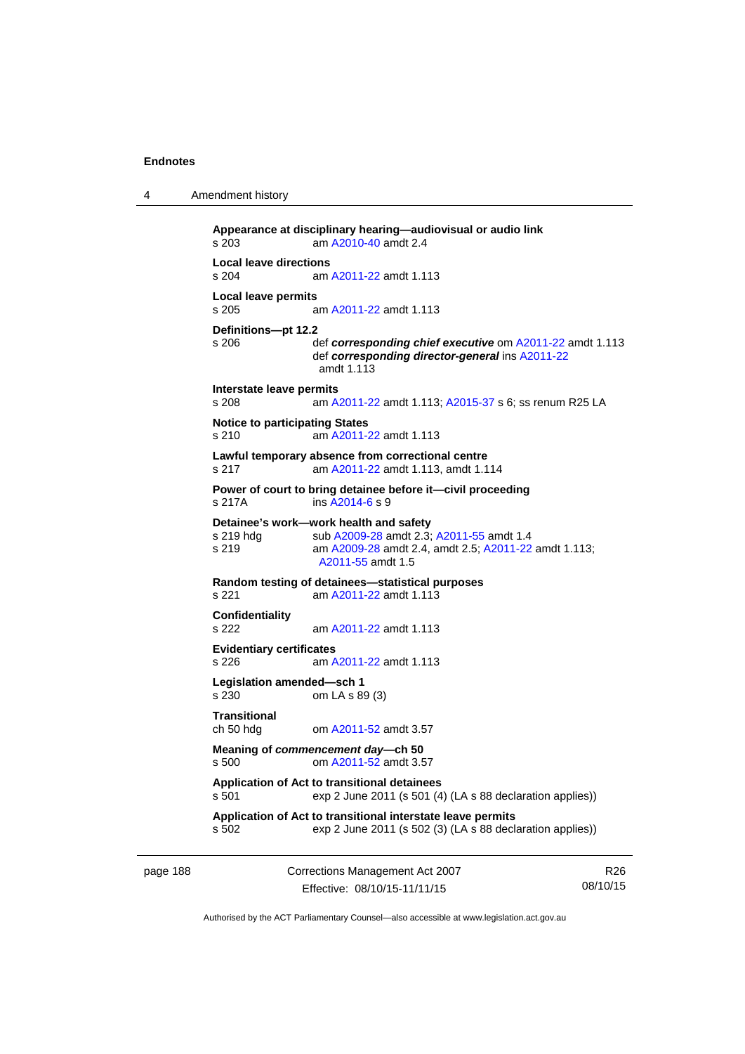**Appearance at disciplinary hearing—audiovisual or audio link**
s 203 am A2010-40 amdt 2.4

**Local leave directions**
s 204 am A2011-22 amdt 1.113

**Local leave permits**
s 205 am A2011-22 amdt 1.113

**Definitions—pt 12.2**
s 206 def ***corresponding chief executive*** om A2011-22 amdt 1.113
def ***corresponding director-general*** ins A2011-22 amdt 1.113

**Interstate leave permits**
s 208 am A2011-22 amdt 1.113; A2015-37 s 6; ss renum R25 LA

**Notice to participating States**
s 210 am A2011-22 amdt 1.113

**Lawful temporary absence from correctional centre**
s 217 am A2011-22 amdt 1.113, amdt 1.114

**Power of court to bring detainee before it—civil proceeding**
s 217A ins A2014-6 s 9

**Detainee's work—work health and safety**
s 219 hdg sub A2009-28 amdt 2.3; A2011-55 amdt 1.4
s 219 am A2009-28 amdt 2.4, amdt 2.5; A2011-22 amdt 1.113; A2011-55 amdt 1.5

**Random testing of detainees—statistical purposes**
s 221 am A2011-22 amdt 1.113

**Confidentiality**
s 222 am A2011-22 amdt 1.113

**Evidentiary certificates**
s 226 am A2011-22 amdt 1.113

**Legislation amended—sch 1**
s 230 om LA s 89 (3)

**Transitional**
ch 50 hdg om A2011-52 amdt 3.57

**Meaning of *commencement day*—ch 50**
s 500 om A2011-52 amdt 3.57

**Application of Act to transitional detainees**
s 501 exp 2 June 2011 (s 501 (4) (LA s 88 declaration applies))

**Application of Act to transitional interstate leave permits**
s 502 exp 2 June 2011 (s 502 (3) (LA s 88 declaration applies))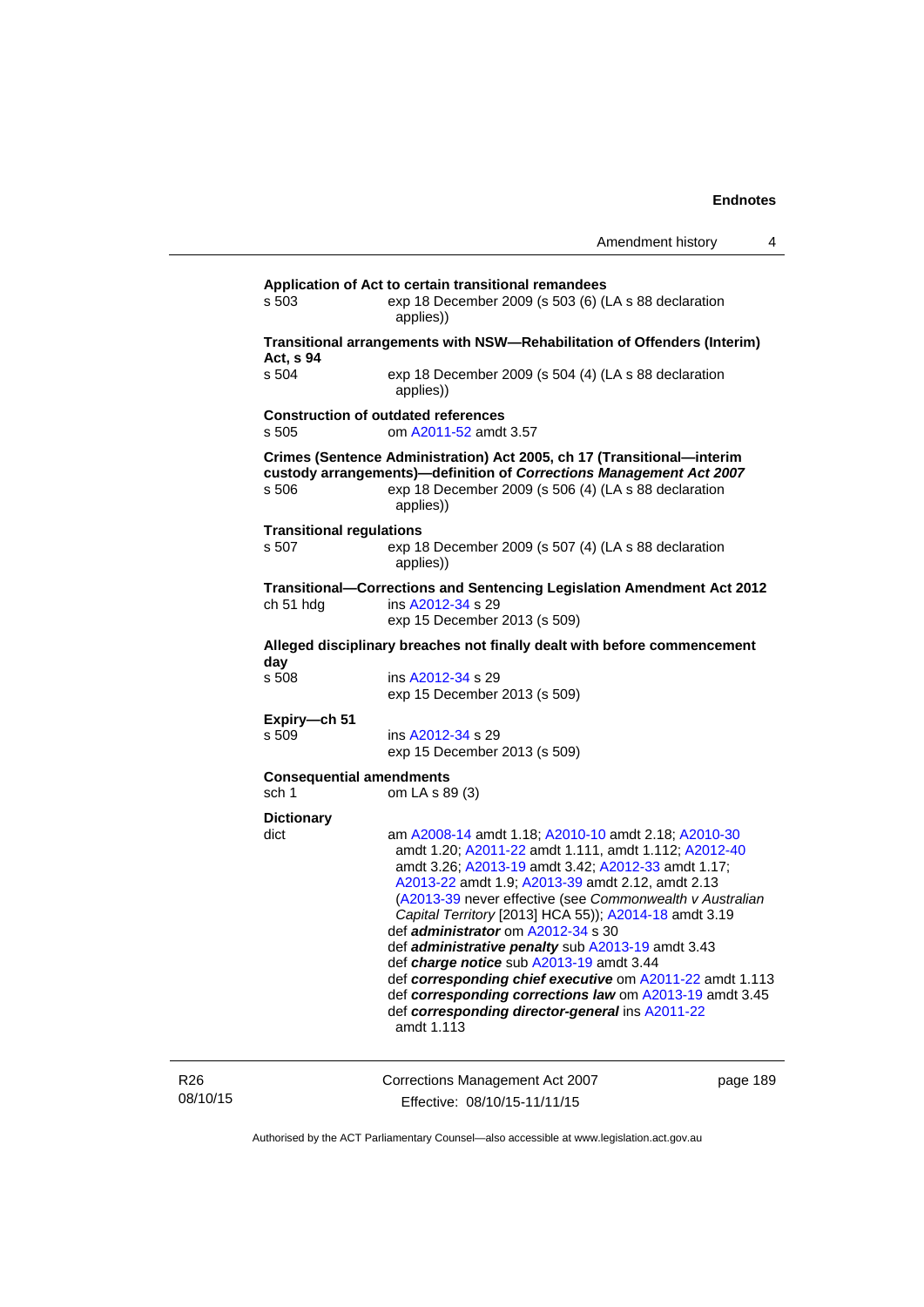**Application of Act to certain transitional remandees**

s 503 exp 18 December 2009 (s 503 (6) (LA s 88 declaration applies))

**Transitional arrangements with NSW—Rehabilitation of Offenders (Interim) Act, s 94**

s 504 exp 18 December 2009 (s 504 (4) (LA s 88 declaration applies))

**Construction of outdated references**

s 505 om A2011-52 amdt 3.57

**Crimes (Sentence Administration) Act 2005, ch 17 (Transitional—interim custody arrangements)—definition of *Corrections Management Act 2007***

s 506 exp 18 December 2009 (s 506 (4) (LA s 88 declaration applies))

**Transitional regulations**

s 507 exp 18 December 2009 (s 507 (4) (LA s 88 declaration applies))

**Transitional—Corrections and Sentencing Legislation Amendment Act 2012**

ch 51 hdg ins A2012-34 s 29
exp 15 December 2013 (s 509)

**Alleged disciplinary breaches not finally dealt with before commencement day**

s 508 ins A2012-34 s 29
exp 15 December 2013 (s 509)

**Expiry—ch 51**

s 509 ins A2012-34 s 29
exp 15 December 2013 (s 509)

**Consequential amendments**

sch 1 om LA s 89 (3)

**Dictionary**

dict am A2008-14 amdt 1.18; A2010-10 amdt 2.18; A2010-30 amdt 1.20; A2011-22 amdt 1.111, amdt 1.112; A2012-40 amdt 3.26; A2013-19 amdt 3.42; A2012-33 amdt 1.17; A2013-22 amdt 1.9; A2013-39 amdt 2.12, amdt 2.13 (A2013-39 never effective (see *Commonwealth v Australian Capital Territory* [2013] HCA 55)); A2014-18 amdt 3.19
def ***administrator*** om A2012-34 s 30
def ***administrative penalty*** sub A2013-19 amdt 3.43
def ***charge notice*** sub A2013-19 amdt 3.44
def ***corresponding chief executive*** om A2011-22 amdt 1.113
def ***corresponding corrections law*** om A2013-19 amdt 3.45
def ***corresponding director-general*** ins A2011-22 amdt 1.113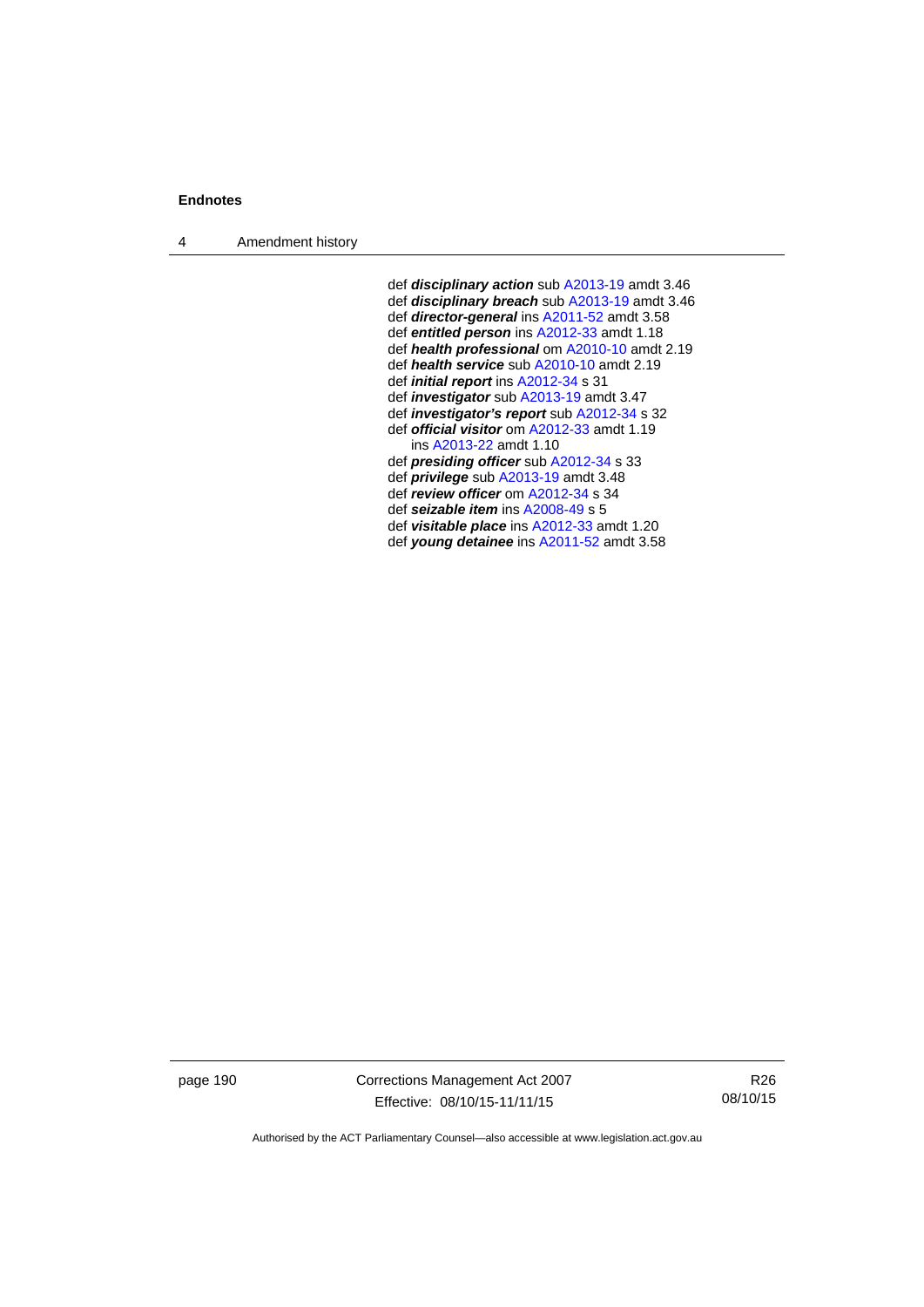def ***disciplinary action*** sub A2013-19 amdt 3.46
def ***disciplinary breach*** sub A2013-19 amdt 3.46
def ***director-general*** ins A2011-52 amdt 3.58
def ***entitled person*** ins A2012-33 amdt 1.18
def ***health professional*** om A2010-10 amdt 2.19
def ***health service*** sub A2010-10 amdt 2.19
def ***initial report*** ins A2012-34 s 31
def ***investigator*** sub A2013-19 amdt 3.47
def ***investigator's report*** sub A2012-34 s 32
def ***official visitor*** om A2012-33 amdt 1.19
    ins A2013-22 amdt 1.10
def ***presiding officer*** sub A2012-34 s 33
def ***privilege*** sub A2013-19 amdt 3.48
def ***review officer*** om A2012-34 s 34
def ***seizable item*** ins A2008-49 s 5
def ***visitable place*** ins A2012-33 amdt 1.20
def ***young detainee*** ins A2011-52 amdt 3.58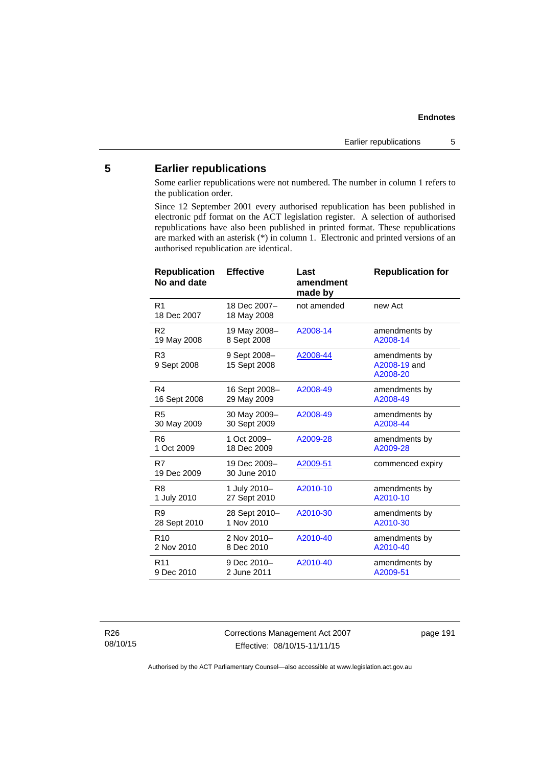## 5 Earlier republications

Some earlier republications were not numbered. The number in column 1 refers to the publication order.

Since 12 September 2001 every authorised republication has been published in electronic pdf format on the ACT legislation register. A selection of authorised republications have also been published in printed format. These republications are marked with an asterisk (*) in column 1. Electronic and printed versions of an authorised republication are identical.

| Republication No and date | Effective | Last amendment made by | Republication for |
|---|---|---|---|
| R1 18 Dec 2007 | 18 Dec 2007–18 May 2008 | not amended | new Act |
| R2 19 May 2008 | 19 May 2008–8 Sept 2008 | A2008-14 | amendments by A2008-14 |
| R3 9 Sept 2008 | 9 Sept 2008–15 Sept 2008 | A2008-44 | amendments by A2008-19 and A2008-20 |
| R4 16 Sept 2008 | 16 Sept 2008–29 May 2009 | A2008-49 | amendments by A2008-49 |
| R5 30 May 2009 | 30 May 2009–30 Sept 2009 | A2008-49 | amendments by A2008-44 |
| R6 1 Oct 2009 | 1 Oct 2009–18 Dec 2009 | A2009-28 | amendments by A2009-28 |
| R7 19 Dec 2009 | 19 Dec 2009–30 June 2010 | A2009-51 | commenced expiry |
| R8 1 July 2010 | 1 July 2010–27 Sept 2010 | A2010-10 | amendments by A2010-10 |
| R9 28 Sept 2010 | 28 Sept 2010–1 Nov 2010 | A2010-30 | amendments by A2010-30 |
| R10 2 Nov 2010 | 2 Nov 2010–8 Dec 2010 | A2010-40 | amendments by A2010-40 |
| R11 9 Dec 2010 | 9 Dec 2010–2 June 2011 | A2010-40 | amendments by A2009-51 |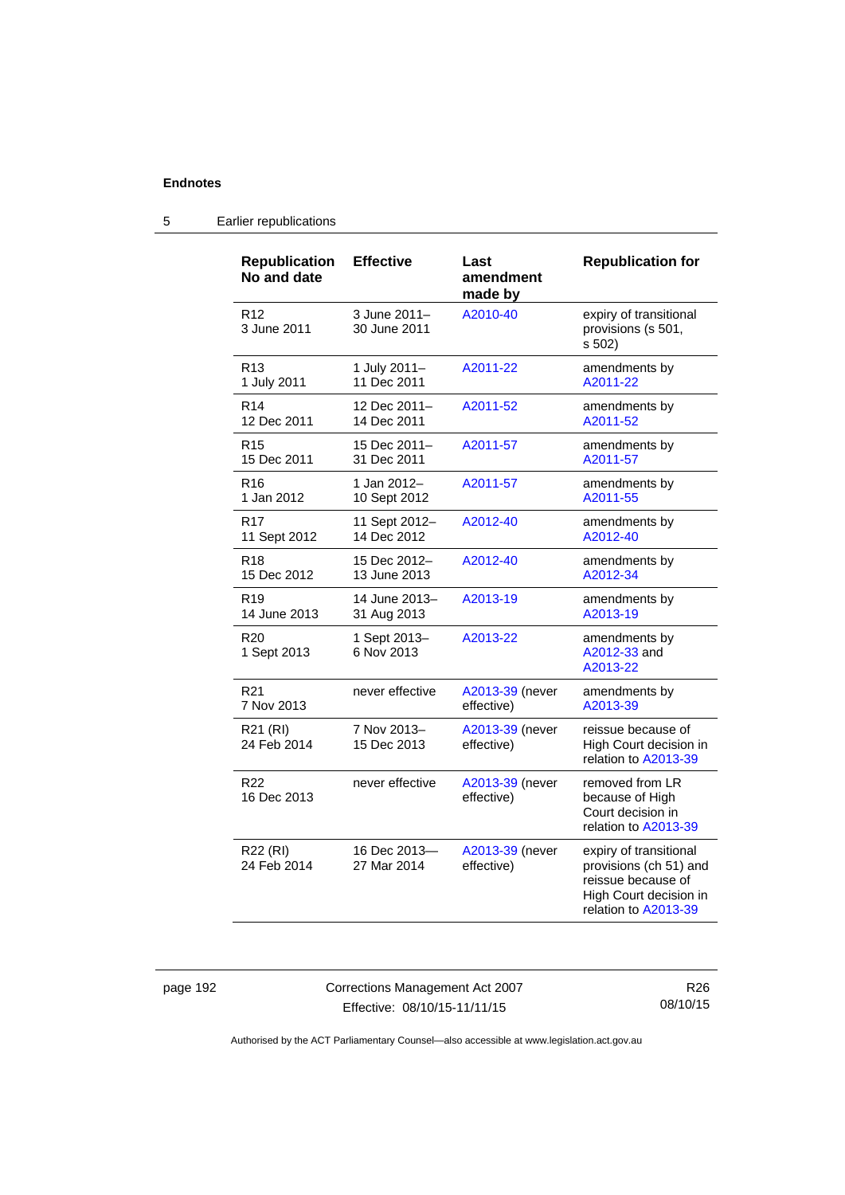## 5 Earlier republications

| Republication No and date | Effective | Last amendment made by | Republication for |
|---|---|---|---|
| R12 3 June 2011 | 3 June 2011– 30 June 2011 | A2010-40 | expiry of transitional provisions (s 501, s 502) |
| R13 1 July 2011 | 1 July 2011– 11 Dec 2011 | A2011-22 | amendments by A2011-22 |
| R14 12 Dec 2011 | 12 Dec 2011– 14 Dec 2011 | A2011-52 | amendments by A2011-52 |
| R15 15 Dec 2011 | 15 Dec 2011– 31 Dec 2011 | A2011-57 | amendments by A2011-57 |
| R16 1 Jan 2012 | 1 Jan 2012– 10 Sept 2012 | A2011-57 | amendments by A2011-55 |
| R17 11 Sept 2012 | 11 Sept 2012– 14 Dec 2012 | A2012-40 | amendments by A2012-40 |
| R18 15 Dec 2012 | 15 Dec 2012– 13 June 2013 | A2012-40 | amendments by A2012-34 |
| R19 14 June 2013 | 14 June 2013– 31 Aug 2013 | A2013-19 | amendments by A2013-19 |
| R20 1 Sept 2013 | 1 Sept 2013– 6 Nov 2013 | A2013-22 | amendments by A2012-33 and A2013-22 |
| R21 7 Nov 2013 | never effective | A2013-39 (never effective) | amendments by A2013-39 |
| R21 (RI) 24 Feb 2014 | 7 Nov 2013– 15 Dec 2013 | A2013-39 (never effective) | reissue because of High Court decision in relation to A2013-39 |
| R22 16 Dec 2013 | never effective | A2013-39 (never effective) | removed from LR because of High Court decision in relation to A2013-39 |
| R22 (RI) 24 Feb 2014 | 16 Dec 2013–– 27 Mar 2014 | A2013-39 (never effective) | expiry of transitional provisions (ch 51) and reissue because of High Court decision in relation to A2013-39 |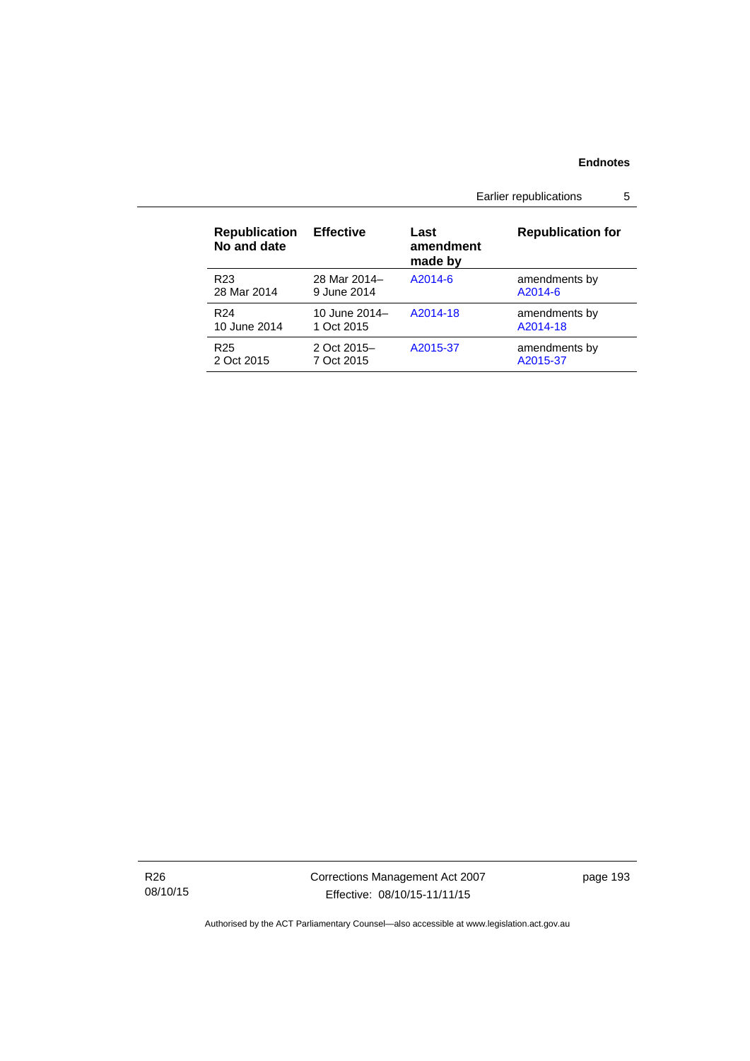| Republication No and date | Effective | Last amendment made by | Republication for |
|---|---|---|---|
| R23 28 Mar 2014 | 28 Mar 2014– 9 June 2014 | A2014-6 | amendments by A2014-6 |
| R24 10 June 2014 | 10 June 2014– 1 Oct 2015 | A2014-18 | amendments by A2014-18 |
| R25 2 Oct 2015 | 2 Oct 2015– 7 Oct 2015 | A2015-37 | amendments by A2015-37 |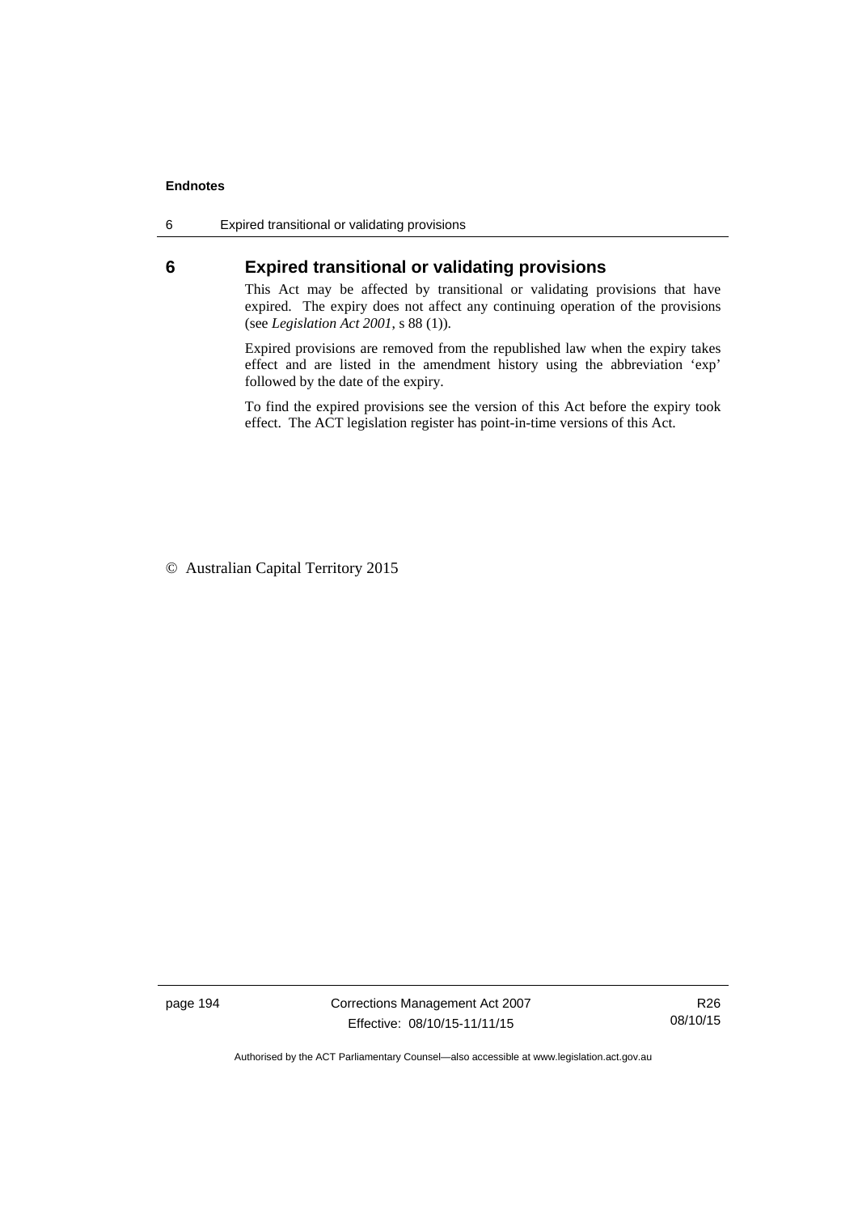## 6 Expired transitional or validating provisions

This Act may be affected by transitional or validating provisions that have expired. The expiry does not affect any continuing operation of the provisions (see *Legislation Act 2001*, s 88 (1)).

Expired provisions are removed from the republished law when the expiry takes effect and are listed in the amendment history using the abbreviation 'exp' followed by the date of the expiry.

To find the expired provisions see the version of this Act before the expiry took effect. The ACT legislation register has point-in-time versions of this Act.

© Australian Capital Territory 2015